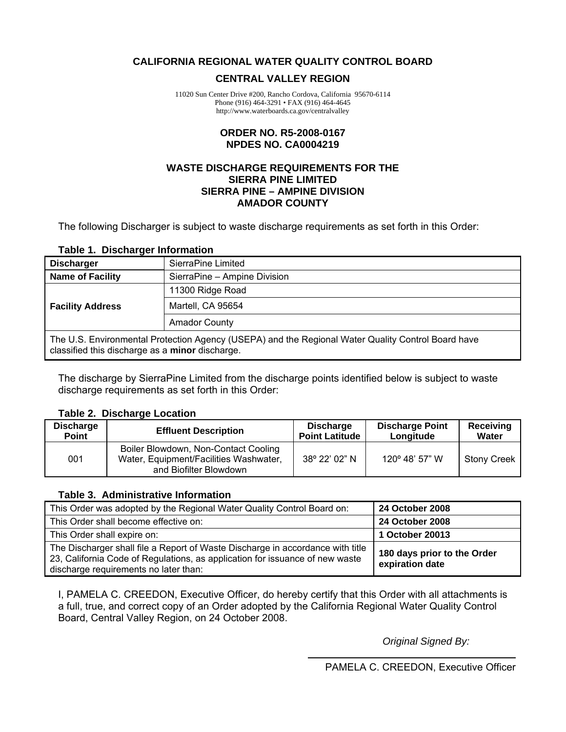**CALIFORNIA REGIONAL WATER QUALITY CONTROL BOARD**

**CENTRAL VALLEY REGION**

11020 Sun Center Drive #200, Rancho Cordova, California 95670-6114
Phone (916) 464-3291 • FAX (916) 464-4645
http://www.waterboards.ca.gov/centralvalley

**ORDER NO. R5-2008-0167**
**NPDES NO. CA0004219**

**WASTE DISCHARGE REQUIREMENTS FOR THE**
**SIERRA PINE LIMITED**
**SIERRA PINE – AMPINE DIVISION**
**AMADOR COUNTY**

The following Discharger is subject to waste discharge requirements as set forth in this Order:

**Table 1. Discharger Information**

| | |
|---|---|
| **Discharger** | SierraPine Limited |
| **Name of Facility** | SierraPine – Ampine Division |
| **Facility Address** | 11300 Ridge Road |
| | Martell, CA 95654 |
| | Amador County |
| The U.S. Environmental Protection Agency (USEPA) and the Regional Water Quality Control Board have classified this discharge as a **minor** discharge. | |

The discharge by SierraPine Limited from the discharge points identified below is subject to waste discharge requirements as set forth in this Order:

**Table 2. Discharge Location**

| Discharge Point | Effluent Description | Discharge Point Latitude | Discharge Point Longitude | Receiving Water |
|---|---|---|---|---|
| 001 | Boiler Blowdown, Non-Contact Cooling Water, Equipment/Facilities Washwater, and Biofilter Blowdown | 38º 22' 02" N | 120º 48' 57" W | Stony Creek |

**Table 3. Administrative Information**

| | |
|---|---|
| This Order was adopted by the Regional Water Quality Control Board on: | **24 October 2008** |
| This Order shall become effective on: | **24 October 2008** |
| This Order shall expire on: | **1 October 20013** |
| The Discharger shall file a Report of Waste Discharge in accordance with title 23, California Code of Regulations, as application for issuance of new waste discharge requirements no later than: | **180 days prior to the Order expiration date** |

I, PAMELA C. CREEDON, Executive Officer, do hereby certify that this Order with all attachments is a full, true, and correct copy of an Order adopted by the California Regional Water Quality Control Board, Central Valley Region, on 24 October 2008.

*Original Signed By:*

PAMELA C. CREEDON, Executive Officer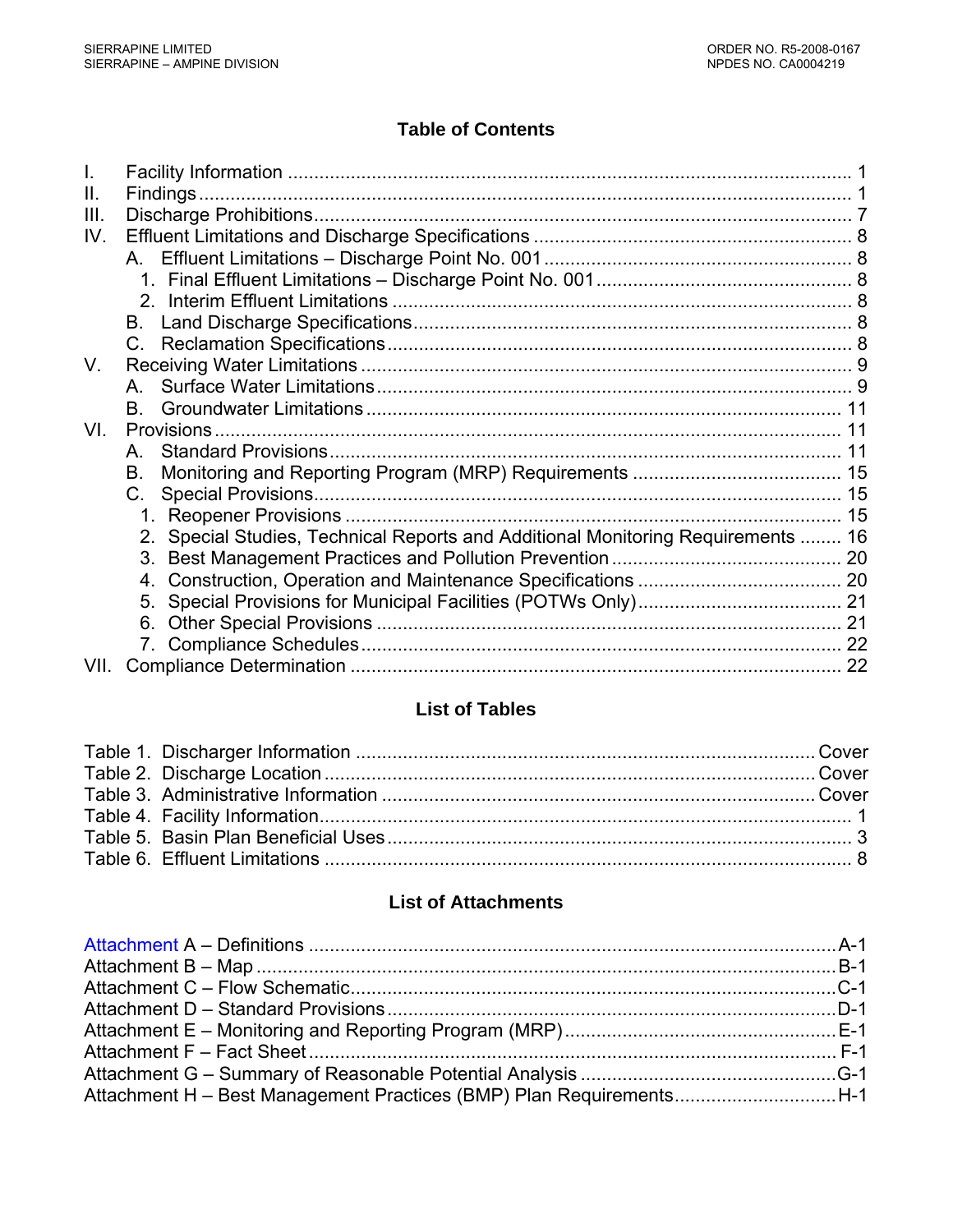## Table of Contents

I. Facility Information ..... 1
II. Findings ..... 1
III. Discharge Prohibitions ..... 7
IV. Effluent Limitations and Discharge Specifications ..... 8
  A. Effluent Limitations – Discharge Point No. 001 ..... 8
    1. Final Effluent Limitations – Discharge Point No. 001 ..... 8
    2. Interim Effluent Limitations ..... 8
  B. Land Discharge Specifications ..... 8
  C. Reclamation Specifications ..... 8
V. Receiving Water Limitations ..... 9
  A. Surface Water Limitations ..... 9
  B. Groundwater Limitations ..... 11
VI. Provisions ..... 11
  A. Standard Provisions ..... 11
  B. Monitoring and Reporting Program (MRP) Requirements ..... 15
  C. Special Provisions ..... 15
    1. Reopener Provisions ..... 15
    2. Special Studies, Technical Reports and Additional Monitoring Requirements ..... 16
    3. Best Management Practices and Pollution Prevention ..... 20
    4. Construction, Operation and Maintenance Specifications ..... 20
    5. Special Provisions for Municipal Facilities (POTWs Only) ..... 21
    6. Other Special Provisions ..... 21
    7. Compliance Schedules ..... 22
VII. Compliance Determination ..... 22

## List of Tables

Table 1. Discharger Information ..... Cover
Table 2. Discharge Location ..... Cover
Table 3. Administrative Information ..... Cover
Table 4. Facility Information ..... 1
Table 5. Basin Plan Beneficial Uses ..... 3
Table 6. Effluent Limitations ..... 8

## List of Attachments

Attachment A – Definitions ..... A-1
Attachment B – Map ..... B-1
Attachment C – Flow Schematic ..... C-1
Attachment D – Standard Provisions ..... D-1
Attachment E – Monitoring and Reporting Program (MRP) ..... E-1
Attachment F – Fact Sheet ..... F-1
Attachment G – Summary of Reasonable Potential Analysis ..... G-1
Attachment H – Best Management Practices (BMP) Plan Requirements ..... H-1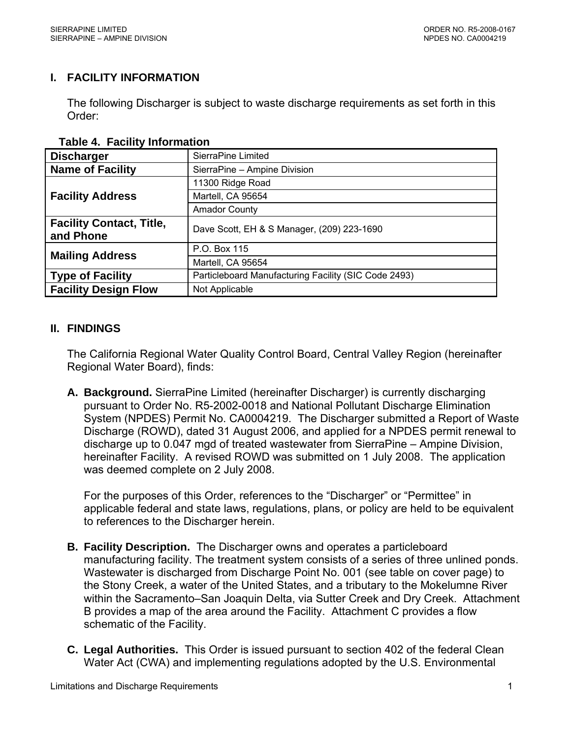## I. FACILITY INFORMATION

The following Discharger is subject to waste discharge requirements as set forth in this Order:

**Table 4. Facility Information**

| | |
|---|---|
| **Discharger** | SierraPine Limited |
| **Name of Facility** | SierraPine – Ampine Division |
| **Facility Address** | 11300 Ridge Road |
| | Martell, CA 95654 |
| | Amador County |
| **Facility Contact, Title, and Phone** | Dave Scott, EH & S Manager, (209) 223-1690 |
| **Mailing Address** | P.O. Box 115 |
| | Martell, CA 95654 |
| **Type of Facility** | Particleboard Manufacturing Facility (SIC Code 2493) |
| **Facility Design Flow** | Not Applicable |

## II. FINDINGS

The California Regional Water Quality Control Board, Central Valley Region (hereinafter Regional Water Board), finds:

**A. Background.** SierraPine Limited (hereinafter Discharger) is currently discharging pursuant to Order No. R5-2002-0018 and National Pollutant Discharge Elimination System (NPDES) Permit No. CA0004219. The Discharger submitted a Report of Waste Discharge (ROWD), dated 31 August 2006, and applied for a NPDES permit renewal to discharge up to 0.047 mgd of treated wastewater from SierraPine – Ampine Division, hereinafter Facility. A revised ROWD was submitted on 1 July 2008. The application was deemed complete on 2 July 2008.

For the purposes of this Order, references to the "Discharger" or "Permittee" in applicable federal and state laws, regulations, plans, or policy are held to be equivalent to references to the Discharger herein.

**B. Facility Description.** The Discharger owns and operates a particleboard manufacturing facility. The treatment system consists of a series of three unlined ponds. Wastewater is discharged from Discharge Point No. 001 (see table on cover page) to the Stony Creek, a water of the United States, and a tributary to the Mokelumne River within the Sacramento–San Joaquin Delta, via Sutter Creek and Dry Creek. Attachment B provides a map of the area around the Facility. Attachment C provides a flow schematic of the Facility.

**C. Legal Authorities.** This Order is issued pursuant to section 402 of the federal Clean Water Act (CWA) and implementing regulations adopted by the U.S. Environmental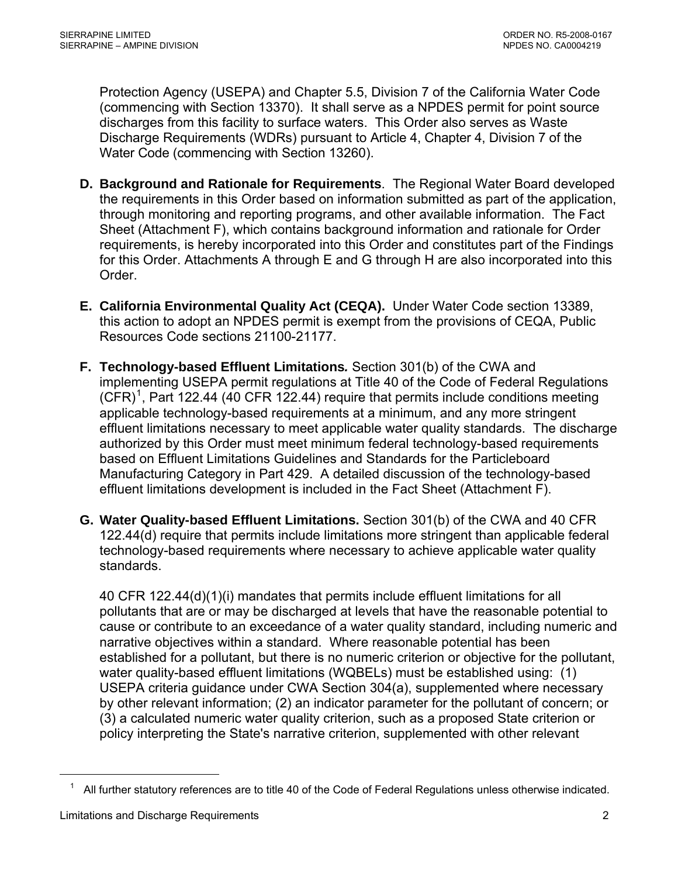Protection Agency (USEPA) and Chapter 5.5, Division 7 of the California Water Code (commencing with Section 13370). It shall serve as a NPDES permit for point source discharges from this facility to surface waters. This Order also serves as Waste Discharge Requirements (WDRs) pursuant to Article 4, Chapter 4, Division 7 of the Water Code (commencing with Section 13260).

**D. Background and Rationale for Requirements**. The Regional Water Board developed the requirements in this Order based on information submitted as part of the application, through monitoring and reporting programs, and other available information. The Fact Sheet (Attachment F), which contains background information and rationale for Order requirements, is hereby incorporated into this Order and constitutes part of the Findings for this Order. Attachments A through E and G through H are also incorporated into this Order.

**E. California Environmental Quality Act (CEQA).** Under Water Code section 13389, this action to adopt an NPDES permit is exempt from the provisions of CEQA, Public Resources Code sections 21100-21177.

**F. Technology-based Effluent Limitations*.*** Section 301(b) of the CWA and implementing USEPA permit regulations at Title 40 of the Code of Federal Regulations (CFR)[1], Part 122.44 (40 CFR 122.44) require that permits include conditions meeting applicable technology-based requirements at a minimum, and any more stringent effluent limitations necessary to meet applicable water quality standards. The discharge authorized by this Order must meet minimum federal technology-based requirements based on Effluent Limitations Guidelines and Standards for the Particleboard Manufacturing Category in Part 429. A detailed discussion of the technology-based effluent limitations development is included in the Fact Sheet (Attachment F).

**G. Water Quality-based Effluent Limitations.** Section 301(b) of the CWA and 40 CFR 122.44(d) require that permits include limitations more stringent than applicable federal technology-based requirements where necessary to achieve applicable water quality standards.

40 CFR 122.44(d)(1)(i) mandates that permits include effluent limitations for all pollutants that are or may be discharged at levels that have the reasonable potential to cause or contribute to an exceedance of a water quality standard, including numeric and narrative objectives within a standard. Where reasonable potential has been established for a pollutant, but there is no numeric criterion or objective for the pollutant, water quality-based effluent limitations (WQBELs) must be established using: (1) USEPA criteria guidance under CWA Section 304(a), supplemented where necessary by other relevant information; (2) an indicator parameter for the pollutant of concern; or (3) a calculated numeric water quality criterion, such as a proposed State criterion or policy interpreting the State's narrative criterion, supplemented with other relevant

[1] All further statutory references are to title 40 of the Code of Federal Regulations unless otherwise indicated.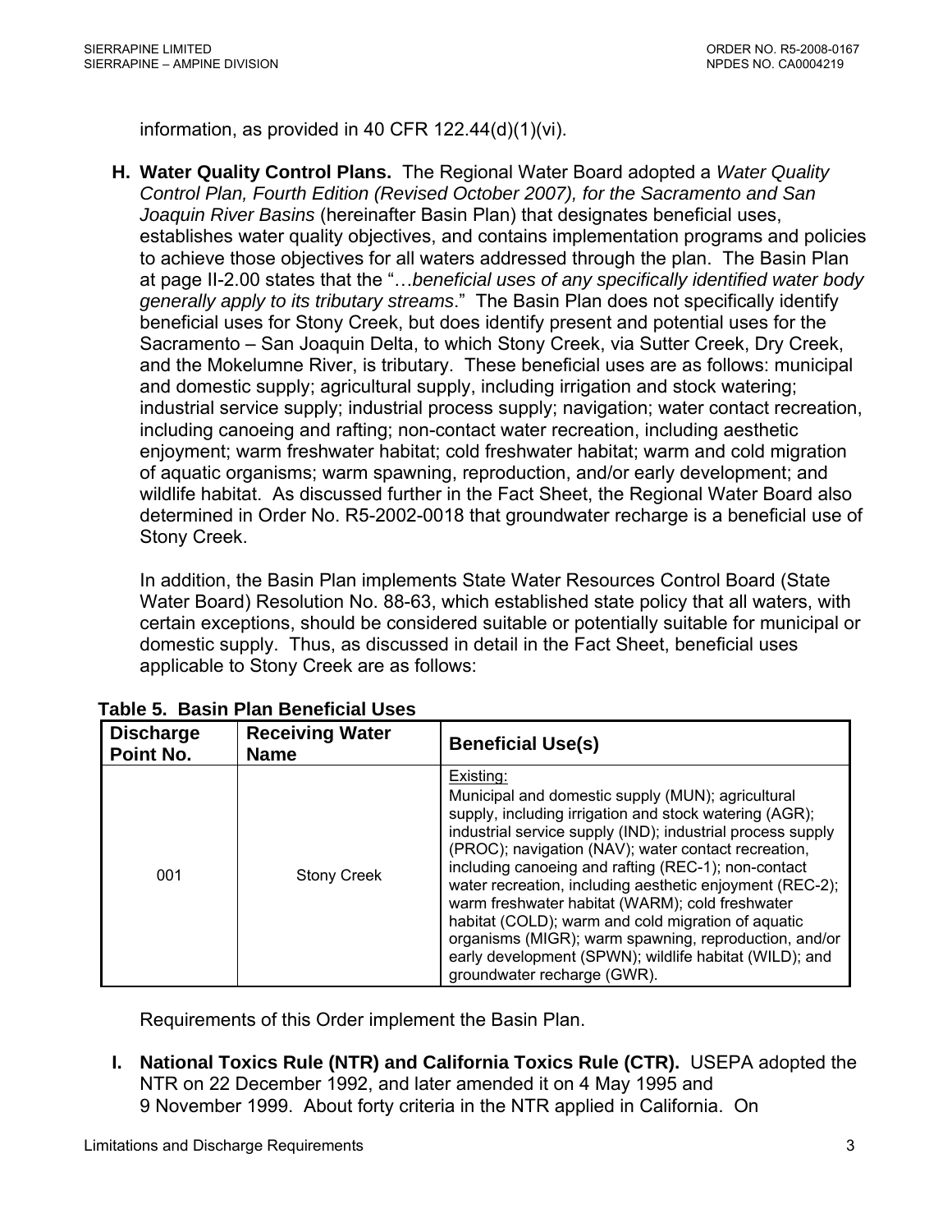information, as provided in 40 CFR 122.44(d)(1)(vi).

**H. Water Quality Control Plans.** The Regional Water Board adopted a *Water Quality Control Plan, Fourth Edition (Revised October 2007), for the Sacramento and San Joaquin River Basins* (hereinafter Basin Plan) that designates beneficial uses, establishes water quality objectives, and contains implementation programs and policies to achieve those objectives for all waters addressed through the plan. The Basin Plan at page II-2.00 states that the "…*beneficial uses of any specifically identified water body generally apply to its tributary streams*." The Basin Plan does not specifically identify beneficial uses for Stony Creek, but does identify present and potential uses for the Sacramento – San Joaquin Delta, to which Stony Creek, via Sutter Creek, Dry Creek, and the Mokelumne River, is tributary. These beneficial uses are as follows: municipal and domestic supply; agricultural supply, including irrigation and stock watering; industrial service supply; industrial process supply; navigation; water contact recreation, including canoeing and rafting; non-contact water recreation, including aesthetic enjoyment; warm freshwater habitat; cold freshwater habitat; warm and cold migration of aquatic organisms; warm spawning, reproduction, and/or early development; and wildlife habitat. As discussed further in the Fact Sheet, the Regional Water Board also determined in Order No. R5-2002-0018 that groundwater recharge is a beneficial use of Stony Creek.

In addition, the Basin Plan implements State Water Resources Control Board (State Water Board) Resolution No. 88-63, which established state policy that all waters, with certain exceptions, should be considered suitable or potentially suitable for municipal or domestic supply. Thus, as discussed in detail in the Fact Sheet, beneficial uses applicable to Stony Creek are as follows:

**Table 5. Basin Plan Beneficial Uses**

| Discharge Point No. | Receiving Water Name | Beneficial Use(s) |
|---|---|---|
| 001 | Stony Creek | Existing: Municipal and domestic supply (MUN); agricultural supply, including irrigation and stock watering (AGR); industrial service supply (IND); industrial process supply (PROC); navigation (NAV); water contact recreation, including canoeing and rafting (REC-1); non-contact water recreation, including aesthetic enjoyment (REC-2); warm freshwater habitat (WARM); cold freshwater habitat (COLD); warm and cold migration of aquatic organisms (MIGR); warm spawning, reproduction, and/or early development (SPWN); wildlife habitat (WILD); and groundwater recharge (GWR). |

Requirements of this Order implement the Basin Plan.

**I. National Toxics Rule (NTR) and California Toxics Rule (CTR).** USEPA adopted the NTR on 22 December 1992, and later amended it on 4 May 1995 and 9 November 1999. About forty criteria in the NTR applied in California. On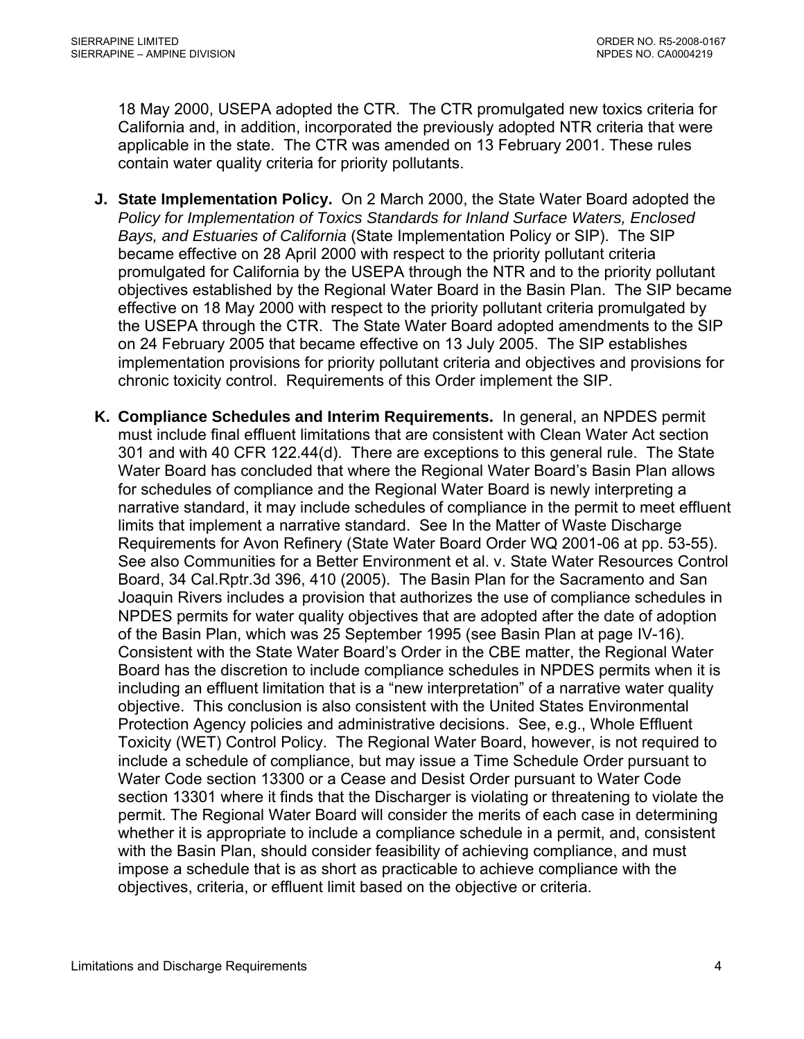18 May 2000, USEPA adopted the CTR. The CTR promulgated new toxics criteria for California and, in addition, incorporated the previously adopted NTR criteria that were applicable in the state. The CTR was amended on 13 February 2001. These rules contain water quality criteria for priority pollutants.

**J. State Implementation Policy.** On 2 March 2000, the State Water Board adopted the *Policy for Implementation of Toxics Standards for Inland Surface Waters, Enclosed Bays, and Estuaries of California* (State Implementation Policy or SIP). The SIP became effective on 28 April 2000 with respect to the priority pollutant criteria promulgated for California by the USEPA through the NTR and to the priority pollutant objectives established by the Regional Water Board in the Basin Plan. The SIP became effective on 18 May 2000 with respect to the priority pollutant criteria promulgated by the USEPA through the CTR. The State Water Board adopted amendments to the SIP on 24 February 2005 that became effective on 13 July 2005. The SIP establishes implementation provisions for priority pollutant criteria and objectives and provisions for chronic toxicity control. Requirements of this Order implement the SIP.

**K. Compliance Schedules and Interim Requirements.** In general, an NPDES permit must include final effluent limitations that are consistent with Clean Water Act section 301 and with 40 CFR 122.44(d). There are exceptions to this general rule. The State Water Board has concluded that where the Regional Water Board's Basin Plan allows for schedules of compliance and the Regional Water Board is newly interpreting a narrative standard, it may include schedules of compliance in the permit to meet effluent limits that implement a narrative standard. See In the Matter of Waste Discharge Requirements for Avon Refinery (State Water Board Order WQ 2001-06 at pp. 53-55). See also Communities for a Better Environment et al. v. State Water Resources Control Board, 34 Cal.Rptr.3d 396, 410 (2005). The Basin Plan for the Sacramento and San Joaquin Rivers includes a provision that authorizes the use of compliance schedules in NPDES permits for water quality objectives that are adopted after the date of adoption of the Basin Plan, which was 25 September 1995 (see Basin Plan at page IV-16). Consistent with the State Water Board's Order in the CBE matter, the Regional Water Board has the discretion to include compliance schedules in NPDES permits when it is including an effluent limitation that is a "new interpretation" of a narrative water quality objective. This conclusion is also consistent with the United States Environmental Protection Agency policies and administrative decisions. See, e.g., Whole Effluent Toxicity (WET) Control Policy. The Regional Water Board, however, is not required to include a schedule of compliance, but may issue a Time Schedule Order pursuant to Water Code section 13300 or a Cease and Desist Order pursuant to Water Code section 13301 where it finds that the Discharger is violating or threatening to violate the permit. The Regional Water Board will consider the merits of each case in determining whether it is appropriate to include a compliance schedule in a permit, and, consistent with the Basin Plan, should consider feasibility of achieving compliance, and must impose a schedule that is as short as practicable to achieve compliance with the objectives, criteria, or effluent limit based on the objective or criteria.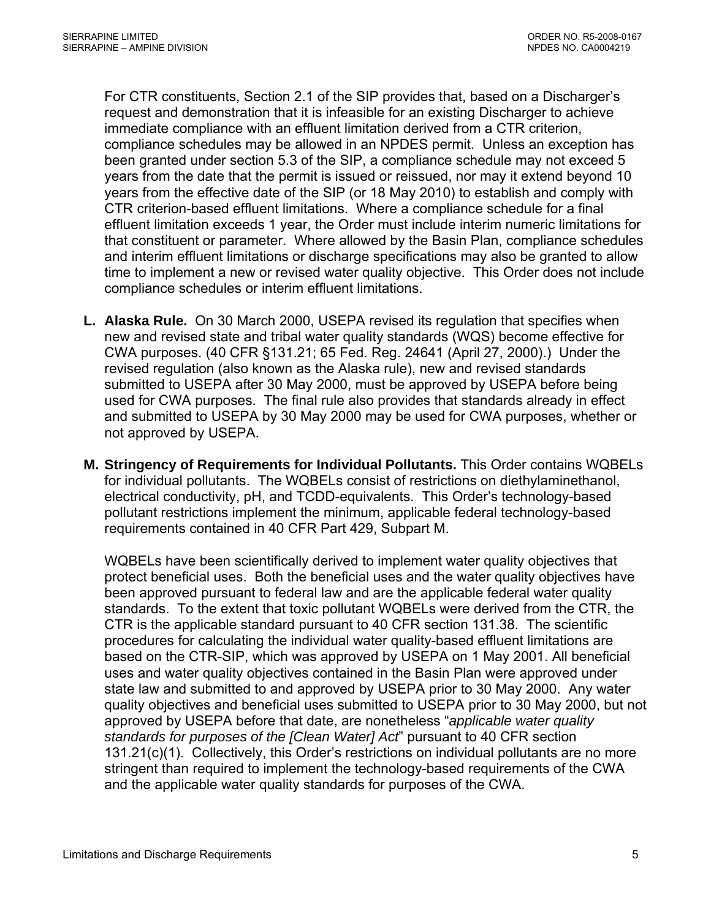For CTR constituents, Section 2.1 of the SIP provides that, based on a Discharger's request and demonstration that it is infeasible for an existing Discharger to achieve immediate compliance with an effluent limitation derived from a CTR criterion, compliance schedules may be allowed in an NPDES permit. Unless an exception has been granted under section 5.3 of the SIP, a compliance schedule may not exceed 5 years from the date that the permit is issued or reissued, nor may it extend beyond 10 years from the effective date of the SIP (or 18 May 2010) to establish and comply with CTR criterion-based effluent limitations. Where a compliance schedule for a final effluent limitation exceeds 1 year, the Order must include interim numeric limitations for that constituent or parameter. Where allowed by the Basin Plan, compliance schedules and interim effluent limitations or discharge specifications may also be granted to allow time to implement a new or revised water quality objective. This Order does not include compliance schedules or interim effluent limitations.

**L. Alaska Rule.** On 30 March 2000, USEPA revised its regulation that specifies when new and revised state and tribal water quality standards (WQS) become effective for CWA purposes. (40 CFR §131.21; 65 Fed. Reg. 24641 (April 27, 2000).) Under the revised regulation (also known as the Alaska rule), new and revised standards submitted to USEPA after 30 May 2000, must be approved by USEPA before being used for CWA purposes. The final rule also provides that standards already in effect and submitted to USEPA by 30 May 2000 may be used for CWA purposes, whether or not approved by USEPA.

**M. Stringency of Requirements for Individual Pollutants.** This Order contains WQBELs for individual pollutants. The WQBELs consist of restrictions on diethylaminethanol, electrical conductivity, pH, and TCDD-equivalents. This Order's technology-based pollutant restrictions implement the minimum, applicable federal technology-based requirements contained in 40 CFR Part 429, Subpart M.

WQBELs have been scientifically derived to implement water quality objectives that protect beneficial uses. Both the beneficial uses and the water quality objectives have been approved pursuant to federal law and are the applicable federal water quality standards. To the extent that toxic pollutant WQBELs were derived from the CTR, the CTR is the applicable standard pursuant to 40 CFR section 131.38. The scientific procedures for calculating the individual water quality-based effluent limitations are based on the CTR-SIP, which was approved by USEPA on 1 May 2001. All beneficial uses and water quality objectives contained in the Basin Plan were approved under state law and submitted to and approved by USEPA prior to 30 May 2000. Any water quality objectives and beneficial uses submitted to USEPA prior to 30 May 2000, but not approved by USEPA before that date, are nonetheless "*applicable water quality standards for purposes of the [Clean Water] Act*" pursuant to 40 CFR section 131.21(c)(1). Collectively, this Order's restrictions on individual pollutants are no more stringent than required to implement the technology-based requirements of the CWA and the applicable water quality standards for purposes of the CWA.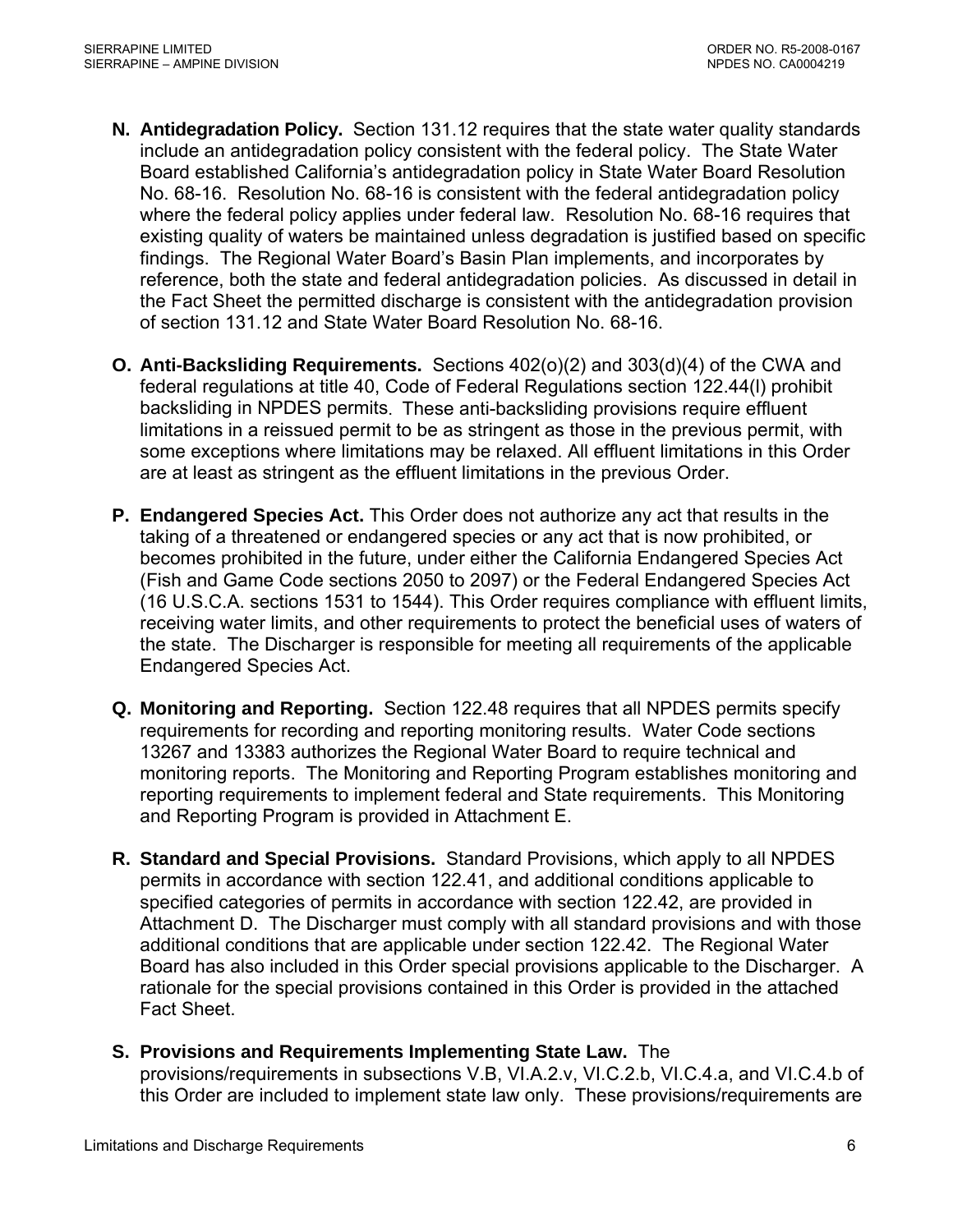**N. Antidegradation Policy.** Section 131.12 requires that the state water quality standards include an antidegradation policy consistent with the federal policy. The State Water Board established California's antidegradation policy in State Water Board Resolution No. 68-16. Resolution No. 68-16 is consistent with the federal antidegradation policy where the federal policy applies under federal law. Resolution No. 68-16 requires that existing quality of waters be maintained unless degradation is justified based on specific findings. The Regional Water Board's Basin Plan implements, and incorporates by reference, both the state and federal antidegradation policies. As discussed in detail in the Fact Sheet the permitted discharge is consistent with the antidegradation provision of section 131.12 and State Water Board Resolution No. 68-16.

**O. Anti-Backsliding Requirements.** Sections 402(o)(2) and 303(d)(4) of the CWA and federal regulations at title 40, Code of Federal Regulations section 122.44(l) prohibit backsliding in NPDES permits. These anti-backsliding provisions require effluent limitations in a reissued permit to be as stringent as those in the previous permit, with some exceptions where limitations may be relaxed. All effluent limitations in this Order are at least as stringent as the effluent limitations in the previous Order.

**P. Endangered Species Act.** This Order does not authorize any act that results in the taking of a threatened or endangered species or any act that is now prohibited, or becomes prohibited in the future, under either the California Endangered Species Act (Fish and Game Code sections 2050 to 2097) or the Federal Endangered Species Act (16 U.S.C.A. sections 1531 to 1544). This Order requires compliance with effluent limits, receiving water limits, and other requirements to protect the beneficial uses of waters of the state. The Discharger is responsible for meeting all requirements of the applicable Endangered Species Act.

**Q. Monitoring and Reporting.** Section 122.48 requires that all NPDES permits specify requirements for recording and reporting monitoring results. Water Code sections 13267 and 13383 authorizes the Regional Water Board to require technical and monitoring reports. The Monitoring and Reporting Program establishes monitoring and reporting requirements to implement federal and State requirements. This Monitoring and Reporting Program is provided in Attachment E.

**R. Standard and Special Provisions.** Standard Provisions, which apply to all NPDES permits in accordance with section 122.41, and additional conditions applicable to specified categories of permits in accordance with section 122.42, are provided in Attachment D. The Discharger must comply with all standard provisions and with those additional conditions that are applicable under section 122.42. The Regional Water Board has also included in this Order special provisions applicable to the Discharger. A rationale for the special provisions contained in this Order is provided in the attached Fact Sheet.

**S. Provisions and Requirements Implementing State Law.** The provisions/requirements in subsections V.B, VI.A.2.v, VI.C.2.b, VI.C.4.a, and VI.C.4.b of this Order are included to implement state law only. These provisions/requirements are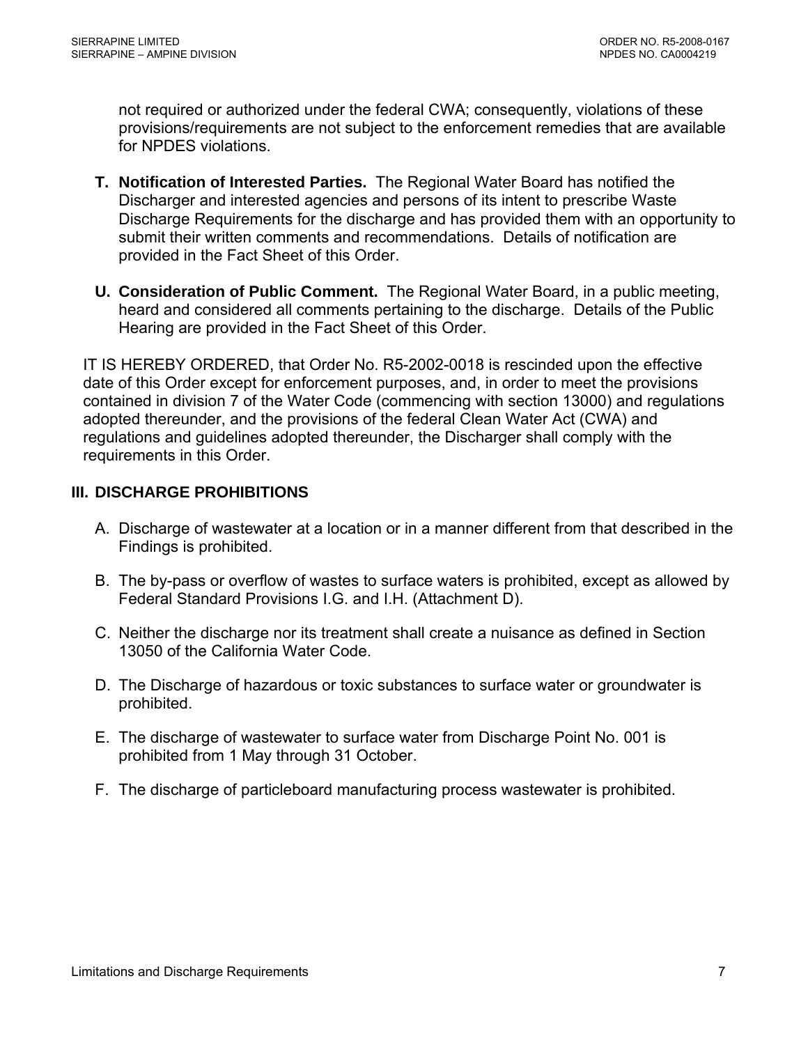not required or authorized under the federal CWA; consequently, violations of these provisions/requirements are not subject to the enforcement remedies that are available for NPDES violations.

**T. Notification of Interested Parties.** The Regional Water Board has notified the Discharger and interested agencies and persons of its intent to prescribe Waste Discharge Requirements for the discharge and has provided them with an opportunity to submit their written comments and recommendations. Details of notification are provided in the Fact Sheet of this Order.

**U. Consideration of Public Comment.** The Regional Water Board, in a public meeting, heard and considered all comments pertaining to the discharge. Details of the Public Hearing are provided in the Fact Sheet of this Order.

IT IS HEREBY ORDERED, that Order No. R5-2002-0018 is rescinded upon the effective date of this Order except for enforcement purposes, and, in order to meet the provisions contained in division 7 of the Water Code (commencing with section 13000) and regulations adopted thereunder, and the provisions of the federal Clean Water Act (CWA) and regulations and guidelines adopted thereunder, the Discharger shall comply with the requirements in this Order.

## III. DISCHARGE PROHIBITIONS

A. Discharge of wastewater at a location or in a manner different from that described in the Findings is prohibited.

B. The by-pass or overflow of wastes to surface waters is prohibited, except as allowed by Federal Standard Provisions I.G. and I.H. (Attachment D).

C. Neither the discharge nor its treatment shall create a nuisance as defined in Section 13050 of the California Water Code.

D. The Discharge of hazardous or toxic substances to surface water or groundwater is prohibited.

E. The discharge of wastewater to surface water from Discharge Point No. 001 is prohibited from 1 May through 31 October.

F. The discharge of particleboard manufacturing process wastewater is prohibited.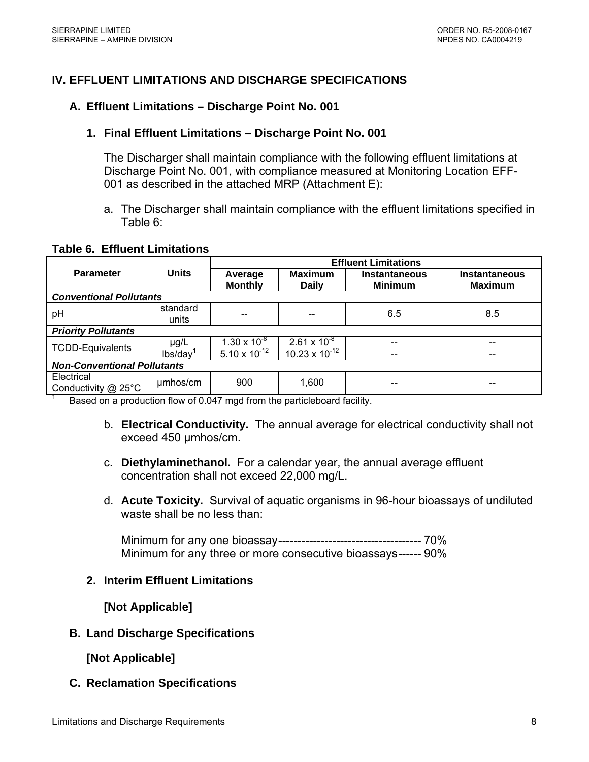## IV. EFFLUENT LIMITATIONS AND DISCHARGE SPECIFICATIONS

### A. Effluent Limitations – Discharge Point No. 001

#### 1. Final Effluent Limitations – Discharge Point No. 001

The Discharger shall maintain compliance with the following effluent limitations at Discharge Point No. 001, with compliance measured at Monitoring Location EFF-001 as described in the attached MRP (Attachment E):

a. The Discharger shall maintain compliance with the effluent limitations specified in Table 6:

**Table 6. Effluent Limitations**

| Parameter | Units | Effluent Limitations | | | |
|---|---|---|---|---|---|
| | | Average Monthly | Maximum Daily | Instantaneous Minimum | Instantaneous Maximum |
| ***Conventional Pollutants*** | | | | | |
| pH | standard units | -- | -- | 6.5 | 8.5 |
| ***Priority Pollutants*** | | | | | |
| TCDD-Equivalents | μg/L | $1.30 \times 10^{-8}$ | $2.61 \times 10^{-8}$ | -- | -- |
| | lbs/day[1] | $5.10 \times 10^{-12}$ | $10.23 \times 10^{-12}$ | -- | -- |
| ***Non-Conventional Pollutants*** | | | | | |
| Electrical Conductivity @ 25°C | μmhos/cm | 900 | 1,600 | -- | -- |

[1] Based on a production flow of 0.047 mgd from the particleboard facility.

b. **Electrical Conductivity.** The annual average for electrical conductivity shall not exceed 450 μmhos/cm.

c. **Diethylaminethanol.** For a calendar year, the annual average effluent concentration shall not exceed 22,000 mg/L.

d. **Acute Toxicity.** Survival of aquatic organisms in 96-hour bioassays of undiluted waste shall be no less than:

Minimum for any one bioassay------------------------------------- 70%
Minimum for any three or more consecutive bioassays------ 90%

#### 2. Interim Effluent Limitations

**[Not Applicable]**

### B. Land Discharge Specifications

**[Not Applicable]**

### C. Reclamation Specifications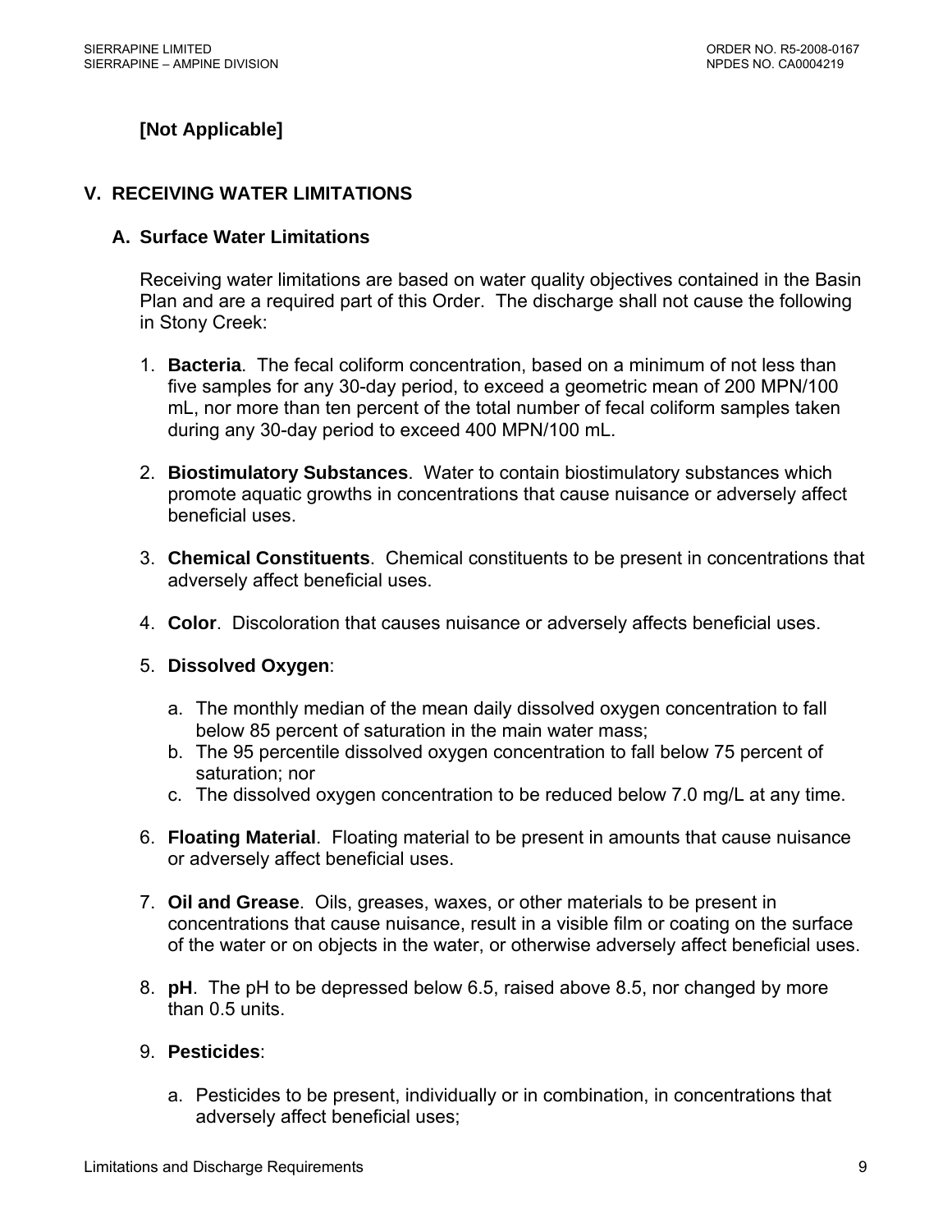**[Not Applicable]**

## V. RECEIVING WATER LIMITATIONS

### A. Surface Water Limitations

Receiving water limitations are based on water quality objectives contained in the Basin Plan and are a required part of this Order. The discharge shall not cause the following in Stony Creek:

1. **Bacteria**. The fecal coliform concentration, based on a minimum of not less than five samples for any 30-day period, to exceed a geometric mean of 200 MPN/100 mL, nor more than ten percent of the total number of fecal coliform samples taken during any 30-day period to exceed 400 MPN/100 mL.

2. **Biostimulatory Substances**. Water to contain biostimulatory substances which promote aquatic growths in concentrations that cause nuisance or adversely affect beneficial uses.

3. **Chemical Constituents**. Chemical constituents to be present in concentrations that adversely affect beneficial uses.

4. **Color**. Discoloration that causes nuisance or adversely affects beneficial uses.

5. **Dissolved Oxygen**:

   a. The monthly median of the mean daily dissolved oxygen concentration to fall below 85 percent of saturation in the main water mass;
   b. The 95 percentile dissolved oxygen concentration to fall below 75 percent of saturation; nor
   c. The dissolved oxygen concentration to be reduced below 7.0 mg/L at any time.

6. **Floating Material**. Floating material to be present in amounts that cause nuisance or adversely affect beneficial uses.

7. **Oil and Grease**. Oils, greases, waxes, or other materials to be present in concentrations that cause nuisance, result in a visible film or coating on the surface of the water or on objects in the water, or otherwise adversely affect beneficial uses.

8. **pH**. The pH to be depressed below 6.5, raised above 8.5, nor changed by more than 0.5 units.

9. **Pesticides**:

   a. Pesticides to be present, individually or in combination, in concentrations that adversely affect beneficial uses;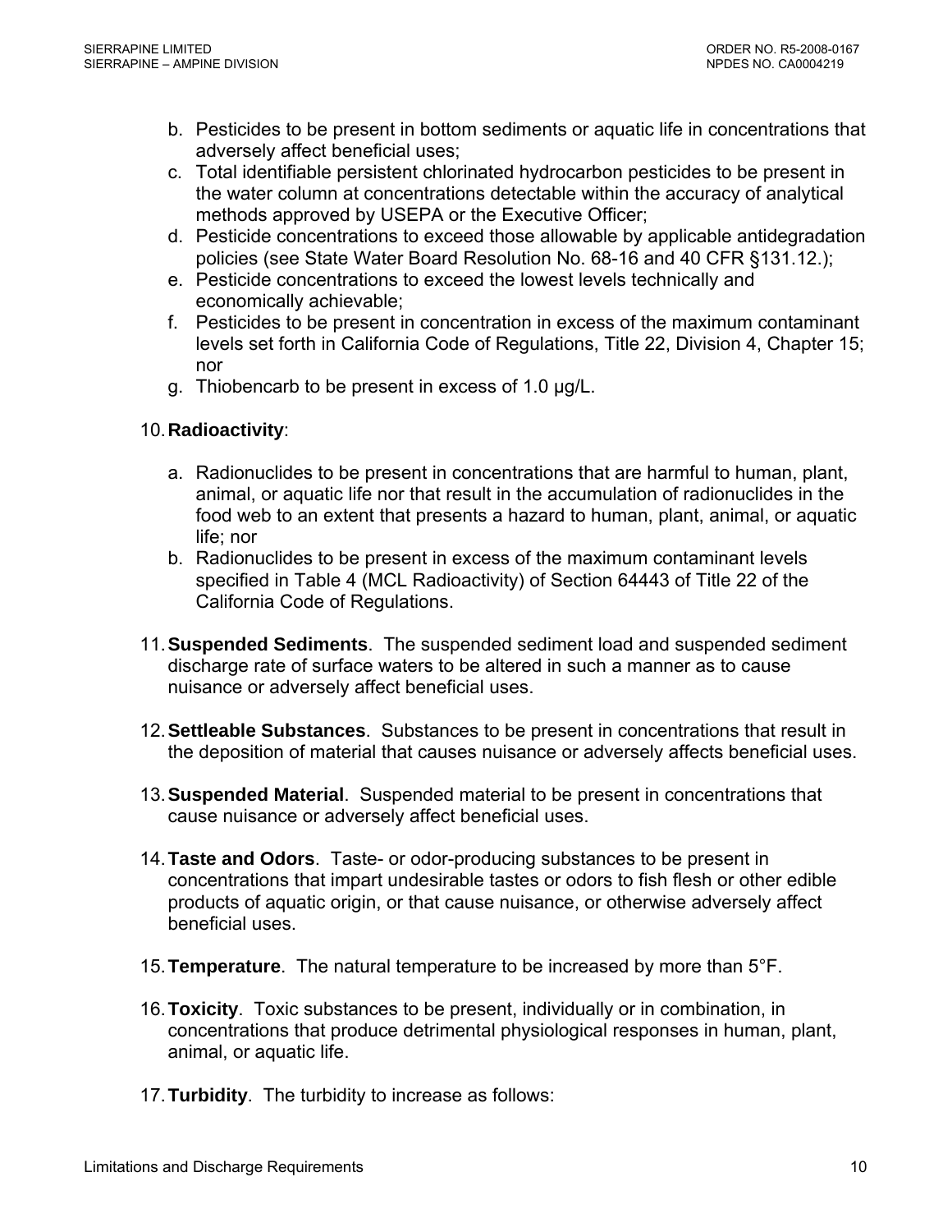b. Pesticides to be present in bottom sediments or aquatic life in concentrations that adversely affect beneficial uses;
c. Total identifiable persistent chlorinated hydrocarbon pesticides to be present in the water column at concentrations detectable within the accuracy of analytical methods approved by USEPA or the Executive Officer;
d. Pesticide concentrations to exceed those allowable by applicable antidegradation policies (see State Water Board Resolution No. 68-16 and 40 CFR §131.12.);
e. Pesticide concentrations to exceed the lowest levels technically and economically achievable;
f. Pesticides to be present in concentration in excess of the maximum contaminant levels set forth in California Code of Regulations, Title 22, Division 4, Chapter 15; nor
g. Thiobencarb to be present in excess of 1.0 µg/L.

10. **Radioactivity**:

    a. Radionuclides to be present in concentrations that are harmful to human, plant, animal, or aquatic life nor that result in the accumulation of radionuclides in the food web to an extent that presents a hazard to human, plant, animal, or aquatic life; nor
    b. Radionuclides to be present in excess of the maximum contaminant levels specified in Table 4 (MCL Radioactivity) of Section 64443 of Title 22 of the California Code of Regulations.

11. **Suspended Sediments**. The suspended sediment load and suspended sediment discharge rate of surface waters to be altered in such a manner as to cause nuisance or adversely affect beneficial uses.

12. **Settleable Substances**. Substances to be present in concentrations that result in the deposition of material that causes nuisance or adversely affects beneficial uses.

13. **Suspended Material**. Suspended material to be present in concentrations that cause nuisance or adversely affect beneficial uses.

14. **Taste and Odors**. Taste- or odor-producing substances to be present in concentrations that impart undesirable tastes or odors to fish flesh or other edible products of aquatic origin, or that cause nuisance, or otherwise adversely affect beneficial uses.

15. **Temperature**. The natural temperature to be increased by more than 5°F.

16. **Toxicity**. Toxic substances to be present, individually or in combination, in concentrations that produce detrimental physiological responses in human, plant, animal, or aquatic life.

17. **Turbidity**. The turbidity to increase as follows: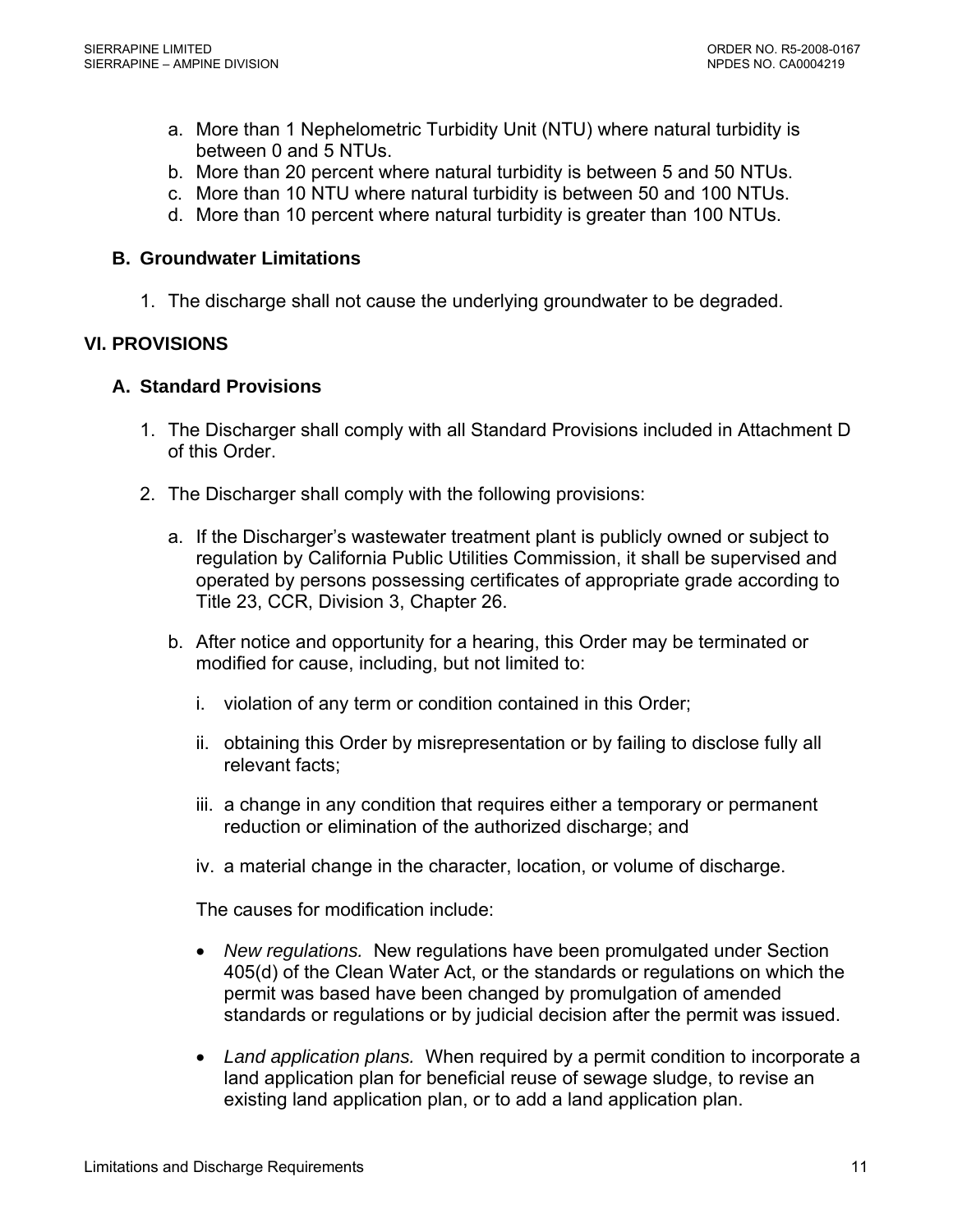a. More than 1 Nephelometric Turbidity Unit (NTU) where natural turbidity is between 0 and 5 NTUs.
b. More than 20 percent where natural turbidity is between 5 and 50 NTUs.
c. More than 10 NTU where natural turbidity is between 50 and 100 NTUs.
d. More than 10 percent where natural turbidity is greater than 100 NTUs.

### B. Groundwater Limitations

1. The discharge shall not cause the underlying groundwater to be degraded.

## VI. PROVISIONS

### A. Standard Provisions

1. The Discharger shall comply with all Standard Provisions included in Attachment D of this Order.

2. The Discharger shall comply with the following provisions:

   a. If the Discharger's wastewater treatment plant is publicly owned or subject to regulation by California Public Utilities Commission, it shall be supervised and operated by persons possessing certificates of appropriate grade according to Title 23, CCR, Division 3, Chapter 26.

   b. After notice and opportunity for a hearing, this Order may be terminated or modified for cause, including, but not limited to:

      i. violation of any term or condition contained in this Order;

      ii. obtaining this Order by misrepresentation or by failing to disclose fully all relevant facts;

      iii. a change in any condition that requires either a temporary or permanent reduction or elimination of the authorized discharge; and

      iv. a material change in the character, location, or volume of discharge.

      The causes for modification include:

      - *New regulations.* New regulations have been promulgated under Section 405(d) of the Clean Water Act, or the standards or regulations on which the permit was based have been changed by promulgation of amended standards or regulations or by judicial decision after the permit was issued.

      - *Land application plans.* When required by a permit condition to incorporate a land application plan for beneficial reuse of sewage sludge, to revise an existing land application plan, or to add a land application plan.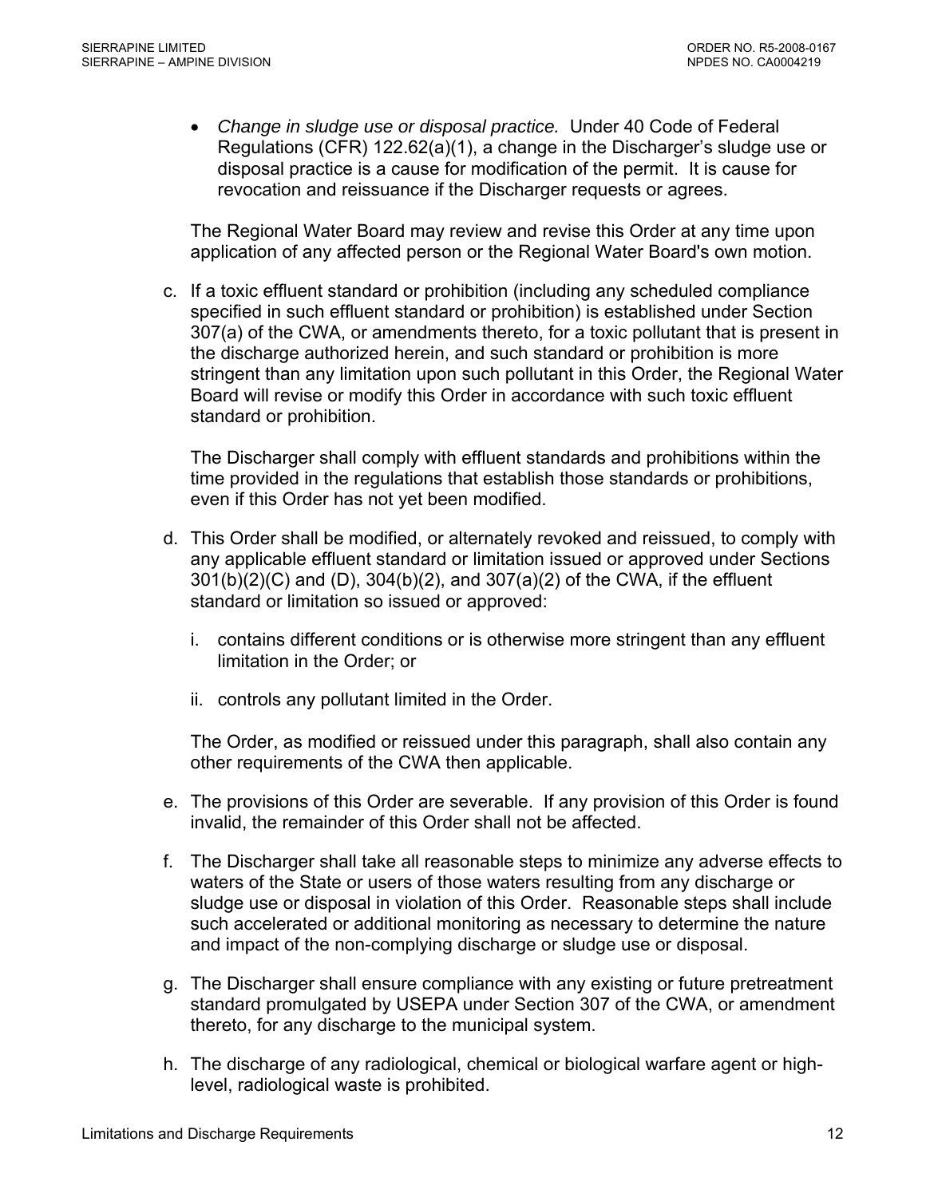- *Change in sludge use or disposal practice.* Under 40 Code of Federal Regulations (CFR) 122.62(a)(1), a change in the Discharger's sludge use or disposal practice is a cause for modification of the permit. It is cause for revocation and reissuance if the Discharger requests or agrees.

  The Regional Water Board may review and revise this Order at any time upon application of any affected person or the Regional Water Board's own motion.

c. If a toxic effluent standard or prohibition (including any scheduled compliance specified in such effluent standard or prohibition) is established under Section 307(a) of the CWA, or amendments thereto, for a toxic pollutant that is present in the discharge authorized herein, and such standard or prohibition is more stringent than any limitation upon such pollutant in this Order, the Regional Water Board will revise or modify this Order in accordance with such toxic effluent standard or prohibition.

   The Discharger shall comply with effluent standards and prohibitions within the time provided in the regulations that establish those standards or prohibitions, even if this Order has not yet been modified.

d. This Order shall be modified, or alternately revoked and reissued, to comply with any applicable effluent standard or limitation issued or approved under Sections 301(b)(2)(C) and (D), 304(b)(2), and 307(a)(2) of the CWA, if the effluent standard or limitation so issued or approved:

   i. contains different conditions or is otherwise more stringent than any effluent limitation in the Order; or

   ii. controls any pollutant limited in the Order.

   The Order, as modified or reissued under this paragraph, shall also contain any other requirements of the CWA then applicable.

e. The provisions of this Order are severable. If any provision of this Order is found invalid, the remainder of this Order shall not be affected.

f. The Discharger shall take all reasonable steps to minimize any adverse effects to waters of the State or users of those waters resulting from any discharge or sludge use or disposal in violation of this Order. Reasonable steps shall include such accelerated or additional monitoring as necessary to determine the nature and impact of the non-complying discharge or sludge use or disposal.

g. The Discharger shall ensure compliance with any existing or future pretreatment standard promulgated by USEPA under Section 307 of the CWA, or amendment thereto, for any discharge to the municipal system.

h. The discharge of any radiological, chemical or biological warfare agent or high-level, radiological waste is prohibited.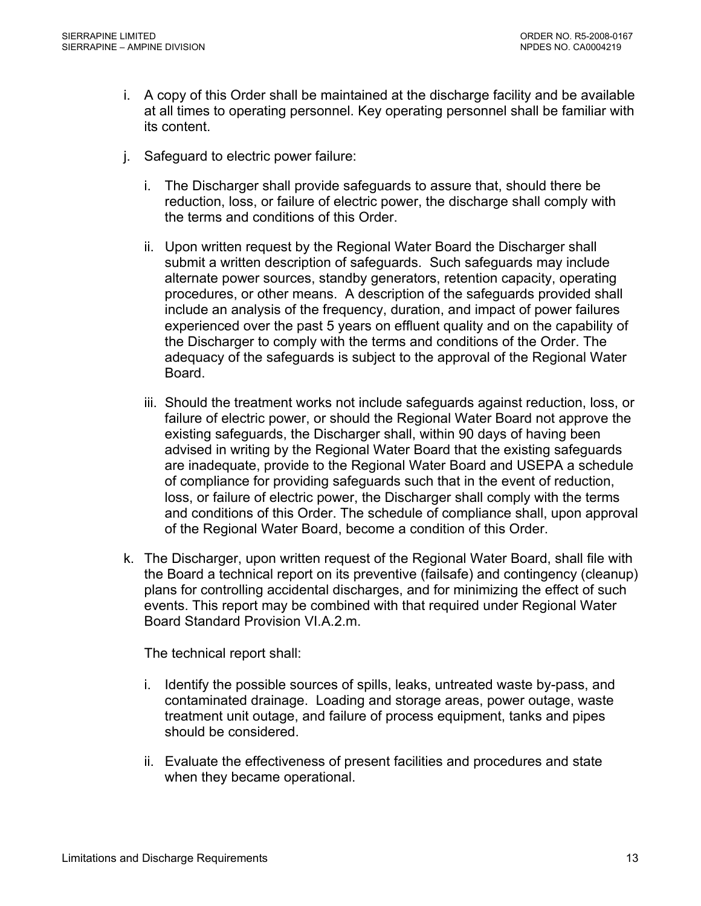i. A copy of this Order shall be maintained at the discharge facility and be available at all times to operating personnel. Key operating personnel shall be familiar with its content.

j. Safeguard to electric power failure:

   i. The Discharger shall provide safeguards to assure that, should there be reduction, loss, or failure of electric power, the discharge shall comply with the terms and conditions of this Order.

   ii. Upon written request by the Regional Water Board the Discharger shall submit a written description of safeguards. Such safeguards may include alternate power sources, standby generators, retention capacity, operating procedures, or other means. A description of the safeguards provided shall include an analysis of the frequency, duration, and impact of power failures experienced over the past 5 years on effluent quality and on the capability of the Discharger to comply with the terms and conditions of the Order. The adequacy of the safeguards is subject to the approval of the Regional Water Board.

   iii. Should the treatment works not include safeguards against reduction, loss, or failure of electric power, or should the Regional Water Board not approve the existing safeguards, the Discharger shall, within 90 days of having been advised in writing by the Regional Water Board that the existing safeguards are inadequate, provide to the Regional Water Board and USEPA a schedule of compliance for providing safeguards such that in the event of reduction, loss, or failure of electric power, the Discharger shall comply with the terms and conditions of this Order. The schedule of compliance shall, upon approval of the Regional Water Board, become a condition of this Order.

k. The Discharger, upon written request of the Regional Water Board, shall file with the Board a technical report on its preventive (failsafe) and contingency (cleanup) plans for controlling accidental discharges, and for minimizing the effect of such events. This report may be combined with that required under Regional Water Board Standard Provision VI.A.2.m.

   The technical report shall:

   i. Identify the possible sources of spills, leaks, untreated waste by-pass, and contaminated drainage. Loading and storage areas, power outage, waste treatment unit outage, and failure of process equipment, tanks and pipes should be considered.

   ii. Evaluate the effectiveness of present facilities and procedures and state when they became operational.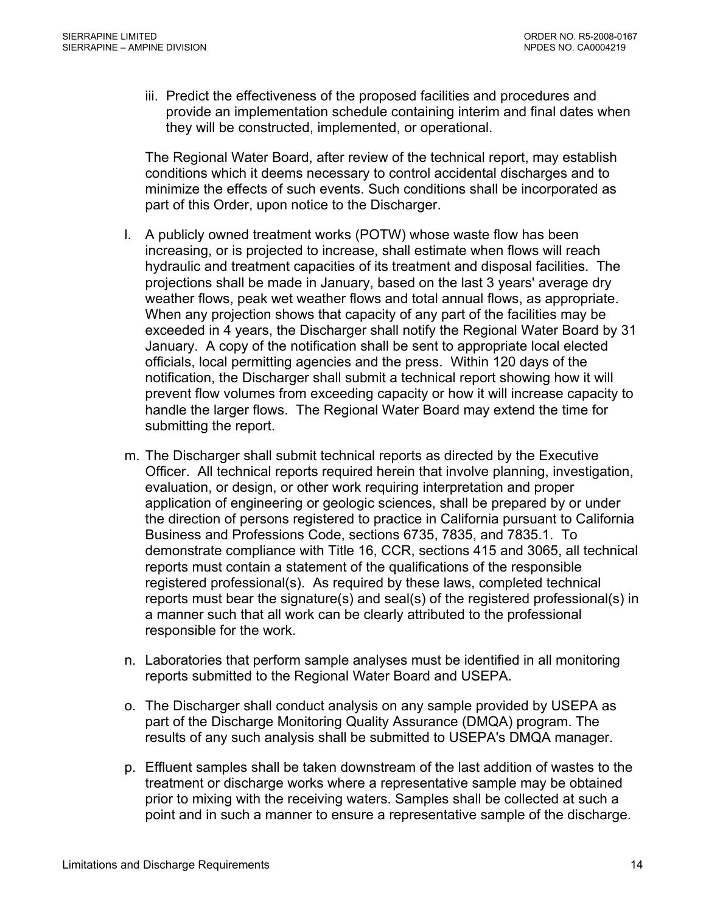iii. Predict the effectiveness of the proposed facilities and procedures and provide an implementation schedule containing interim and final dates when they will be constructed, implemented, or operational.

The Regional Water Board, after review of the technical report, may establish conditions which it deems necessary to control accidental discharges and to minimize the effects of such events. Such conditions shall be incorporated as part of this Order, upon notice to the Discharger.

l. A publicly owned treatment works (POTW) whose waste flow has been increasing, or is projected to increase, shall estimate when flows will reach hydraulic and treatment capacities of its treatment and disposal facilities. The projections shall be made in January, based on the last 3 years' average dry weather flows, peak wet weather flows and total annual flows, as appropriate. When any projection shows that capacity of any part of the facilities may be exceeded in 4 years, the Discharger shall notify the Regional Water Board by 31 January. A copy of the notification shall be sent to appropriate local elected officials, local permitting agencies and the press. Within 120 days of the notification, the Discharger shall submit a technical report showing how it will prevent flow volumes from exceeding capacity or how it will increase capacity to handle the larger flows. The Regional Water Board may extend the time for submitting the report.

m. The Discharger shall submit technical reports as directed by the Executive Officer. All technical reports required herein that involve planning, investigation, evaluation, or design, or other work requiring interpretation and proper application of engineering or geologic sciences, shall be prepared by or under the direction of persons registered to practice in California pursuant to California Business and Professions Code, sections 6735, 7835, and 7835.1. To demonstrate compliance with Title 16, CCR, sections 415 and 3065, all technical reports must contain a statement of the qualifications of the responsible registered professional(s). As required by these laws, completed technical reports must bear the signature(s) and seal(s) of the registered professional(s) in a manner such that all work can be clearly attributed to the professional responsible for the work.

n. Laboratories that perform sample analyses must be identified in all monitoring reports submitted to the Regional Water Board and USEPA.

o. The Discharger shall conduct analysis on any sample provided by USEPA as part of the Discharge Monitoring Quality Assurance (DMQA) program. The results of any such analysis shall be submitted to USEPA's DMQA manager.

p. Effluent samples shall be taken downstream of the last addition of wastes to the treatment or discharge works where a representative sample may be obtained prior to mixing with the receiving waters. Samples shall be collected at such a point and in such a manner to ensure a representative sample of the discharge.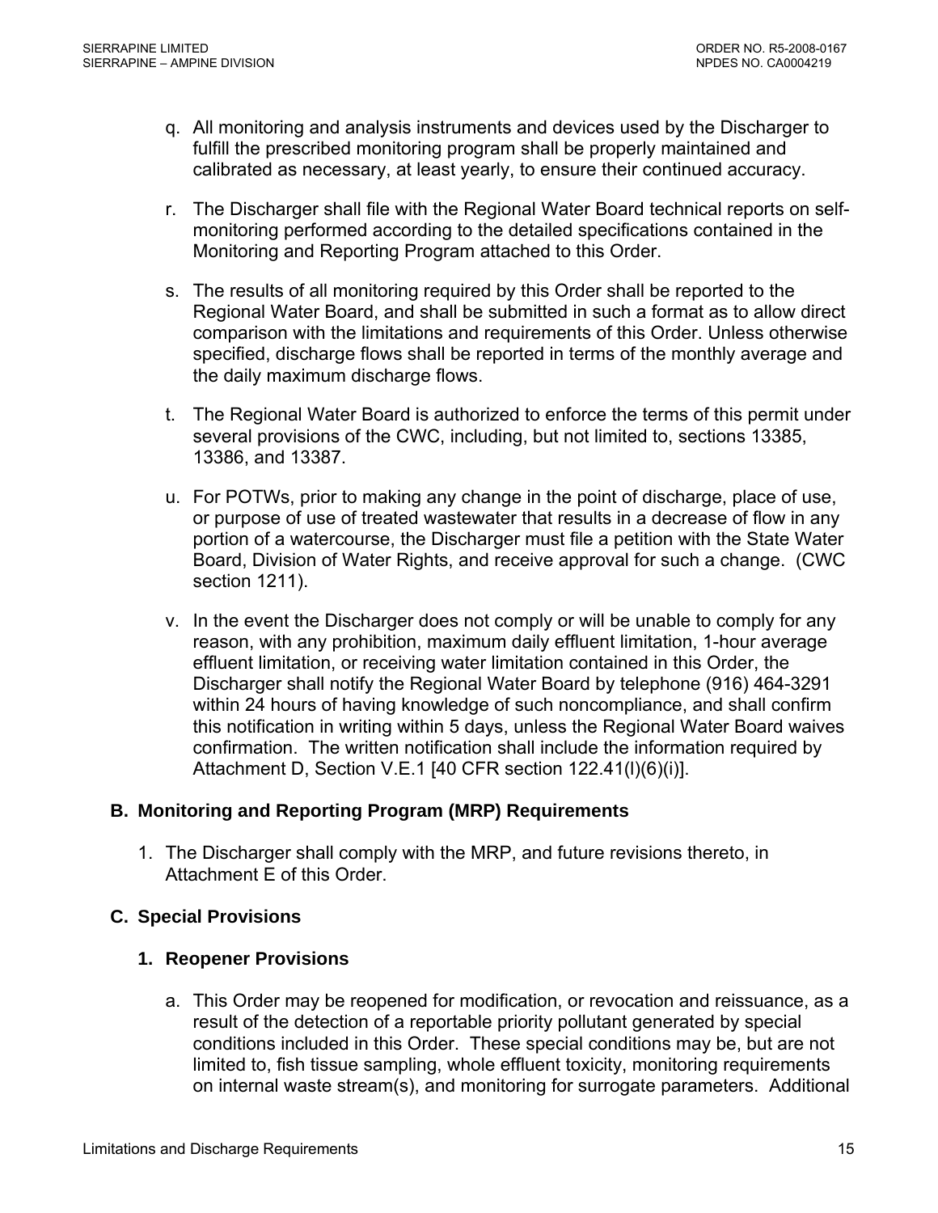q. All monitoring and analysis instruments and devices used by the Discharger to fulfill the prescribed monitoring program shall be properly maintained and calibrated as necessary, at least yearly, to ensure their continued accuracy.

r. The Discharger shall file with the Regional Water Board technical reports on self-monitoring performed according to the detailed specifications contained in the Monitoring and Reporting Program attached to this Order.

s. The results of all monitoring required by this Order shall be reported to the Regional Water Board, and shall be submitted in such a format as to allow direct comparison with the limitations and requirements of this Order. Unless otherwise specified, discharge flows shall be reported in terms of the monthly average and the daily maximum discharge flows.

t. The Regional Water Board is authorized to enforce the terms of this permit under several provisions of the CWC, including, but not limited to, sections 13385, 13386, and 13387.

u. For POTWs, prior to making any change in the point of discharge, place of use, or purpose of use of treated wastewater that results in a decrease of flow in any portion of a watercourse, the Discharger must file a petition with the State Water Board, Division of Water Rights, and receive approval for such a change. (CWC section 1211).

v. In the event the Discharger does not comply or will be unable to comply for any reason, with any prohibition, maximum daily effluent limitation, 1-hour average effluent limitation, or receiving water limitation contained in this Order, the Discharger shall notify the Regional Water Board by telephone (916) 464-3291 within 24 hours of having knowledge of such noncompliance, and shall confirm this notification in writing within 5 days, unless the Regional Water Board waives confirmation. The written notification shall include the information required by Attachment D, Section V.E.1 [40 CFR section 122.41(l)(6)(i)].

## B. Monitoring and Reporting Program (MRP) Requirements

1. The Discharger shall comply with the MRP, and future revisions thereto, in Attachment E of this Order.

## C. Special Provisions

### 1. Reopener Provisions

a. This Order may be reopened for modification, or revocation and reissuance, as a result of the detection of a reportable priority pollutant generated by special conditions included in this Order. These special conditions may be, but are not limited to, fish tissue sampling, whole effluent toxicity, monitoring requirements on internal waste stream(s), and monitoring for surrogate parameters. Additional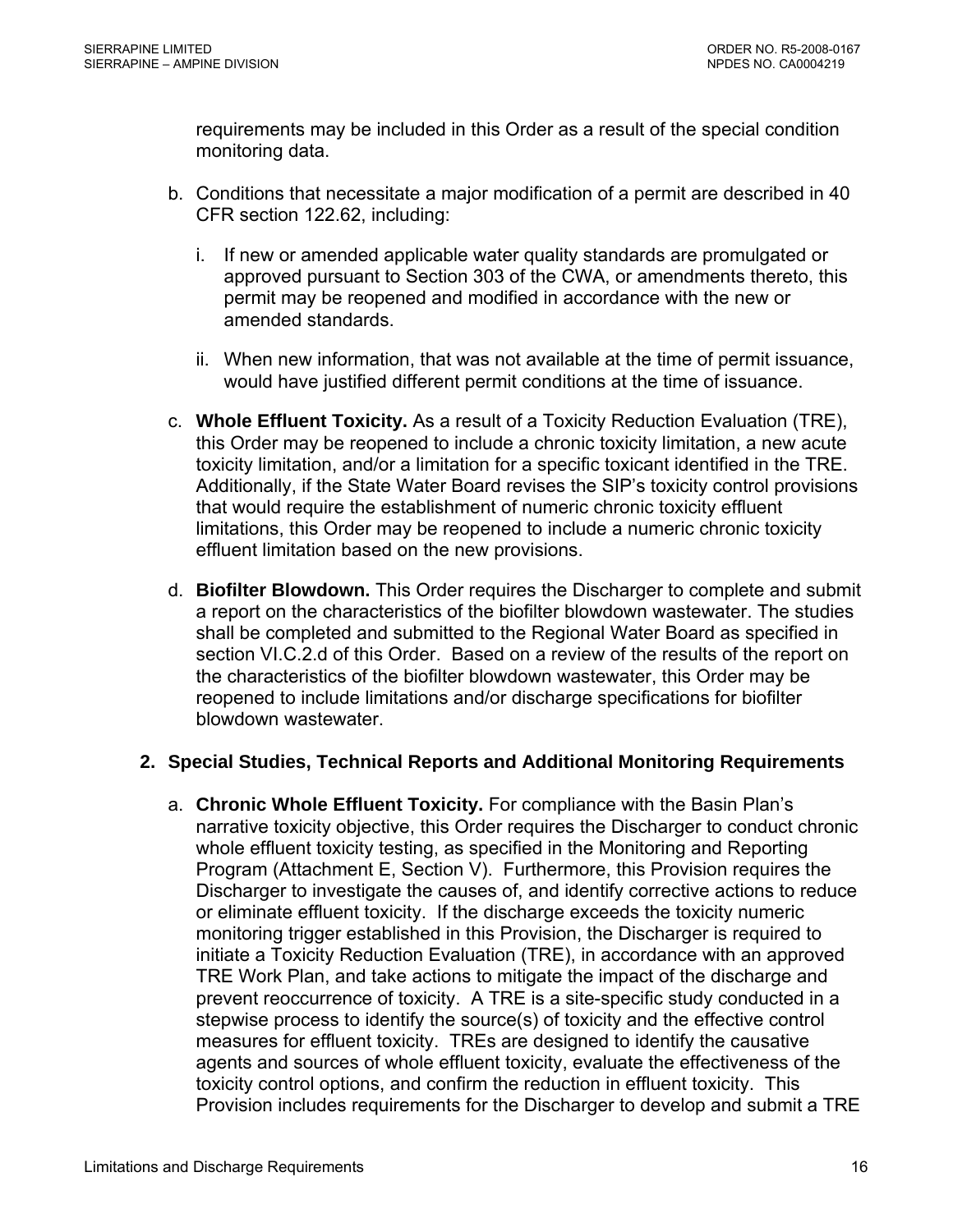requirements may be included in this Order as a result of the special condition monitoring data.

b. Conditions that necessitate a major modification of a permit are described in 40 CFR section 122.62, including:

   i. If new or amended applicable water quality standards are promulgated or approved pursuant to Section 303 of the CWA, or amendments thereto, this permit may be reopened and modified in accordance with the new or amended standards.

   ii. When new information, that was not available at the time of permit issuance, would have justified different permit conditions at the time of issuance.

c. **Whole Effluent Toxicity.** As a result of a Toxicity Reduction Evaluation (TRE), this Order may be reopened to include a chronic toxicity limitation, a new acute toxicity limitation, and/or a limitation for a specific toxicant identified in the TRE. Additionally, if the State Water Board revises the SIP's toxicity control provisions that would require the establishment of numeric chronic toxicity effluent limitations, this Order may be reopened to include a numeric chronic toxicity effluent limitation based on the new provisions.

d. **Biofilter Blowdown.** This Order requires the Discharger to complete and submit a report on the characteristics of the biofilter blowdown wastewater. The studies shall be completed and submitted to the Regional Water Board as specified in section VI.C.2.d of this Order. Based on a review of the results of the report on the characteristics of the biofilter blowdown wastewater, this Order may be reopened to include limitations and/or discharge specifications for biofilter blowdown wastewater.

**2. Special Studies, Technical Reports and Additional Monitoring Requirements**

a. **Chronic Whole Effluent Toxicity.** For compliance with the Basin Plan's narrative toxicity objective, this Order requires the Discharger to conduct chronic whole effluent toxicity testing, as specified in the Monitoring and Reporting Program (Attachment E, Section V). Furthermore, this Provision requires the Discharger to investigate the causes of, and identify corrective actions to reduce or eliminate effluent toxicity. If the discharge exceeds the toxicity numeric monitoring trigger established in this Provision, the Discharger is required to initiate a Toxicity Reduction Evaluation (TRE), in accordance with an approved TRE Work Plan, and take actions to mitigate the impact of the discharge and prevent reoccurrence of toxicity. A TRE is a site-specific study conducted in a stepwise process to identify the source(s) of toxicity and the effective control measures for effluent toxicity. TREs are designed to identify the causative agents and sources of whole effluent toxicity, evaluate the effectiveness of the toxicity control options, and confirm the reduction in effluent toxicity. This Provision includes requirements for the Discharger to develop and submit a TRE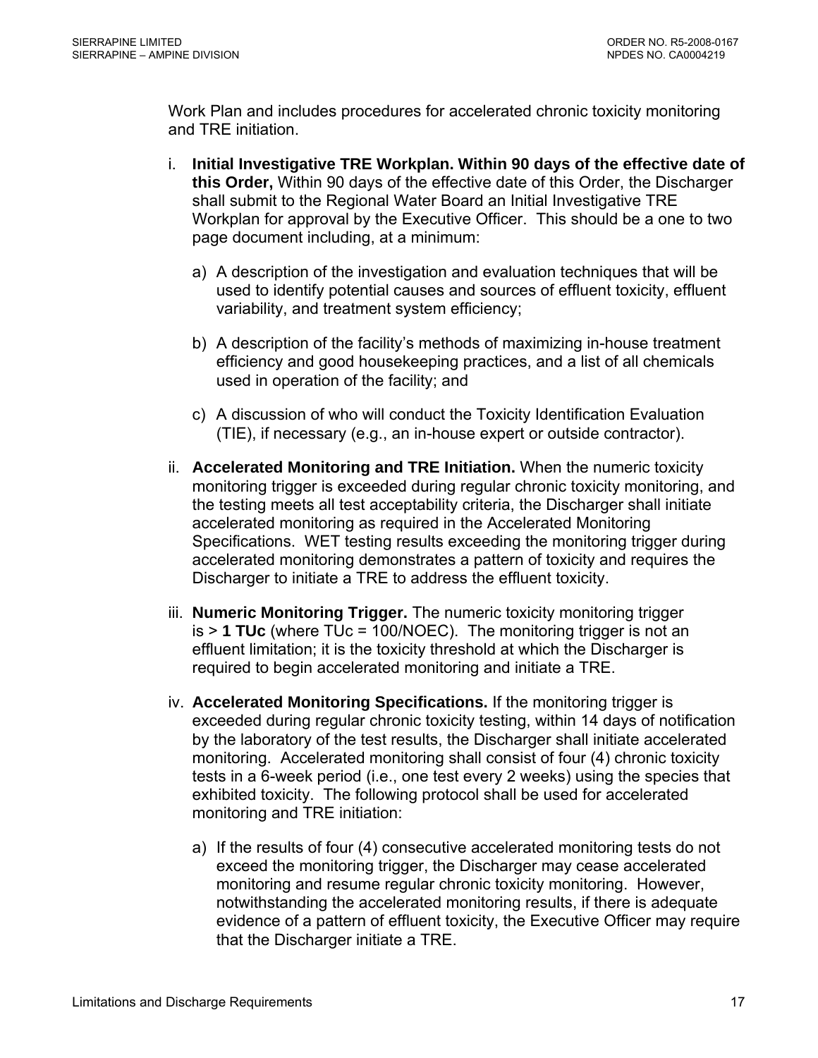Work Plan and includes procedures for accelerated chronic toxicity monitoring and TRE initiation.

i. **Initial Investigative TRE Workplan. Within 90 days of the effective date of this Order,** Within 90 days of the effective date of this Order, the Discharger shall submit to the Regional Water Board an Initial Investigative TRE Workplan for approval by the Executive Officer. This should be a one to two page document including, at a minimum:

   a) A description of the investigation and evaluation techniques that will be used to identify potential causes and sources of effluent toxicity, effluent variability, and treatment system efficiency;

   b) A description of the facility's methods of maximizing in-house treatment efficiency and good housekeeping practices, and a list of all chemicals used in operation of the facility; and

   c) A discussion of who will conduct the Toxicity Identification Evaluation (TIE), if necessary (e.g., an in-house expert or outside contractor).

ii. **Accelerated Monitoring and TRE Initiation.** When the numeric toxicity monitoring trigger is exceeded during regular chronic toxicity monitoring, and the testing meets all test acceptability criteria, the Discharger shall initiate accelerated monitoring as required in the Accelerated Monitoring Specifications. WET testing results exceeding the monitoring trigger during accelerated monitoring demonstrates a pattern of toxicity and requires the Discharger to initiate a TRE to address the effluent toxicity.

iii. **Numeric Monitoring Trigger.** The numeric toxicity monitoring trigger is > **1 TUc** (where TUc = 100/NOEC). The monitoring trigger is not an effluent limitation; it is the toxicity threshold at which the Discharger is required to begin accelerated monitoring and initiate a TRE.

iv. **Accelerated Monitoring Specifications.** If the monitoring trigger is exceeded during regular chronic toxicity testing, within 14 days of notification by the laboratory of the test results, the Discharger shall initiate accelerated monitoring. Accelerated monitoring shall consist of four (4) chronic toxicity tests in a 6-week period (i.e., one test every 2 weeks) using the species that exhibited toxicity. The following protocol shall be used for accelerated monitoring and TRE initiation:

   a) If the results of four (4) consecutive accelerated monitoring tests do not exceed the monitoring trigger, the Discharger may cease accelerated monitoring and resume regular chronic toxicity monitoring. However, notwithstanding the accelerated monitoring results, if there is adequate evidence of a pattern of effluent toxicity, the Executive Officer may require that the Discharger initiate a TRE.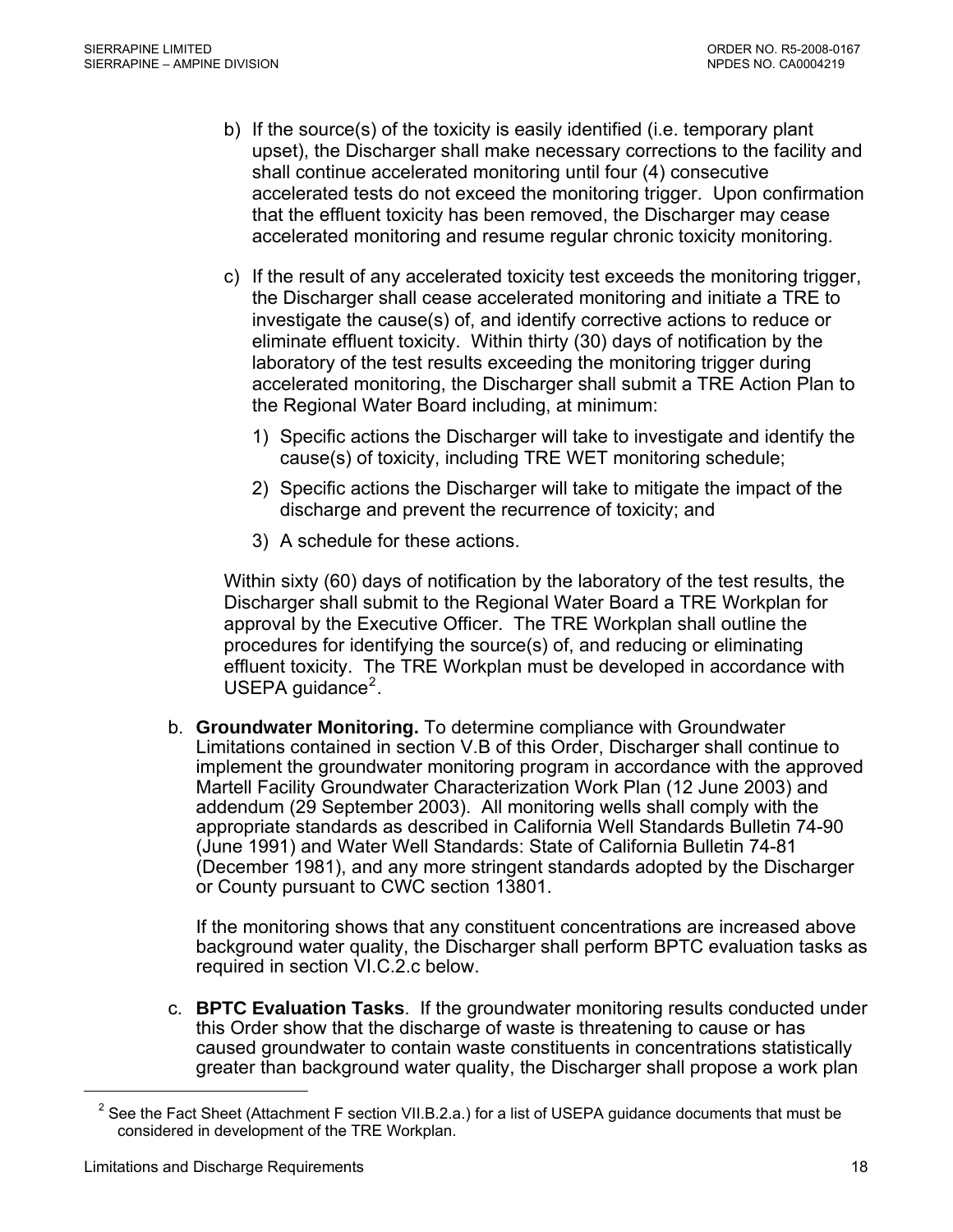b) If the source(s) of the toxicity is easily identified (i.e. temporary plant upset), the Discharger shall make necessary corrections to the facility and shall continue accelerated monitoring until four (4) consecutive accelerated tests do not exceed the monitoring trigger. Upon confirmation that the effluent toxicity has been removed, the Discharger may cease accelerated monitoring and resume regular chronic toxicity monitoring.

c) If the result of any accelerated toxicity test exceeds the monitoring trigger, the Discharger shall cease accelerated monitoring and initiate a TRE to investigate the cause(s) of, and identify corrective actions to reduce or eliminate effluent toxicity. Within thirty (30) days of notification by the laboratory of the test results exceeding the monitoring trigger during accelerated monitoring, the Discharger shall submit a TRE Action Plan to the Regional Water Board including, at minimum:

1) Specific actions the Discharger will take to investigate and identify the cause(s) of toxicity, including TRE WET monitoring schedule;

2) Specific actions the Discharger will take to mitigate the impact of the discharge and prevent the recurrence of toxicity; and

3) A schedule for these actions.

Within sixty (60) days of notification by the laboratory of the test results, the Discharger shall submit to the Regional Water Board a TRE Workplan for approval by the Executive Officer. The TRE Workplan shall outline the procedures for identifying the source(s) of, and reducing or eliminating effluent toxicity. The TRE Workplan must be developed in accordance with USEPA guidance[2].

b. **Groundwater Monitoring.** To determine compliance with Groundwater Limitations contained in section V.B of this Order, Discharger shall continue to implement the groundwater monitoring program in accordance with the approved Martell Facility Groundwater Characterization Work Plan (12 June 2003) and addendum (29 September 2003). All monitoring wells shall comply with the appropriate standards as described in California Well Standards Bulletin 74-90 (June 1991) and Water Well Standards: State of California Bulletin 74-81 (December 1981), and any more stringent standards adopted by the Discharger or County pursuant to CWC section 13801.

If the monitoring shows that any constituent concentrations are increased above background water quality, the Discharger shall perform BPTC evaluation tasks as required in section VI.C.2.c below.

c. **BPTC Evaluation Tasks**. If the groundwater monitoring results conducted under this Order show that the discharge of waste is threatening to cause or has caused groundwater to contain waste constituents in concentrations statistically greater than background water quality, the Discharger shall propose a work plan

[2] See the Fact Sheet (Attachment F section VII.B.2.a.) for a list of USEPA guidance documents that must be considered in development of the TRE Workplan.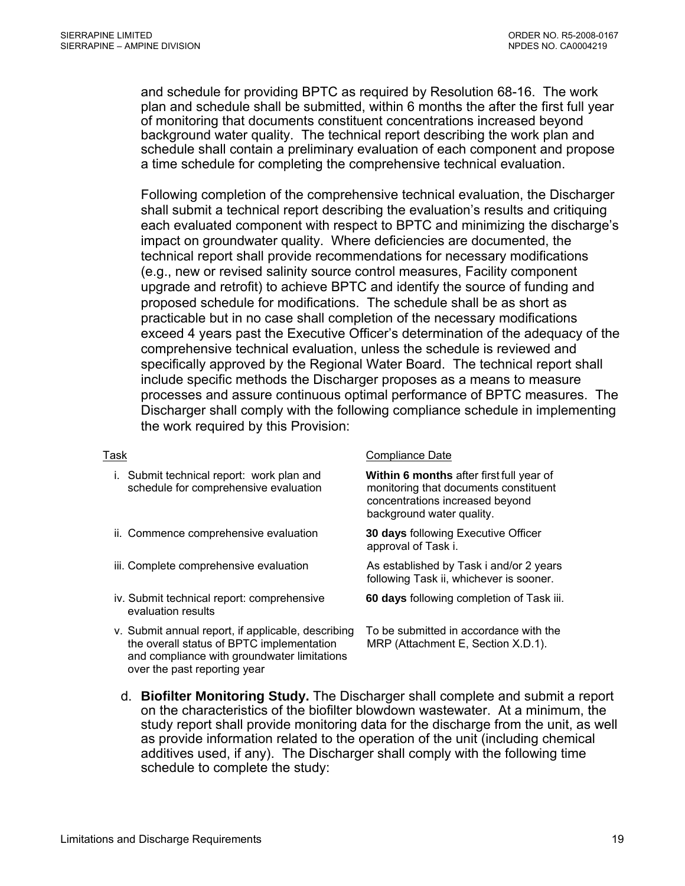and schedule for providing BPTC as required by Resolution 68-16. The work plan and schedule shall be submitted, within 6 months the after the first full year of monitoring that documents constituent concentrations increased beyond background water quality. The technical report describing the work plan and schedule shall contain a preliminary evaluation of each component and propose a time schedule for completing the comprehensive technical evaluation.

Following completion of the comprehensive technical evaluation, the Discharger shall submit a technical report describing the evaluation's results and critiquing each evaluated component with respect to BPTC and minimizing the discharge's impact on groundwater quality. Where deficiencies are documented, the technical report shall provide recommendations for necessary modifications (e.g., new or revised salinity source control measures, Facility component upgrade and retrofit) to achieve BPTC and identify the source of funding and proposed schedule for modifications. The schedule shall be as short as practicable but in no case shall completion of the necessary modifications exceed 4 years past the Executive Officer's determination of the adequacy of the comprehensive technical evaluation, unless the schedule is reviewed and specifically approved by the Regional Water Board. The technical report shall include specific methods the Discharger proposes as a means to measure processes and assure continuous optimal performance of BPTC measures. The Discharger shall comply with the following compliance schedule in implementing the work required by this Provision:

| Task | Compliance Date |
|---|---|
| i. Submit technical report: work plan and schedule for comprehensive evaluation | **Within 6 months** after first full year of monitoring that documents constituent concentrations increased beyond background water quality. |
| ii. Commence comprehensive evaluation | **30 days** following Executive Officer approval of Task i. |
| iii. Complete comprehensive evaluation | As established by Task i and/or 2 years following Task ii, whichever is sooner. |
| iv. Submit technical report: comprehensive evaluation results | **60 days** following completion of Task iii. |
| v. Submit annual report, if applicable, describing the overall status of BPTC implementation and compliance with groundwater limitations over the past reporting year | To be submitted in accordance with the MRP (Attachment E, Section X.D.1). |

d. **Biofilter Monitoring Study.** The Discharger shall complete and submit a report on the characteristics of the biofilter blowdown wastewater. At a minimum, the study report shall provide monitoring data for the discharge from the unit, as well as provide information related to the operation of the unit (including chemical additives used, if any). The Discharger shall comply with the following time schedule to complete the study: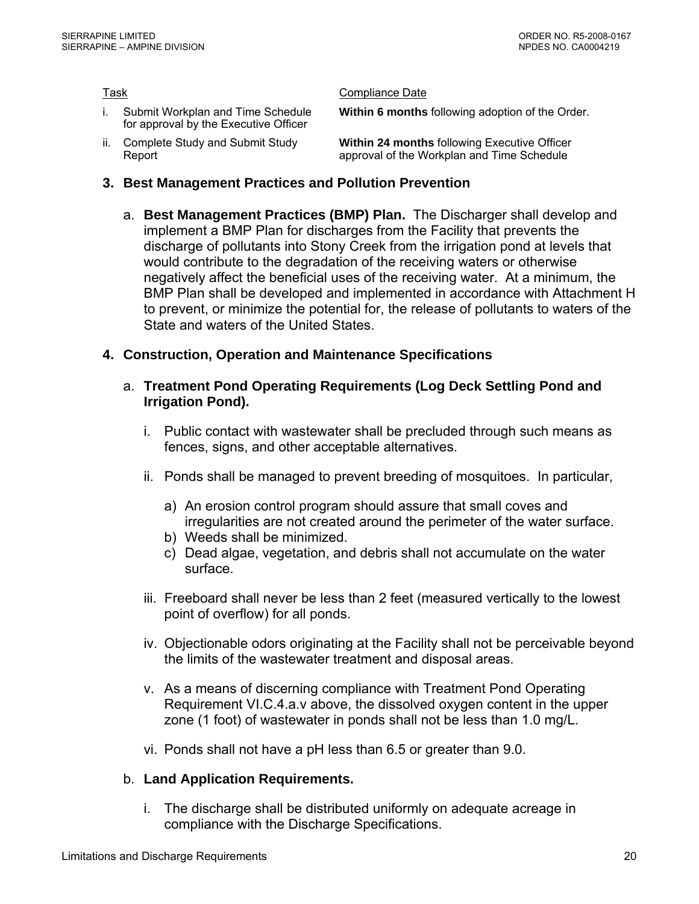| Task | Compliance Date |
|---|---|
| i. Submit Workplan and Time Schedule for approval by the Executive Officer | **Within 6 months** following adoption of the Order. |
| ii. Complete Study and Submit Study Report | **Within 24 months** following Executive Officer approval of the Workplan and Time Schedule |

### 3. Best Management Practices and Pollution Prevention

a. **Best Management Practices (BMP) Plan.** The Discharger shall develop and implement a BMP Plan for discharges from the Facility that prevents the discharge of pollutants into Stony Creek from the irrigation pond at levels that would contribute to the degradation of the receiving waters or otherwise negatively affect the beneficial uses of the receiving water. At a minimum, the BMP Plan shall be developed and implemented in accordance with Attachment H to prevent, or minimize the potential for, the release of pollutants to waters of the State and waters of the United States.

### 4. Construction, Operation and Maintenance Specifications

a. **Treatment Pond Operating Requirements (Log Deck Settling Pond and Irrigation Pond).**

i. Public contact with wastewater shall be precluded through such means as fences, signs, and other acceptable alternatives.

ii. Ponds shall be managed to prevent breeding of mosquitoes. In particular,

a) An erosion control program should assure that small coves and irregularities are not created around the perimeter of the water surface.
b) Weeds shall be minimized.
c) Dead algae, vegetation, and debris shall not accumulate on the water surface.

iii. Freeboard shall never be less than 2 feet (measured vertically to the lowest point of overflow) for all ponds.

iv. Objectionable odors originating at the Facility shall not be perceivable beyond the limits of the wastewater treatment and disposal areas.

v. As a means of discerning compliance with Treatment Pond Operating Requirement VI.C.4.a.v above, the dissolved oxygen content in the upper zone (1 foot) of wastewater in ponds shall not be less than 1.0 mg/L.

vi. Ponds shall not have a pH less than 6.5 or greater than 9.0.

b. **Land Application Requirements.**

i. The discharge shall be distributed uniformly on adequate acreage in compliance with the Discharge Specifications.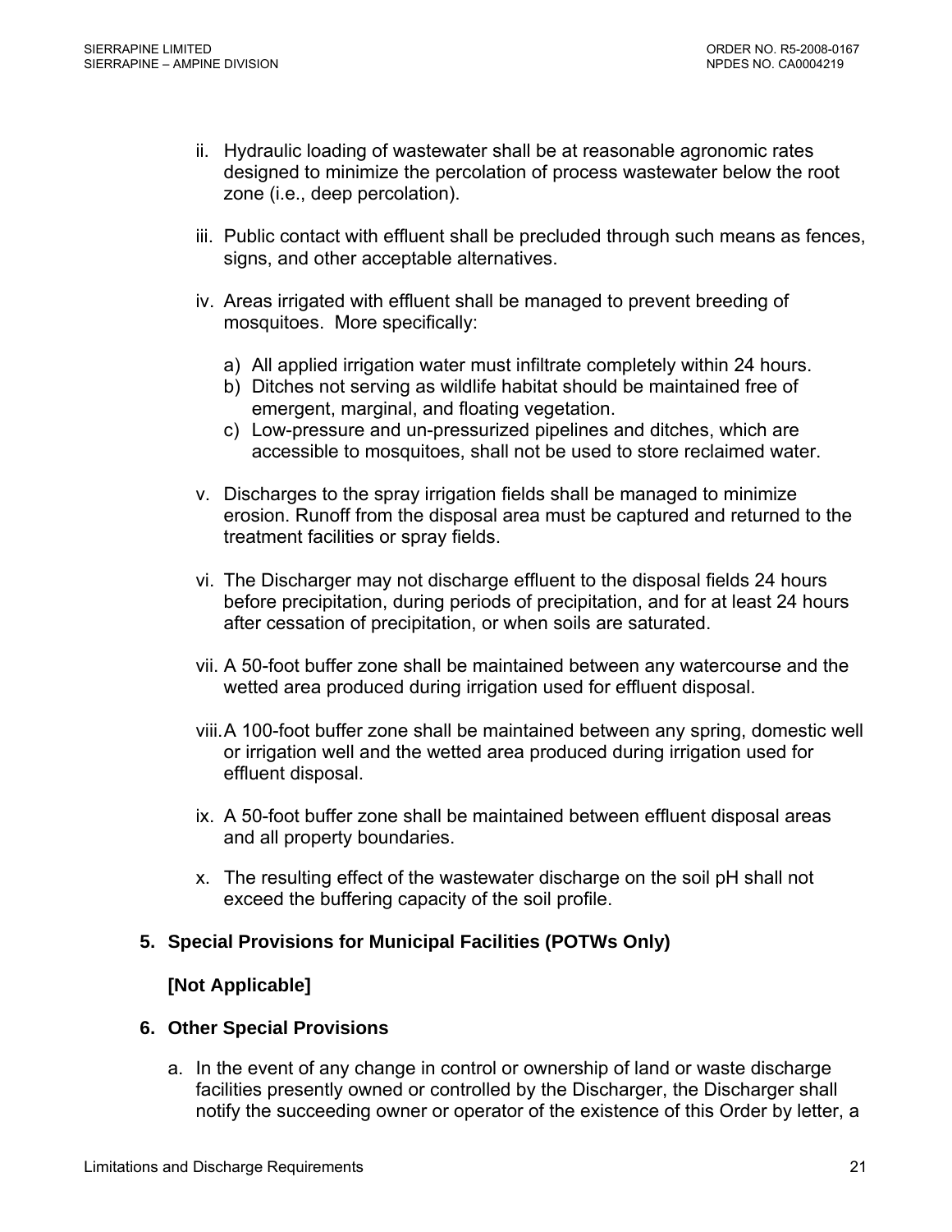ii. Hydraulic loading of wastewater shall be at reasonable agronomic rates designed to minimize the percolation of process wastewater below the root zone (i.e., deep percolation).

iii. Public contact with effluent shall be precluded through such means as fences, signs, and other acceptable alternatives.

iv. Areas irrigated with effluent shall be managed to prevent breeding of mosquitoes. More specifically:

   a) All applied irrigation water must infiltrate completely within 24 hours.
   b) Ditches not serving as wildlife habitat should be maintained free of emergent, marginal, and floating vegetation.
   c) Low-pressure and un-pressurized pipelines and ditches, which are accessible to mosquitoes, shall not be used to store reclaimed water.

v. Discharges to the spray irrigation fields shall be managed to minimize erosion. Runoff from the disposal area must be captured and returned to the treatment facilities or spray fields.

vi. The Discharger may not discharge effluent to the disposal fields 24 hours before precipitation, during periods of precipitation, and for at least 24 hours after cessation of precipitation, or when soils are saturated.

vii. A 50-foot buffer zone shall be maintained between any watercourse and the wetted area produced during irrigation used for effluent disposal.

viii. A 100-foot buffer zone shall be maintained between any spring, domestic well or irrigation well and the wetted area produced during irrigation used for effluent disposal.

ix. A 50-foot buffer zone shall be maintained between effluent disposal areas and all property boundaries.

x. The resulting effect of the wastewater discharge on the soil pH shall not exceed the buffering capacity of the soil profile.

**5. Special Provisions for Municipal Facilities (POTWs Only)**

**[Not Applicable]**

**6. Other Special Provisions**

a. In the event of any change in control or ownership of land or waste discharge facilities presently owned or controlled by the Discharger, the Discharger shall notify the succeeding owner or operator of the existence of this Order by letter, a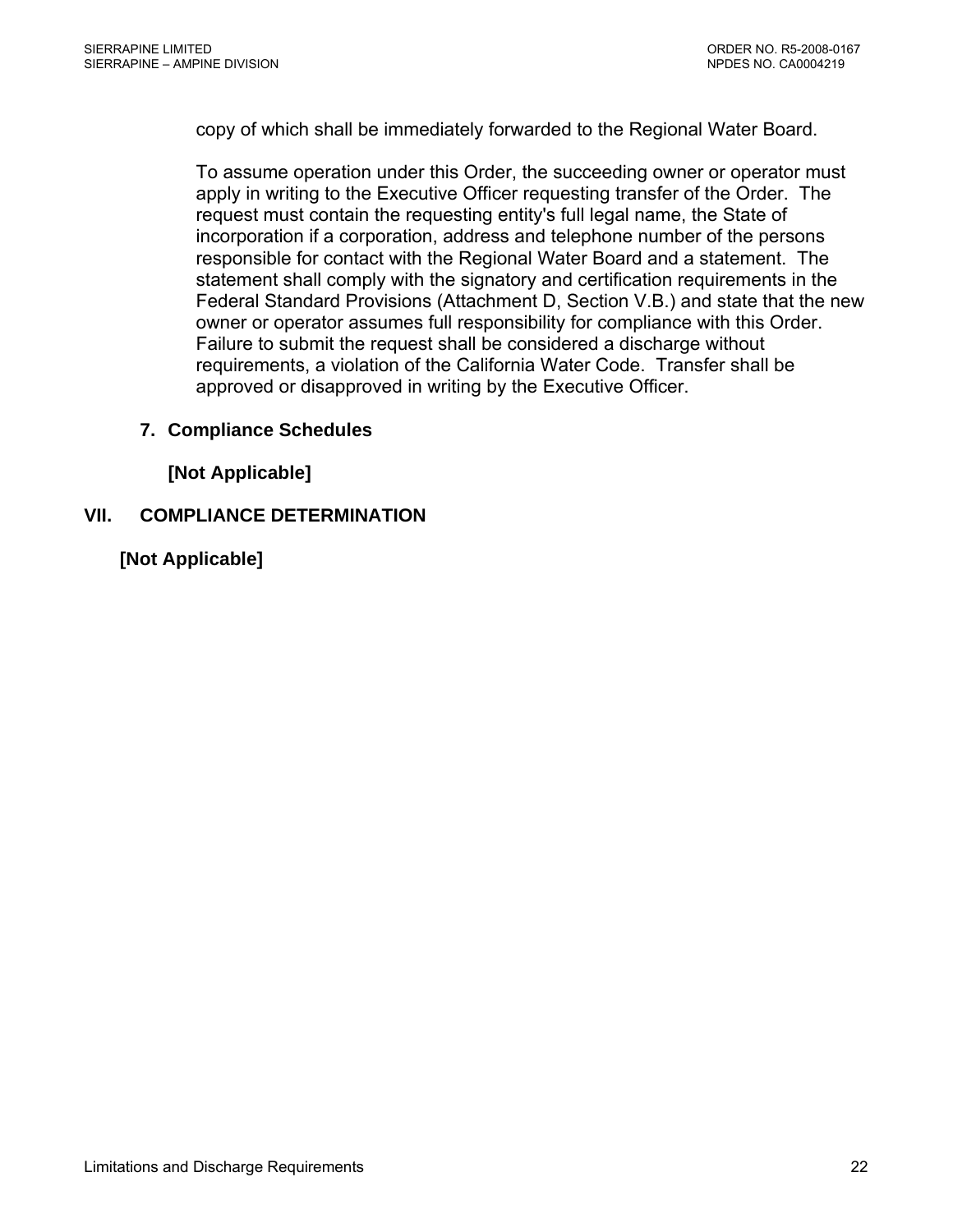copy of which shall be immediately forwarded to the Regional Water Board.

To assume operation under this Order, the succeeding owner or operator must apply in writing to the Executive Officer requesting transfer of the Order. The request must contain the requesting entity's full legal name, the State of incorporation if a corporation, address and telephone number of the persons responsible for contact with the Regional Water Board and a statement. The statement shall comply with the signatory and certification requirements in the Federal Standard Provisions (Attachment D, Section V.B.) and state that the new owner or operator assumes full responsibility for compliance with this Order. Failure to submit the request shall be considered a discharge without requirements, a violation of the California Water Code. Transfer shall be approved or disapproved in writing by the Executive Officer.

**7. Compliance Schedules**

**[Not Applicable]**

## VII. COMPLIANCE DETERMINATION

**[Not Applicable]**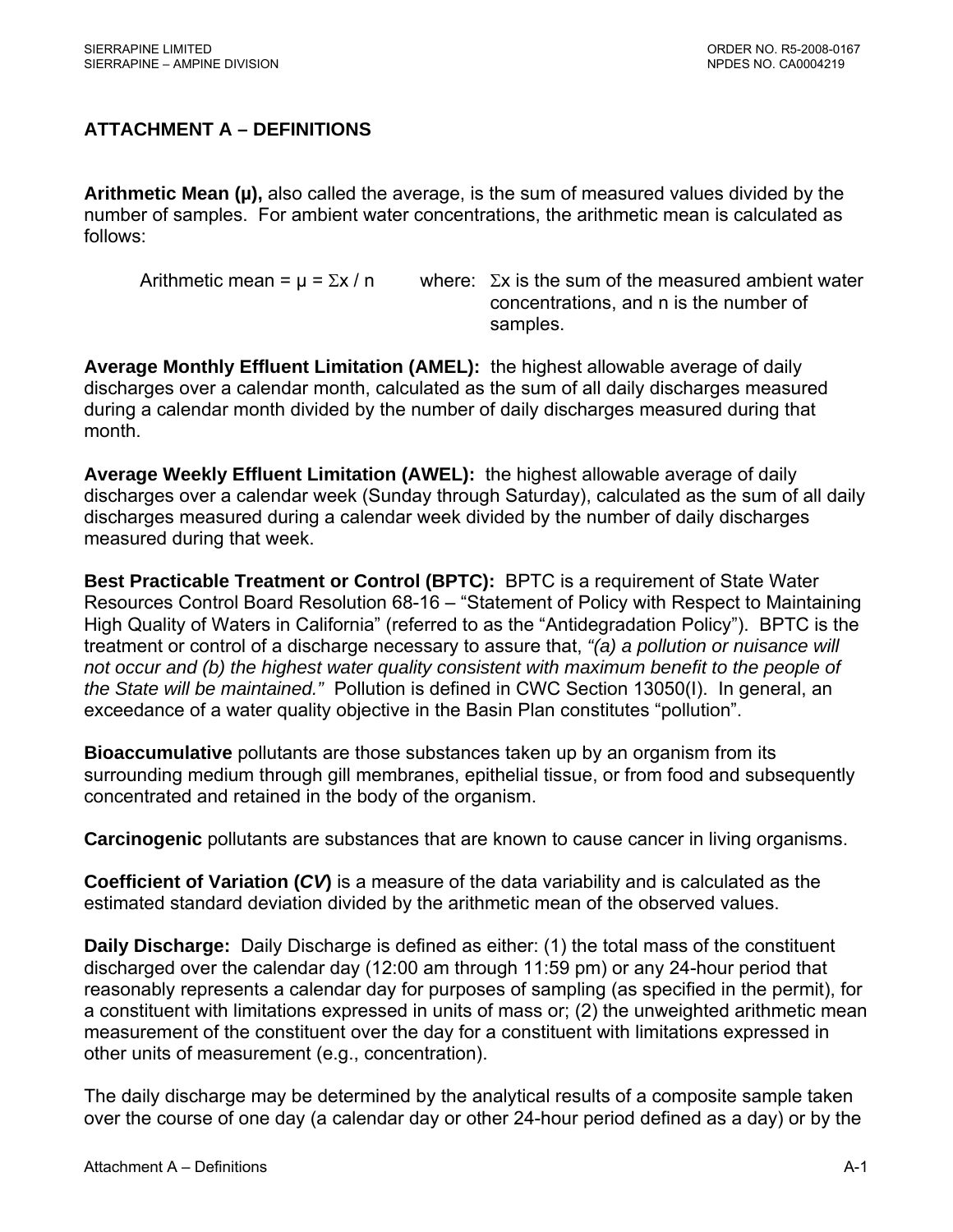## ATTACHMENT A – DEFINITIONS

**Arithmetic Mean (μ),** also called the average, is the sum of measured values divided by the number of samples. For ambient water concentrations, the arithmetic mean is calculated as follows:

Arithmetic mean = $\mu = \Sigma x / n$ where: $\Sigma x$ is the sum of the measured ambient water concentrations, and n is the number of samples.

**Average Monthly Effluent Limitation (AMEL):** the highest allowable average of daily discharges over a calendar month, calculated as the sum of all daily discharges measured during a calendar month divided by the number of daily discharges measured during that month.

**Average Weekly Effluent Limitation (AWEL):** the highest allowable average of daily discharges over a calendar week (Sunday through Saturday), calculated as the sum of all daily discharges measured during a calendar week divided by the number of daily discharges measured during that week.

**Best Practicable Treatment or Control (BPTC):** BPTC is a requirement of State Water Resources Control Board Resolution 68-16 – "Statement of Policy with Respect to Maintaining High Quality of Waters in California" (referred to as the "Antidegradation Policy"). BPTC is the treatment or control of a discharge necessary to assure that, *"(a) a pollution or nuisance will not occur and (b) the highest water quality consistent with maximum benefit to the people of the State will be maintained."* Pollution is defined in CWC Section 13050(I). In general, an exceedance of a water quality objective in the Basin Plan constitutes "pollution".

**Bioaccumulative** pollutants are those substances taken up by an organism from its surrounding medium through gill membranes, epithelial tissue, or from food and subsequently concentrated and retained in the body of the organism.

**Carcinogenic** pollutants are substances that are known to cause cancer in living organisms.

**Coefficient of Variation (*CV*)** is a measure of the data variability and is calculated as the estimated standard deviation divided by the arithmetic mean of the observed values.

**Daily Discharge:** Daily Discharge is defined as either: (1) the total mass of the constituent discharged over the calendar day (12:00 am through 11:59 pm) or any 24-hour period that reasonably represents a calendar day for purposes of sampling (as specified in the permit), for a constituent with limitations expressed in units of mass or; (2) the unweighted arithmetic mean measurement of the constituent over the day for a constituent with limitations expressed in other units of measurement (e.g., concentration).

The daily discharge may be determined by the analytical results of a composite sample taken over the course of one day (a calendar day or other 24-hour period defined as a day) or by the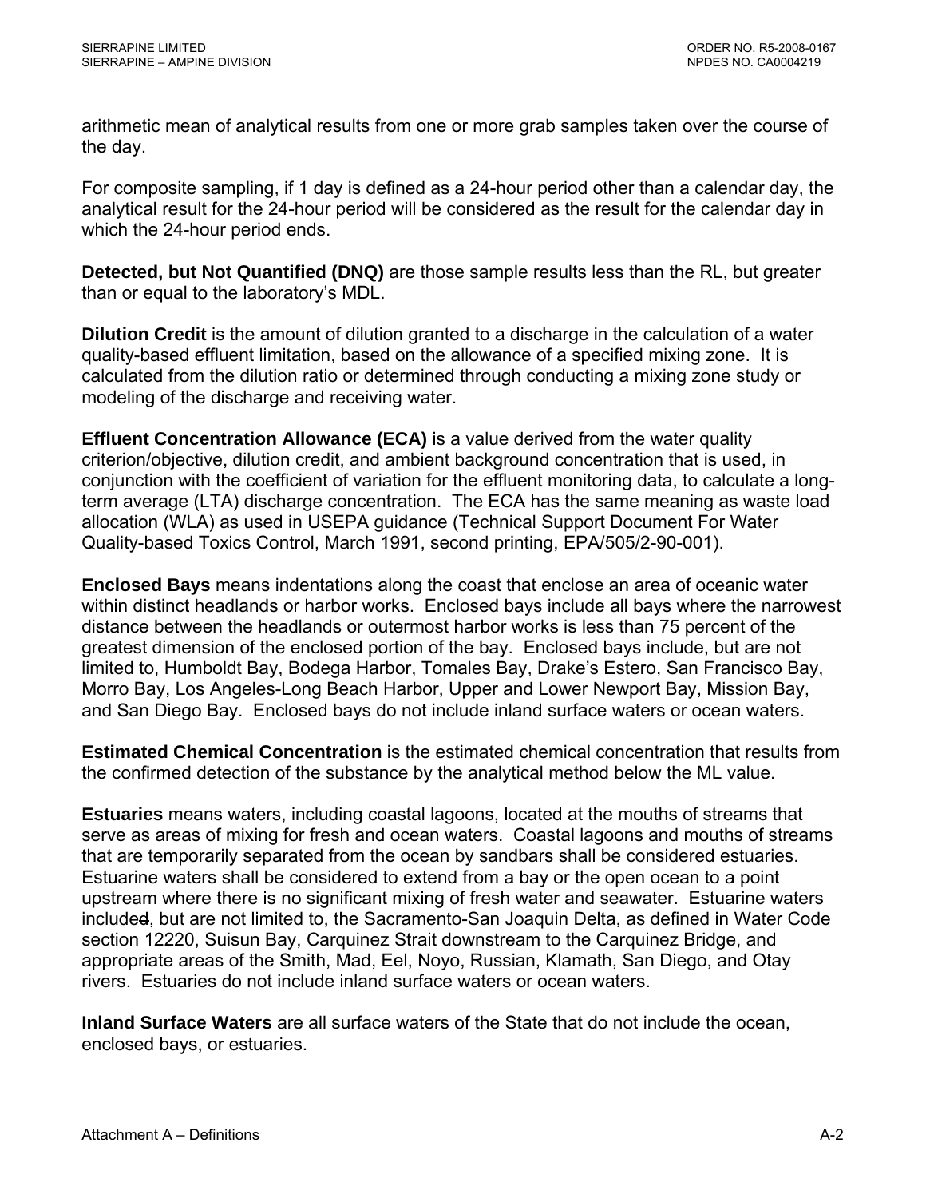arithmetic mean of analytical results from one or more grab samples taken over the course of the day.

For composite sampling, if 1 day is defined as a 24-hour period other than a calendar day, the analytical result for the 24-hour period will be considered as the result for the calendar day in which the 24-hour period ends.

**Detected, but Not Quantified (DNQ)** are those sample results less than the RL, but greater than or equal to the laboratory's MDL.

**Dilution Credit** is the amount of dilution granted to a discharge in the calculation of a water quality-based effluent limitation, based on the allowance of a specified mixing zone. It is calculated from the dilution ratio or determined through conducting a mixing zone study or modeling of the discharge and receiving water.

**Effluent Concentration Allowance (ECA)** is a value derived from the water quality criterion/objective, dilution credit, and ambient background concentration that is used, in conjunction with the coefficient of variation for the effluent monitoring data, to calculate a long-term average (LTA) discharge concentration. The ECA has the same meaning as waste load allocation (WLA) as used in USEPA guidance (Technical Support Document For Water Quality-based Toxics Control, March 1991, second printing, EPA/505/2-90-001).

**Enclosed Bays** means indentations along the coast that enclose an area of oceanic water within distinct headlands or harbor works. Enclosed bays include all bays where the narrowest distance between the headlands or outermost harbor works is less than 75 percent of the greatest dimension of the enclosed portion of the bay. Enclosed bays include, but are not limited to, Humboldt Bay, Bodega Harbor, Tomales Bay, Drake's Estero, San Francisco Bay, Morro Bay, Los Angeles-Long Beach Harbor, Upper and Lower Newport Bay, Mission Bay, and San Diego Bay. Enclosed bays do not include inland surface waters or ocean waters.

**Estimated Chemical Concentration** is the estimated chemical concentration that results from the confirmed detection of the substance by the analytical method below the ML value.

**Estuaries** means waters, including coastal lagoons, located at the mouths of streams that serve as areas of mixing for fresh and ocean waters. Coastal lagoons and mouths of streams that are temporarily separated from the ocean by sandbars shall be considered estuaries. Estuarine waters shall be considered to extend from a bay or the open ocean to a point upstream where there is no significant mixing of fresh water and seawater. Estuarine waters included, but are not limited to, the Sacramento-San Joaquin Delta, as defined in Water Code section 12220, Suisun Bay, Carquinez Strait downstream to the Carquinez Bridge, and appropriate areas of the Smith, Mad, Eel, Noyo, Russian, Klamath, San Diego, and Otay rivers. Estuaries do not include inland surface waters or ocean waters.

**Inland Surface Waters** are all surface waters of the State that do not include the ocean, enclosed bays, or estuaries.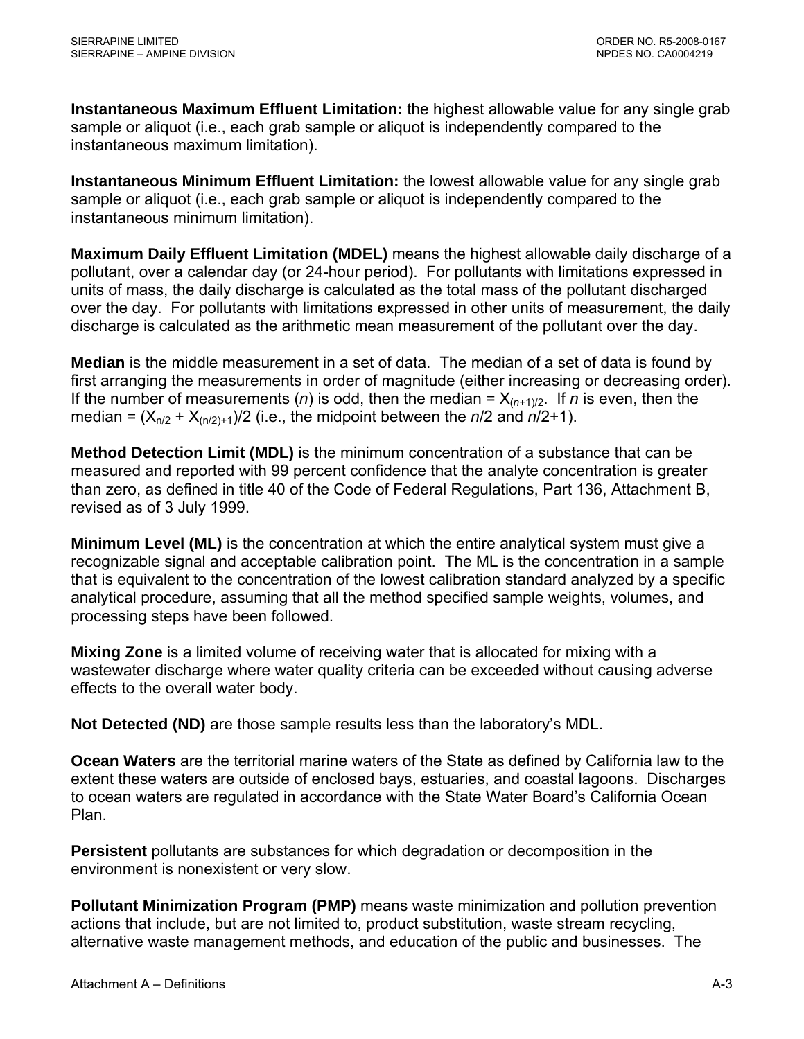**Instantaneous Maximum Effluent Limitation:** the highest allowable value for any single grab sample or aliquot (i.e., each grab sample or aliquot is independently compared to the instantaneous maximum limitation).

**Instantaneous Minimum Effluent Limitation:** the lowest allowable value for any single grab sample or aliquot (i.e., each grab sample or aliquot is independently compared to the instantaneous minimum limitation).

**Maximum Daily Effluent Limitation (MDEL)** means the highest allowable daily discharge of a pollutant, over a calendar day (or 24-hour period). For pollutants with limitations expressed in units of mass, the daily discharge is calculated as the total mass of the pollutant discharged over the day. For pollutants with limitations expressed in other units of measurement, the daily discharge is calculated as the arithmetic mean measurement of the pollutant over the day.

**Median** is the middle measurement in a set of data. The median of a set of data is found by first arranging the measurements in order of magnitude (either increasing or decreasing order). If the number of measurements (*n*) is odd, then the median = $X_{(n+1)/2}$. If *n* is even, then the median = $(X_{n/2} + X_{(n/2)+1})/2$ (i.e., the midpoint between the *n*/2 and *n*/2+1).

**Method Detection Limit (MDL)** is the minimum concentration of a substance that can be measured and reported with 99 percent confidence that the analyte concentration is greater than zero, as defined in title 40 of the Code of Federal Regulations, Part 136, Attachment B, revised as of 3 July 1999.

**Minimum Level (ML)** is the concentration at which the entire analytical system must give a recognizable signal and acceptable calibration point. The ML is the concentration in a sample that is equivalent to the concentration of the lowest calibration standard analyzed by a specific analytical procedure, assuming that all the method specified sample weights, volumes, and processing steps have been followed.

**Mixing Zone** is a limited volume of receiving water that is allocated for mixing with a wastewater discharge where water quality criteria can be exceeded without causing adverse effects to the overall water body.

**Not Detected (ND)** are those sample results less than the laboratory's MDL.

**Ocean Waters** are the territorial marine waters of the State as defined by California law to the extent these waters are outside of enclosed bays, estuaries, and coastal lagoons. Discharges to ocean waters are regulated in accordance with the State Water Board's California Ocean Plan.

**Persistent** pollutants are substances for which degradation or decomposition in the environment is nonexistent or very slow.

**Pollutant Minimization Program (PMP)** means waste minimization and pollution prevention actions that include, but are not limited to, product substitution, waste stream recycling, alternative waste management methods, and education of the public and businesses. The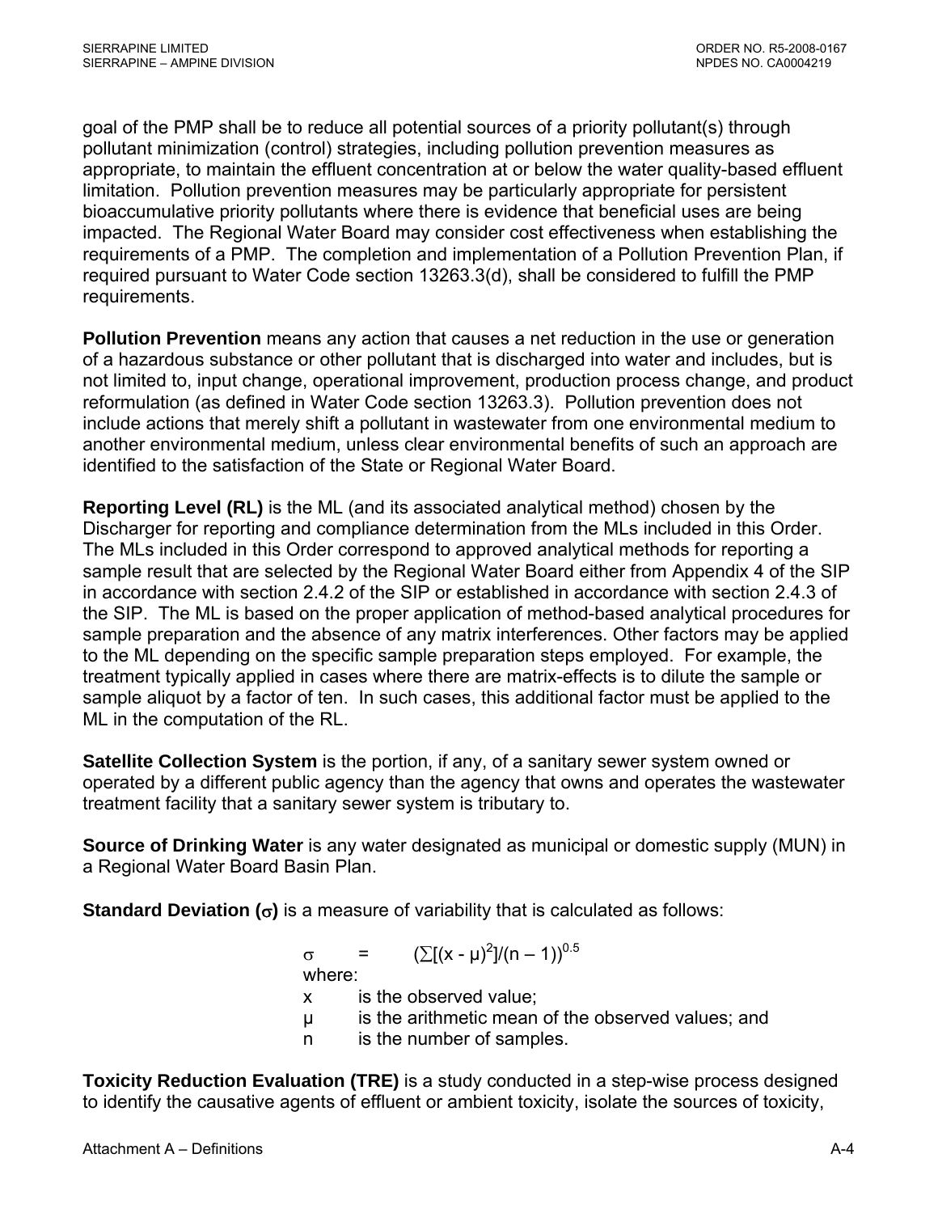goal of the PMP shall be to reduce all potential sources of a priority pollutant(s) through pollutant minimization (control) strategies, including pollution prevention measures as appropriate, to maintain the effluent concentration at or below the water quality-based effluent limitation. Pollution prevention measures may be particularly appropriate for persistent bioaccumulative priority pollutants where there is evidence that beneficial uses are being impacted. The Regional Water Board may consider cost effectiveness when establishing the requirements of a PMP. The completion and implementation of a Pollution Prevention Plan, if required pursuant to Water Code section 13263.3(d), shall be considered to fulfill the PMP requirements.

**Pollution Prevention** means any action that causes a net reduction in the use or generation of a hazardous substance or other pollutant that is discharged into water and includes, but is not limited to, input change, operational improvement, production process change, and product reformulation (as defined in Water Code section 13263.3). Pollution prevention does not include actions that merely shift a pollutant in wastewater from one environmental medium to another environmental medium, unless clear environmental benefits of such an approach are identified to the satisfaction of the State or Regional Water Board.

**Reporting Level (RL)** is the ML (and its associated analytical method) chosen by the Discharger for reporting and compliance determination from the MLs included in this Order. The MLs included in this Order correspond to approved analytical methods for reporting a sample result that are selected by the Regional Water Board either from Appendix 4 of the SIP in accordance with section 2.4.2 of the SIP or established in accordance with section 2.4.3 of the SIP. The ML is based on the proper application of method-based analytical procedures for sample preparation and the absence of any matrix interferences. Other factors may be applied to the ML depending on the specific sample preparation steps employed. For example, the treatment typically applied in cases where there are matrix-effects is to dilute the sample or sample aliquot by a factor of ten. In such cases, this additional factor must be applied to the ML in the computation of the RL.

**Satellite Collection System** is the portion, if any, of a sanitary sewer system owned or operated by a different public agency than the agency that owns and operates the wastewater treatment facility that a sanitary sewer system is tributary to.

**Source of Drinking Water** is any water designated as municipal or domestic supply (MUN) in a Regional Water Board Basin Plan.

**Standard Deviation ($\sigma$)** is a measure of variability that is calculated as follows:

$$\sigma = \left(\sum[(x - \mu)^2]/(n - 1)\right)^{0.5}$$

where:

- $x$ is the observed value;
- $\mu$ is the arithmetic mean of the observed values; and
- $n$ is the number of samples.

**Toxicity Reduction Evaluation (TRE)** is a study conducted in a step-wise process designed to identify the causative agents of effluent or ambient toxicity, isolate the sources of toxicity,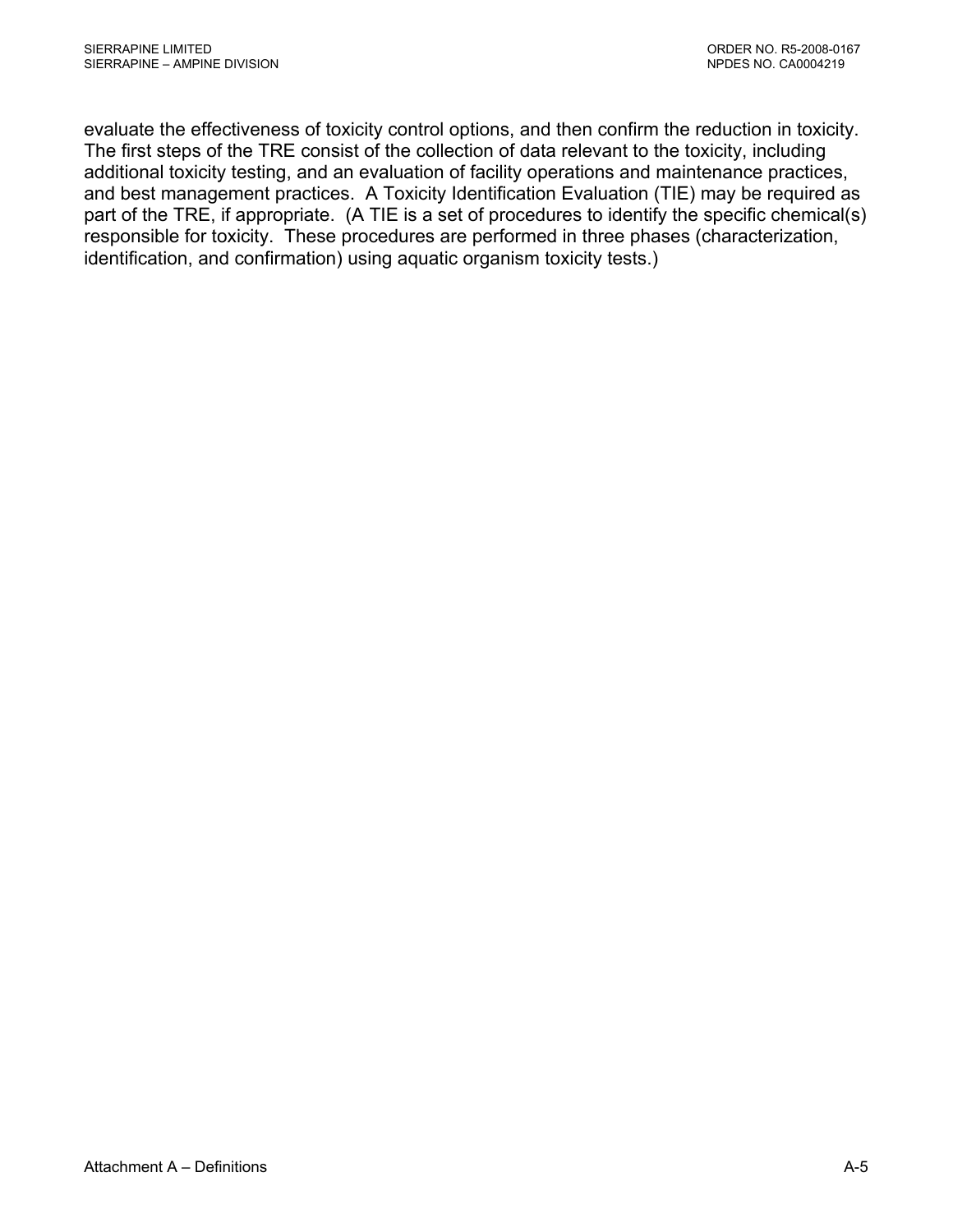evaluate the effectiveness of toxicity control options, and then confirm the reduction in toxicity. The first steps of the TRE consist of the collection of data relevant to the toxicity, including additional toxicity testing, and an evaluation of facility operations and maintenance practices, and best management practices. A Toxicity Identification Evaluation (TIE) may be required as part of the TRE, if appropriate. (A TIE is a set of procedures to identify the specific chemical(s) responsible for toxicity. These procedures are performed in three phases (characterization, identification, and confirmation) using aquatic organism toxicity tests.)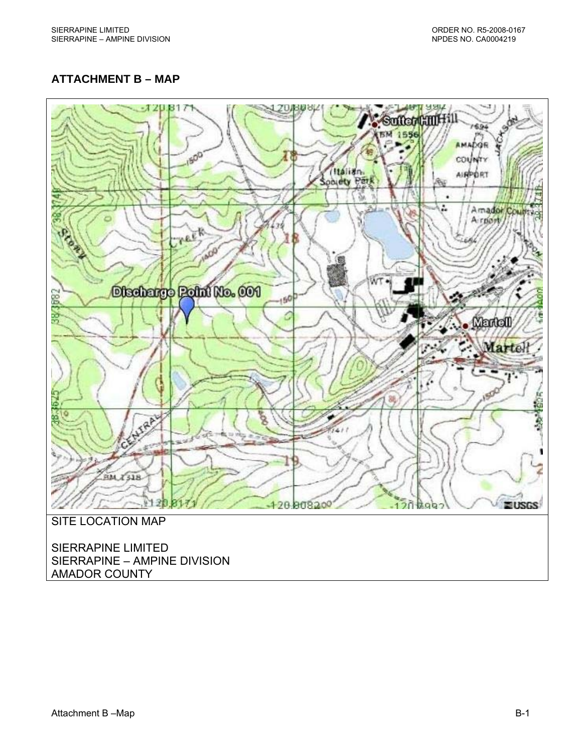## ATTACHMENT B – MAP

SITE LOCATION MAP

SIERRAPINE LIMITED
SIERRAPINE – AMPINE DIVISION
AMADOR COUNTY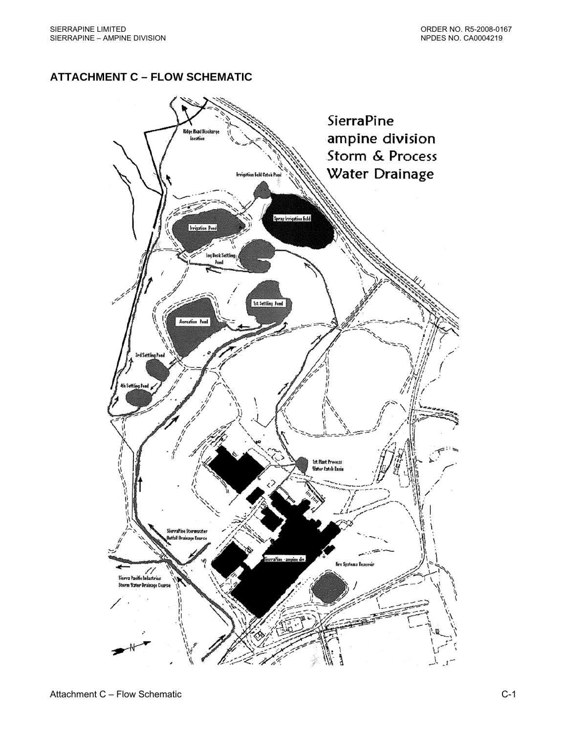## ATTACHMENT C – FLOW SCHEMATIC

SierraPine
ampine division
Storm & Process
Water Drainage

Ridge Road Discharge location

Irrigation field Catch Pond

Spray Irrigation field

Irrigation Pond

Log Deck Settling Pond

1st Settling Pond

Aeration Pond

3rd Settling Pond

4th Settling Pond

1st Plant Process Water Catch Basin

SierraPine Stormwater Outfall Drainage Course

SierraPine - ampine div.

Fire Systems Reservoir

Sierra Pacific Industries Storm Water Drainage Course

N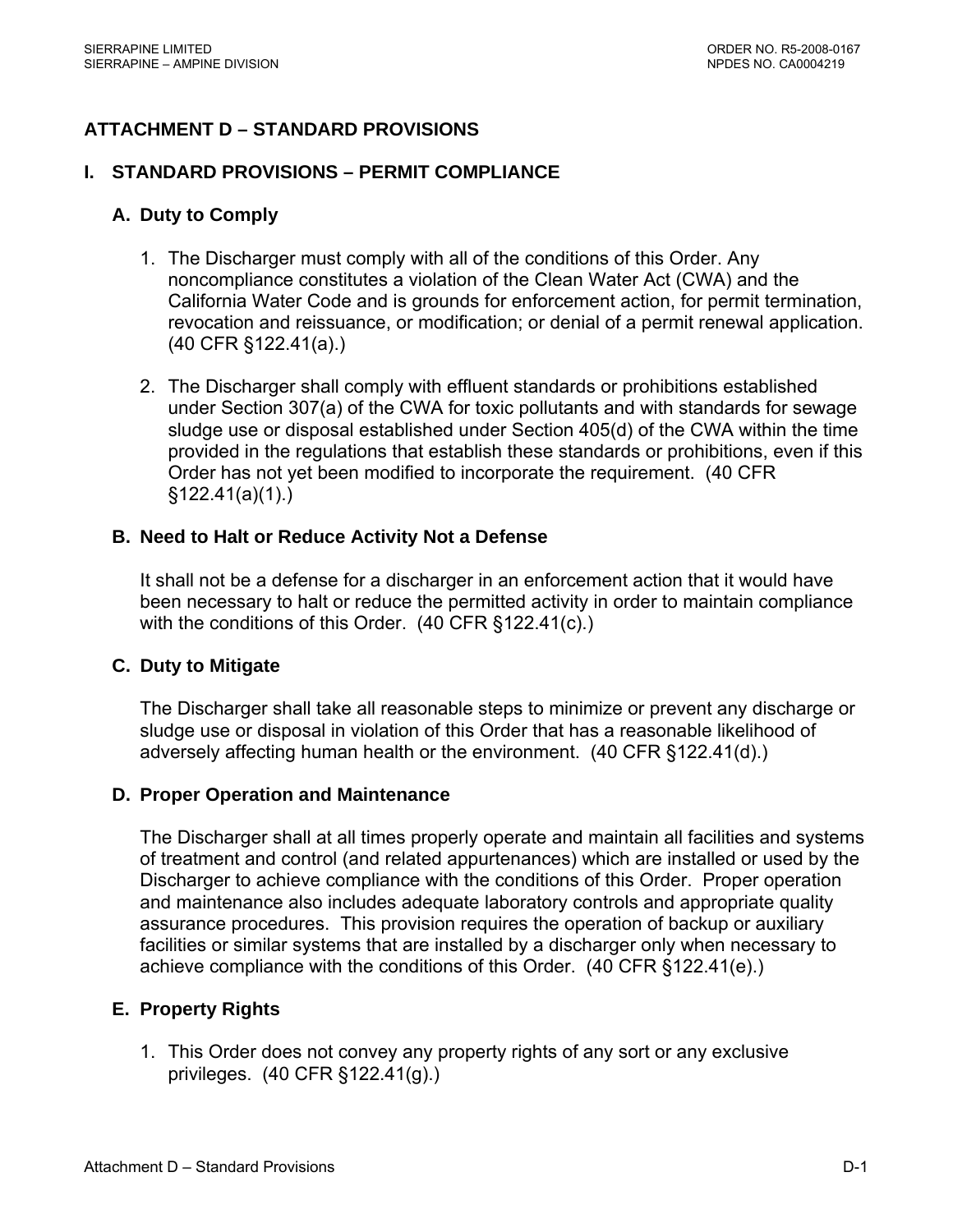# ATTACHMENT D – STANDARD PROVISIONS

## I. STANDARD PROVISIONS – PERMIT COMPLIANCE

### A. Duty to Comply

1. The Discharger must comply with all of the conditions of this Order. Any noncompliance constitutes a violation of the Clean Water Act (CWA) and the California Water Code and is grounds for enforcement action, for permit termination, revocation and reissuance, or modification; or denial of a permit renewal application. (40 CFR §122.41(a).)

2. The Discharger shall comply with effluent standards or prohibitions established under Section 307(a) of the CWA for toxic pollutants and with standards for sewage sludge use or disposal established under Section 405(d) of the CWA within the time provided in the regulations that establish these standards or prohibitions, even if this Order has not yet been modified to incorporate the requirement. (40 CFR §122.41(a)(1).)

### B. Need to Halt or Reduce Activity Not a Defense

It shall not be a defense for a discharger in an enforcement action that it would have been necessary to halt or reduce the permitted activity in order to maintain compliance with the conditions of this Order. (40 CFR §122.41(c).)

### C. Duty to Mitigate

The Discharger shall take all reasonable steps to minimize or prevent any discharge or sludge use or disposal in violation of this Order that has a reasonable likelihood of adversely affecting human health or the environment. (40 CFR §122.41(d).)

### D. Proper Operation and Maintenance

The Discharger shall at all times properly operate and maintain all facilities and systems of treatment and control (and related appurtenances) which are installed or used by the Discharger to achieve compliance with the conditions of this Order. Proper operation and maintenance also includes adequate laboratory controls and appropriate quality assurance procedures. This provision requires the operation of backup or auxiliary facilities or similar systems that are installed by a discharger only when necessary to achieve compliance with the conditions of this Order. (40 CFR §122.41(e).)

### E. Property Rights

1. This Order does not convey any property rights of any sort or any exclusive privileges. (40 CFR §122.41(g).)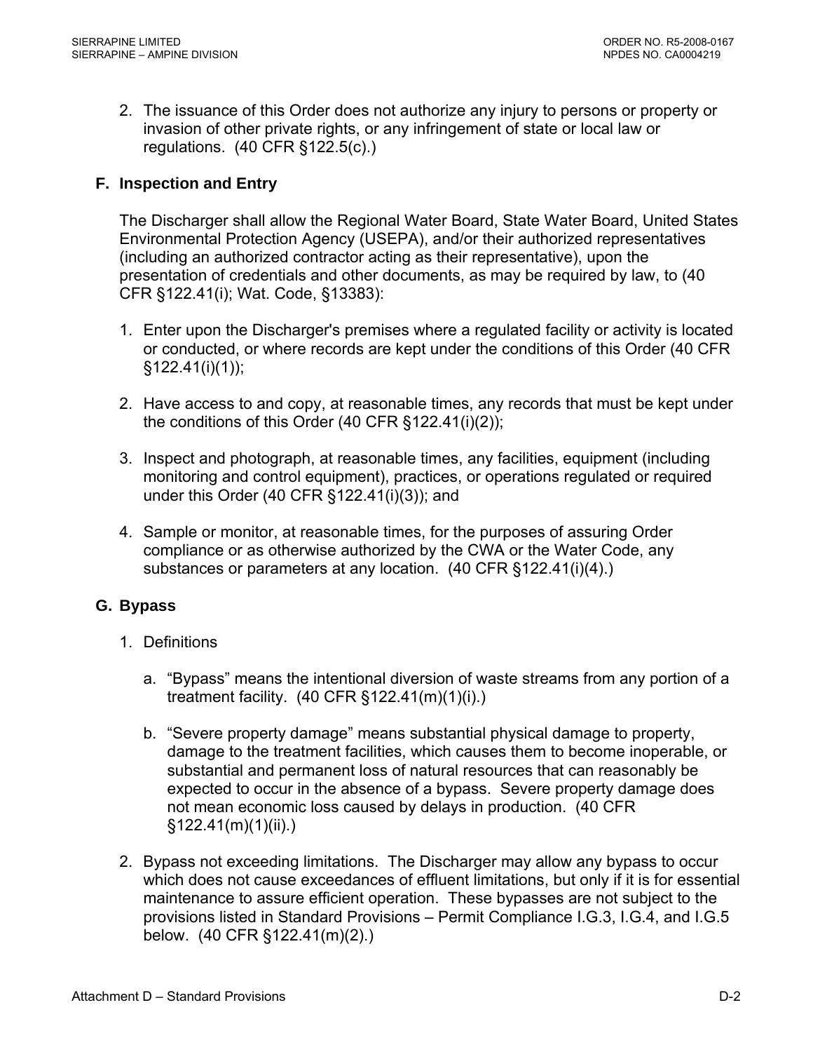2. The issuance of this Order does not authorize any injury to persons or property or invasion of other private rights, or any infringement of state or local law or regulations. (40 CFR §122.5(c).)

### F. Inspection and Entry

The Discharger shall allow the Regional Water Board, State Water Board, United States Environmental Protection Agency (USEPA), and/or their authorized representatives (including an authorized contractor acting as their representative), upon the presentation of credentials and other documents, as may be required by law, to (40 CFR §122.41(i); Wat. Code, §13383):

1. Enter upon the Discharger's premises where a regulated facility or activity is located or conducted, or where records are kept under the conditions of this Order (40 CFR §122.41(i)(1));
2. Have access to and copy, at reasonable times, any records that must be kept under the conditions of this Order (40 CFR §122.41(i)(2));
3. Inspect and photograph, at reasonable times, any facilities, equipment (including monitoring and control equipment), practices, or operations regulated or required under this Order (40 CFR §122.41(i)(3)); and
4. Sample or monitor, at reasonable times, for the purposes of assuring Order compliance or as otherwise authorized by the CWA or the Water Code, any substances or parameters at any location. (40 CFR §122.41(i)(4).)

### G. Bypass

1. Definitions

   a. "Bypass" means the intentional diversion of waste streams from any portion of a treatment facility. (40 CFR §122.41(m)(1)(i).)

   b. "Severe property damage" means substantial physical damage to property, damage to the treatment facilities, which causes them to become inoperable, or substantial and permanent loss of natural resources that can reasonably be expected to occur in the absence of a bypass. Severe property damage does not mean economic loss caused by delays in production. (40 CFR §122.41(m)(1)(ii).)

2. Bypass not exceeding limitations. The Discharger may allow any bypass to occur which does not cause exceedances of effluent limitations, but only if it is for essential maintenance to assure efficient operation. These bypasses are not subject to the provisions listed in Standard Provisions – Permit Compliance I.G.3, I.G.4, and I.G.5 below. (40 CFR §122.41(m)(2).)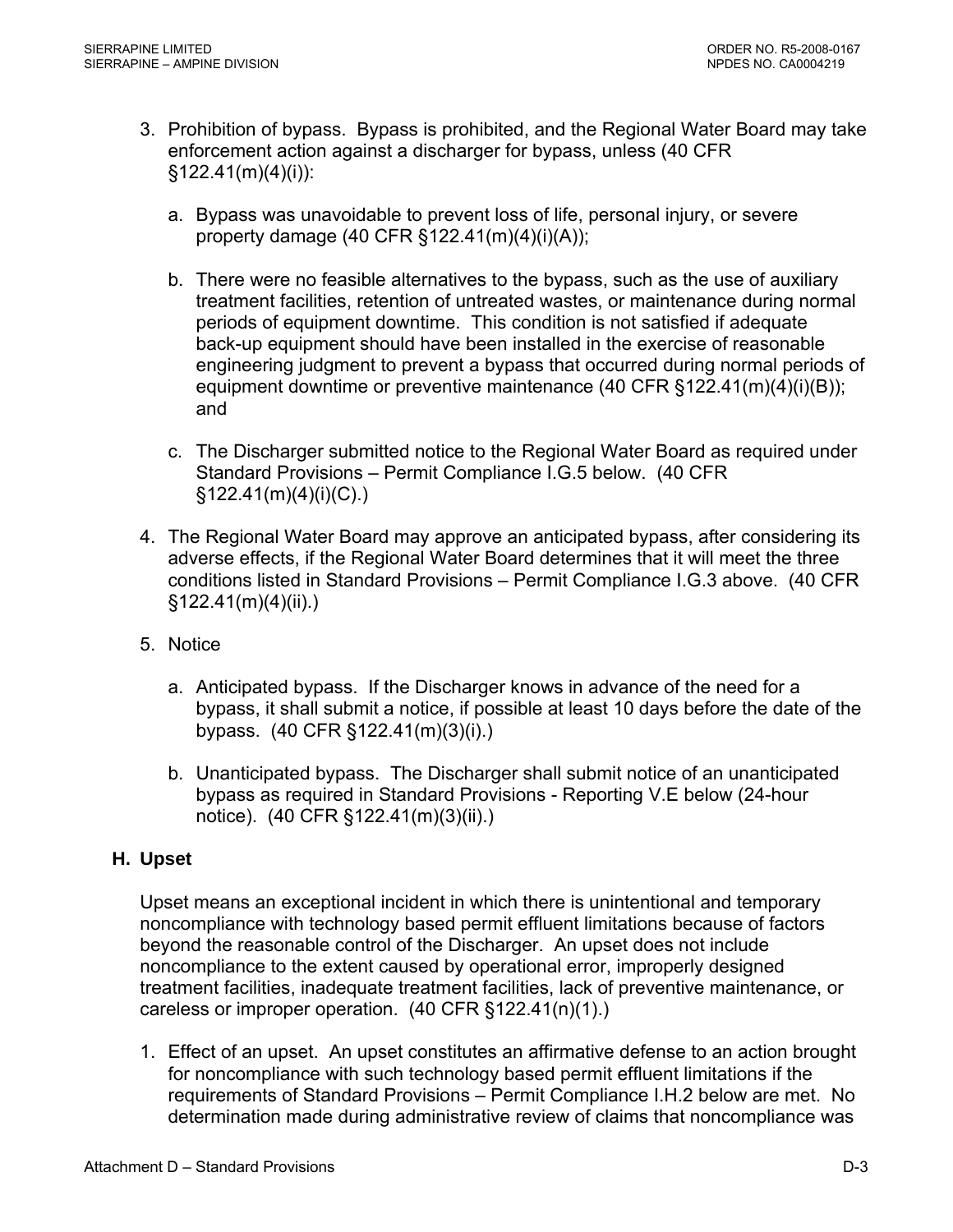3. Prohibition of bypass. Bypass is prohibited, and the Regional Water Board may take enforcement action against a discharger for bypass, unless (40 CFR §122.41(m)(4)(i)):

   a. Bypass was unavoidable to prevent loss of life, personal injury, or severe property damage (40 CFR §122.41(m)(4)(i)(A));

   b. There were no feasible alternatives to the bypass, such as the use of auxiliary treatment facilities, retention of untreated wastes, or maintenance during normal periods of equipment downtime. This condition is not satisfied if adequate back-up equipment should have been installed in the exercise of reasonable engineering judgment to prevent a bypass that occurred during normal periods of equipment downtime or preventive maintenance (40 CFR §122.41(m)(4)(i)(B)); and

   c. The Discharger submitted notice to the Regional Water Board as required under Standard Provisions – Permit Compliance I.G.5 below. (40 CFR §122.41(m)(4)(i)(C).)

4. The Regional Water Board may approve an anticipated bypass, after considering its adverse effects, if the Regional Water Board determines that it will meet the three conditions listed in Standard Provisions – Permit Compliance I.G.3 above. (40 CFR §122.41(m)(4)(ii).)

5. Notice

   a. Anticipated bypass. If the Discharger knows in advance of the need for a bypass, it shall submit a notice, if possible at least 10 days before the date of the bypass. (40 CFR §122.41(m)(3)(i).)

   b. Unanticipated bypass. The Discharger shall submit notice of an unanticipated bypass as required in Standard Provisions - Reporting V.E below (24-hour notice). (40 CFR §122.41(m)(3)(ii).)

### H. Upset

Upset means an exceptional incident in which there is unintentional and temporary noncompliance with technology based permit effluent limitations because of factors beyond the reasonable control of the Discharger. An upset does not include noncompliance to the extent caused by operational error, improperly designed treatment facilities, inadequate treatment facilities, lack of preventive maintenance, or careless or improper operation. (40 CFR §122.41(n)(1).)

1. Effect of an upset. An upset constitutes an affirmative defense to an action brought for noncompliance with such technology based permit effluent limitations if the requirements of Standard Provisions – Permit Compliance I.H.2 below are met. No determination made during administrative review of claims that noncompliance was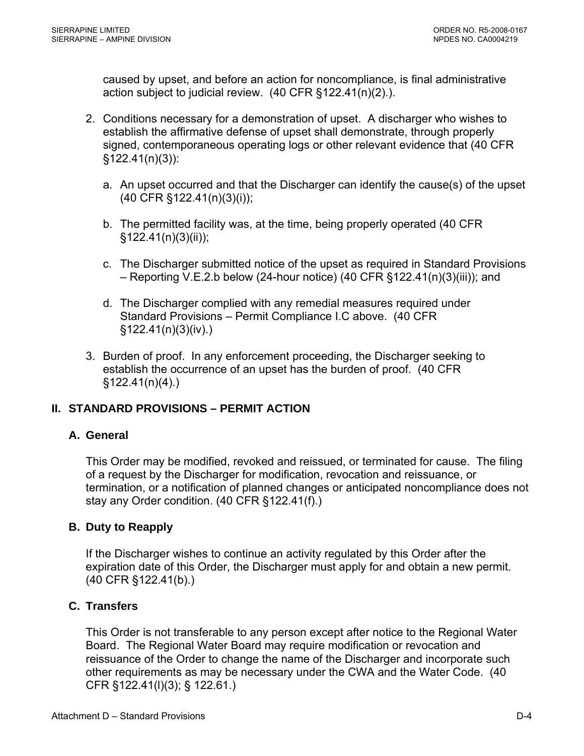caused by upset, and before an action for noncompliance, is final administrative action subject to judicial review. (40 CFR §122.41(n)(2).).

2. Conditions necessary for a demonstration of upset. A discharger who wishes to establish the affirmative defense of upset shall demonstrate, through properly signed, contemporaneous operating logs or other relevant evidence that (40 CFR §122.41(n)(3)):

   a. An upset occurred and that the Discharger can identify the cause(s) of the upset (40 CFR §122.41(n)(3)(i));

   b. The permitted facility was, at the time, being properly operated (40 CFR §122.41(n)(3)(ii));

   c. The Discharger submitted notice of the upset as required in Standard Provisions – Reporting V.E.2.b below (24-hour notice) (40 CFR §122.41(n)(3)(iii)); and

   d. The Discharger complied with any remedial measures required under Standard Provisions – Permit Compliance I.C above. (40 CFR §122.41(n)(3)(iv).)

3. Burden of proof. In any enforcement proceeding, the Discharger seeking to establish the occurrence of an upset has the burden of proof. (40 CFR §122.41(n)(4).)

## II. STANDARD PROVISIONS – PERMIT ACTION

### A. General

This Order may be modified, revoked and reissued, or terminated for cause. The filing of a request by the Discharger for modification, revocation and reissuance, or termination, or a notification of planned changes or anticipated noncompliance does not stay any Order condition. (40 CFR §122.41(f).)

### B. Duty to Reapply

If the Discharger wishes to continue an activity regulated by this Order after the expiration date of this Order, the Discharger must apply for and obtain a new permit. (40 CFR §122.41(b).)

### C. Transfers

This Order is not transferable to any person except after notice to the Regional Water Board. The Regional Water Board may require modification or revocation and reissuance of the Order to change the name of the Discharger and incorporate such other requirements as may be necessary under the CWA and the Water Code. (40 CFR §122.41(l)(3); § 122.61.)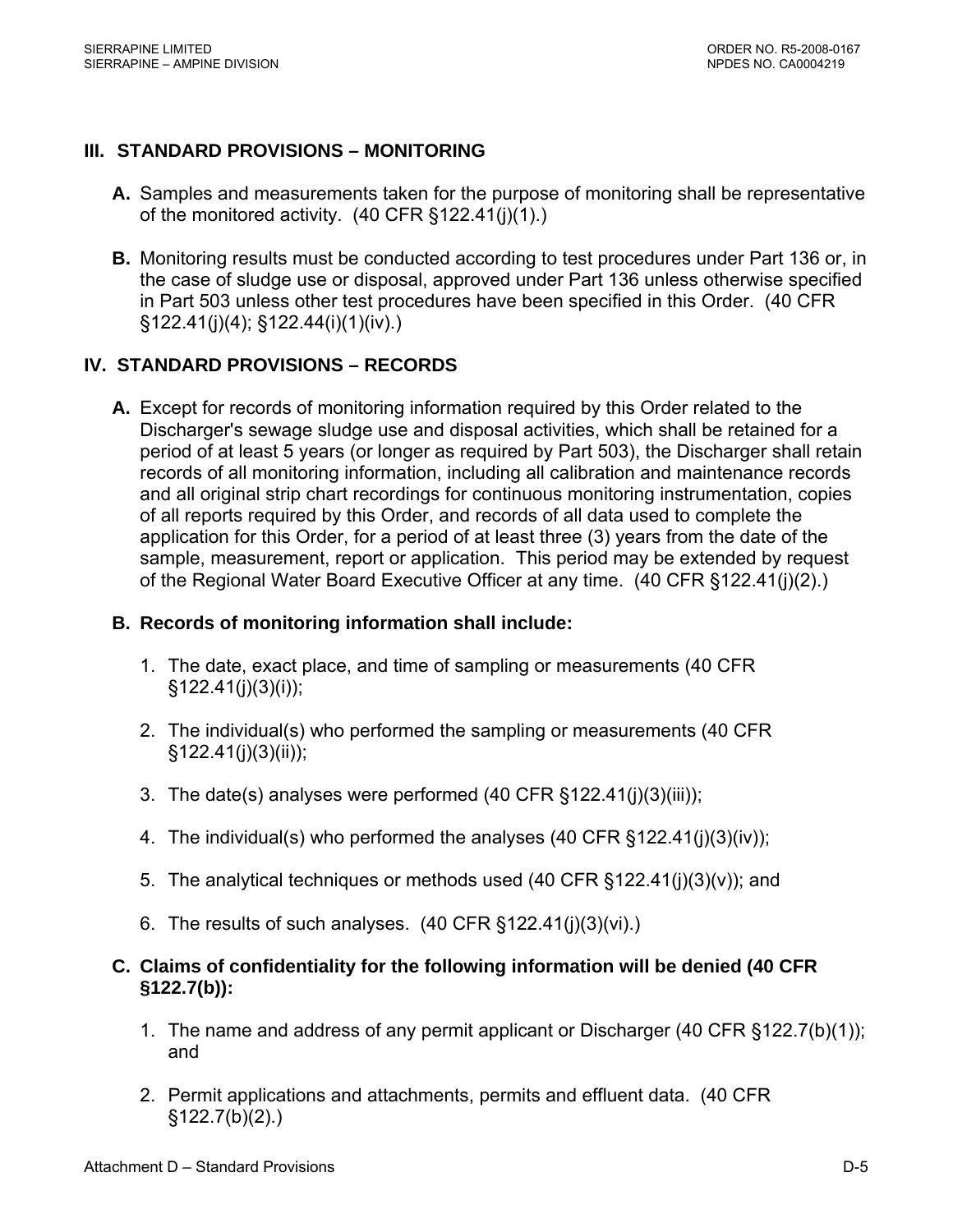## III. STANDARD PROVISIONS – MONITORING

**A.** Samples and measurements taken for the purpose of monitoring shall be representative of the monitored activity. (40 CFR §122.41(j)(1).)

**B.** Monitoring results must be conducted according to test procedures under Part 136 or, in the case of sludge use or disposal, approved under Part 136 unless otherwise specified in Part 503 unless other test procedures have been specified in this Order. (40 CFR §122.41(j)(4); §122.44(i)(1)(iv).)

## IV. STANDARD PROVISIONS – RECORDS

**A.** Except for records of monitoring information required by this Order related to the Discharger's sewage sludge use and disposal activities, which shall be retained for a period of at least 5 years (or longer as required by Part 503), the Discharger shall retain records of all monitoring information, including all calibration and maintenance records and all original strip chart recordings for continuous monitoring instrumentation, copies of all reports required by this Order, and records of all data used to complete the application for this Order, for a period of at least three (3) years from the date of the sample, measurement, report or application. This period may be extended by request of the Regional Water Board Executive Officer at any time. (40 CFR §122.41(j)(2).)

**B. Records of monitoring information shall include:**

1. The date, exact place, and time of sampling or measurements (40 CFR §122.41(j)(3)(i));
2. The individual(s) who performed the sampling or measurements (40 CFR §122.41(j)(3)(ii));
3. The date(s) analyses were performed (40 CFR §122.41(j)(3)(iii));
4. The individual(s) who performed the analyses (40 CFR §122.41(j)(3)(iv));
5. The analytical techniques or methods used (40 CFR §122.41(j)(3)(v)); and
6. The results of such analyses. (40 CFR §122.41(j)(3)(vi).)

**C. Claims of confidentiality for the following information will be denied (40 CFR §122.7(b)):**

1. The name and address of any permit applicant or Discharger (40 CFR §122.7(b)(1)); and
2. Permit applications and attachments, permits and effluent data. (40 CFR §122.7(b)(2).)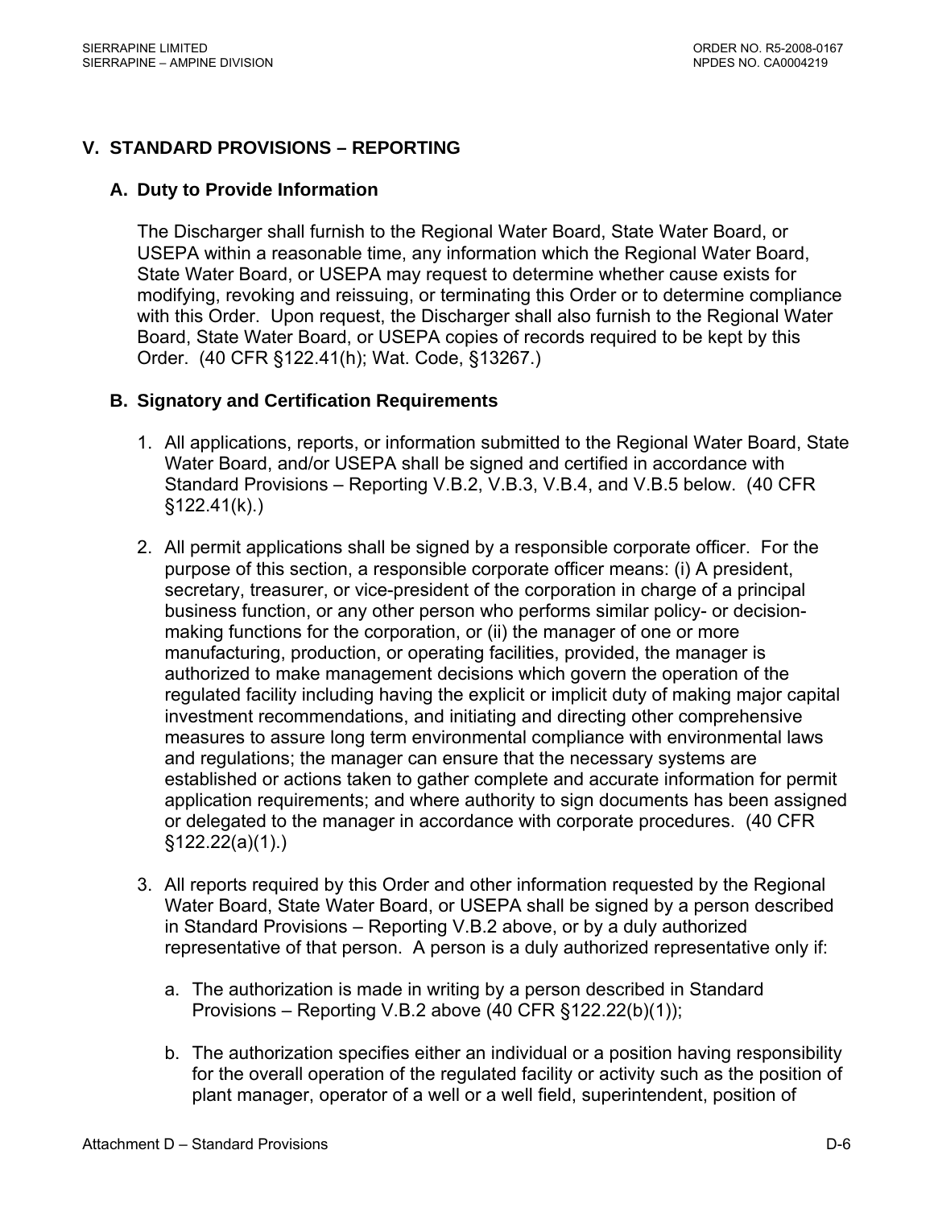## V. STANDARD PROVISIONS – REPORTING

### A. Duty to Provide Information

The Discharger shall furnish to the Regional Water Board, State Water Board, or USEPA within a reasonable time, any information which the Regional Water Board, State Water Board, or USEPA may request to determine whether cause exists for modifying, revoking and reissuing, or terminating this Order or to determine compliance with this Order. Upon request, the Discharger shall also furnish to the Regional Water Board, State Water Board, or USEPA copies of records required to be kept by this Order. (40 CFR §122.41(h); Wat. Code, §13267.)

### B. Signatory and Certification Requirements

1. All applications, reports, or information submitted to the Regional Water Board, State Water Board, and/or USEPA shall be signed and certified in accordance with Standard Provisions – Reporting V.B.2, V.B.3, V.B.4, and V.B.5 below. (40 CFR §122.41(k).)

2. All permit applications shall be signed by a responsible corporate officer. For the purpose of this section, a responsible corporate officer means: (i) A president, secretary, treasurer, or vice-president of the corporation in charge of a principal business function, or any other person who performs similar policy- or decision-making functions for the corporation, or (ii) the manager of one or more manufacturing, production, or operating facilities, provided, the manager is authorized to make management decisions which govern the operation of the regulated facility including having the explicit or implicit duty of making major capital investment recommendations, and initiating and directing other comprehensive measures to assure long term environmental compliance with environmental laws and regulations; the manager can ensure that the necessary systems are established or actions taken to gather complete and accurate information for permit application requirements; and where authority to sign documents has been assigned or delegated to the manager in accordance with corporate procedures. (40 CFR §122.22(a)(1).)

3. All reports required by this Order and other information requested by the Regional Water Board, State Water Board, or USEPA shall be signed by a person described in Standard Provisions – Reporting V.B.2 above, or by a duly authorized representative of that person. A person is a duly authorized representative only if:

   a. The authorization is made in writing by a person described in Standard Provisions – Reporting V.B.2 above (40 CFR §122.22(b)(1));

   b. The authorization specifies either an individual or a position having responsibility for the overall operation of the regulated facility or activity such as the position of plant manager, operator of a well or a well field, superintendent, position of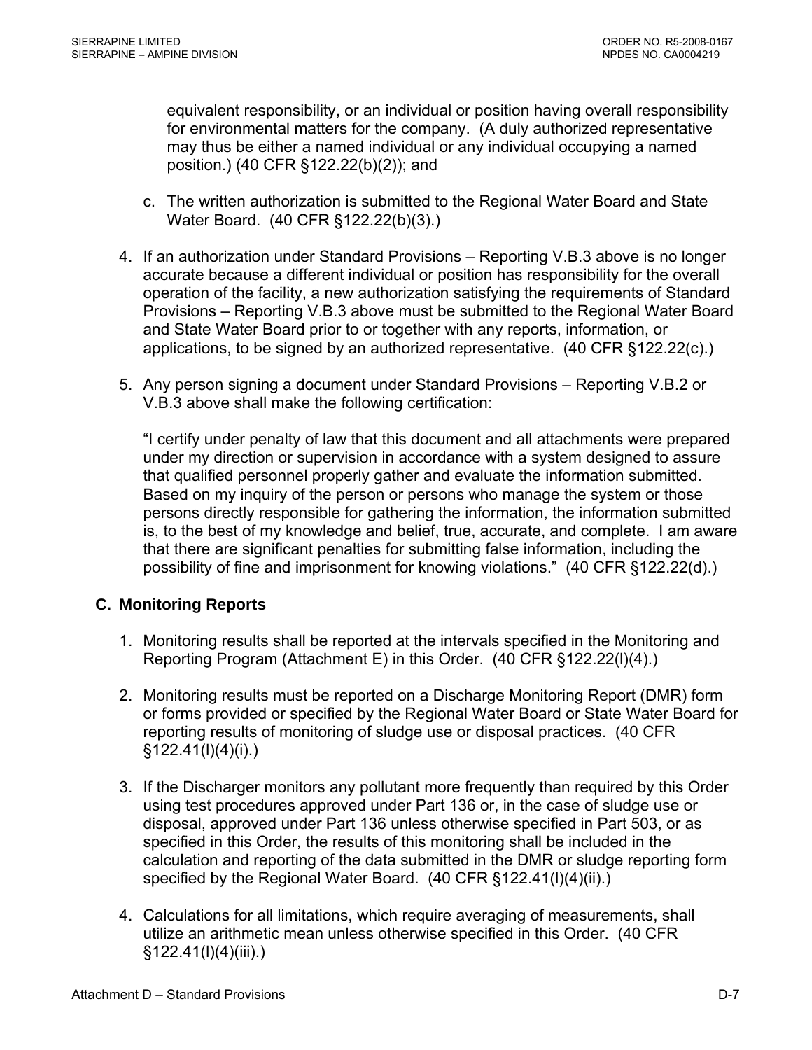equivalent responsibility, or an individual or position having overall responsibility for environmental matters for the company. (A duly authorized representative may thus be either a named individual or any individual occupying a named position.) (40 CFR §122.22(b)(2)); and

c. The written authorization is submitted to the Regional Water Board and State Water Board. (40 CFR §122.22(b)(3).)

4. If an authorization under Standard Provisions – Reporting V.B.3 above is no longer accurate because a different individual or position has responsibility for the overall operation of the facility, a new authorization satisfying the requirements of Standard Provisions – Reporting V.B.3 above must be submitted to the Regional Water Board and State Water Board prior to or together with any reports, information, or applications, to be signed by an authorized representative. (40 CFR §122.22(c).)

5. Any person signing a document under Standard Provisions – Reporting V.B.2 or V.B.3 above shall make the following certification:

   "I certify under penalty of law that this document and all attachments were prepared under my direction or supervision in accordance with a system designed to assure that qualified personnel properly gather and evaluate the information submitted. Based on my inquiry of the person or persons who manage the system or those persons directly responsible for gathering the information, the information submitted is, to the best of my knowledge and belief, true, accurate, and complete. I am aware that there are significant penalties for submitting false information, including the possibility of fine and imprisonment for knowing violations." (40 CFR §122.22(d).)

### C. Monitoring Reports

1. Monitoring results shall be reported at the intervals specified in the Monitoring and Reporting Program (Attachment E) in this Order. (40 CFR §122.22(l)(4).)

2. Monitoring results must be reported on a Discharge Monitoring Report (DMR) form or forms provided or specified by the Regional Water Board or State Water Board for reporting results of monitoring of sludge use or disposal practices. (40 CFR §122.41(l)(4)(i).)

3. If the Discharger monitors any pollutant more frequently than required by this Order using test procedures approved under Part 136 or, in the case of sludge use or disposal, approved under Part 136 unless otherwise specified in Part 503, or as specified in this Order, the results of this monitoring shall be included in the calculation and reporting of the data submitted in the DMR or sludge reporting form specified by the Regional Water Board. (40 CFR §122.41(l)(4)(ii).)

4. Calculations for all limitations, which require averaging of measurements, shall utilize an arithmetic mean unless otherwise specified in this Order. (40 CFR §122.41(l)(4)(iii).)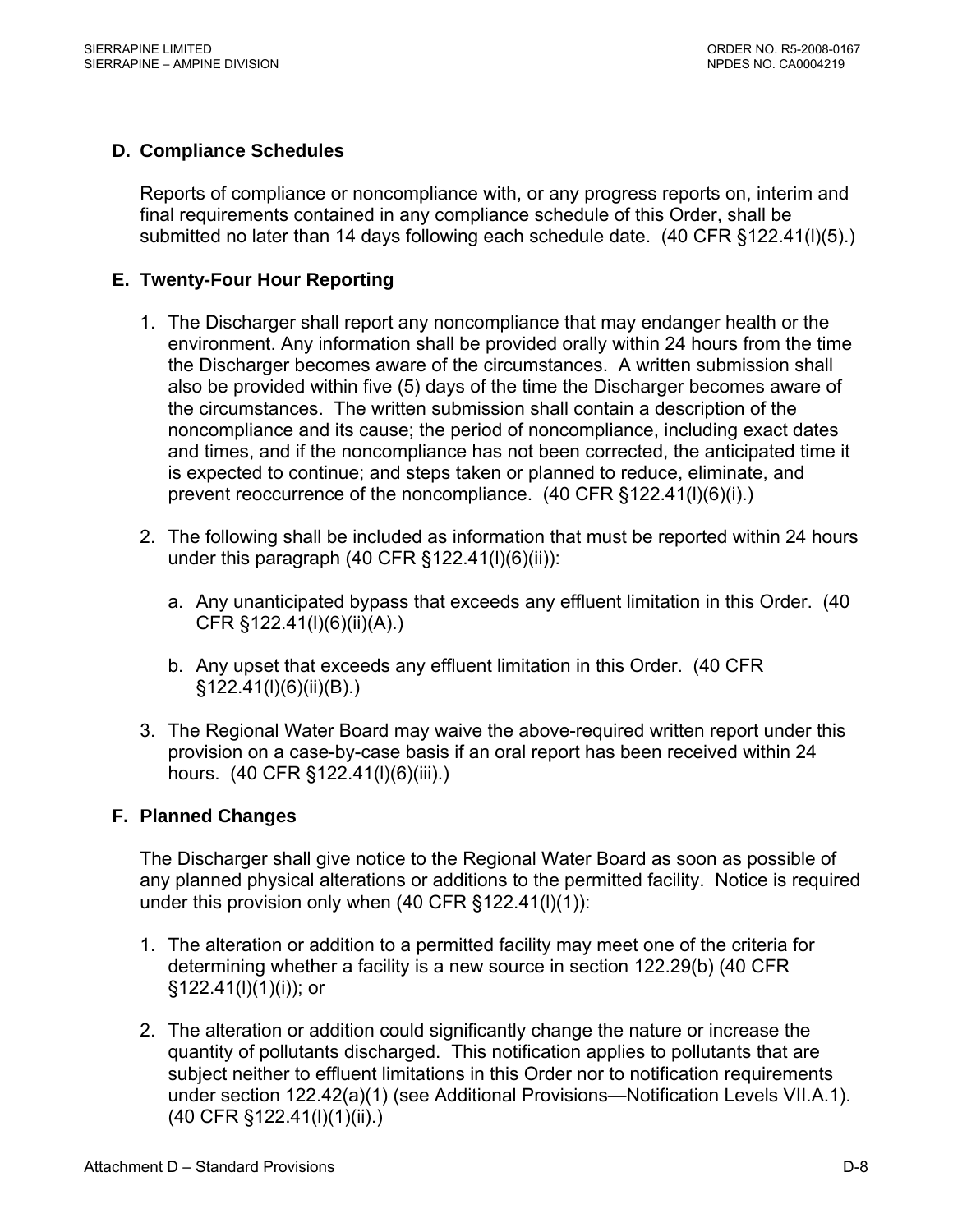### D. Compliance Schedules

Reports of compliance or noncompliance with, or any progress reports on, interim and final requirements contained in any compliance schedule of this Order, shall be submitted no later than 14 days following each schedule date. (40 CFR §122.41(l)(5).)

### E. Twenty-Four Hour Reporting

1. The Discharger shall report any noncompliance that may endanger health or the environment. Any information shall be provided orally within 24 hours from the time the Discharger becomes aware of the circumstances. A written submission shall also be provided within five (5) days of the time the Discharger becomes aware of the circumstances. The written submission shall contain a description of the noncompliance and its cause; the period of noncompliance, including exact dates and times, and if the noncompliance has not been corrected, the anticipated time it is expected to continue; and steps taken or planned to reduce, eliminate, and prevent reoccurrence of the noncompliance. (40 CFR §122.41(l)(6)(i).)

2. The following shall be included as information that must be reported within 24 hours under this paragraph (40 CFR §122.41(l)(6)(ii)):

   a. Any unanticipated bypass that exceeds any effluent limitation in this Order. (40 CFR §122.41(l)(6)(ii)(A).)

   b. Any upset that exceeds any effluent limitation in this Order. (40 CFR §122.41(l)(6)(ii)(B).)

3. The Regional Water Board may waive the above-required written report under this provision on a case-by-case basis if an oral report has been received within 24 hours. (40 CFR §122.41(l)(6)(iii).)

### F. Planned Changes

The Discharger shall give notice to the Regional Water Board as soon as possible of any planned physical alterations or additions to the permitted facility. Notice is required under this provision only when (40 CFR §122.41(l)(1)):

1. The alteration or addition to a permitted facility may meet one of the criteria for determining whether a facility is a new source in section 122.29(b) (40 CFR §122.41(l)(1)(i)); or

2. The alteration or addition could significantly change the nature or increase the quantity of pollutants discharged. This notification applies to pollutants that are subject neither to effluent limitations in this Order nor to notification requirements under section 122.42(a)(1) (see Additional Provisions—Notification Levels VII.A.1). (40 CFR §122.41(l)(1)(ii).)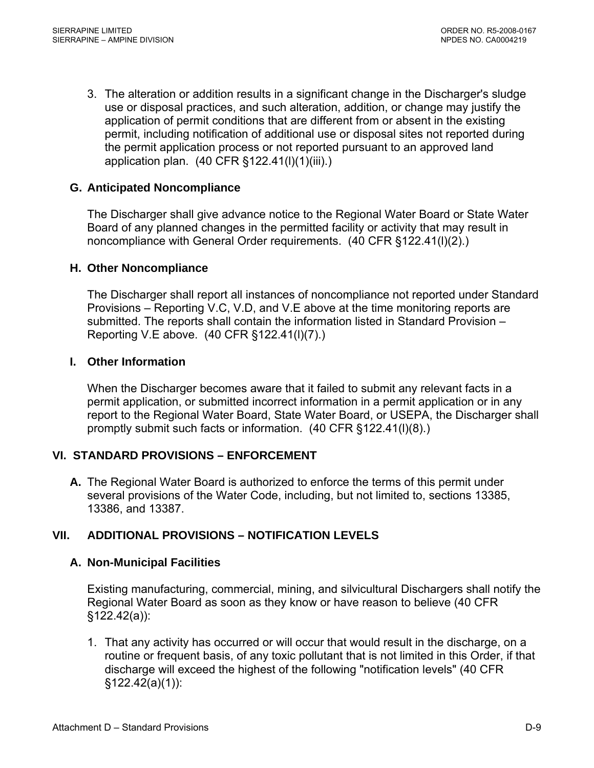3. The alteration or addition results in a significant change in the Discharger's sludge use or disposal practices, and such alteration, addition, or change may justify the application of permit conditions that are different from or absent in the existing permit, including notification of additional use or disposal sites not reported during the permit application process or not reported pursuant to an approved land application plan. (40 CFR §122.41(l)(1)(iii).)

**G. Anticipated Noncompliance**

The Discharger shall give advance notice to the Regional Water Board or State Water Board of any planned changes in the permitted facility or activity that may result in noncompliance with General Order requirements. (40 CFR §122.41(l)(2).)

**H. Other Noncompliance**

The Discharger shall report all instances of noncompliance not reported under Standard Provisions – Reporting V.C, V.D, and V.E above at the time monitoring reports are submitted. The reports shall contain the information listed in Standard Provision – Reporting V.E above. (40 CFR §122.41(l)(7).)

**I. Other Information**

When the Discharger becomes aware that it failed to submit any relevant facts in a permit application, or submitted incorrect information in a permit application or in any report to the Regional Water Board, State Water Board, or USEPA, the Discharger shall promptly submit such facts or information. (40 CFR §122.41(l)(8).)

## VI. STANDARD PROVISIONS – ENFORCEMENT

**A.** The Regional Water Board is authorized to enforce the terms of this permit under several provisions of the Water Code, including, but not limited to, sections 13385, 13386, and 13387.

## VII. ADDITIONAL PROVISIONS – NOTIFICATION LEVELS

**A. Non-Municipal Facilities**

Existing manufacturing, commercial, mining, and silvicultural Dischargers shall notify the Regional Water Board as soon as they know or have reason to believe (40 CFR §122.42(a)):

1. That any activity has occurred or will occur that would result in the discharge, on a routine or frequent basis, of any toxic pollutant that is not limited in this Order, if that discharge will exceed the highest of the following "notification levels" (40 CFR §122.42(a)(1)):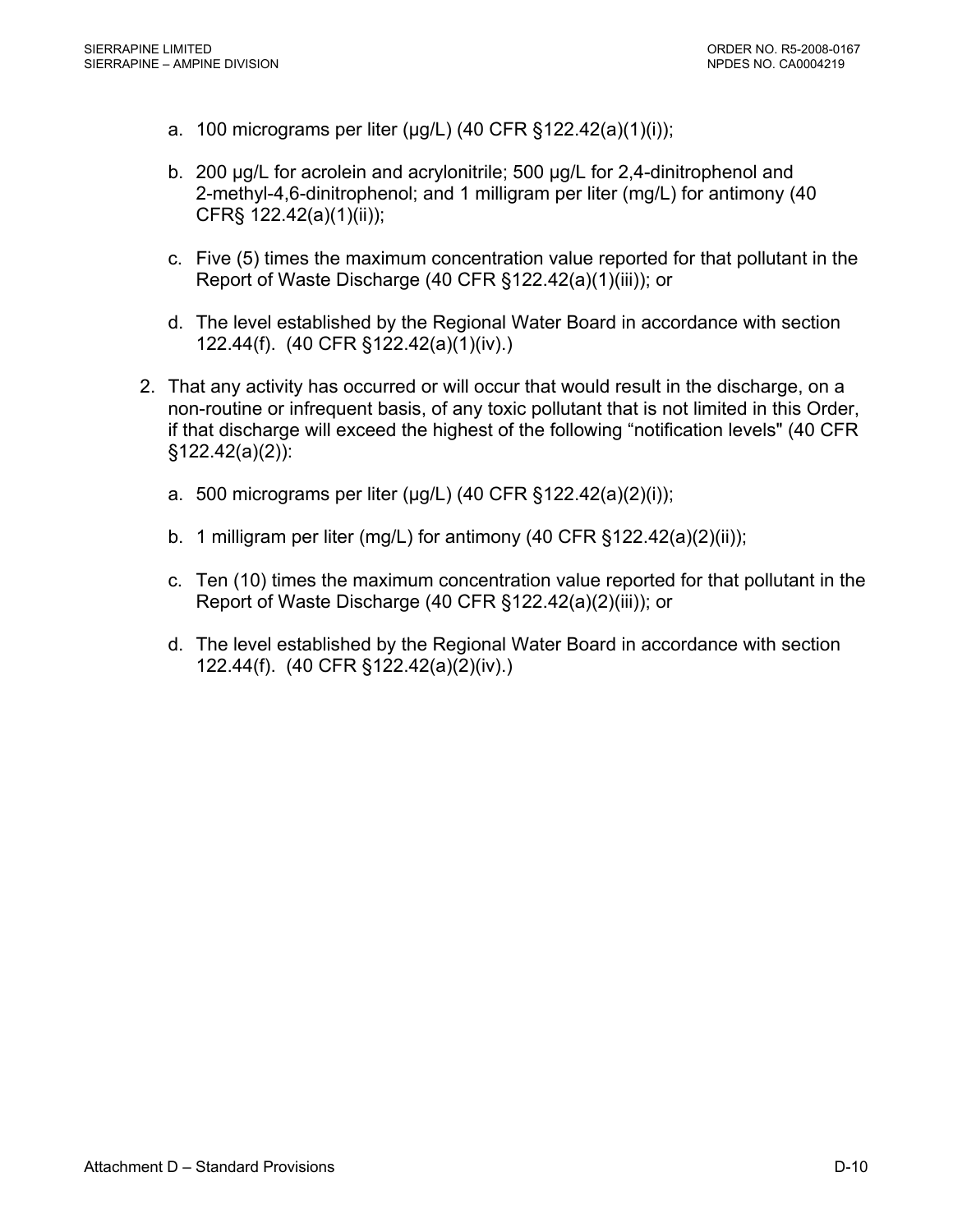a. 100 micrograms per liter (μg/L) (40 CFR §122.42(a)(1)(i));

   b. 200 μg/L for acrolein and acrylonitrile; 500 μg/L for 2,4-dinitrophenol and 2-methyl-4,6-dinitrophenol; and 1 milligram per liter (mg/L) for antimony (40 CFR§ 122.42(a)(1)(ii));

   c. Five (5) times the maximum concentration value reported for that pollutant in the Report of Waste Discharge (40 CFR §122.42(a)(1)(iii)); or

   d. The level established by the Regional Water Board in accordance with section 122.44(f). (40 CFR §122.42(a)(1)(iv).)

2. That any activity has occurred or will occur that would result in the discharge, on a non-routine or infrequent basis, of any toxic pollutant that is not limited in this Order, if that discharge will exceed the highest of the following "notification levels" (40 CFR §122.42(a)(2)):

   a. 500 micrograms per liter (μg/L) (40 CFR §122.42(a)(2)(i));

   b. 1 milligram per liter (mg/L) for antimony (40 CFR §122.42(a)(2)(ii));

   c. Ten (10) times the maximum concentration value reported for that pollutant in the Report of Waste Discharge (40 CFR §122.42(a)(2)(iii)); or

   d. The level established by the Regional Water Board in accordance with section 122.44(f). (40 CFR §122.42(a)(2)(iv).)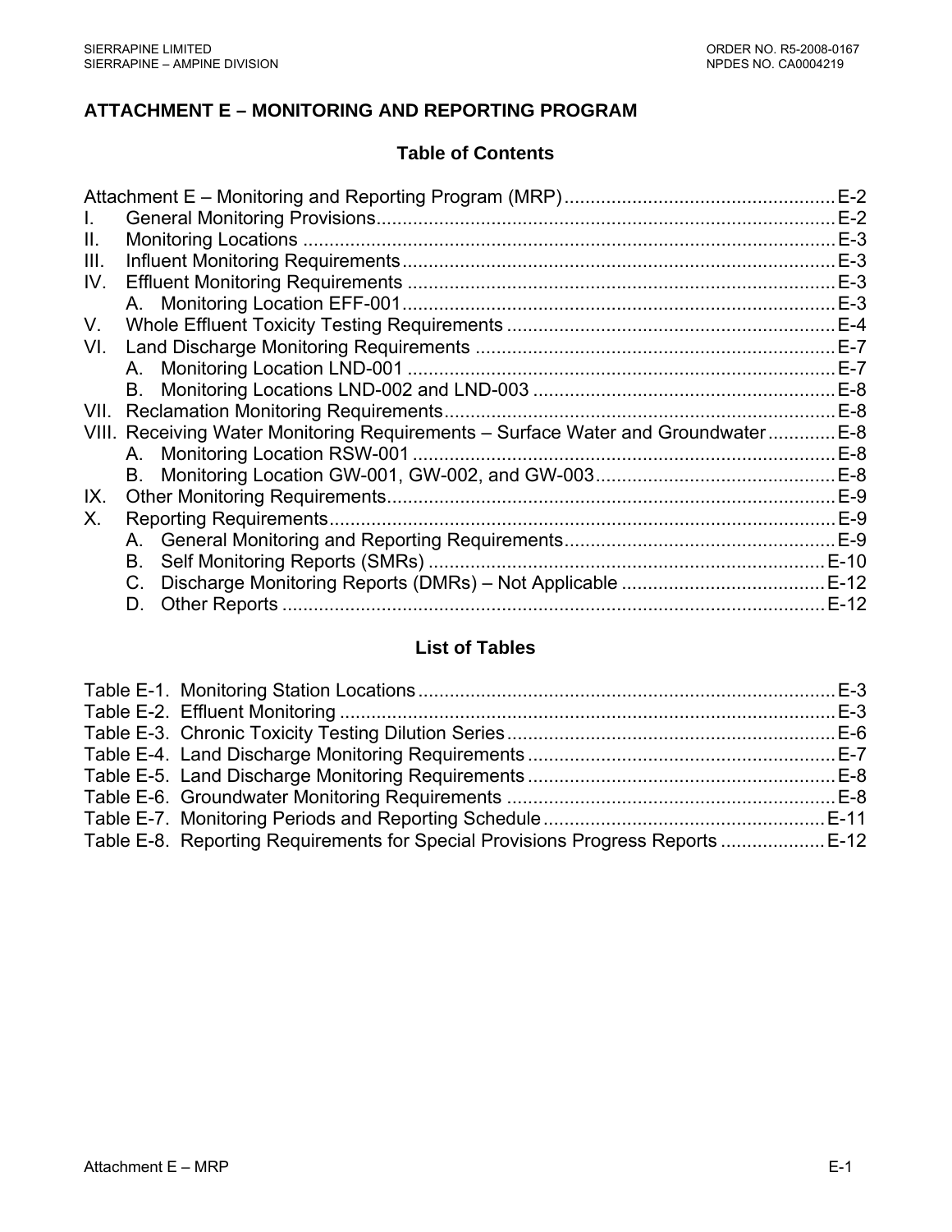# ATTACHMENT E – MONITORING AND REPORTING PROGRAM

## Table of Contents

Attachment E – Monitoring and Reporting Program (MRP) .................................................... E-2
I. General Monitoring Provisions ........................................................................................ E-2
II. Monitoring Locations ...................................................................................................... E-3
III. Influent Monitoring Requirements ................................................................................... E-3
IV. Effluent Monitoring Requirements .................................................................................. E-3
  A. Monitoring Location EFF-001 ..................................................................................... E-3
V. Whole Effluent Toxicity Testing Requirements ............................................................... E-4
VI. Land Discharge Monitoring Requirements ..................................................................... E-7
  A. Monitoring Location LND-001 ..................................................................................... E-7
  B. Monitoring Locations LND-002 and LND-003 ............................................................ E-8
VII. Reclamation Monitoring Requirements .......................................................................... E-8
VIII. Receiving Water Monitoring Requirements – Surface Water and Groundwater ............. E-8
  A. Monitoring Location RSW-001 .................................................................................... E-8
  B. Monitoring Location GW-001, GW-002, and GW-003 ................................................ E-8
IX. Other Monitoring Requirements ...................................................................................... E-9
X. Reporting Requirements ................................................................................................. E-9
  A. General Monitoring and Reporting Requirements ...................................................... E-9
  B. Self Monitoring Reports (SMRs) ............................................................................... E-10
  C. Discharge Monitoring Reports (DMRs) – Not Applicable ......................................... E-12
  D. Other Reports .......................................................................................................... E-12

## List of Tables

Table E-1. Monitoring Station Locations ................................................................................ E-3
Table E-2. Effluent Monitoring ............................................................................................... E-3
Table E-3. Chronic Toxicity Testing Dilution Series ............................................................... E-6
Table E-4. Land Discharge Monitoring Requirements ........................................................... E-7
Table E-5. Land Discharge Monitoring Requirements ........................................................... E-8
Table E-6. Groundwater Monitoring Requirements ............................................................... E-8
Table E-7. Monitoring Periods and Reporting Schedule ...................................................... E-11
Table E-8. Reporting Requirements for Special Provisions Progress Reports .................... E-12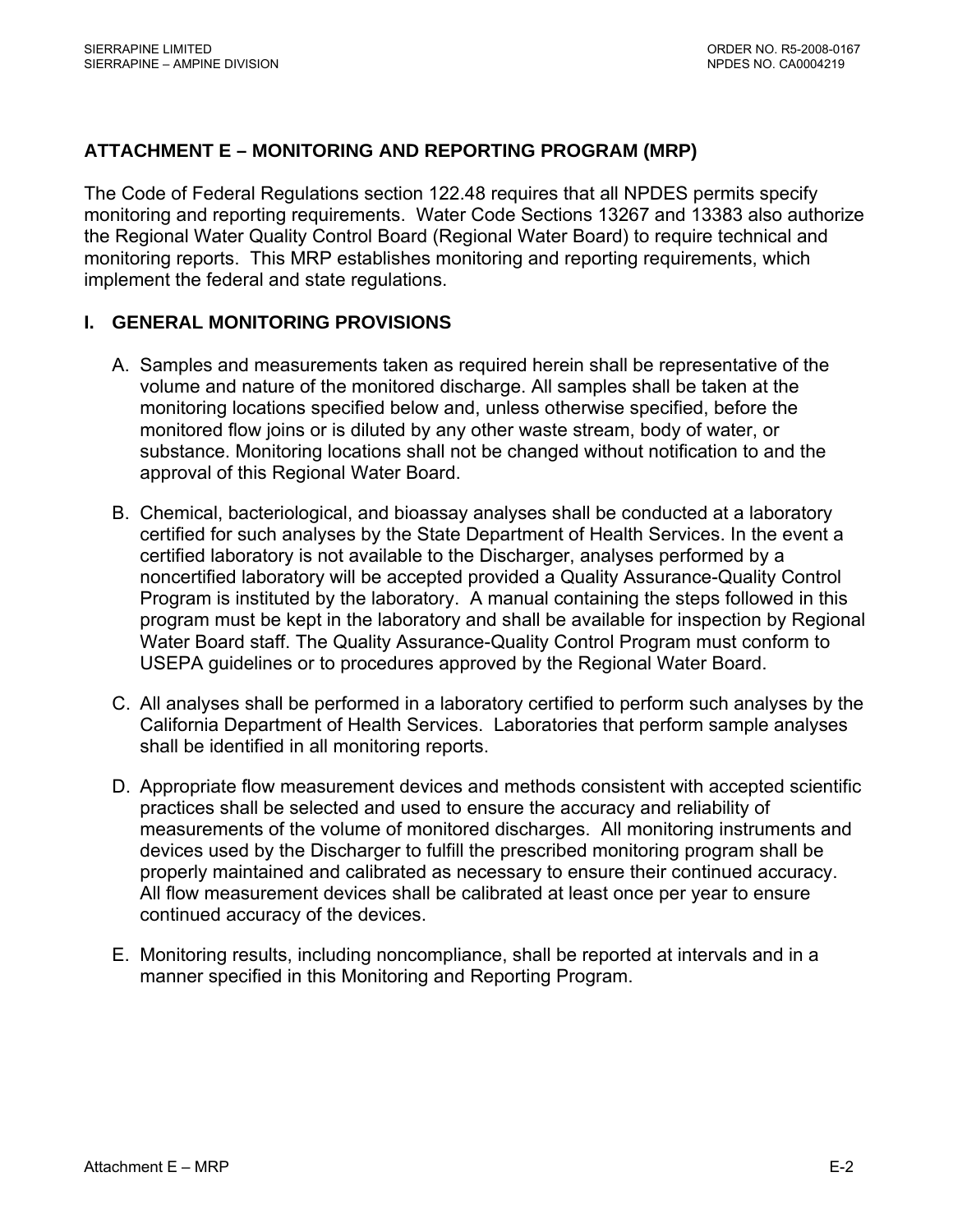## ATTACHMENT E – MONITORING AND REPORTING PROGRAM (MRP)

The Code of Federal Regulations section 122.48 requires that all NPDES permits specify monitoring and reporting requirements. Water Code Sections 13267 and 13383 also authorize the Regional Water Quality Control Board (Regional Water Board) to require technical and monitoring reports. This MRP establishes monitoring and reporting requirements, which implement the federal and state regulations.

### I. GENERAL MONITORING PROVISIONS

A. Samples and measurements taken as required herein shall be representative of the volume and nature of the monitored discharge. All samples shall be taken at the monitoring locations specified below and, unless otherwise specified, before the monitored flow joins or is diluted by any other waste stream, body of water, or substance. Monitoring locations shall not be changed without notification to and the approval of this Regional Water Board.

B. Chemical, bacteriological, and bioassay analyses shall be conducted at a laboratory certified for such analyses by the State Department of Health Services. In the event a certified laboratory is not available to the Discharger, analyses performed by a noncertified laboratory will be accepted provided a Quality Assurance-Quality Control Program is instituted by the laboratory. A manual containing the steps followed in this program must be kept in the laboratory and shall be available for inspection by Regional Water Board staff. The Quality Assurance-Quality Control Program must conform to USEPA guidelines or to procedures approved by the Regional Water Board.

C. All analyses shall be performed in a laboratory certified to perform such analyses by the California Department of Health Services. Laboratories that perform sample analyses shall be identified in all monitoring reports.

D. Appropriate flow measurement devices and methods consistent with accepted scientific practices shall be selected and used to ensure the accuracy and reliability of measurements of the volume of monitored discharges. All monitoring instruments and devices used by the Discharger to fulfill the prescribed monitoring program shall be properly maintained and calibrated as necessary to ensure their continued accuracy. All flow measurement devices shall be calibrated at least once per year to ensure continued accuracy of the devices.

E. Monitoring results, including noncompliance, shall be reported at intervals and in a manner specified in this Monitoring and Reporting Program.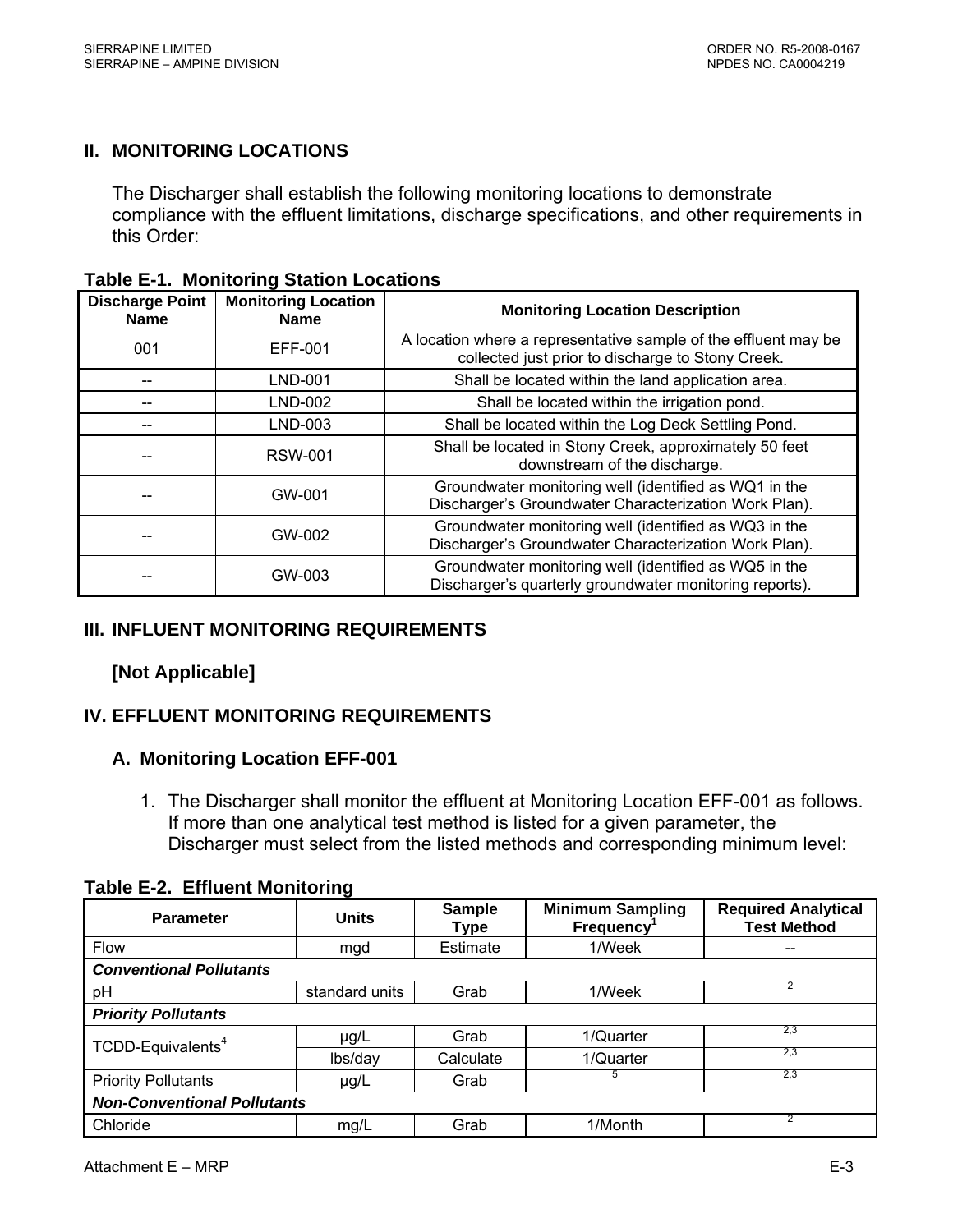## II. MONITORING LOCATIONS

The Discharger shall establish the following monitoring locations to demonstrate compliance with the effluent limitations, discharge specifications, and other requirements in this Order:

**Table E-1. Monitoring Station Locations**

| Discharge Point Name | Monitoring Location Name | Monitoring Location Description |
|---|---|---|
| 001 | EFF-001 | A location where a representative sample of the effluent may be collected just prior to discharge to Stony Creek. |
| -- | LND-001 | Shall be located within the land application area. |
| -- | LND-002 | Shall be located within the irrigation pond. |
| -- | LND-003 | Shall be located within the Log Deck Settling Pond. |
| -- | RSW-001 | Shall be located in Stony Creek, approximately 50 feet downstream of the discharge. |
| -- | GW-001 | Groundwater monitoring well (identified as WQ1 in the Discharger's Groundwater Characterization Work Plan). |
| -- | GW-002 | Groundwater monitoring well (identified as WQ3 in the Discharger's Groundwater Characterization Work Plan). |
| -- | GW-003 | Groundwater monitoring well (identified as WQ5 in the Discharger's quarterly groundwater monitoring reports). |

## III. INFLUENT MONITORING REQUIREMENTS

**[Not Applicable]**

## IV. EFFLUENT MONITORING REQUIREMENTS

### A. Monitoring Location EFF-001

1. The Discharger shall monitor the effluent at Monitoring Location EFF-001 as follows. If more than one analytical test method is listed for a given parameter, the Discharger must select from the listed methods and corresponding minimum level:

**Table E-2. Effluent Monitoring**

| Parameter | Units | Sample Type | Minimum Sampling Frequency[1] | Required Analytical Test Method |
|---|---|---|---|---|
| Flow | mgd | Estimate | 1/Week | -- |
| ***Conventional Pollutants*** | | | | |
| pH | standard units | Grab | 1/Week | [2] |
| ***Priority Pollutants*** | | | | |
| TCDD-Equivalents[4] | µg/L | Grab | 1/Quarter | [2,3] |
| | lbs/day | Calculate | 1/Quarter | [2,3] |
| Priority Pollutants | µg/L | Grab | [5] | [2,3] |
| ***Non-Conventional Pollutants*** | | | | |
| Chloride | mg/L | Grab | 1/Month | [2] |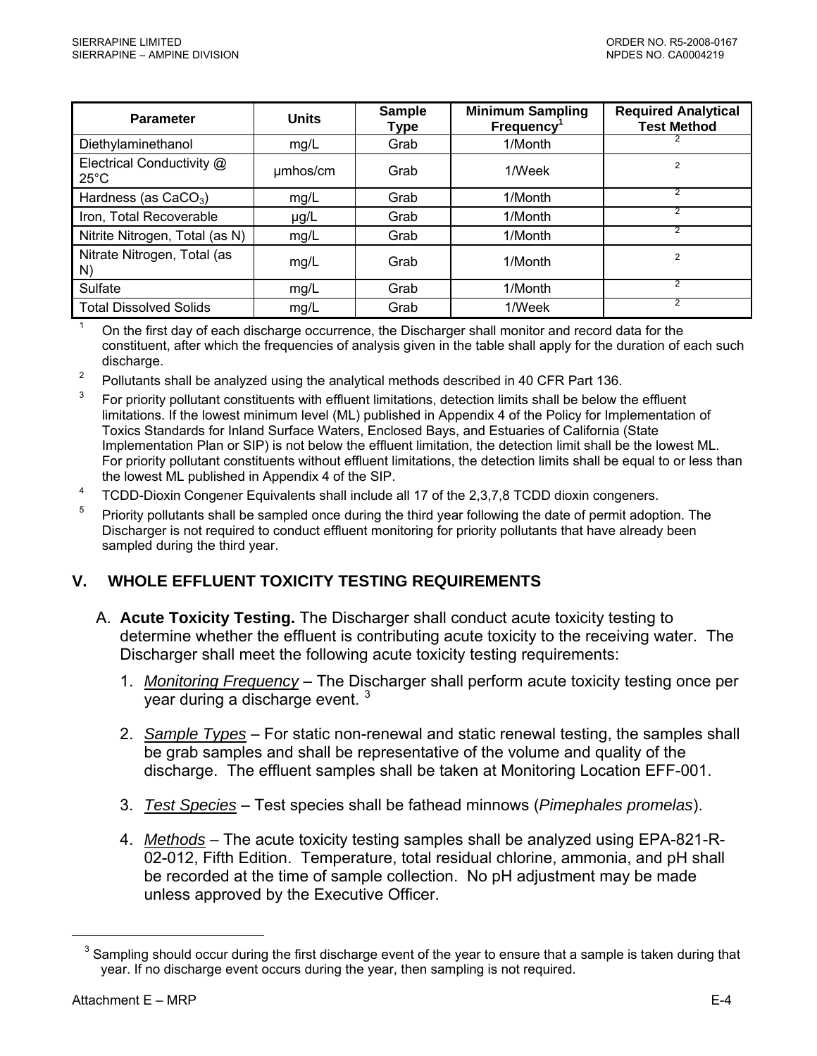| Parameter | Units | Sample Type | Minimum Sampling Frequency[1] | Required Analytical Test Method |
|---|---|---|---|---|
| Diethylaminethanol | mg/L | Grab | 1/Month | 2 |
| Electrical Conductivity @ 25°C | μmhos/cm | Grab | 1/Week | 2 |
| Hardness (as $CaCO_3$) | mg/L | Grab | 1/Month | 2 |
| Iron, Total Recoverable | μg/L | Grab | 1/Month | 2 |
| Nitrite Nitrogen, Total (as N) | mg/L | Grab | 1/Month | 2 |
| Nitrate Nitrogen, Total (as N) | mg/L | Grab | 1/Month | 2 |
| Sulfate | mg/L | Grab | 1/Month | 2 |
| Total Dissolved Solids | mg/L | Grab | 1/Week | 2 |

1 On the first day of each discharge occurrence, the Discharger shall monitor and record data for the constituent, after which the frequencies of analysis given in the table shall apply for the duration of each such discharge.

2 Pollutants shall be analyzed using the analytical methods described in 40 CFR Part 136.

3 For priority pollutant constituents with effluent limitations, detection limits shall be below the effluent limitations. If the lowest minimum level (ML) published in Appendix 4 of the Policy for Implementation of Toxics Standards for Inland Surface Waters, Enclosed Bays, and Estuaries of California (State Implementation Plan or SIP) is not below the effluent limitation, the detection limit shall be the lowest ML. For priority pollutant constituents without effluent limitations, the detection limits shall be equal to or less than the lowest ML published in Appendix 4 of the SIP.

4 TCDD-Dioxin Congener Equivalents shall include all 17 of the 2,3,7,8 TCDD dioxin congeners.

5 Priority pollutants shall be sampled once during the third year following the date of permit adoption. The Discharger is not required to conduct effluent monitoring for priority pollutants that have already been sampled during the third year.

## V. WHOLE EFFLUENT TOXICITY TESTING REQUIREMENTS

A. **Acute Toxicity Testing.** The Discharger shall conduct acute toxicity testing to determine whether the effluent is contributing acute toxicity to the receiving water. The Discharger shall meet the following acute toxicity testing requirements:

1. *Monitoring Frequency* – The Discharger shall perform acute toxicity testing once per year during a discharge event. [3]

2. *Sample Types* – For static non-renewal and static renewal testing, the samples shall be grab samples and shall be representative of the volume and quality of the discharge. The effluent samples shall be taken at Monitoring Location EFF-001.

3. *Test Species* – Test species shall be fathead minnows (*Pimephales promelas*).

4. *Methods* – The acute toxicity testing samples shall be analyzed using EPA-821-R-02-012, Fifth Edition. Temperature, total residual chlorine, ammonia, and pH shall be recorded at the time of sample collection. No pH adjustment may be made unless approved by the Executive Officer.

---

[3] Sampling should occur during the first discharge event of the year to ensure that a sample is taken during that year. If no discharge event occurs during the year, then sampling is not required.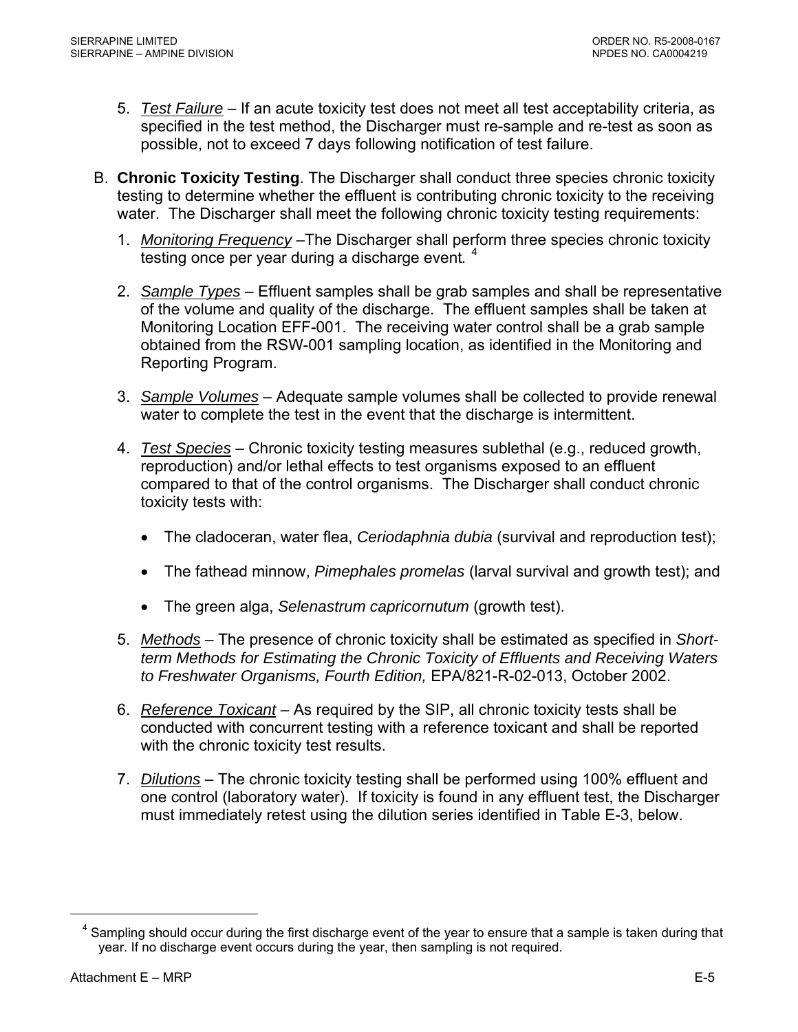5. _Test Failure_ – If an acute toxicity test does not meet all test acceptability criteria, as specified in the test method, the Discharger must re-sample and re-test as soon as possible, not to exceed 7 days following notification of test failure.

B. **Chronic Toxicity Testing**. The Discharger shall conduct three species chronic toxicity testing to determine whether the effluent is contributing chronic toxicity to the receiving water. The Discharger shall meet the following chronic toxicity testing requirements:

1. _Monitoring Frequency_ –The Discharger shall perform three species chronic toxicity testing once per year during a discharge event.[4]

2. _Sample Types_ – Effluent samples shall be grab samples and shall be representative of the volume and quality of the discharge. The effluent samples shall be taken at Monitoring Location EFF-001. The receiving water control shall be a grab sample obtained from the RSW-001 sampling location, as identified in the Monitoring and Reporting Program.

3. _Sample Volumes_ – Adequate sample volumes shall be collected to provide renewal water to complete the test in the event that the discharge is intermittent.

4. _Test Species_ – Chronic toxicity testing measures sublethal (e.g., reduced growth, reproduction) and/or lethal effects to test organisms exposed to an effluent compared to that of the control organisms. The Discharger shall conduct chronic toxicity tests with:

   - The cladoceran, water flea, *Ceriodaphnia dubia* (survival and reproduction test);
   - The fathead minnow, *Pimephales promelas* (larval survival and growth test); and
   - The green alga, *Selenastrum capricornutum* (growth test).

5. _Methods_ – The presence of chronic toxicity shall be estimated as specified in *Short-term Methods for Estimating the Chronic Toxicity of Effluents and Receiving Waters to Freshwater Organisms, Fourth Edition,* EPA/821-R-02-013, October 2002.

6. _Reference Toxicant_ – As required by the SIP, all chronic toxicity tests shall be conducted with concurrent testing with a reference toxicant and shall be reported with the chronic toxicity test results.

7. _Dilutions_ – The chronic toxicity testing shall be performed using 100% effluent and one control (laboratory water). If toxicity is found in any effluent test, the Discharger must immediately retest using the dilution series identified in Table E-3, below.

---

[4] Sampling should occur during the first discharge event of the year to ensure that a sample is taken during that year. If no discharge event occurs during the year, then sampling is not required.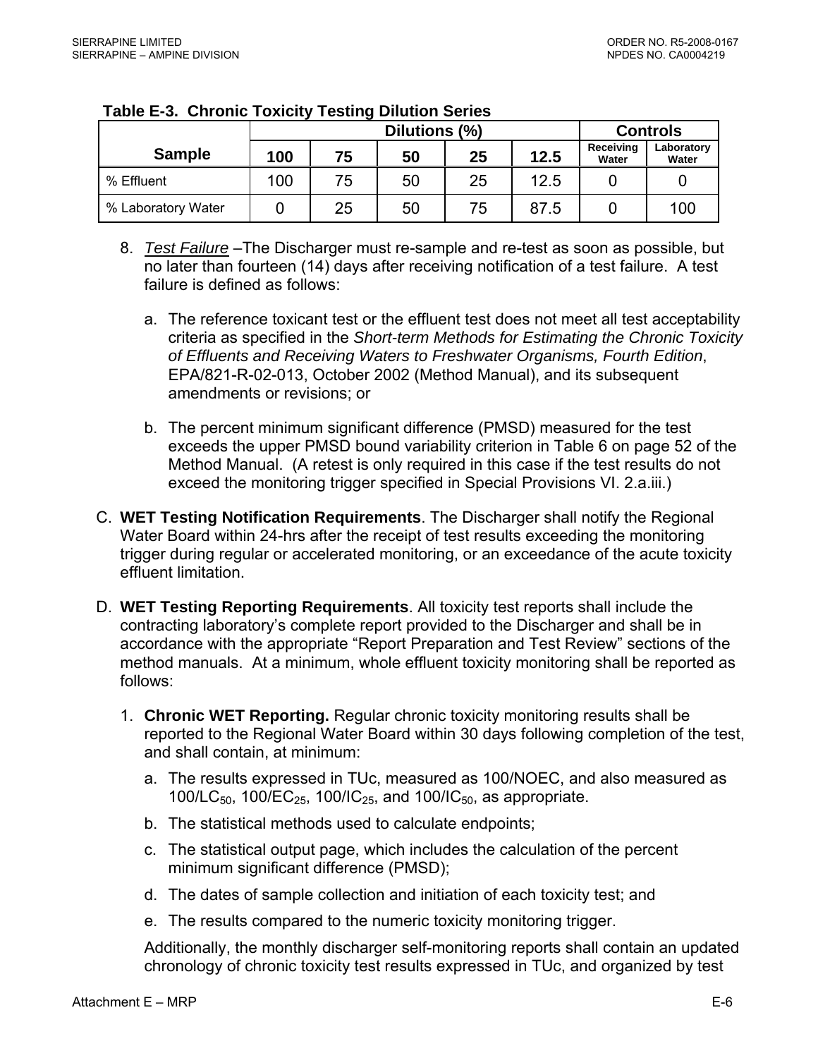**Table E-3. Chronic Toxicity Testing Dilution Series**

| Sample | Dilutions (%) | | | | | Controls | |
|---|---|---|---|---|---|---|---|
| | 100 | 75 | 50 | 25 | 12.5 | Receiving Water | Laboratory Water |
| % Effluent | 100 | 75 | 50 | 25 | 12.5 | 0 | 0 |
| % Laboratory Water | 0 | 25 | 50 | 75 | 87.5 | 0 | 100 |

8. *Test Failure* –The Discharger must re-sample and re-test as soon as possible, but no later than fourteen (14) days after receiving notification of a test failure. A test failure is defined as follows:

   a. The reference toxicant test or the effluent test does not meet all test acceptability criteria as specified in the *Short-term Methods for Estimating the Chronic Toxicity of Effluents and Receiving Waters to Freshwater Organisms, Fourth Edition*, EPA/821-R-02-013, October 2002 (Method Manual), and its subsequent amendments or revisions; or

   b. The percent minimum significant difference (PMSD) measured for the test exceeds the upper PMSD bound variability criterion in Table 6 on page 52 of the Method Manual. (A retest is only required in this case if the test results do not exceed the monitoring trigger specified in Special Provisions VI. 2.a.iii.)

C. **WET Testing Notification Requirements**. The Discharger shall notify the Regional Water Board within 24-hrs after the receipt of test results exceeding the monitoring trigger during regular or accelerated monitoring, or an exceedance of the acute toxicity effluent limitation.

D. **WET Testing Reporting Requirements**. All toxicity test reports shall include the contracting laboratory's complete report provided to the Discharger and shall be in accordance with the appropriate "Report Preparation and Test Review" sections of the method manuals. At a minimum, whole effluent toxicity monitoring shall be reported as follows:

1. **Chronic WET Reporting.** Regular chronic toxicity monitoring results shall be reported to the Regional Water Board within 30 days following completion of the test, and shall contain, at minimum:

   a. The results expressed in TUc, measured as 100/NOEC, and also measured as $100/LC_{50}$, $100/EC_{25}$, $100/IC_{25}$, and $100/IC_{50}$, as appropriate.

   b. The statistical methods used to calculate endpoints;

   c. The statistical output page, which includes the calculation of the percent minimum significant difference (PMSD);

   d. The dates of sample collection and initiation of each toxicity test; and

   e. The results compared to the numeric toxicity monitoring trigger.

   Additionally, the monthly discharger self-monitoring reports shall contain an updated chronology of chronic toxicity test results expressed in TUc, and organized by test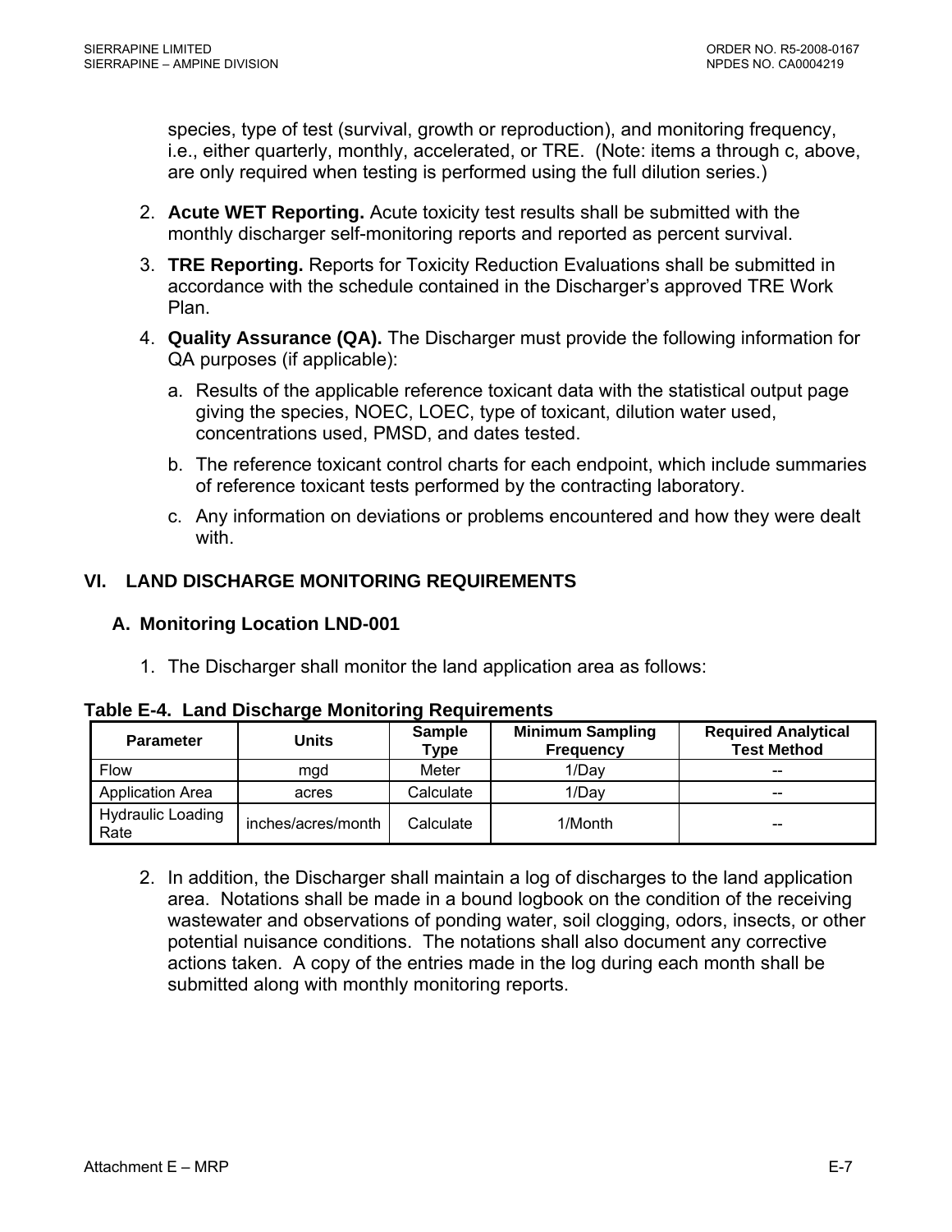species, type of test (survival, growth or reproduction), and monitoring frequency, i.e., either quarterly, monthly, accelerated, or TRE. (Note: items a through c, above, are only required when testing is performed using the full dilution series.)

2. **Acute WET Reporting.** Acute toxicity test results shall be submitted with the monthly discharger self-monitoring reports and reported as percent survival.
3. **TRE Reporting.** Reports for Toxicity Reduction Evaluations shall be submitted in accordance with the schedule contained in the Discharger's approved TRE Work Plan.
4. **Quality Assurance (QA).** The Discharger must provide the following information for QA purposes (if applicable):
   a. Results of the applicable reference toxicant data with the statistical output page giving the species, NOEC, LOEC, type of toxicant, dilution water used, concentrations used, PMSD, and dates tested.
   b. The reference toxicant control charts for each endpoint, which include summaries of reference toxicant tests performed by the contracting laboratory.
   c. Any information on deviations or problems encountered and how they were dealt with.

## VI. LAND DISCHARGE MONITORING REQUIREMENTS

### A. Monitoring Location LND-001

1. The Discharger shall monitor the land application area as follows:

**Table E-4. Land Discharge Monitoring Requirements**

| Parameter | Units | Sample Type | Minimum Sampling Frequency | Required Analytical Test Method |
|---|---|---|---|---|
| Flow | mgd | Meter | 1/Day | -- |
| Application Area | acres | Calculate | 1/Day | -- |
| Hydraulic Loading Rate | inches/acres/month | Calculate | 1/Month | -- |

2. In addition, the Discharger shall maintain a log of discharges to the land application area. Notations shall be made in a bound logbook on the condition of the receiving wastewater and observations of ponding water, soil clogging, odors, insects, or other potential nuisance conditions. The notations shall also document any corrective actions taken. A copy of the entries made in the log during each month shall be submitted along with monthly monitoring reports.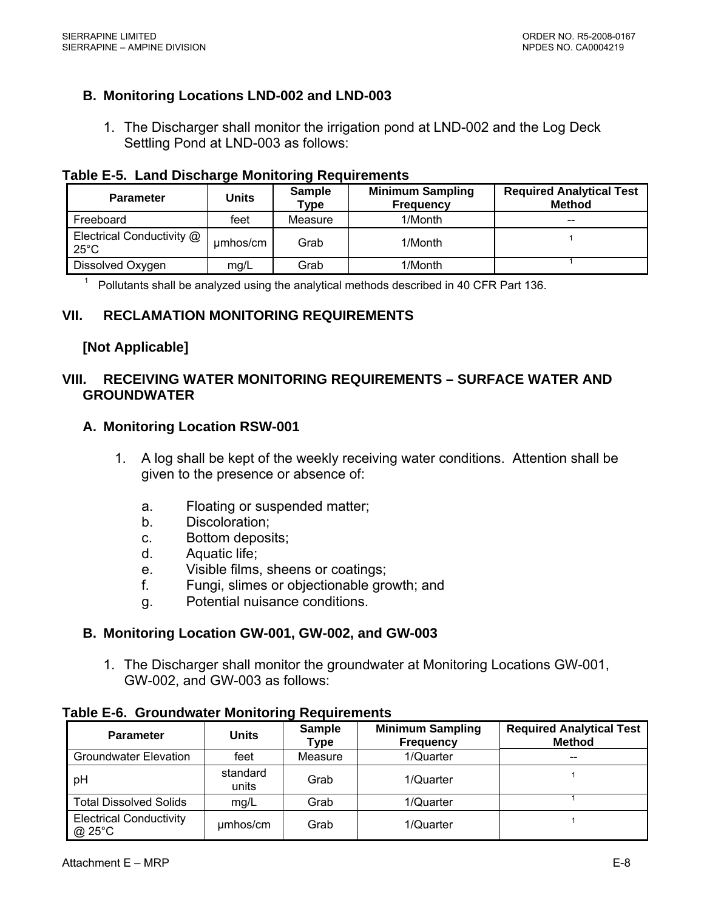### B. Monitoring Locations LND-002 and LND-003

1. The Discharger shall monitor the irrigation pond at LND-002 and the Log Deck Settling Pond at LND-003 as follows:

**Table E-5. Land Discharge Monitoring Requirements**

| Parameter | Units | Sample Type | Minimum Sampling Frequency | Required Analytical Test Method |
|---|---|---|---|---|
| Freeboard | feet | Measure | 1/Month | -- |
| Electrical Conductivity @ 25°C | µmhos/cm | Grab | 1/Month | [1] |
| Dissolved Oxygen | mg/L | Grab | 1/Month | [1] |

[1] Pollutants shall be analyzed using the analytical methods described in 40 CFR Part 136.

## VII. RECLAMATION MONITORING REQUIREMENTS

**[Not Applicable]**

## VIII. RECEIVING WATER MONITORING REQUIREMENTS – SURFACE WATER AND GROUNDWATER

### A. Monitoring Location RSW-001

1. A log shall be kept of the weekly receiving water conditions. Attention shall be given to the presence or absence of:

   a. Floating or suspended matter;
   b. Discoloration;
   c. Bottom deposits;
   d. Aquatic life;
   e. Visible films, sheens or coatings;
   f. Fungi, slimes or objectionable growth; and
   g. Potential nuisance conditions.

### B. Monitoring Location GW-001, GW-002, and GW-003

1. The Discharger shall monitor the groundwater at Monitoring Locations GW-001, GW-002, and GW-003 as follows:

**Table E-6. Groundwater Monitoring Requirements**

| Parameter | Units | Sample Type | Minimum Sampling Frequency | Required Analytical Test Method |
|---|---|---|---|---|
| Groundwater Elevation | feet | Measure | 1/Quarter | -- |
| pH | standard units | Grab | 1/Quarter | [1] |
| Total Dissolved Solids | mg/L | Grab | 1/Quarter | [1] |
| Electrical Conductivity @ 25°C | µmhos/cm | Grab | 1/Quarter | [1] |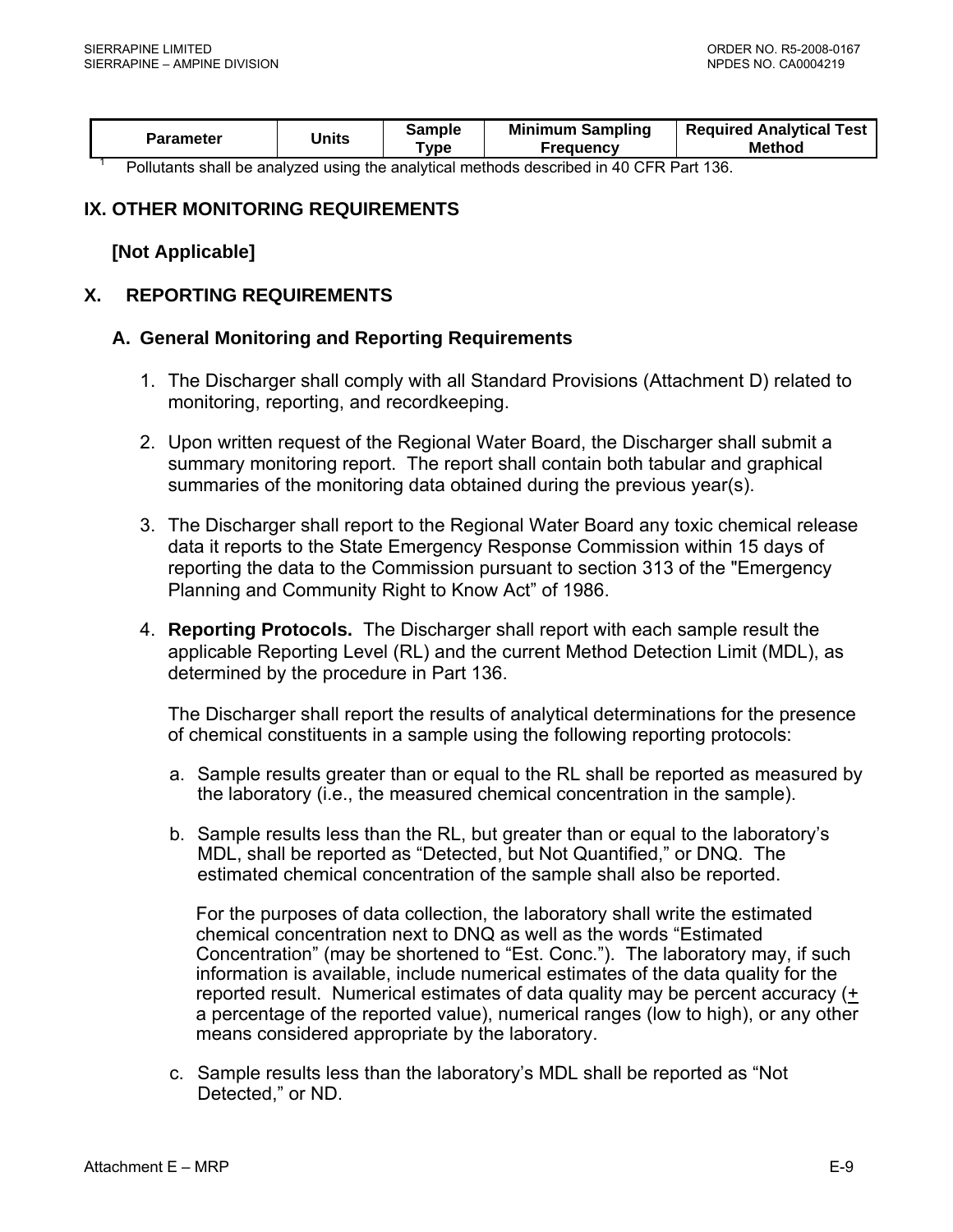| Parameter | Units | Sample Type | Minimum Sampling Frequency | Required Analytical Test Method |
|---|---|---|---|---|

[1] Pollutants shall be analyzed using the analytical methods described in 40 CFR Part 136.

## IX. OTHER MONITORING REQUIREMENTS

**[Not Applicable]**

## X. REPORTING REQUIREMENTS

### A. General Monitoring and Reporting Requirements

1. The Discharger shall comply with all Standard Provisions (Attachment D) related to monitoring, reporting, and recordkeeping.

2. Upon written request of the Regional Water Board, the Discharger shall submit a summary monitoring report. The report shall contain both tabular and graphical summaries of the monitoring data obtained during the previous year(s).

3. The Discharger shall report to the Regional Water Board any toxic chemical release data it reports to the State Emergency Response Commission within 15 days of reporting the data to the Commission pursuant to section 313 of the "Emergency Planning and Community Right to Know Act" of 1986.

4. **Reporting Protocols.** The Discharger shall report with each sample result the applicable Reporting Level (RL) and the current Method Detection Limit (MDL), as determined by the procedure in Part 136.

   The Discharger shall report the results of analytical determinations for the presence of chemical constituents in a sample using the following reporting protocols:

   a. Sample results greater than or equal to the RL shall be reported as measured by the laboratory (i.e., the measured chemical concentration in the sample).

   b. Sample results less than the RL, but greater than or equal to the laboratory's MDL, shall be reported as "Detected, but Not Quantified," or DNQ. The estimated chemical concentration of the sample shall also be reported.

      For the purposes of data collection, the laboratory shall write the estimated chemical concentration next to DNQ as well as the words "Estimated Concentration" (may be shortened to "Est. Conc."). The laboratory may, if such information is available, include numerical estimates of the data quality for the reported result. Numerical estimates of data quality may be percent accuracy (± a percentage of the reported value), numerical ranges (low to high), or any other means considered appropriate by the laboratory.

   c. Sample results less than the laboratory's MDL shall be reported as "Not Detected," or ND.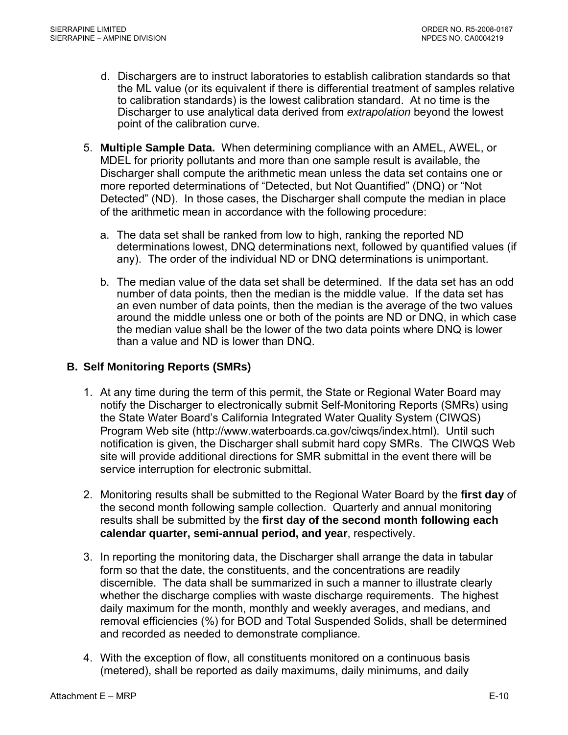d. Dischargers are to instruct laboratories to establish calibration standards so that the ML value (or its equivalent if there is differential treatment of samples relative to calibration standards) is the lowest calibration standard. At no time is the Discharger to use analytical data derived from *extrapolation* beyond the lowest point of the calibration curve.

5. **Multiple Sample Data.** When determining compliance with an AMEL, AWEL, or MDEL for priority pollutants and more than one sample result is available, the Discharger shall compute the arithmetic mean unless the data set contains one or more reported determinations of "Detected, but Not Quantified" (DNQ) or "Not Detected" (ND). In those cases, the Discharger shall compute the median in place of the arithmetic mean in accordance with the following procedure:

   a. The data set shall be ranked from low to high, ranking the reported ND determinations lowest, DNQ determinations next, followed by quantified values (if any). The order of the individual ND or DNQ determinations is unimportant.

   b. The median value of the data set shall be determined. If the data set has an odd number of data points, then the median is the middle value. If the data set has an even number of data points, then the median is the average of the two values around the middle unless one or both of the points are ND or DNQ, in which case the median value shall be the lower of the two data points where DNQ is lower than a value and ND is lower than DNQ.

## B. Self Monitoring Reports (SMRs)

1. At any time during the term of this permit, the State or Regional Water Board may notify the Discharger to electronically submit Self-Monitoring Reports (SMRs) using the State Water Board's California Integrated Water Quality System (CIWQS) Program Web site (http://www.waterboards.ca.gov/ciwqs/index.html). Until such notification is given, the Discharger shall submit hard copy SMRs. The CIWQS Web site will provide additional directions for SMR submittal in the event there will be service interruption for electronic submittal.

2. Monitoring results shall be submitted to the Regional Water Board by the **first day** of the second month following sample collection. Quarterly and annual monitoring results shall be submitted by the **first day of the second month following each calendar quarter, semi-annual period, and year**, respectively.

3. In reporting the monitoring data, the Discharger shall arrange the data in tabular form so that the date, the constituents, and the concentrations are readily discernible. The data shall be summarized in such a manner to illustrate clearly whether the discharge complies with waste discharge requirements. The highest daily maximum for the month, monthly and weekly averages, and medians, and removal efficiencies (%) for BOD and Total Suspended Solids, shall be determined and recorded as needed to demonstrate compliance.

4. With the exception of flow, all constituents monitored on a continuous basis (metered), shall be reported as daily maximums, daily minimums, and daily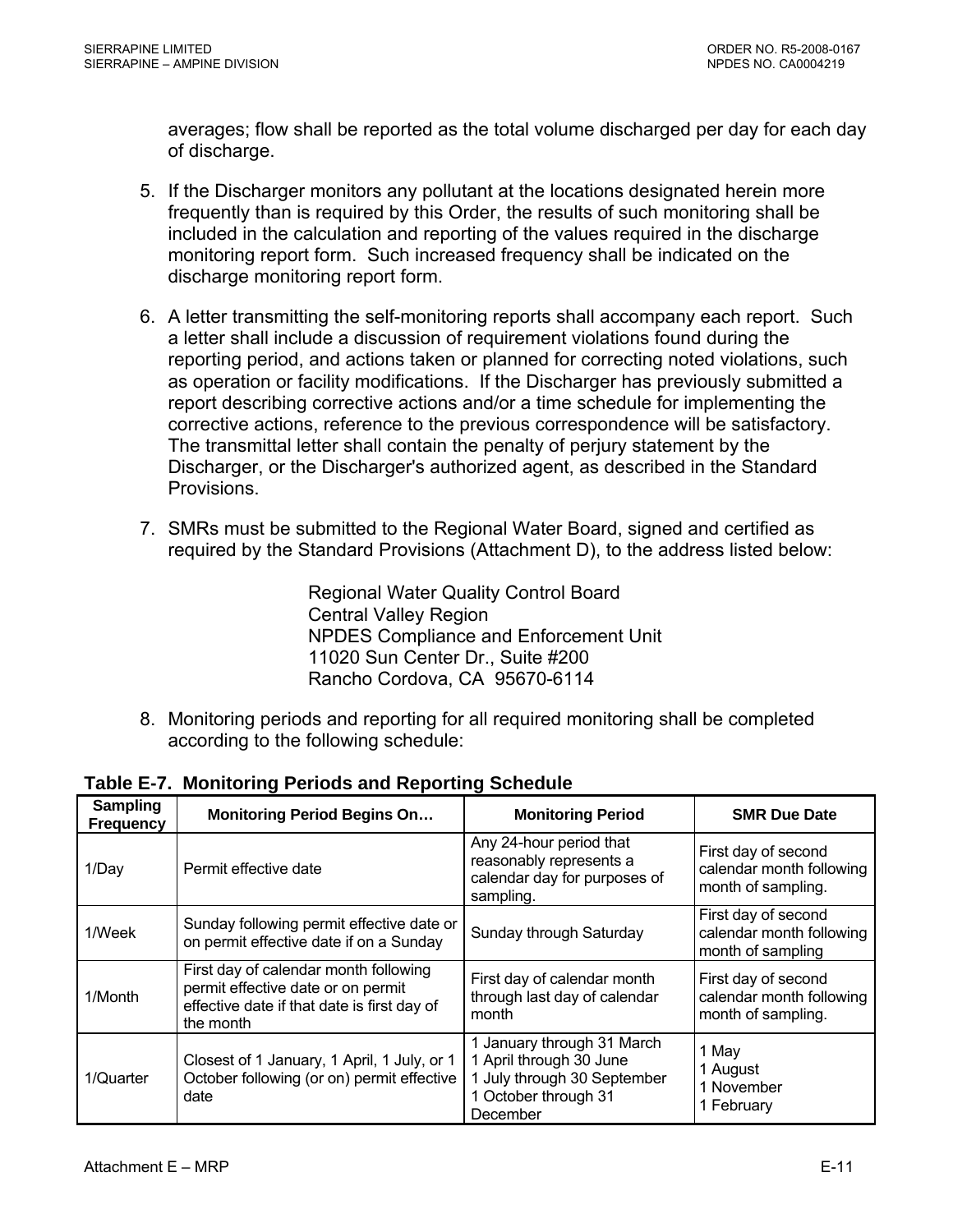averages; flow shall be reported as the total volume discharged per day for each day of discharge.

5. If the Discharger monitors any pollutant at the locations designated herein more frequently than is required by this Order, the results of such monitoring shall be included in the calculation and reporting of the values required in the discharge monitoring report form. Such increased frequency shall be indicated on the discharge monitoring report form.

6. A letter transmitting the self-monitoring reports shall accompany each report. Such a letter shall include a discussion of requirement violations found during the reporting period, and actions taken or planned for correcting noted violations, such as operation or facility modifications. If the Discharger has previously submitted a report describing corrective actions and/or a time schedule for implementing the corrective actions, reference to the previous correspondence will be satisfactory. The transmittal letter shall contain the penalty of perjury statement by the Discharger, or the Discharger's authorized agent, as described in the Standard Provisions.

7. SMRs must be submitted to the Regional Water Board, signed and certified as required by the Standard Provisions (Attachment D), to the address listed below:

   Regional Water Quality Control Board
   Central Valley Region
   NPDES Compliance and Enforcement Unit
   11020 Sun Center Dr., Suite #200
   Rancho Cordova, CA 95670-6114

8. Monitoring periods and reporting for all required monitoring shall be completed according to the following schedule:

**Table E-7. Monitoring Periods and Reporting Schedule**

| Sampling Frequency | Monitoring Period Begins On… | Monitoring Period | SMR Due Date |
|---|---|---|---|
| 1/Day | Permit effective date | Any 24-hour period that reasonably represents a calendar day for purposes of sampling. | First day of second calendar month following month of sampling. |
| 1/Week | Sunday following permit effective date or on permit effective date if on a Sunday | Sunday through Saturday | First day of second calendar month following month of sampling |
| 1/Month | First day of calendar month following permit effective date or on permit effective date if that date is first day of the month | First day of calendar month through last day of calendar month | First day of second calendar month following month of sampling. |
| 1/Quarter | Closest of 1 January, 1 April, 1 July, or 1 October following (or on) permit effective date | 1 January through 31 March<br>1 April through 30 June<br>1 July through 30 September<br>1 October through 31 December | 1 May<br>1 August<br>1 November<br>1 February |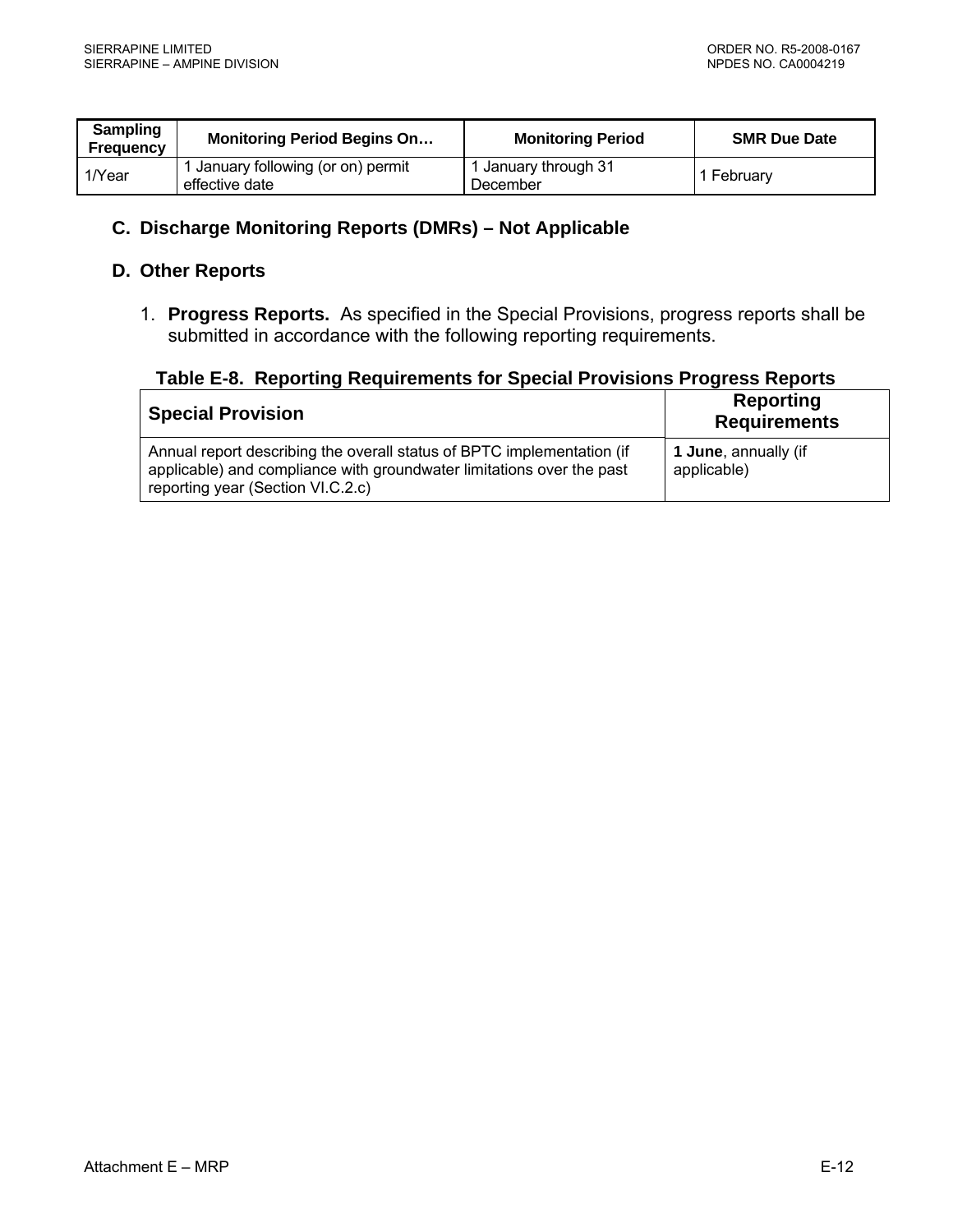| Sampling Frequency | Monitoring Period Begins On… | Monitoring Period | SMR Due Date |
|---|---|---|---|
| 1/Year | 1 January following (or on) permit effective date | 1 January through 31 December | 1 February |

### C. Discharge Monitoring Reports (DMRs) – Not Applicable

### D. Other Reports

1. **Progress Reports.** As specified in the Special Provisions, progress reports shall be submitted in accordance with the following reporting requirements.

**Table E-8. Reporting Requirements for Special Provisions Progress Reports**

| Special Provision | Reporting Requirements |
|---|---|
| Annual report describing the overall status of BPTC implementation (if applicable) and compliance with groundwater limitations over the past reporting year (Section VI.C.2.c) | **1 June**, annually (if applicable) |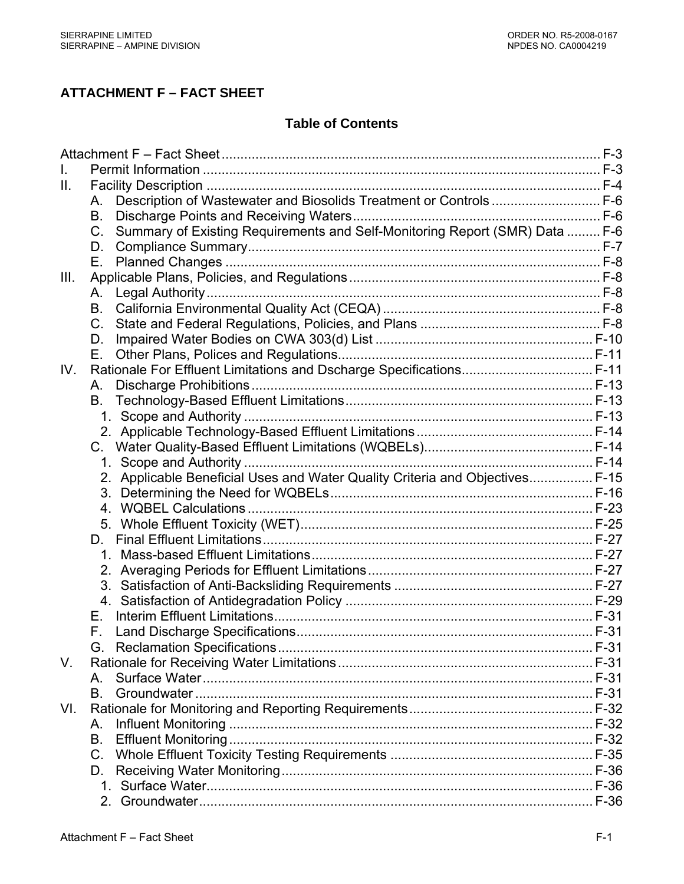## ATTACHMENT F – FACT SHEET

### Table of Contents

| | | |
|---|---|---|
| Attachment F – Fact Sheet | | F-3 |
| I. | Permit Information | F-3 |
| II. | Facility Description | F-4 |
| | A. Description of Wastewater and Biosolids Treatment or Controls | F-6 |
| | B. Discharge Points and Receiving Waters | F-6 |
| | C. Summary of Existing Requirements and Self-Monitoring Report (SMR) Data | F-6 |
| | D. Compliance Summary | F-7 |
| | E. Planned Changes | F-8 |
| III. | Applicable Plans, Policies, and Regulations | F-8 |
| | A. Legal Authority | F-8 |
| | B. California Environmental Quality Act (CEQA) | F-8 |
| | C. State and Federal Regulations, Policies, and Plans | F-8 |
| | D. Impaired Water Bodies on CWA 303(d) List | F-10 |
| | E. Other Plans, Polices and Regulations | F-11 |
| IV. | Rationale For Effluent Limitations and Dscharge Specifications | F-11 |
| | A. Discharge Prohibitions | F-13 |
| | B. Technology-Based Effluent Limitations | F-13 |
| | 1. Scope and Authority | F-13 |
| | 2. Applicable Technology-Based Effluent Limitations | F-14 |
| | C. Water Quality-Based Effluent Limitations (WQBELs) | F-14 |
| | 1. Scope and Authority | F-14 |
| | 2. Applicable Beneficial Uses and Water Quality Criteria and Objectives | F-15 |
| | 3. Determining the Need for WQBELs | F-16 |
| | 4. WQBEL Calculations | F-23 |
| | 5. Whole Effluent Toxicity (WET) | F-25 |
| | D. Final Effluent Limitations | F-27 |
| | 1. Mass-based Effluent Limitations | F-27 |
| | 2. Averaging Periods for Effluent Limitations | F-27 |
| | 3. Satisfaction of Anti-Backsliding Requirements | F-27 |
| | 4. Satisfaction of Antidegradation Policy | F-29 |
| | E. Interim Effluent Limitations | F-31 |
| | F. Land Discharge Specifications | F-31 |
| | G. Reclamation Specifications | F-31 |
| V. | Rationale for Receiving Water Limitations | F-31 |
| | A. Surface Water | F-31 |
| | B. Groundwater | F-31 |
| VI. | Rationale for Monitoring and Reporting Requirements | F-32 |
| | A. Influent Monitoring | F-32 |
| | B. Effluent Monitoring | F-32 |
| | C. Whole Effluent Toxicity Testing Requirements | F-35 |
| | D. Receiving Water Monitoring | F-36 |
| | 1. Surface Water | F-36 |
| | 2. Groundwater | F-36 |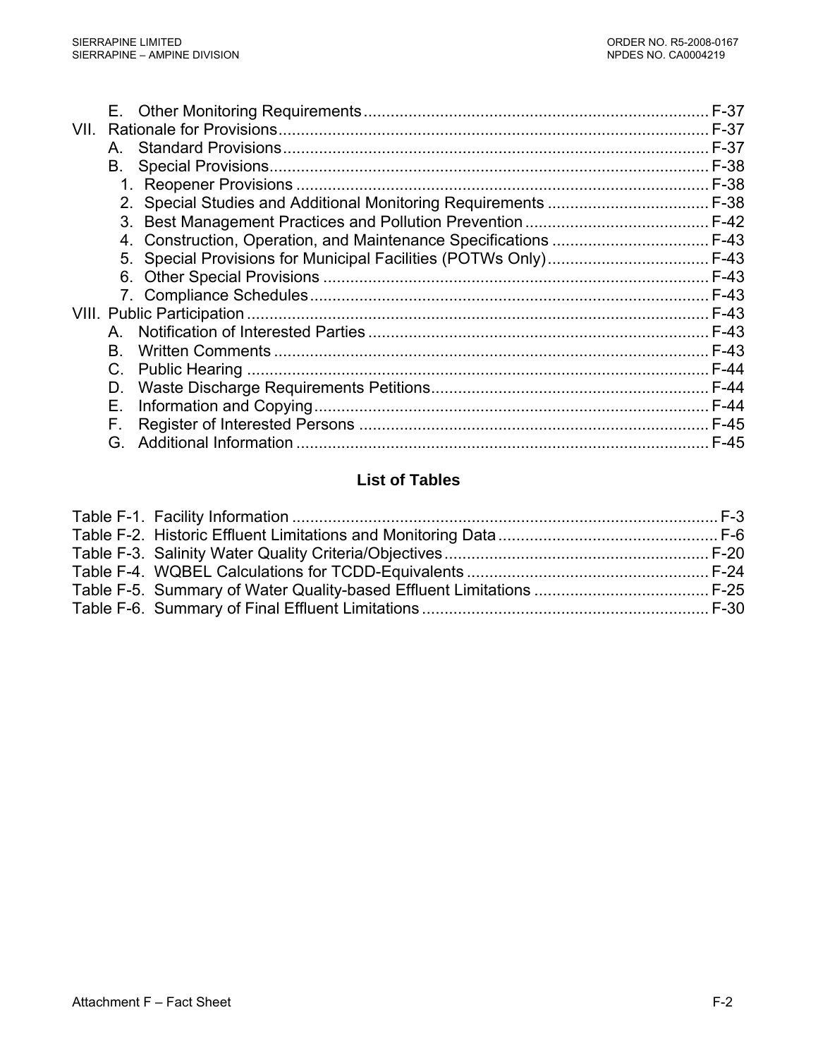E. Other Monitoring Requirements ............................................................................ F-37

VII. Rationale for Provisions .............................................................................................. F-37

A. Standard Provisions ............................................................................................. F-37

B. Special Provisions ................................................................................................ F-38

1. Reopener Provisions .......................................................................................... F-38
2. Special Studies and Additional Monitoring Requirements ................................... F-38
3. Best Management Practices and Pollution Prevention ........................................ F-42
4. Construction, Operation, and Maintenance Specifications .................................. F-43
5. Special Provisions for Municipal Facilities (POTWs Only) .................................... F-43
6. Other Special Provisions .................................................................................... F-43
7. Compliance Schedules ....................................................................................... F-43

VIII. Public Participation ..................................................................................................... F-43

A. Notification of Interested Parties ........................................................................... F-43

B. Written Comments ................................................................................................ F-43

C. Public Hearing ...................................................................................................... F-44

D. Waste Discharge Requirements Petitions ............................................................. F-44

E. Information and Copying ...................................................................................... F-44

F. Register of Interested Persons ............................................................................. F-45

G. Additional Information .......................................................................................... F-45

## List of Tables

Table F-1. Facility Information .............................................................................................. F-3

Table F-2. Historic Effluent Limitations and Monitoring Data ................................................ F-6

Table F-3. Salinity Water Quality Criteria/Objectives ........................................................... F-20

Table F-4. WQBEL Calculations for TCDD-Equivalents ...................................................... F-24

Table F-5. Summary of Water Quality-based Effluent Limitations ....................................... F-25

Table F-6. Summary of Final Effluent Limitations ............................................................... F-30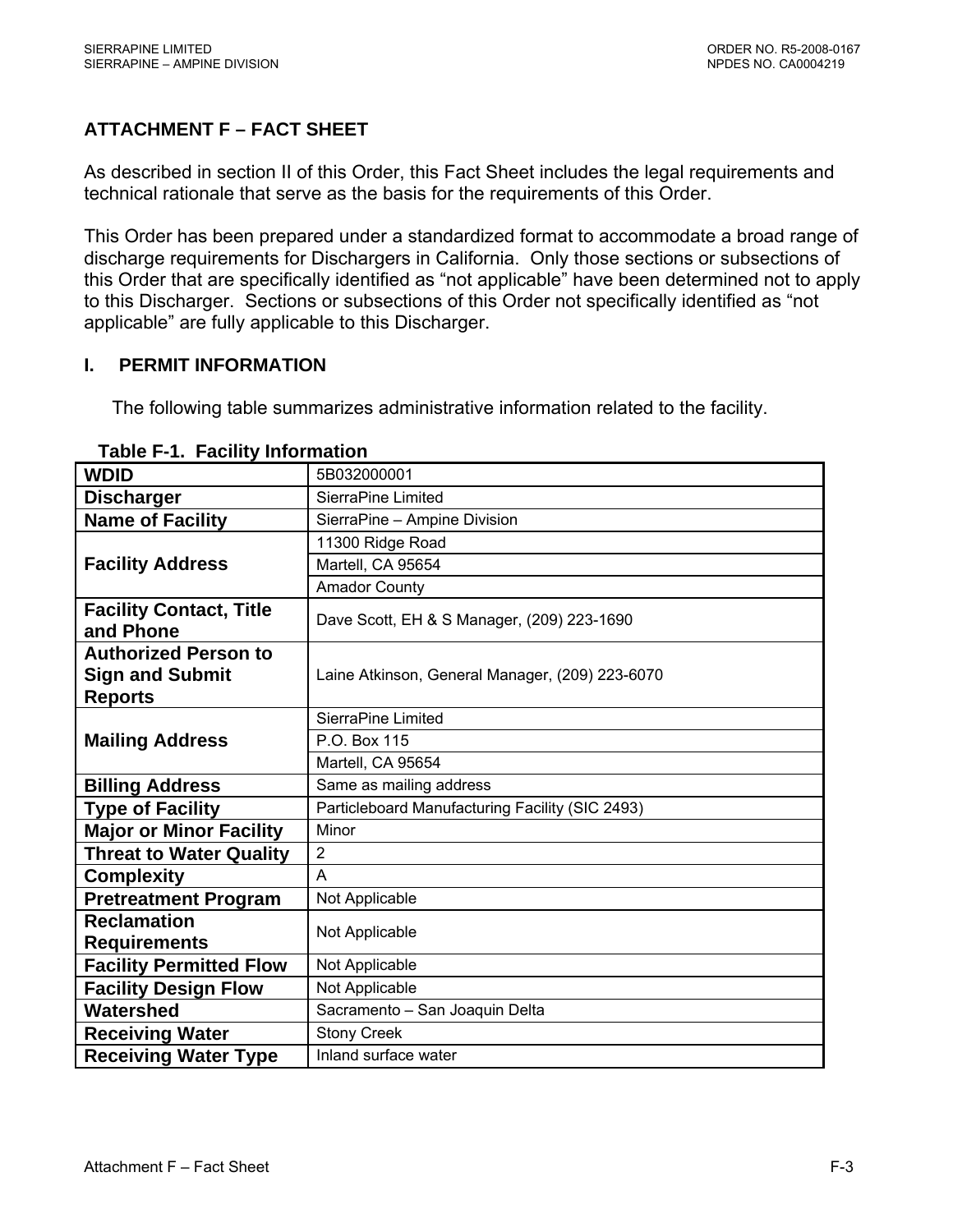## ATTACHMENT F – FACT SHEET

As described in section II of this Order, this Fact Sheet includes the legal requirements and technical rationale that serve as the basis for the requirements of this Order.

This Order has been prepared under a standardized format to accommodate a broad range of discharge requirements for Dischargers in California. Only those sections or subsections of this Order that are specifically identified as "not applicable" have been determined not to apply to this Discharger. Sections or subsections of this Order not specifically identified as "not applicable" are fully applicable to this Discharger.

### I. PERMIT INFORMATION

The following table summarizes administrative information related to the facility.

**Table F-1. Facility Information**

| | |
|---|---|
| **WDID** | 5B032000001 |
| **Discharger** | SierraPine Limited |
| **Name of Facility** | SierraPine – Ampine Division |
| **Facility Address** | 11300 Ridge Road |
| | Martell, CA 95654 |
| | Amador County |
| **Facility Contact, Title and Phone** | Dave Scott, EH & S Manager, (209) 223-1690 |
| **Authorized Person to Sign and Submit Reports** | Laine Atkinson, General Manager, (209) 223-6070 |
| **Mailing Address** | SierraPine Limited |
| | P.O. Box 115 |
| | Martell, CA 95654 |
| **Billing Address** | Same as mailing address |
| **Type of Facility** | Particleboard Manufacturing Facility (SIC 2493) |
| **Major or Minor Facility** | Minor |
| **Threat to Water Quality** | 2 |
| **Complexity** | A |
| **Pretreatment Program** | Not Applicable |
| **Reclamation Requirements** | Not Applicable |
| **Facility Permitted Flow** | Not Applicable |
| **Facility Design Flow** | Not Applicable |
| **Watershed** | Sacramento – San Joaquin Delta |
| **Receiving Water** | Stony Creek |
| **Receiving Water Type** | Inland surface water |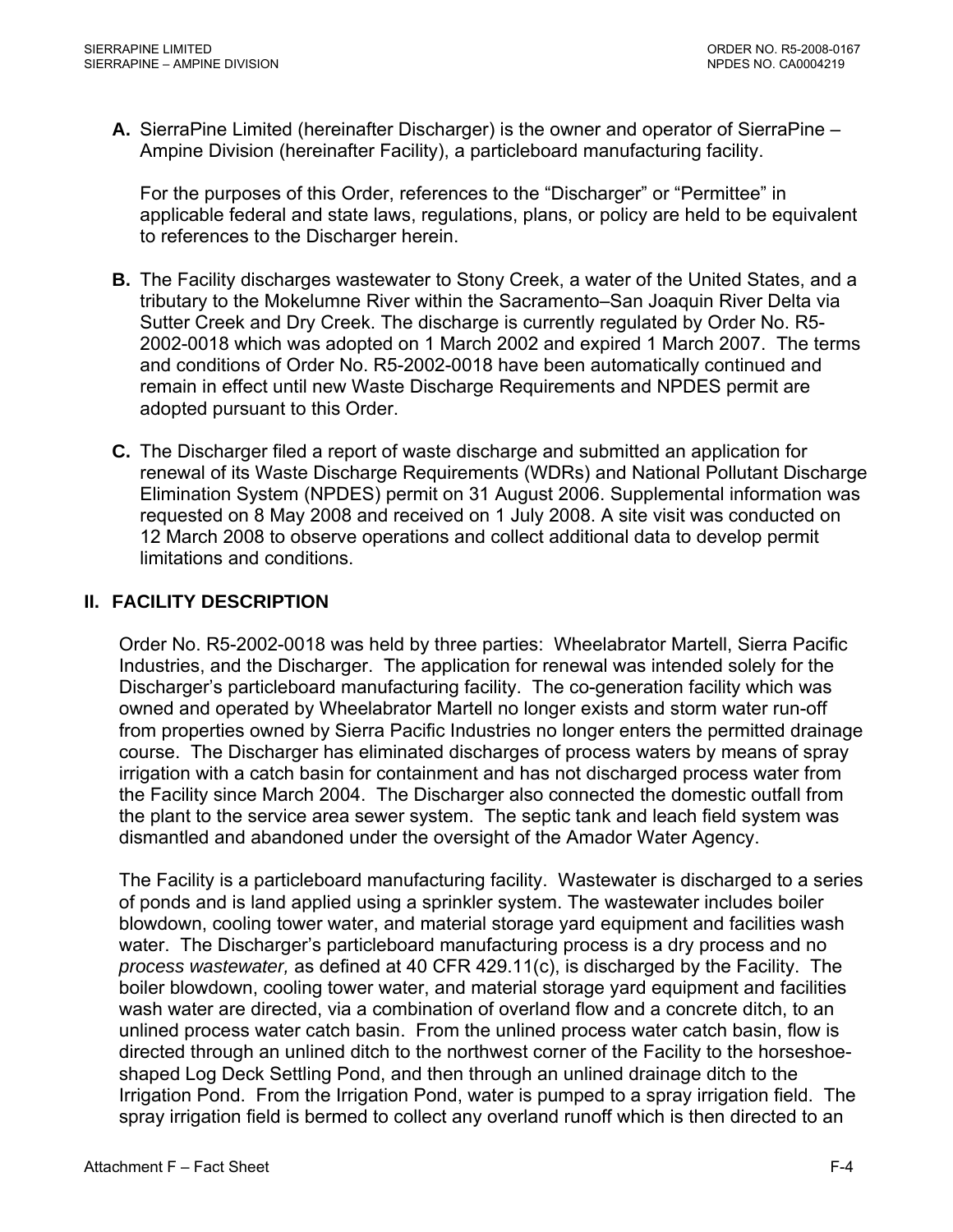**A.** SierraPine Limited (hereinafter Discharger) is the owner and operator of SierraPine – Ampine Division (hereinafter Facility), a particleboard manufacturing facility.

For the purposes of this Order, references to the "Discharger" or "Permittee" in applicable federal and state laws, regulations, plans, or policy are held to be equivalent to references to the Discharger herein.

**B.** The Facility discharges wastewater to Stony Creek, a water of the United States, and a tributary to the Mokelumne River within the Sacramento–San Joaquin River Delta via Sutter Creek and Dry Creek. The discharge is currently regulated by Order No. R5-2002-0018 which was adopted on 1 March 2002 and expired 1 March 2007. The terms and conditions of Order No. R5-2002-0018 have been automatically continued and remain in effect until new Waste Discharge Requirements and NPDES permit are adopted pursuant to this Order.

**C.** The Discharger filed a report of waste discharge and submitted an application for renewal of its Waste Discharge Requirements (WDRs) and National Pollutant Discharge Elimination System (NPDES) permit on 31 August 2006. Supplemental information was requested on 8 May 2008 and received on 1 July 2008. A site visit was conducted on 12 March 2008 to observe operations and collect additional data to develop permit limitations and conditions.

## II. FACILITY DESCRIPTION

Order No. R5-2002-0018 was held by three parties: Wheelabrator Martell, Sierra Pacific Industries, and the Discharger. The application for renewal was intended solely for the Discharger's particleboard manufacturing facility. The co-generation facility which was owned and operated by Wheelabrator Martell no longer exists and storm water run-off from properties owned by Sierra Pacific Industries no longer enters the permitted drainage course. The Discharger has eliminated discharges of process waters by means of spray irrigation with a catch basin for containment and has not discharged process water from the Facility since March 2004. The Discharger also connected the domestic outfall from the plant to the service area sewer system. The septic tank and leach field system was dismantled and abandoned under the oversight of the Amador Water Agency.

The Facility is a particleboard manufacturing facility. Wastewater is discharged to a series of ponds and is land applied using a sprinkler system. The wastewater includes boiler blowdown, cooling tower water, and material storage yard equipment and facilities wash water. The Discharger's particleboard manufacturing process is a dry process and no *process wastewater,* as defined at 40 CFR 429.11(c), is discharged by the Facility. The boiler blowdown, cooling tower water, and material storage yard equipment and facilities wash water are directed, via a combination of overland flow and a concrete ditch, to an unlined process water catch basin. From the unlined process water catch basin, flow is directed through an unlined ditch to the northwest corner of the Facility to the horseshoe-shaped Log Deck Settling Pond, and then through an unlined drainage ditch to the Irrigation Pond. From the Irrigation Pond, water is pumped to a spray irrigation field. The spray irrigation field is bermed to collect any overland runoff which is then directed to an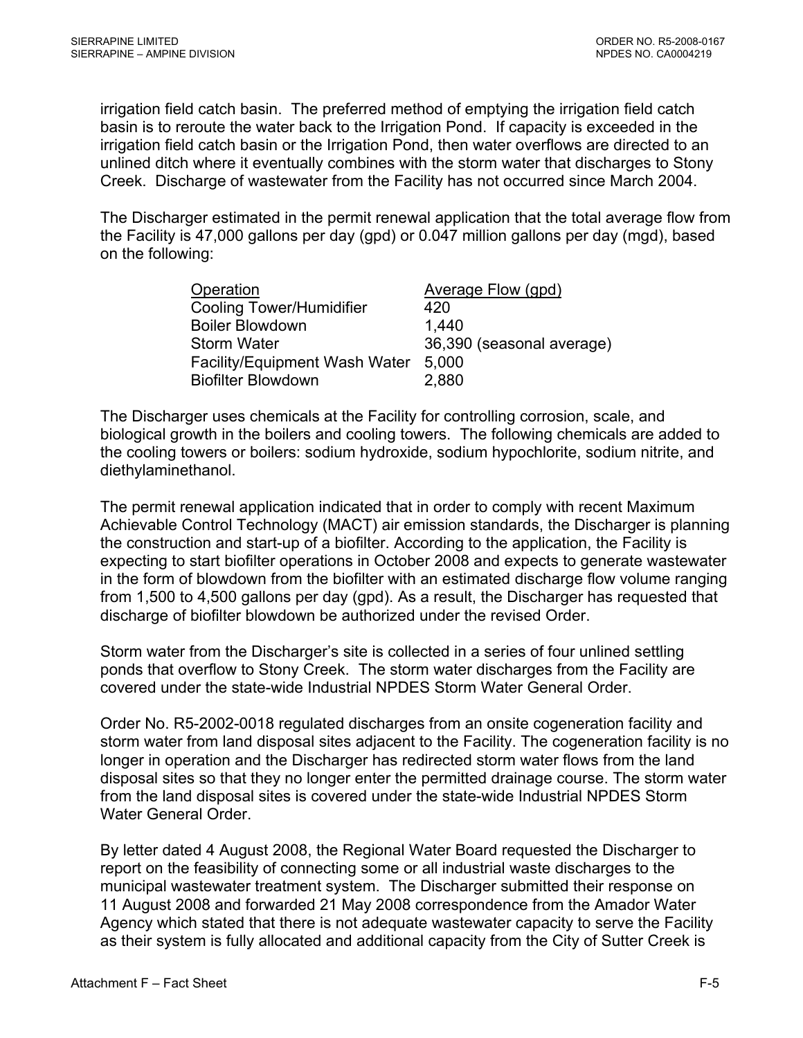irrigation field catch basin. The preferred method of emptying the irrigation field catch basin is to reroute the water back to the Irrigation Pond. If capacity is exceeded in the irrigation field catch basin or the Irrigation Pond, then water overflows are directed to an unlined ditch where it eventually combines with the storm water that discharges to Stony Creek. Discharge of wastewater from the Facility has not occurred since March 2004.

The Discharger estimated in the permit renewal application that the total average flow from the Facility is 47,000 gallons per day (gpd) or 0.047 million gallons per day (mgd), based on the following:

| Operation | Average Flow (gpd) |
|---|---|
| Cooling Tower/Humidifier | 420 |
| Boiler Blowdown | 1,440 |
| Storm Water | 36,390 (seasonal average) |
| Facility/Equipment Wash Water | 5,000 |
| Biofilter Blowdown | 2,880 |

The Discharger uses chemicals at the Facility for controlling corrosion, scale, and biological growth in the boilers and cooling towers. The following chemicals are added to the cooling towers or boilers: sodium hydroxide, sodium hypochlorite, sodium nitrite, and diethylaminethanol.

The permit renewal application indicated that in order to comply with recent Maximum Achievable Control Technology (MACT) air emission standards, the Discharger is planning the construction and start-up of a biofilter. According to the application, the Facility is expecting to start biofilter operations in October 2008 and expects to generate wastewater in the form of blowdown from the biofilter with an estimated discharge flow volume ranging from 1,500 to 4,500 gallons per day (gpd). As a result, the Discharger has requested that discharge of biofilter blowdown be authorized under the revised Order.

Storm water from the Discharger's site is collected in a series of four unlined settling ponds that overflow to Stony Creek. The storm water discharges from the Facility are covered under the state-wide Industrial NPDES Storm Water General Order.

Order No. R5-2002-0018 regulated discharges from an onsite cogeneration facility and storm water from land disposal sites adjacent to the Facility. The cogeneration facility is no longer in operation and the Discharger has redirected storm water flows from the land disposal sites so that they no longer enter the permitted drainage course. The storm water from the land disposal sites is covered under the state-wide Industrial NPDES Storm Water General Order.

By letter dated 4 August 2008, the Regional Water Board requested the Discharger to report on the feasibility of connecting some or all industrial waste discharges to the municipal wastewater treatment system. The Discharger submitted their response on 11 August 2008 and forwarded 21 May 2008 correspondence from the Amador Water Agency which stated that there is not adequate wastewater capacity to serve the Facility as their system is fully allocated and additional capacity from the City of Sutter Creek is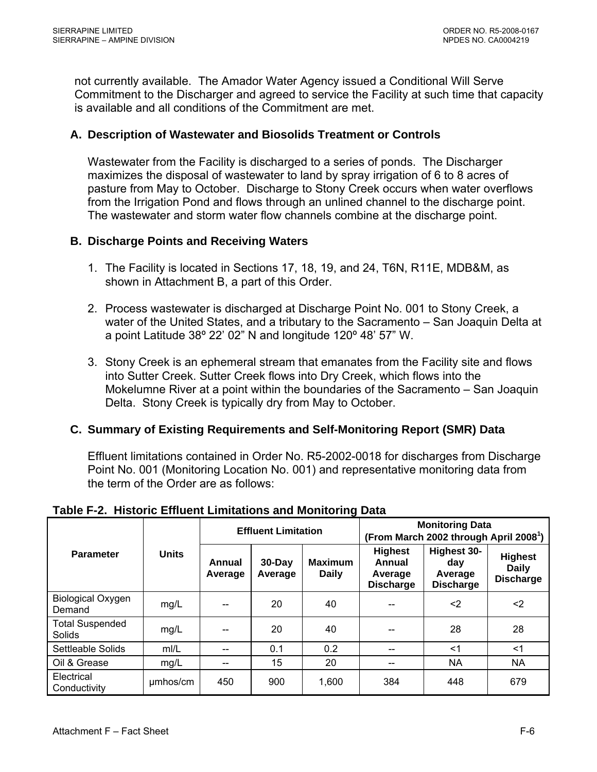not currently available. The Amador Water Agency issued a Conditional Will Serve Commitment to the Discharger and agreed to service the Facility at such time that capacity is available and all conditions of the Commitment are met.

## A. Description of Wastewater and Biosolids Treatment or Controls

Wastewater from the Facility is discharged to a series of ponds. The Discharger maximizes the disposal of wastewater to land by spray irrigation of 6 to 8 acres of pasture from May to October. Discharge to Stony Creek occurs when water overflows from the Irrigation Pond and flows through an unlined channel to the discharge point. The wastewater and storm water flow channels combine at the discharge point.

## B. Discharge Points and Receiving Waters

1. The Facility is located in Sections 17, 18, 19, and 24, T6N, R11E, MDB&M, as shown in Attachment B, a part of this Order.

2. Process wastewater is discharged at Discharge Point No. 001 to Stony Creek, a water of the United States, and a tributary to the Sacramento – San Joaquin Delta at a point Latitude 38º 22' 02" N and longitude 120º 48' 57" W.

3. Stony Creek is an ephemeral stream that emanates from the Facility site and flows into Sutter Creek. Sutter Creek flows into Dry Creek, which flows into the Mokelumne River at a point within the boundaries of the Sacramento – San Joaquin Delta. Stony Creek is typically dry from May to October.

## C. Summary of Existing Requirements and Self-Monitoring Report (SMR) Data

Effluent limitations contained in Order No. R5-2002-0018 for discharges from Discharge Point No. 001 (Monitoring Location No. 001) and representative monitoring data from the term of the Order are as follows:

**Table F-2. Historic Effluent Limitations and Monitoring Data**

| Parameter | Units | Effluent Limitation | | | Monitoring Data (From March 2002 through April 2008[1]) | | |
|---|---|---|---|---|---|---|---|
| | | Annual Average | 30-Day Average | Maximum Daily | Highest Annual Average Discharge | Highest 30-day Average Discharge | Highest Daily Discharge |
| Biological Oxygen Demand | mg/L | -- | 20 | 40 | -- | <2 | <2 |
| Total Suspended Solids | mg/L | -- | 20 | 40 | -- | 28 | 28 |
| Settleable Solids | ml/L | -- | 0.1 | 0.2 | -- | <1 | <1 |
| Oil & Grease | mg/L | -- | 15 | 20 | -- | NA | NA |
| Electrical Conductivity | µmhos/cm | 450 | 900 | 1,600 | 384 | 448 | 679 |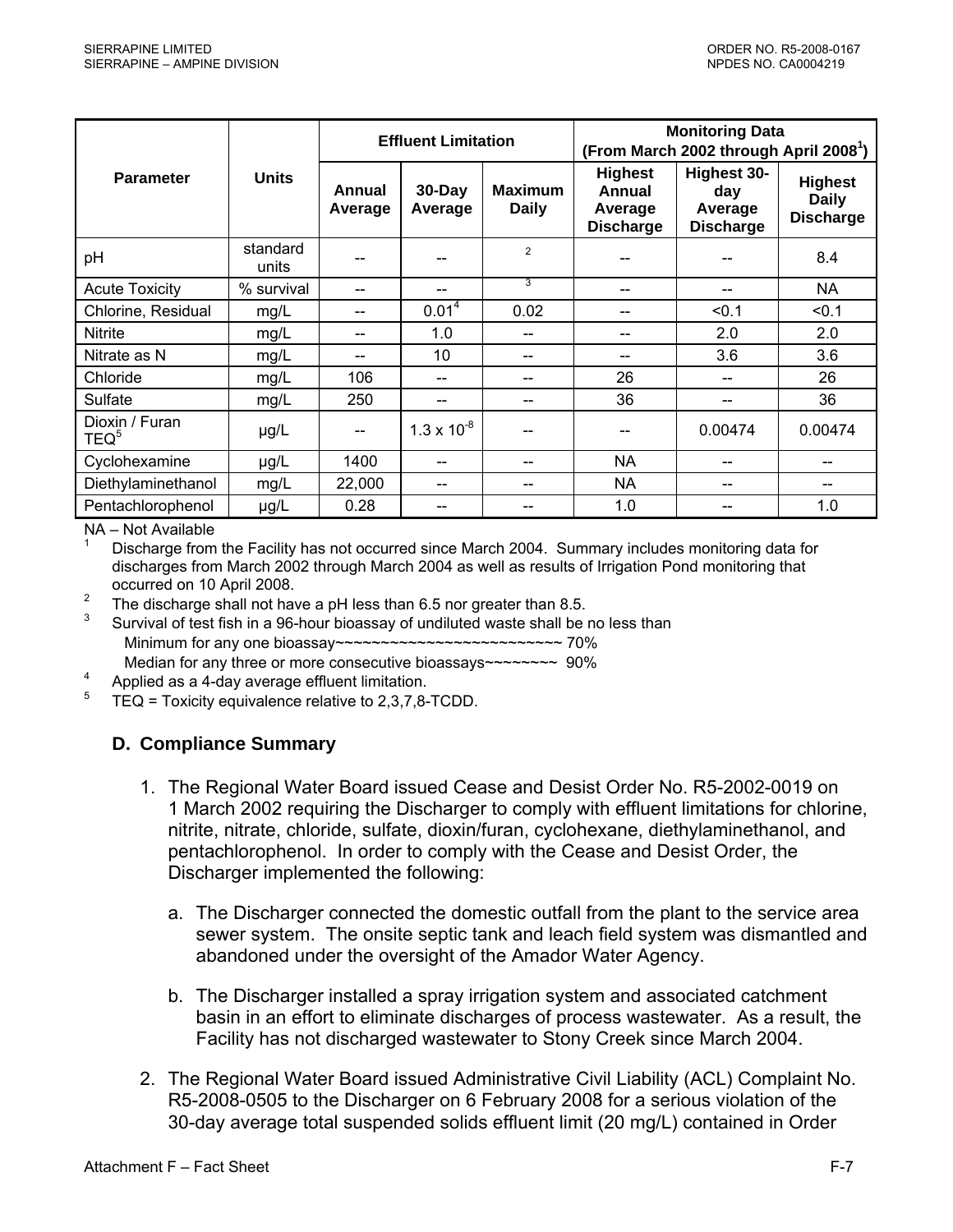| Parameter | Units | Effluent Limitation | | | Monitoring Data (From March 2002 through April 2008[1]) | | |
|---|---|---|---|---|---|---|---|
| | | Annual Average | 30-Day Average | Maximum Daily | Highest Annual Average Discharge | Highest 30-day Average Discharge | Highest Daily Discharge |
| pH | standard units | -- | -- | [2] | -- | -- | 8.4 |
| Acute Toxicity | % survival | -- | -- | [3] | -- | -- | NA |
| Chlorine, Residual | mg/L | -- | 0.01[4] | 0.02 | -- | <0.1 | <0.1 |
| Nitrite | mg/L | -- | 1.0 | -- | -- | 2.0 | 2.0 |
| Nitrate as N | mg/L | -- | 10 | -- | -- | 3.6 | 3.6 |
| Chloride | mg/L | 106 | -- | -- | 26 | -- | 26 |
| Sulfate | mg/L | 250 | -- | -- | 36 | -- | 36 |
| Dioxin / Furan TEQ[5] | µg/L | -- | $1.3 \times 10^{-8}$ | -- | -- | 0.00474 | 0.00474 |
| Cyclohexamine | µg/L | 1400 | -- | -- | NA | -- | -- |
| Diethylaminethanol | mg/L | 22,000 | -- | -- | NA | -- | -- |
| Pentachlorophenol | µg/L | 0.28 | -- | -- | 1.0 | -- | 1.0 |

NA – Not Available

[1] Discharge from the Facility has not occurred since March 2004. Summary includes monitoring data for discharges from March 2002 through March 2004 as well as results of Irrigation Pond monitoring that occurred on 10 April 2008.

[2] The discharge shall not have a pH less than 6.5 nor greater than 8.5.

[3] Survival of test fish in a 96-hour bioassay of undiluted waste shall be no less than
Minimum for any one bioassay~~~~~~~~~~~~~~~~~~~~~~~~ 70%
Median for any three or more consecutive bioassays~~~~~~~~ 90%

[4] Applied as a 4-day average effluent limitation.

[5] TEQ = Toxicity equivalence relative to 2,3,7,8-TCDD.

## D. Compliance Summary

1. The Regional Water Board issued Cease and Desist Order No. R5-2002-0019 on 1 March 2002 requiring the Discharger to comply with effluent limitations for chlorine, nitrite, nitrate, chloride, sulfate, dioxin/furan, cyclohexane, diethylaminethanol, and pentachlorophenol. In order to comply with the Cease and Desist Order, the Discharger implemented the following:

   a. The Discharger connected the domestic outfall from the plant to the service area sewer system. The onsite septic tank and leach field system was dismantled and abandoned under the oversight of the Amador Water Agency.

   b. The Discharger installed a spray irrigation system and associated catchment basin in an effort to eliminate discharges of process wastewater. As a result, the Facility has not discharged wastewater to Stony Creek since March 2004.

2. The Regional Water Board issued Administrative Civil Liability (ACL) Complaint No. R5-2008-0505 to the Discharger on 6 February 2008 for a serious violation of the 30-day average total suspended solids effluent limit (20 mg/L) contained in Order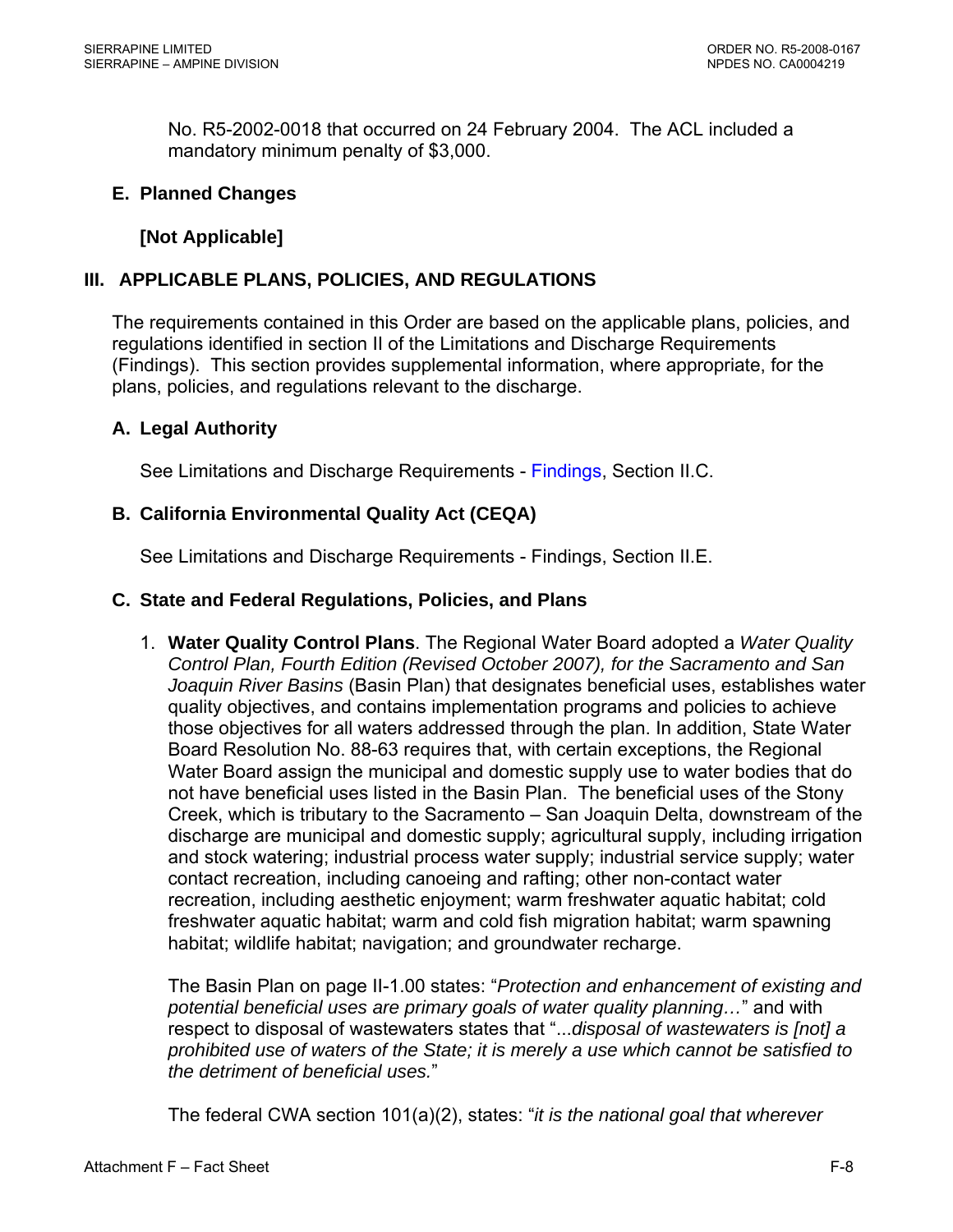No. R5-2002-0018 that occurred on 24 February 2004. The ACL included a mandatory minimum penalty of $3,000.

### E. Planned Changes

**[Not Applicable]**

## III. APPLICABLE PLANS, POLICIES, AND REGULATIONS

The requirements contained in this Order are based on the applicable plans, policies, and regulations identified in section II of the Limitations and Discharge Requirements (Findings). This section provides supplemental information, where appropriate, for the plans, policies, and regulations relevant to the discharge.

### A. Legal Authority

See Limitations and Discharge Requirements - Findings, Section II.C.

### B. California Environmental Quality Act (CEQA)

See Limitations and Discharge Requirements - Findings, Section II.E.

### C. State and Federal Regulations, Policies, and Plans

1. **Water Quality Control Plans**. The Regional Water Board adopted a *Water Quality Control Plan, Fourth Edition (Revised October 2007), for the Sacramento and San Joaquin River Basins* (Basin Plan) that designates beneficial uses, establishes water quality objectives, and contains implementation programs and policies to achieve those objectives for all waters addressed through the plan. In addition, State Water Board Resolution No. 88-63 requires that, with certain exceptions, the Regional Water Board assign the municipal and domestic supply use to water bodies that do not have beneficial uses listed in the Basin Plan. The beneficial uses of the Stony Creek, which is tributary to the Sacramento – San Joaquin Delta, downstream of the discharge are municipal and domestic supply; agricultural supply, including irrigation and stock watering; industrial process water supply; industrial service supply; water contact recreation, including canoeing and rafting; other non-contact water recreation, including aesthetic enjoyment; warm freshwater aquatic habitat; cold freshwater aquatic habitat; warm and cold fish migration habitat; warm spawning habitat; wildlife habitat; navigation; and groundwater recharge.

   The Basin Plan on page II-1.00 states: "*Protection and enhancement of existing and potential beneficial uses are primary goals of water quality planning…*" and with respect to disposal of wastewaters states that "*...disposal of wastewaters is [not] a prohibited use of waters of the State; it is merely a use which cannot be satisfied to the detriment of beneficial uses.*"

   The federal CWA section 101(a)(2), states: "*it is the national goal that wherever*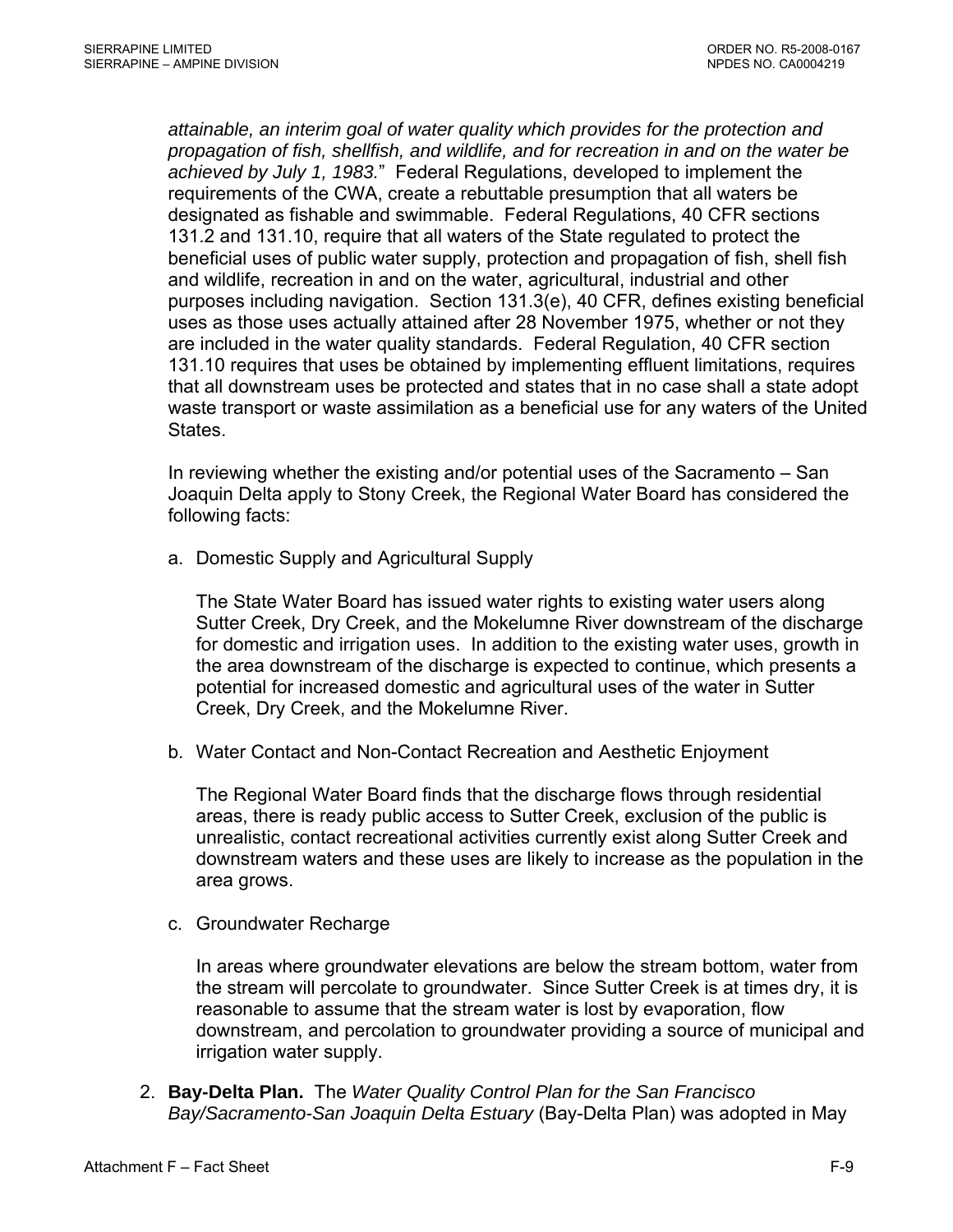*attainable, an interim goal of water quality which provides for the protection and propagation of fish, shellfish, and wildlife, and for recreation in and on the water be achieved by July 1, 1983.*" Federal Regulations, developed to implement the requirements of the CWA, create a rebuttable presumption that all waters be designated as fishable and swimmable. Federal Regulations, 40 CFR sections 131.2 and 131.10, require that all waters of the State regulated to protect the beneficial uses of public water supply, protection and propagation of fish, shell fish and wildlife, recreation in and on the water, agricultural, industrial and other purposes including navigation. Section 131.3(e), 40 CFR, defines existing beneficial uses as those uses actually attained after 28 November 1975, whether or not they are included in the water quality standards. Federal Regulation, 40 CFR section 131.10 requires that uses be obtained by implementing effluent limitations, requires that all downstream uses be protected and states that in no case shall a state adopt waste transport or waste assimilation as a beneficial use for any waters of the United States.

In reviewing whether the existing and/or potential uses of the Sacramento – San Joaquin Delta apply to Stony Creek, the Regional Water Board has considered the following facts:

a. Domestic Supply and Agricultural Supply

   The State Water Board has issued water rights to existing water users along Sutter Creek, Dry Creek, and the Mokelumne River downstream of the discharge for domestic and irrigation uses. In addition to the existing water uses, growth in the area downstream of the discharge is expected to continue, which presents a potential for increased domestic and agricultural uses of the water in Sutter Creek, Dry Creek, and the Mokelumne River.

b. Water Contact and Non-Contact Recreation and Aesthetic Enjoyment

   The Regional Water Board finds that the discharge flows through residential areas, there is ready public access to Sutter Creek, exclusion of the public is unrealistic, contact recreational activities currently exist along Sutter Creek and downstream waters and these uses are likely to increase as the population in the area grows.

c. Groundwater Recharge

   In areas where groundwater elevations are below the stream bottom, water from the stream will percolate to groundwater. Since Sutter Creek is at times dry, it is reasonable to assume that the stream water is lost by evaporation, flow downstream, and percolation to groundwater providing a source of municipal and irrigation water supply.

2. **Bay-Delta Plan.** The *Water Quality Control Plan for the San Francisco Bay/Sacramento-San Joaquin Delta Estuary* (Bay-Delta Plan) was adopted in May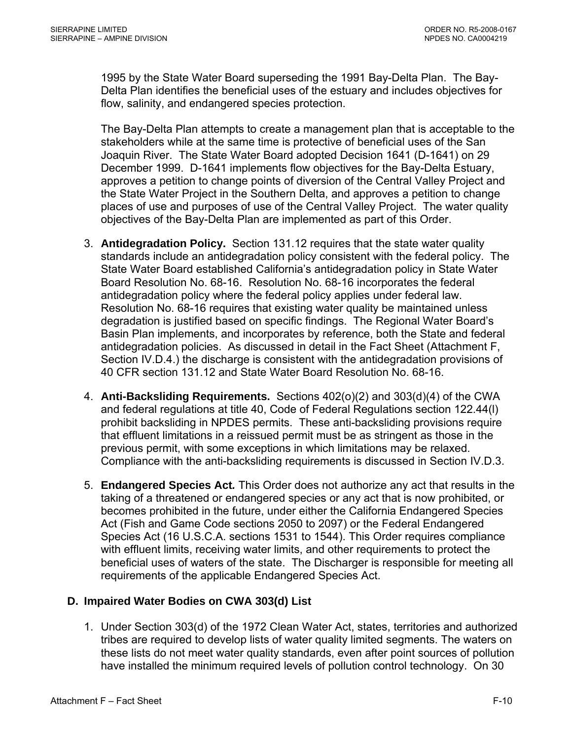1995 by the State Water Board superseding the 1991 Bay-Delta Plan. The Bay-Delta Plan identifies the beneficial uses of the estuary and includes objectives for flow, salinity, and endangered species protection.

The Bay-Delta Plan attempts to create a management plan that is acceptable to the stakeholders while at the same time is protective of beneficial uses of the San Joaquin River. The State Water Board adopted Decision 1641 (D-1641) on 29 December 1999. D-1641 implements flow objectives for the Bay-Delta Estuary, approves a petition to change points of diversion of the Central Valley Project and the State Water Project in the Southern Delta, and approves a petition to change places of use and purposes of use of the Central Valley Project. The water quality objectives of the Bay-Delta Plan are implemented as part of this Order.

3. **Antidegradation Policy.** Section 131.12 requires that the state water quality standards include an antidegradation policy consistent with the federal policy. The State Water Board established California's antidegradation policy in State Water Board Resolution No. 68-16. Resolution No. 68-16 incorporates the federal antidegradation policy where the federal policy applies under federal law. Resolution No. 68-16 requires that existing water quality be maintained unless degradation is justified based on specific findings. The Regional Water Board's Basin Plan implements, and incorporates by reference, both the State and federal antidegradation policies. As discussed in detail in the Fact Sheet (Attachment F, Section IV.D.4.) the discharge is consistent with the antidegradation provisions of 40 CFR section 131.12 and State Water Board Resolution No. 68-16.

4. **Anti-Backsliding Requirements.** Sections 402(o)(2) and 303(d)(4) of the CWA and federal regulations at title 40, Code of Federal Regulations section 122.44(l) prohibit backsliding in NPDES permits. These anti-backsliding provisions require that effluent limitations in a reissued permit must be as stringent as those in the previous permit, with some exceptions in which limitations may be relaxed. Compliance with the anti-backsliding requirements is discussed in Section IV.D.3.

5. **Endangered Species Act.** This Order does not authorize any act that results in the taking of a threatened or endangered species or any act that is now prohibited, or becomes prohibited in the future, under either the California Endangered Species Act (Fish and Game Code sections 2050 to 2097) or the Federal Endangered Species Act (16 U.S.C.A. sections 1531 to 1544). This Order requires compliance with effluent limits, receiving water limits, and other requirements to protect the beneficial uses of waters of the state. The Discharger is responsible for meeting all requirements of the applicable Endangered Species Act.

## D. Impaired Water Bodies on CWA 303(d) List

1. Under Section 303(d) of the 1972 Clean Water Act, states, territories and authorized tribes are required to develop lists of water quality limited segments. The waters on these lists do not meet water quality standards, even after point sources of pollution have installed the minimum required levels of pollution control technology. On 30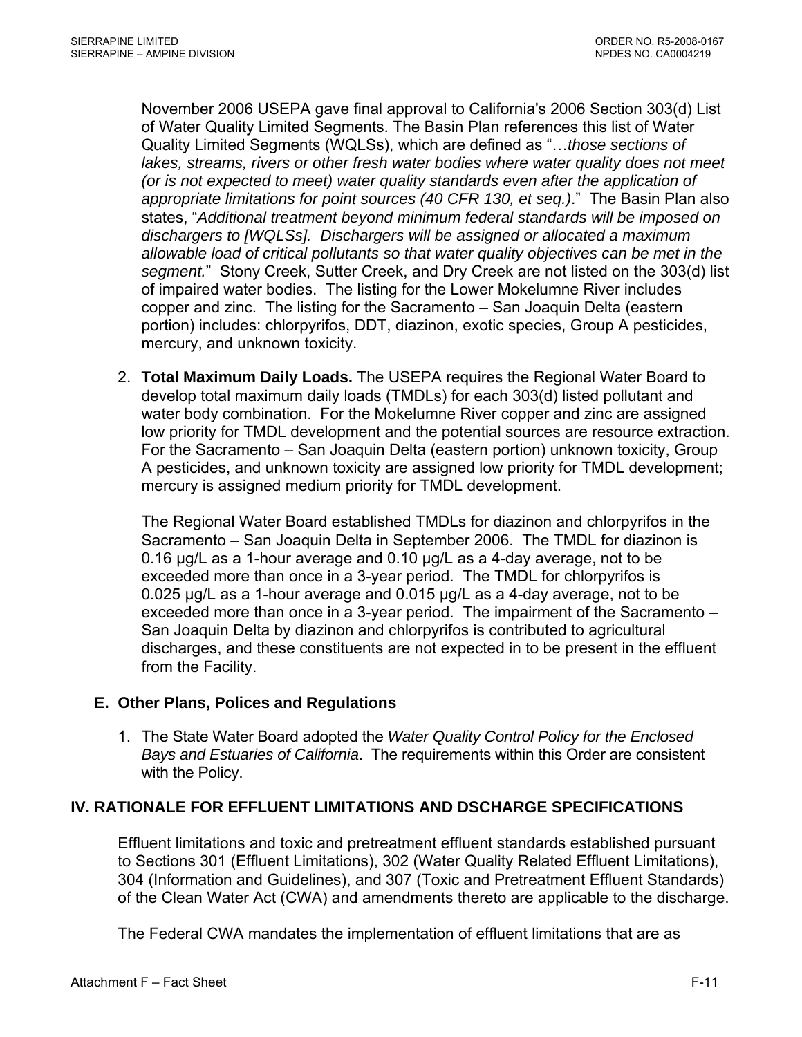November 2006 USEPA gave final approval to California's 2006 Section 303(d) List of Water Quality Limited Segments. The Basin Plan references this list of Water Quality Limited Segments (WQLSs), which are defined as "…*those sections of lakes, streams, rivers or other fresh water bodies where water quality does not meet (or is not expected to meet) water quality standards even after the application of appropriate limitations for point sources (40 CFR 130, et seq.)*." The Basin Plan also states, "*Additional treatment beyond minimum federal standards will be imposed on dischargers to [WQLSs]. Dischargers will be assigned or allocated a maximum allowable load of critical pollutants so that water quality objectives can be met in the segment.*" Stony Creek, Sutter Creek, and Dry Creek are not listed on the 303(d) list of impaired water bodies. The listing for the Lower Mokelumne River includes copper and zinc. The listing for the Sacramento – San Joaquin Delta (eastern portion) includes: chlorpyrifos, DDT, diazinon, exotic species, Group A pesticides, mercury, and unknown toxicity.

2. **Total Maximum Daily Loads.** The USEPA requires the Regional Water Board to develop total maximum daily loads (TMDLs) for each 303(d) listed pollutant and water body combination. For the Mokelumne River copper and zinc are assigned low priority for TMDL development and the potential sources are resource extraction. For the Sacramento – San Joaquin Delta (eastern portion) unknown toxicity, Group A pesticides, and unknown toxicity are assigned low priority for TMDL development; mercury is assigned medium priority for TMDL development.

   The Regional Water Board established TMDLs for diazinon and chlorpyrifos in the Sacramento – San Joaquin Delta in September 2006. The TMDL for diazinon is 0.16 µg/L as a 1-hour average and 0.10 µg/L as a 4-day average, not to be exceeded more than once in a 3-year period. The TMDL for chlorpyrifos is 0.025 µg/L as a 1-hour average and 0.015 µg/L as a 4-day average, not to be exceeded more than once in a 3-year period. The impairment of the Sacramento – San Joaquin Delta by diazinon and chlorpyrifos is contributed to agricultural discharges, and these constituents are not expected in to be present in the effluent from the Facility.

## E. Other Plans, Polices and Regulations

1. The State Water Board adopted the *Water Quality Control Policy for the Enclosed Bays and Estuaries of California*. The requirements within this Order are consistent with the Policy.

# IV. RATIONALE FOR EFFLUENT LIMITATIONS AND DSCHARGE SPECIFICATIONS

Effluent limitations and toxic and pretreatment effluent standards established pursuant to Sections 301 (Effluent Limitations), 302 (Water Quality Related Effluent Limitations), 304 (Information and Guidelines), and 307 (Toxic and Pretreatment Effluent Standards) of the Clean Water Act (CWA) and amendments thereto are applicable to the discharge.

The Federal CWA mandates the implementation of effluent limitations that are as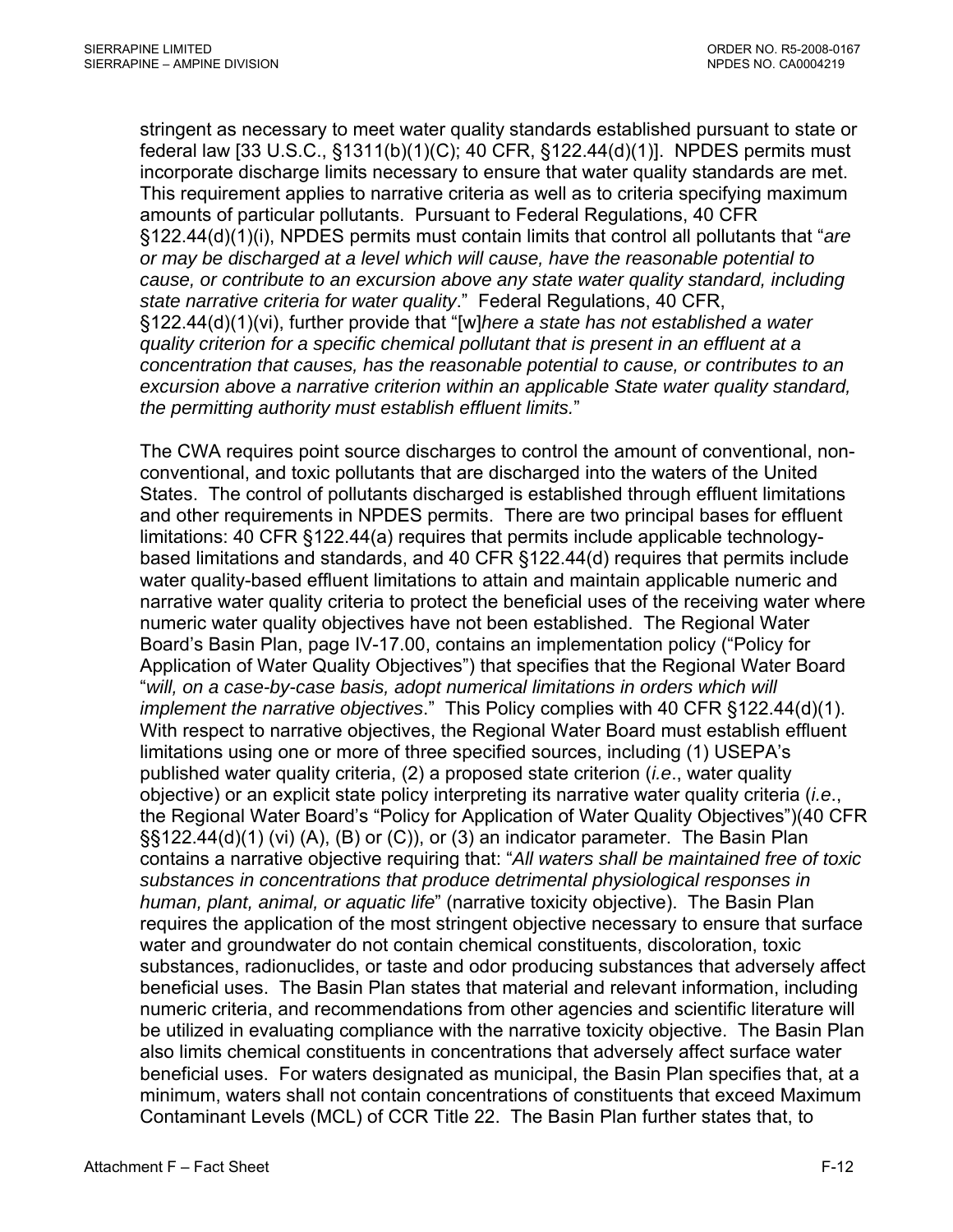stringent as necessary to meet water quality standards established pursuant to state or federal law [33 U.S.C., §1311(b)(1)(C); 40 CFR, §122.44(d)(1)]. NPDES permits must incorporate discharge limits necessary to ensure that water quality standards are met. This requirement applies to narrative criteria as well as to criteria specifying maximum amounts of particular pollutants. Pursuant to Federal Regulations, 40 CFR §122.44(d)(1)(i), NPDES permits must contain limits that control all pollutants that "*are or may be discharged at a level which will cause, have the reasonable potential to cause, or contribute to an excursion above any state water quality standard, including state narrative criteria for water quality*." Federal Regulations, 40 CFR, §122.44(d)(1)(vi), further provide that "[w]*here a state has not established a water quality criterion for a specific chemical pollutant that is present in an effluent at a concentration that causes, has the reasonable potential to cause, or contributes to an excursion above a narrative criterion within an applicable State water quality standard, the permitting authority must establish effluent limits.*"

The CWA requires point source discharges to control the amount of conventional, non-conventional, and toxic pollutants that are discharged into the waters of the United States. The control of pollutants discharged is established through effluent limitations and other requirements in NPDES permits. There are two principal bases for effluent limitations: 40 CFR §122.44(a) requires that permits include applicable technology-based limitations and standards, and 40 CFR §122.44(d) requires that permits include water quality-based effluent limitations to attain and maintain applicable numeric and narrative water quality criteria to protect the beneficial uses of the receiving water where numeric water quality objectives have not been established. The Regional Water Board's Basin Plan, page IV-17.00, contains an implementation policy ("Policy for Application of Water Quality Objectives") that specifies that the Regional Water Board "*will, on a case-by-case basis, adopt numerical limitations in orders which will implement the narrative objectives*." This Policy complies with 40 CFR §122.44(d)(1). With respect to narrative objectives, the Regional Water Board must establish effluent limitations using one or more of three specified sources, including (1) USEPA's published water quality criteria, (2) a proposed state criterion (*i.e*., water quality objective) or an explicit state policy interpreting its narrative water quality criteria (*i.e*., the Regional Water Board's "Policy for Application of Water Quality Objectives")(40 CFR §§122.44(d)(1) (vi) (A), (B) or (C)), or (3) an indicator parameter. The Basin Plan contains a narrative objective requiring that: "*All waters shall be maintained free of toxic substances in concentrations that produce detrimental physiological responses in human, plant, animal, or aquatic life*" (narrative toxicity objective). The Basin Plan requires the application of the most stringent objective necessary to ensure that surface water and groundwater do not contain chemical constituents, discoloration, toxic substances, radionuclides, or taste and odor producing substances that adversely affect beneficial uses. The Basin Plan states that material and relevant information, including numeric criteria, and recommendations from other agencies and scientific literature will be utilized in evaluating compliance with the narrative toxicity objective. The Basin Plan also limits chemical constituents in concentrations that adversely affect surface water beneficial uses. For waters designated as municipal, the Basin Plan specifies that, at a minimum, waters shall not contain concentrations of constituents that exceed Maximum Contaminant Levels (MCL) of CCR Title 22. The Basin Plan further states that, to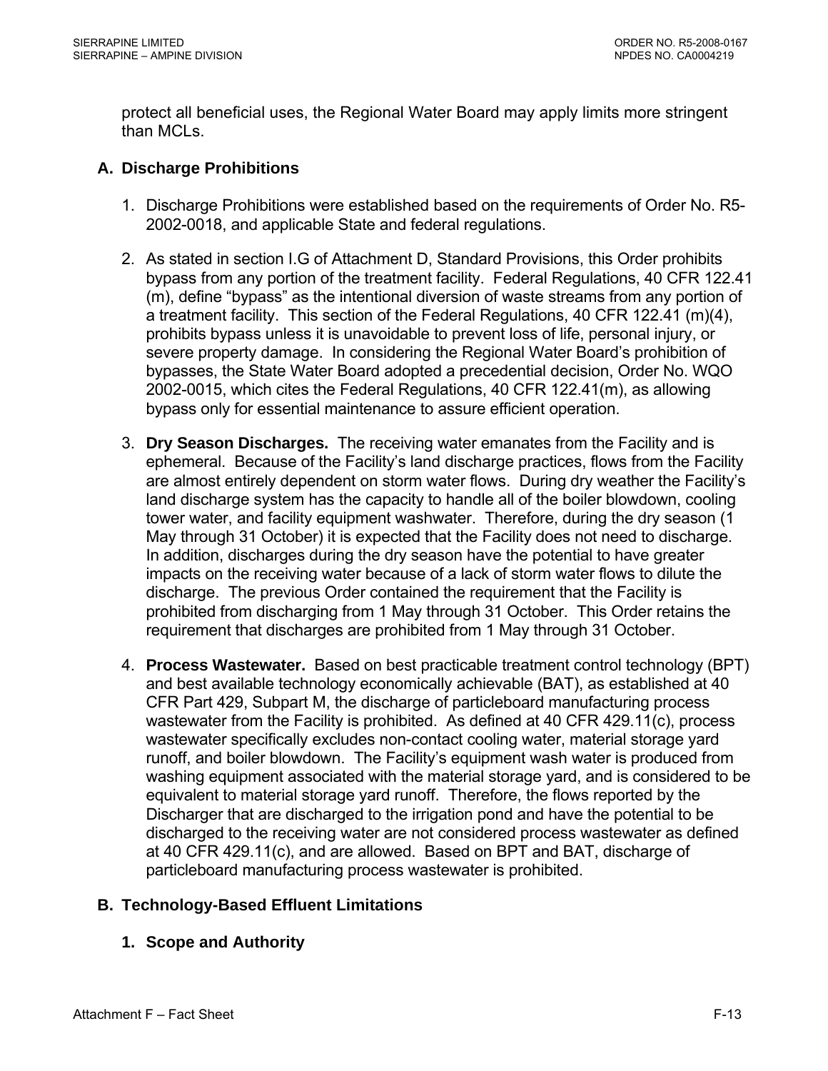protect all beneficial uses, the Regional Water Board may apply limits more stringent than MCLs.

### A. Discharge Prohibitions

1. Discharge Prohibitions were established based on the requirements of Order No. R5-2002-0018, and applicable State and federal regulations.

2. As stated in section I.G of Attachment D, Standard Provisions, this Order prohibits bypass from any portion of the treatment facility. Federal Regulations, 40 CFR 122.41 (m), define "bypass" as the intentional diversion of waste streams from any portion of a treatment facility. This section of the Federal Regulations, 40 CFR 122.41 (m)(4), prohibits bypass unless it is unavoidable to prevent loss of life, personal injury, or severe property damage. In considering the Regional Water Board's prohibition of bypasses, the State Water Board adopted a precedential decision, Order No. WQO 2002-0015, which cites the Federal Regulations, 40 CFR 122.41(m), as allowing bypass only for essential maintenance to assure efficient operation.

3. **Dry Season Discharges.** The receiving water emanates from the Facility and is ephemeral. Because of the Facility's land discharge practices, flows from the Facility are almost entirely dependent on storm water flows. During dry weather the Facility's land discharge system has the capacity to handle all of the boiler blowdown, cooling tower water, and facility equipment washwater. Therefore, during the dry season (1 May through 31 October) it is expected that the Facility does not need to discharge. In addition, discharges during the dry season have the potential to have greater impacts on the receiving water because of a lack of storm water flows to dilute the discharge. The previous Order contained the requirement that the Facility is prohibited from discharging from 1 May through 31 October. This Order retains the requirement that discharges are prohibited from 1 May through 31 October.

4. **Process Wastewater.** Based on best practicable treatment control technology (BPT) and best available technology economically achievable (BAT), as established at 40 CFR Part 429, Subpart M, the discharge of particleboard manufacturing process wastewater from the Facility is prohibited. As defined at 40 CFR 429.11(c), process wastewater specifically excludes non-contact cooling water, material storage yard runoff, and boiler blowdown. The Facility's equipment wash water is produced from washing equipment associated with the material storage yard, and is considered to be equivalent to material storage yard runoff. Therefore, the flows reported by the Discharger that are discharged to the irrigation pond and have the potential to be discharged to the receiving water are not considered process wastewater as defined at 40 CFR 429.11(c), and are allowed. Based on BPT and BAT, discharge of particleboard manufacturing process wastewater is prohibited.

### B. Technology-Based Effluent Limitations

#### 1. Scope and Authority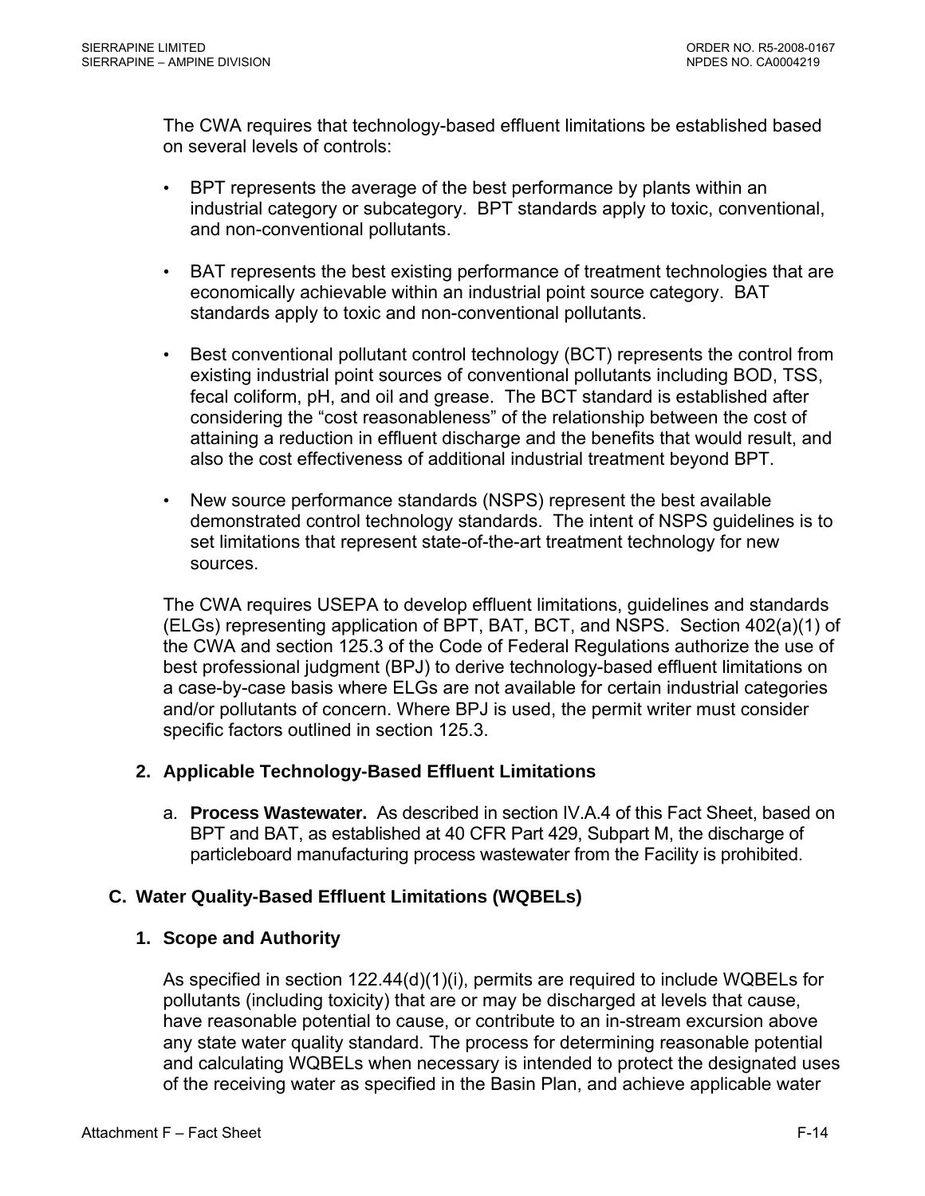The CWA requires that technology-based effluent limitations be established based on several levels of controls:

- BPT represents the average of the best performance by plants within an industrial category or subcategory. BPT standards apply to toxic, conventional, and non-conventional pollutants.
- BAT represents the best existing performance of treatment technologies that are economically achievable within an industrial point source category. BAT standards apply to toxic and non-conventional pollutants.
- Best conventional pollutant control technology (BCT) represents the control from existing industrial point sources of conventional pollutants including BOD, TSS, fecal coliform, pH, and oil and grease. The BCT standard is established after considering the "cost reasonableness" of the relationship between the cost of attaining a reduction in effluent discharge and the benefits that would result, and also the cost effectiveness of additional industrial treatment beyond BPT.
- New source performance standards (NSPS) represent the best available demonstrated control technology standards. The intent of NSPS guidelines is to set limitations that represent state-of-the-art treatment technology for new sources.

The CWA requires USEPA to develop effluent limitations, guidelines and standards (ELGs) representing application of BPT, BAT, BCT, and NSPS. Section 402(a)(1) of the CWA and section 125.3 of the Code of Federal Regulations authorize the use of best professional judgment (BPJ) to derive technology-based effluent limitations on a case-by-case basis where ELGs are not available for certain industrial categories and/or pollutants of concern. Where BPJ is used, the permit writer must consider specific factors outlined in section 125.3.

### 2. Applicable Technology-Based Effluent Limitations

a. **Process Wastewater.** As described in section IV.A.4 of this Fact Sheet, based on BPT and BAT, as established at 40 CFR Part 429, Subpart M, the discharge of particleboard manufacturing process wastewater from the Facility is prohibited.

## C. Water Quality-Based Effluent Limitations (WQBELs)

### 1. Scope and Authority

As specified in section 122.44(d)(1)(i), permits are required to include WQBELs for pollutants (including toxicity) that are or may be discharged at levels that cause, have reasonable potential to cause, or contribute to an in-stream excursion above any state water quality standard. The process for determining reasonable potential and calculating WQBELs when necessary is intended to protect the designated uses of the receiving water as specified in the Basin Plan, and achieve applicable water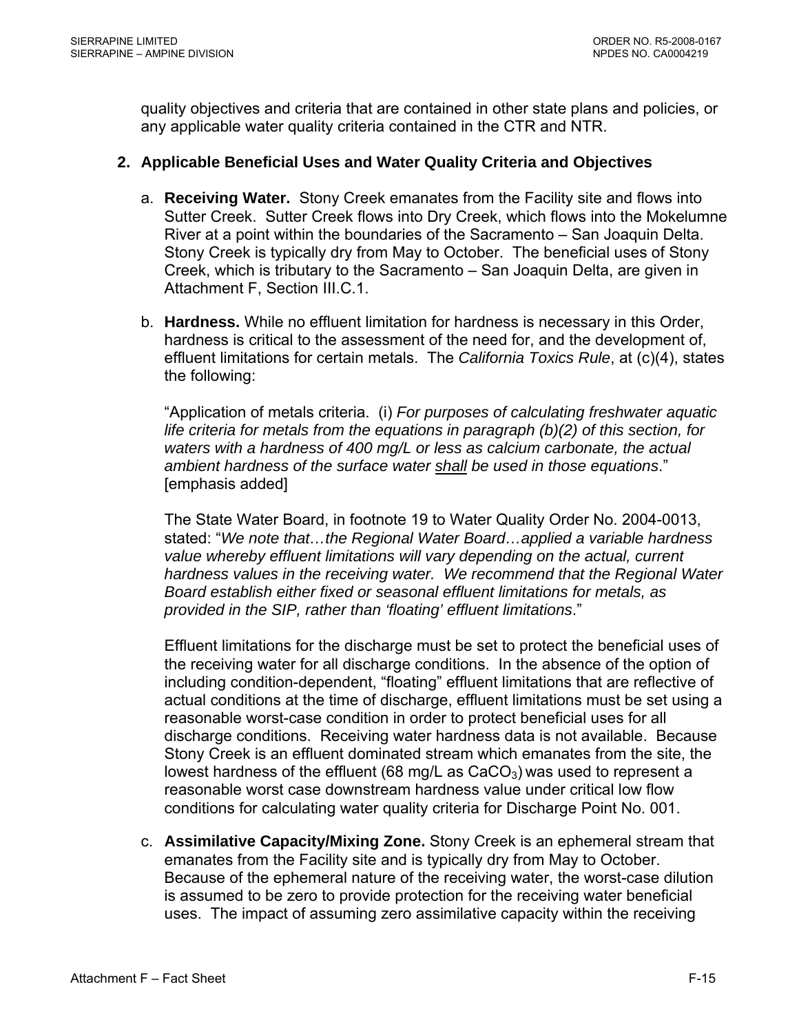quality objectives and criteria that are contained in other state plans and policies, or any applicable water quality criteria contained in the CTR and NTR.

**2. Applicable Beneficial Uses and Water Quality Criteria and Objectives**

a. **Receiving Water.** Stony Creek emanates from the Facility site and flows into Sutter Creek. Sutter Creek flows into Dry Creek, which flows into the Mokelumne River at a point within the boundaries of the Sacramento – San Joaquin Delta. Stony Creek is typically dry from May to October. The beneficial uses of Stony Creek, which is tributary to the Sacramento – San Joaquin Delta, are given in Attachment F, Section III.C.1.

b. **Hardness.** While no effluent limitation for hardness is necessary in this Order, hardness is critical to the assessment of the need for, and the development of, effluent limitations for certain metals. The *California Toxics Rule*, at (c)(4), states the following:

"Application of metals criteria. (i) *For purposes of calculating freshwater aquatic life criteria for metals from the equations in paragraph (b)(2) of this section, for waters with a hardness of 400 mg/L or less as calcium carbonate, the actual ambient hardness of the surface water* <u>*shall*</u> *be used in those equations*." [emphasis added]

The State Water Board, in footnote 19 to Water Quality Order No. 2004-0013, stated: "*We note that…the Regional Water Board…applied a variable hardness value whereby effluent limitations will vary depending on the actual, current hardness values in the receiving water. We recommend that the Regional Water Board establish either fixed or seasonal effluent limitations for metals, as provided in the SIP, rather than 'floating' effluent limitations*."

Effluent limitations for the discharge must be set to protect the beneficial uses of the receiving water for all discharge conditions. In the absence of the option of including condition-dependent, "floating" effluent limitations that are reflective of actual conditions at the time of discharge, effluent limitations must be set using a reasonable worst-case condition in order to protect beneficial uses for all discharge conditions. Receiving water hardness data is not available. Because Stony Creek is an effluent dominated stream which emanates from the site, the lowest hardness of the effluent (68 mg/L as $CaCO_3$) was used to represent a reasonable worst case downstream hardness value under critical low flow conditions for calculating water quality criteria for Discharge Point No. 001.

c. **Assimilative Capacity/Mixing Zone.** Stony Creek is an ephemeral stream that emanates from the Facility site and is typically dry from May to October. Because of the ephemeral nature of the receiving water, the worst-case dilution is assumed to be zero to provide protection for the receiving water beneficial uses. The impact of assuming zero assimilative capacity within the receiving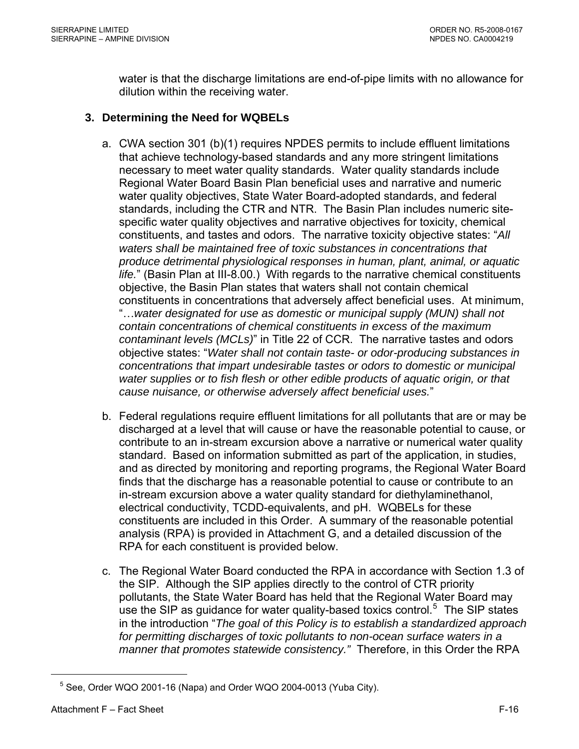water is that the discharge limitations are end-of-pipe limits with no allowance for dilution within the receiving water.

### 3. Determining the Need for WQBELs

a. CWA section 301 (b)(1) requires NPDES permits to include effluent limitations that achieve technology-based standards and any more stringent limitations necessary to meet water quality standards. Water quality standards include Regional Water Board Basin Plan beneficial uses and narrative and numeric water quality objectives, State Water Board-adopted standards, and federal standards, including the CTR and NTR. The Basin Plan includes numeric site-specific water quality objectives and narrative objectives for toxicity, chemical constituents, and tastes and odors. The narrative toxicity objective states: "*All waters shall be maintained free of toxic substances in concentrations that produce detrimental physiological responses in human, plant, animal, or aquatic life.*" (Basin Plan at III-8.00.) With regards to the narrative chemical constituents objective, the Basin Plan states that waters shall not contain chemical constituents in concentrations that adversely affect beneficial uses. At minimum, "*…water designated for use as domestic or municipal supply (MUN) shall not contain concentrations of chemical constituents in excess of the maximum contaminant levels (MCLs)*" in Title 22 of CCR. The narrative tastes and odors objective states: "*Water shall not contain taste- or odor-producing substances in concentrations that impart undesirable tastes or odors to domestic or municipal water supplies or to fish flesh or other edible products of aquatic origin, or that cause nuisance, or otherwise adversely affect beneficial uses.*"

b. Federal regulations require effluent limitations for all pollutants that are or may be discharged at a level that will cause or have the reasonable potential to cause, or contribute to an in-stream excursion above a narrative or numerical water quality standard. Based on information submitted as part of the application, in studies, and as directed by monitoring and reporting programs, the Regional Water Board finds that the discharge has a reasonable potential to cause or contribute to an in-stream excursion above a water quality standard for diethylaminethanol, electrical conductivity, TCDD-equivalents, and pH. WQBELs for these constituents are included in this Order. A summary of the reasonable potential analysis (RPA) is provided in Attachment G, and a detailed discussion of the RPA for each constituent is provided below.

c. The Regional Water Board conducted the RPA in accordance with Section 1.3 of the SIP. Although the SIP applies directly to the control of CTR priority pollutants, the State Water Board has held that the Regional Water Board may use the SIP as guidance for water quality-based toxics control.[5] The SIP states in the introduction "*The goal of this Policy is to establish a standardized approach for permitting discharges of toxic pollutants to non-ocean surface waters in a manner that promotes statewide consistency.*" Therefore, in this Order the RPA

[5] See, Order WQO 2001-16 (Napa) and Order WQO 2004-0013 (Yuba City).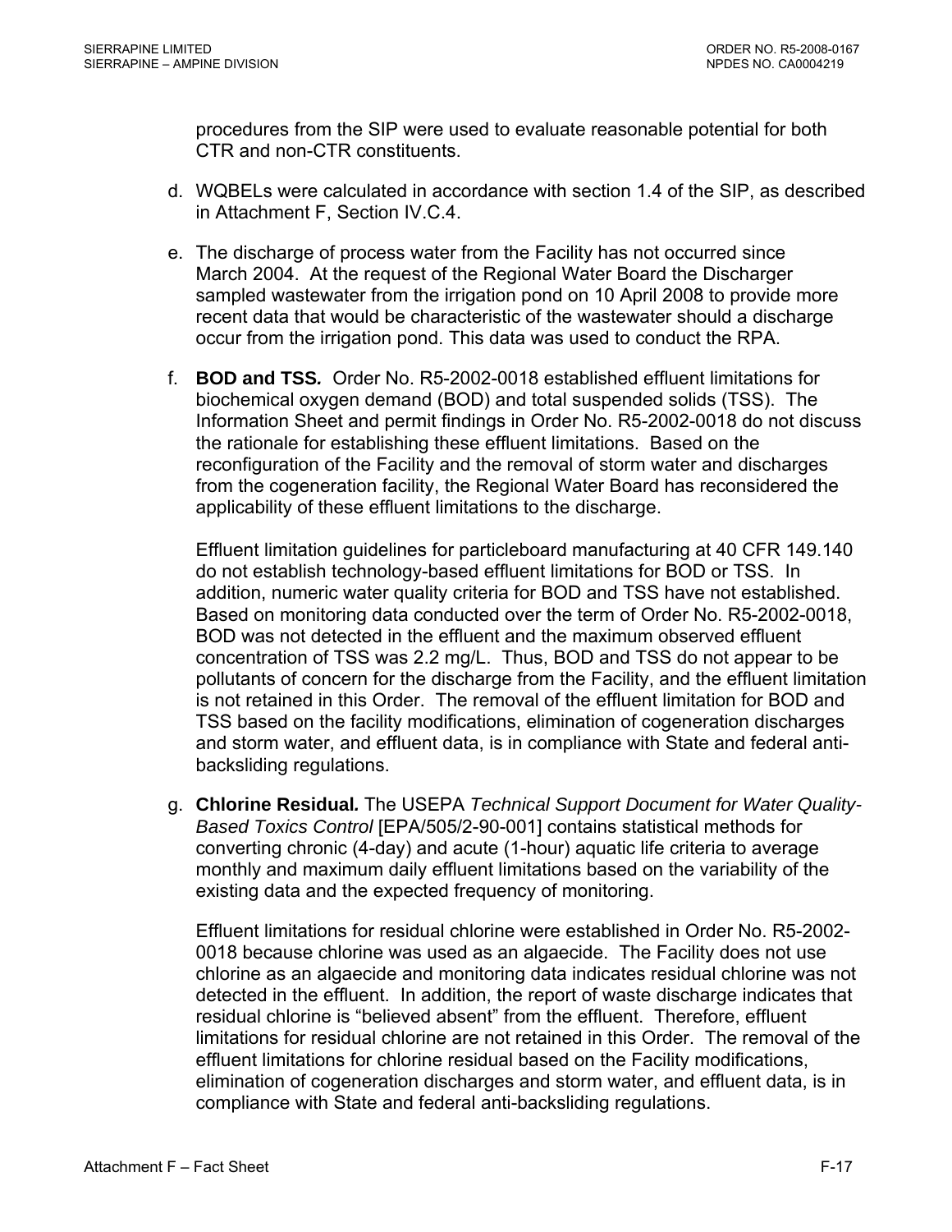procedures from the SIP were used to evaluate reasonable potential for both CTR and non-CTR constituents.

d. WQBELs were calculated in accordance with section 1.4 of the SIP, as described in Attachment F, Section IV.C.4.

e. The discharge of process water from the Facility has not occurred since March 2004. At the request of the Regional Water Board the Discharger sampled wastewater from the irrigation pond on 10 April 2008 to provide more recent data that would be characteristic of the wastewater should a discharge occur from the irrigation pond. This data was used to conduct the RPA.

f. **BOD and TSS.** Order No. R5-2002-0018 established effluent limitations for biochemical oxygen demand (BOD) and total suspended solids (TSS). The Information Sheet and permit findings in Order No. R5-2002-0018 do not discuss the rationale for establishing these effluent limitations. Based on the reconfiguration of the Facility and the removal of storm water and discharges from the cogeneration facility, the Regional Water Board has reconsidered the applicability of these effluent limitations to the discharge.

   Effluent limitation guidelines for particleboard manufacturing at 40 CFR 149.140 do not establish technology-based effluent limitations for BOD or TSS. In addition, numeric water quality criteria for BOD and TSS have not established. Based on monitoring data conducted over the term of Order No. R5-2002-0018, BOD was not detected in the effluent and the maximum observed effluent concentration of TSS was 2.2 mg/L. Thus, BOD and TSS do not appear to be pollutants of concern for the discharge from the Facility, and the effluent limitation is not retained in this Order. The removal of the effluent limitation for BOD and TSS based on the facility modifications, elimination of cogeneration discharges and storm water, and effluent data, is in compliance with State and federal anti-backsliding regulations.

g. **Chlorine Residual.** The USEPA *Technical Support Document for Water Quality-Based Toxics Control* [EPA/505/2-90-001] contains statistical methods for converting chronic (4-day) and acute (1-hour) aquatic life criteria to average monthly and maximum daily effluent limitations based on the variability of the existing data and the expected frequency of monitoring.

   Effluent limitations for residual chlorine were established in Order No. R5-2002-0018 because chlorine was used as an algaecide. The Facility does not use chlorine as an algaecide and monitoring data indicates residual chlorine was not detected in the effluent. In addition, the report of waste discharge indicates that residual chlorine is "believed absent" from the effluent. Therefore, effluent limitations for residual chlorine are not retained in this Order. The removal of the effluent limitations for chlorine residual based on the Facility modifications, elimination of cogeneration discharges and storm water, and effluent data, is in compliance with State and federal anti-backsliding regulations.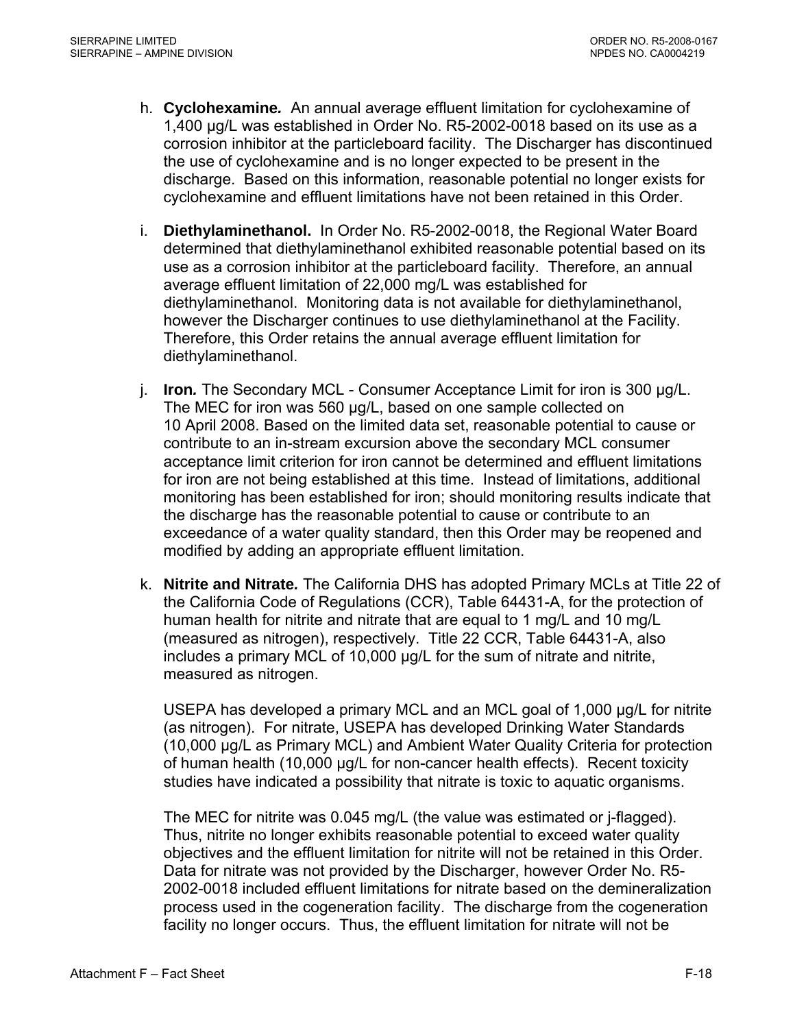h. **Cyclohexamine.** An annual average effluent limitation for cyclohexamine of 1,400 µg/L was established in Order No. R5-2002-0018 based on its use as a corrosion inhibitor at the particleboard facility. The Discharger has discontinued the use of cyclohexamine and is no longer expected to be present in the discharge. Based on this information, reasonable potential no longer exists for cyclohexamine and effluent limitations have not been retained in this Order.

i. **Diethylaminethanol.** In Order No. R5-2002-0018, the Regional Water Board determined that diethylaminethanol exhibited reasonable potential based on its use as a corrosion inhibitor at the particleboard facility. Therefore, an annual average effluent limitation of 22,000 mg/L was established for diethylaminethanol. Monitoring data is not available for diethylaminethanol, however the Discharger continues to use diethylaminethanol at the Facility. Therefore, this Order retains the annual average effluent limitation for diethylaminethanol.

j. **Iron.** The Secondary MCL - Consumer Acceptance Limit for iron is 300 µg/L. The MEC for iron was 560 µg/L, based on one sample collected on 10 April 2008. Based on the limited data set, reasonable potential to cause or contribute to an in-stream excursion above the secondary MCL consumer acceptance limit criterion for iron cannot be determined and effluent limitations for iron are not being established at this time. Instead of limitations, additional monitoring has been established for iron; should monitoring results indicate that the discharge has the reasonable potential to cause or contribute to an exceedance of a water quality standard, then this Order may be reopened and modified by adding an appropriate effluent limitation.

k. **Nitrite and Nitrate.** The California DHS has adopted Primary MCLs at Title 22 of the California Code of Regulations (CCR), Table 64431-A, for the protection of human health for nitrite and nitrate that are equal to 1 mg/L and 10 mg/L (measured as nitrogen), respectively. Title 22 CCR, Table 64431-A, also includes a primary MCL of 10,000 µg/L for the sum of nitrate and nitrite, measured as nitrogen.

   USEPA has developed a primary MCL and an MCL goal of 1,000 µg/L for nitrite (as nitrogen). For nitrate, USEPA has developed Drinking Water Standards (10,000 µg/L as Primary MCL) and Ambient Water Quality Criteria for protection of human health (10,000 µg/L for non-cancer health effects). Recent toxicity studies have indicated a possibility that nitrate is toxic to aquatic organisms.

   The MEC for nitrite was 0.045 mg/L (the value was estimated or j-flagged). Thus, nitrite no longer exhibits reasonable potential to exceed water quality objectives and the effluent limitation for nitrite will not be retained in this Order. Data for nitrate was not provided by the Discharger, however Order No. R5-2002-0018 included effluent limitations for nitrate based on the demineralization process used in the cogeneration facility. The discharge from the cogeneration facility no longer occurs. Thus, the effluent limitation for nitrate will not be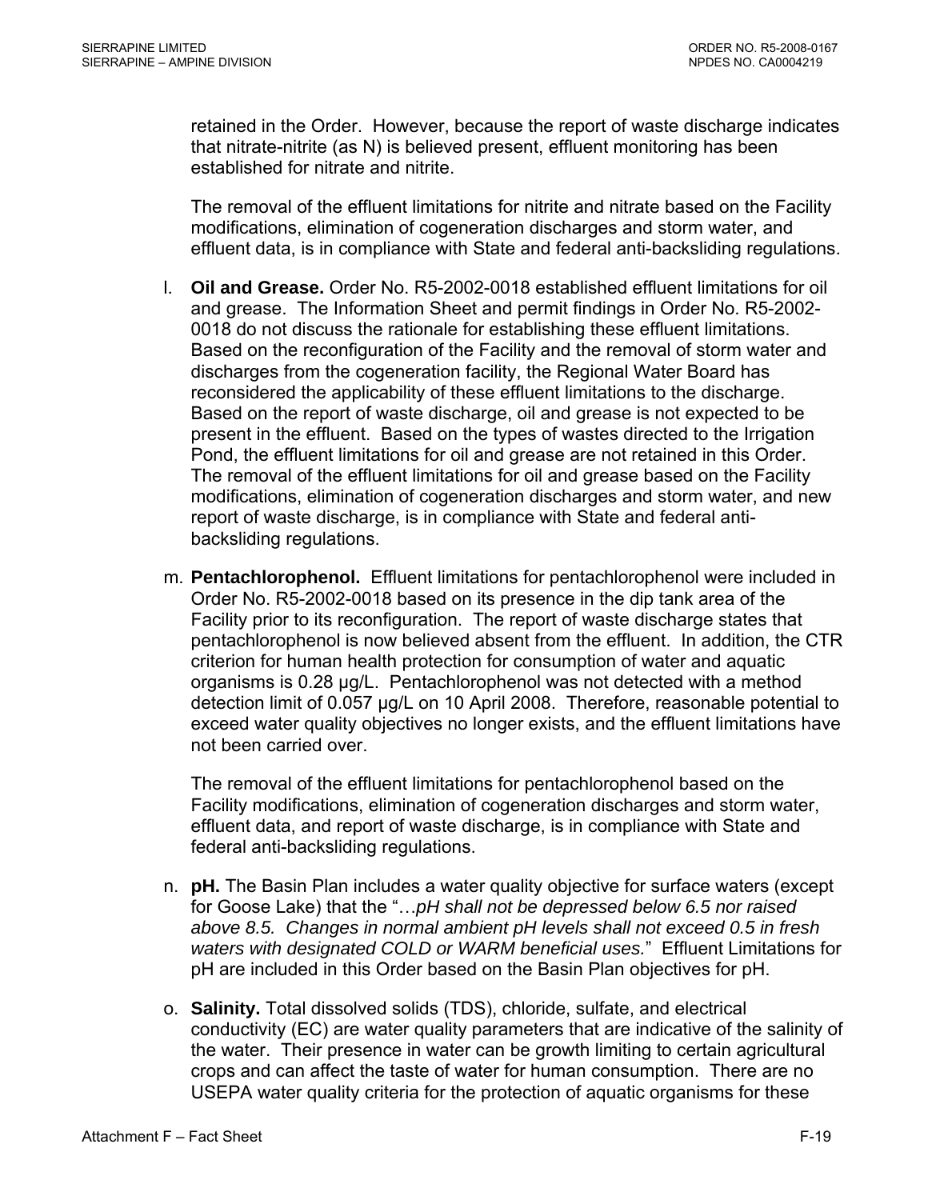retained in the Order. However, because the report of waste discharge indicates that nitrate-nitrite (as N) is believed present, effluent monitoring has been established for nitrate and nitrite.

The removal of the effluent limitations for nitrite and nitrate based on the Facility modifications, elimination of cogeneration discharges and storm water, and effluent data, is in compliance with State and federal anti-backsliding regulations.

l. **Oil and Grease.** Order No. R5-2002-0018 established effluent limitations for oil and grease. The Information Sheet and permit findings in Order No. R5-2002-0018 do not discuss the rationale for establishing these effluent limitations. Based on the reconfiguration of the Facility and the removal of storm water and discharges from the cogeneration facility, the Regional Water Board has reconsidered the applicability of these effluent limitations to the discharge. Based on the report of waste discharge, oil and grease is not expected to be present in the effluent. Based on the types of wastes directed to the Irrigation Pond, the effluent limitations for oil and grease are not retained in this Order. The removal of the effluent limitations for oil and grease based on the Facility modifications, elimination of cogeneration discharges and storm water, and new report of waste discharge, is in compliance with State and federal anti-backsliding regulations.

m. **Pentachlorophenol.** Effluent limitations for pentachlorophenol were included in Order No. R5-2002-0018 based on its presence in the dip tank area of the Facility prior to its reconfiguration. The report of waste discharge states that pentachlorophenol is now believed absent from the effluent. In addition, the CTR criterion for human health protection for consumption of water and aquatic organisms is 0.28 µg/L. Pentachlorophenol was not detected with a method detection limit of 0.057 µg/L on 10 April 2008. Therefore, reasonable potential to exceed water quality objectives no longer exists, and the effluent limitations have not been carried over.

The removal of the effluent limitations for pentachlorophenol based on the Facility modifications, elimination of cogeneration discharges and storm water, effluent data, and report of waste discharge, is in compliance with State and federal anti-backsliding regulations.

n. **pH.** The Basin Plan includes a water quality objective for surface waters (except for Goose Lake) that the "…*pH shall not be depressed below 6.5 nor raised above 8.5. Changes in normal ambient pH levels shall not exceed 0.5 in fresh waters with designated COLD or WARM beneficial uses.*" Effluent Limitations for pH are included in this Order based on the Basin Plan objectives for pH.

o. **Salinity.** Total dissolved solids (TDS), chloride, sulfate, and electrical conductivity (EC) are water quality parameters that are indicative of the salinity of the water. Their presence in water can be growth limiting to certain agricultural crops and can affect the taste of water for human consumption. There are no USEPA water quality criteria for the protection of aquatic organisms for these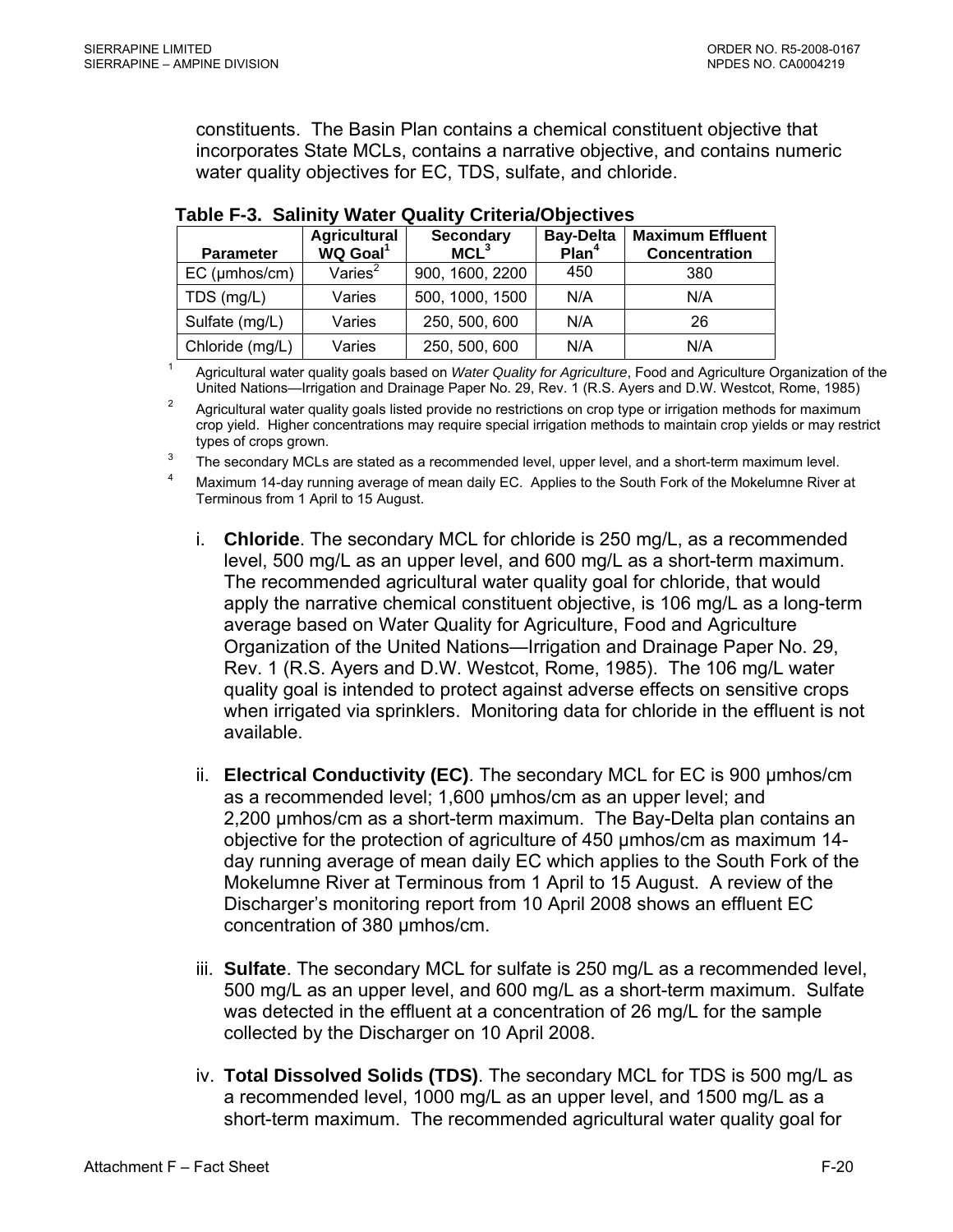constituents. The Basin Plan contains a chemical constituent objective that incorporates State MCLs, contains a narrative objective, and contains numeric water quality objectives for EC, TDS, sulfate, and chloride.

**Table F-3. Salinity Water Quality Criteria/Objectives**

| Parameter | Agricultural WQ Goal[1] | Secondary MCL[3] | Bay-Delta Plan[4] | Maximum Effluent Concentration |
|---|---|---|---|---|
| EC (µmhos/cm) | Varies[2] | 900, 1600, 2200 | 450 | 380 |
| TDS (mg/L) | Varies | 500, 1000, 1500 | N/A | N/A |
| Sulfate (mg/L) | Varies | 250, 500, 600 | N/A | 26 |
| Chloride (mg/L) | Varies | 250, 500, 600 | N/A | N/A |

[1] Agricultural water quality goals based on *Water Quality for Agriculture*, Food and Agriculture Organization of the United Nations—Irrigation and Drainage Paper No. 29, Rev. 1 (R.S. Ayers and D.W. Westcot, Rome, 1985)

[2] Agricultural water quality goals listed provide no restrictions on crop type or irrigation methods for maximum crop yield. Higher concentrations may require special irrigation methods to maintain crop yields or may restrict types of crops grown.

[3] The secondary MCLs are stated as a recommended level, upper level, and a short-term maximum level.

[4] Maximum 14-day running average of mean daily EC. Applies to the South Fork of the Mokelumne River at Terminous from 1 April to 15 August.

i. **Chloride**. The secondary MCL for chloride is 250 mg/L, as a recommended level, 500 mg/L as an upper level, and 600 mg/L as a short-term maximum. The recommended agricultural water quality goal for chloride, that would apply the narrative chemical constituent objective, is 106 mg/L as a long-term average based on Water Quality for Agriculture, Food and Agriculture Organization of the United Nations—Irrigation and Drainage Paper No. 29, Rev. 1 (R.S. Ayers and D.W. Westcot, Rome, 1985). The 106 mg/L water quality goal is intended to protect against adverse effects on sensitive crops when irrigated via sprinklers. Monitoring data for chloride in the effluent is not available.

ii. **Electrical Conductivity (EC)**. The secondary MCL for EC is 900 µmhos/cm as a recommended level; 1,600 µmhos/cm as an upper level; and 2,200 µmhos/cm as a short-term maximum. The Bay-Delta plan contains an objective for the protection of agriculture of 450 µmhos/cm as maximum 14-day running average of mean daily EC which applies to the South Fork of the Mokelumne River at Terminous from 1 April to 15 August. A review of the Discharger's monitoring report from 10 April 2008 shows an effluent EC concentration of 380 µmhos/cm.

iii. **Sulfate**. The secondary MCL for sulfate is 250 mg/L as a recommended level, 500 mg/L as an upper level, and 600 mg/L as a short-term maximum. Sulfate was detected in the effluent at a concentration of 26 mg/L for the sample collected by the Discharger on 10 April 2008.

iv. **Total Dissolved Solids (TDS)**. The secondary MCL for TDS is 500 mg/L as a recommended level, 1000 mg/L as an upper level, and 1500 mg/L as a short-term maximum. The recommended agricultural water quality goal for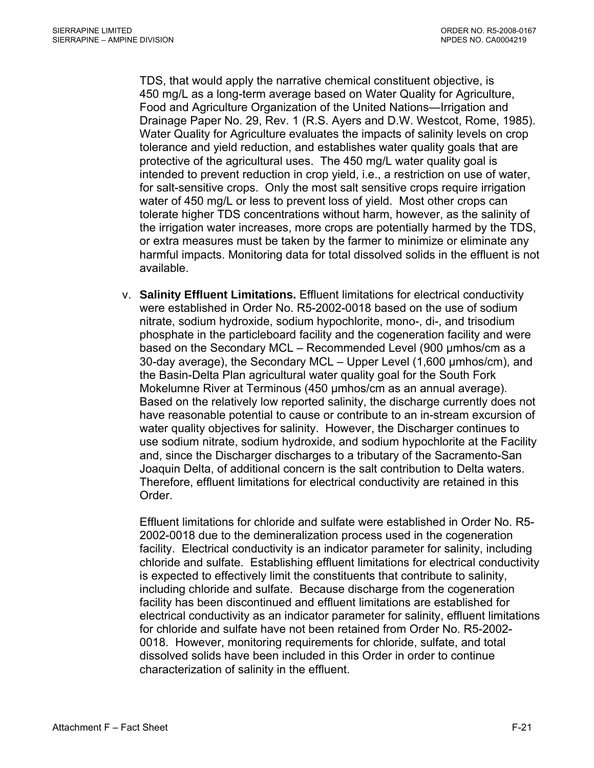TDS, that would apply the narrative chemical constituent objective, is 450 mg/L as a long-term average based on Water Quality for Agriculture, Food and Agriculture Organization of the United Nations—Irrigation and Drainage Paper No. 29, Rev. 1 (R.S. Ayers and D.W. Westcot, Rome, 1985). Water Quality for Agriculture evaluates the impacts of salinity levels on crop tolerance and yield reduction, and establishes water quality goals that are protective of the agricultural uses. The 450 mg/L water quality goal is intended to prevent reduction in crop yield, i.e., a restriction on use of water, for salt-sensitive crops. Only the most salt sensitive crops require irrigation water of 450 mg/L or less to prevent loss of yield. Most other crops can tolerate higher TDS concentrations without harm, however, as the salinity of the irrigation water increases, more crops are potentially harmed by the TDS, or extra measures must be taken by the farmer to minimize or eliminate any harmful impacts. Monitoring data for total dissolved solids in the effluent is not available.

v. **Salinity Effluent Limitations.** Effluent limitations for electrical conductivity were established in Order No. R5-2002-0018 based on the use of sodium nitrate, sodium hydroxide, sodium hypochlorite, mono-, di-, and trisodium phosphate in the particleboard facility and the cogeneration facility and were based on the Secondary MCL – Recommended Level (900 µmhos/cm as a 30-day average), the Secondary MCL – Upper Level (1,600 µmhos/cm), and the Basin-Delta Plan agricultural water quality goal for the South Fork Mokelumne River at Terminous (450 µmhos/cm as an annual average). Based on the relatively low reported salinity, the discharge currently does not have reasonable potential to cause or contribute to an in-stream excursion of water quality objectives for salinity. However, the Discharger continues to use sodium nitrate, sodium hydroxide, and sodium hypochlorite at the Facility and, since the Discharger discharges to a tributary of the Sacramento-San Joaquin Delta, of additional concern is the salt contribution to Delta waters. Therefore, effluent limitations for electrical conductivity are retained in this Order.

Effluent limitations for chloride and sulfate were established in Order No. R5-2002-0018 due to the demineralization process used in the cogeneration facility. Electrical conductivity is an indicator parameter for salinity, including chloride and sulfate. Establishing effluent limitations for electrical conductivity is expected to effectively limit the constituents that contribute to salinity, including chloride and sulfate. Because discharge from the cogeneration facility has been discontinued and effluent limitations are established for electrical conductivity as an indicator parameter for salinity, effluent limitations for chloride and sulfate have not been retained from Order No. R5-2002-0018. However, monitoring requirements for chloride, sulfate, and total dissolved solids have been included in this Order in order to continue characterization of salinity in the effluent.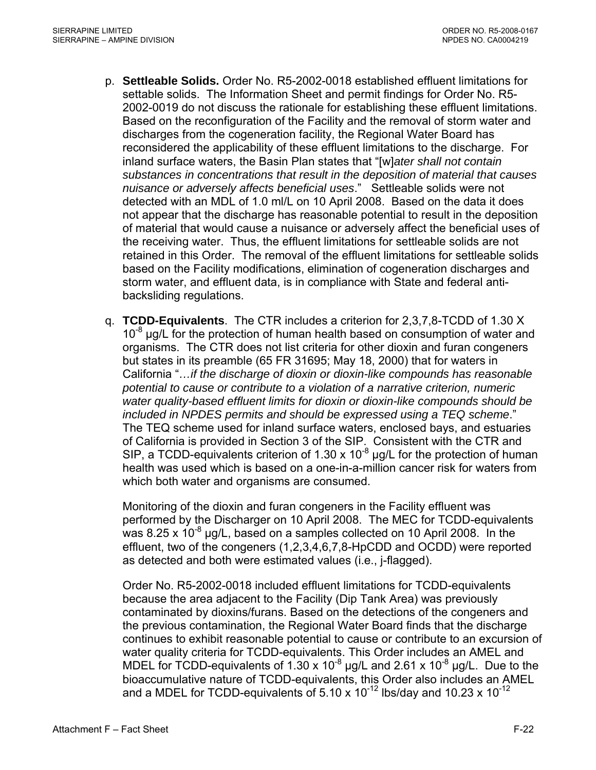p. **Settleable Solids.** Order No. R5-2002-0018 established effluent limitations for settable solids. The Information Sheet and permit findings for Order No. R5-2002-0019 do not discuss the rationale for establishing these effluent limitations. Based on the reconfiguration of the Facility and the removal of storm water and discharges from the cogeneration facility, the Regional Water Board has reconsidered the applicability of these effluent limitations to the discharge. For inland surface waters, the Basin Plan states that "[w]*ater shall not contain substances in concentrations that result in the deposition of material that causes nuisance or adversely affects beneficial uses*." Settleable solids were not detected with an MDL of 1.0 ml/L on 10 April 2008. Based on the data it does not appear that the discharge has reasonable potential to result in the deposition of material that would cause a nuisance or adversely affect the beneficial uses of the receiving water. Thus, the effluent limitations for settleable solids are not retained in this Order. The removal of the effluent limitations for settleable solids based on the Facility modifications, elimination of cogeneration discharges and storm water, and effluent data, is in compliance with State and federal anti-backsliding regulations.

q. **TCDD-Equivalents**. The CTR includes a criterion for 2,3,7,8-TCDD of 1.30 X $10^{-8}$ µg/L for the protection of human health based on consumption of water and organisms. The CTR does not list criteria for other dioxin and furan congeners but states in its preamble (65 FR 31695; May 18, 2000) that for waters in California "*…if the discharge of dioxin or dioxin-like compounds has reasonable potential to cause or contribute to a violation of a narrative criterion, numeric water quality-based effluent limits for dioxin or dioxin-like compounds should be included in NPDES permits and should be expressed using a TEQ scheme*." The TEQ scheme used for inland surface waters, enclosed bays, and estuaries of California is provided in Section 3 of the SIP. Consistent with the CTR and SIP, a TCDD-equivalents criterion of 1.30 x $10^{-8}$ µg/L for the protection of human health was used which is based on a one-in-a-million cancer risk for waters from which both water and organisms are consumed.

Monitoring of the dioxin and furan congeners in the Facility effluent was performed by the Discharger on 10 April 2008. The MEC for TCDD-equivalents was 8.25 x $10^{-8}$ µg/L, based on a samples collected on 10 April 2008. In the effluent, two of the congeners (1,2,3,4,6,7,8-HpCDD and OCDD) were reported as detected and both were estimated values (i.e., j-flagged).

Order No. R5-2002-0018 included effluent limitations for TCDD-equivalents because the area adjacent to the Facility (Dip Tank Area) was previously contaminated by dioxins/furans. Based on the detections of the congeners and the previous contamination, the Regional Water Board finds that the discharge continues to exhibit reasonable potential to cause or contribute to an excursion of water quality criteria for TCDD-equivalents. This Order includes an AMEL and MDEL for TCDD-equivalents of 1.30 x $10^{-8}$ µg/L and 2.61 x $10^{-8}$ µg/L. Due to the bioaccumulative nature of TCDD-equivalents, this Order also includes an AMEL and a MDEL for TCDD-equivalents of 5.10 x $10^{-12}$ lbs/day and 10.23 x $10^{-12}$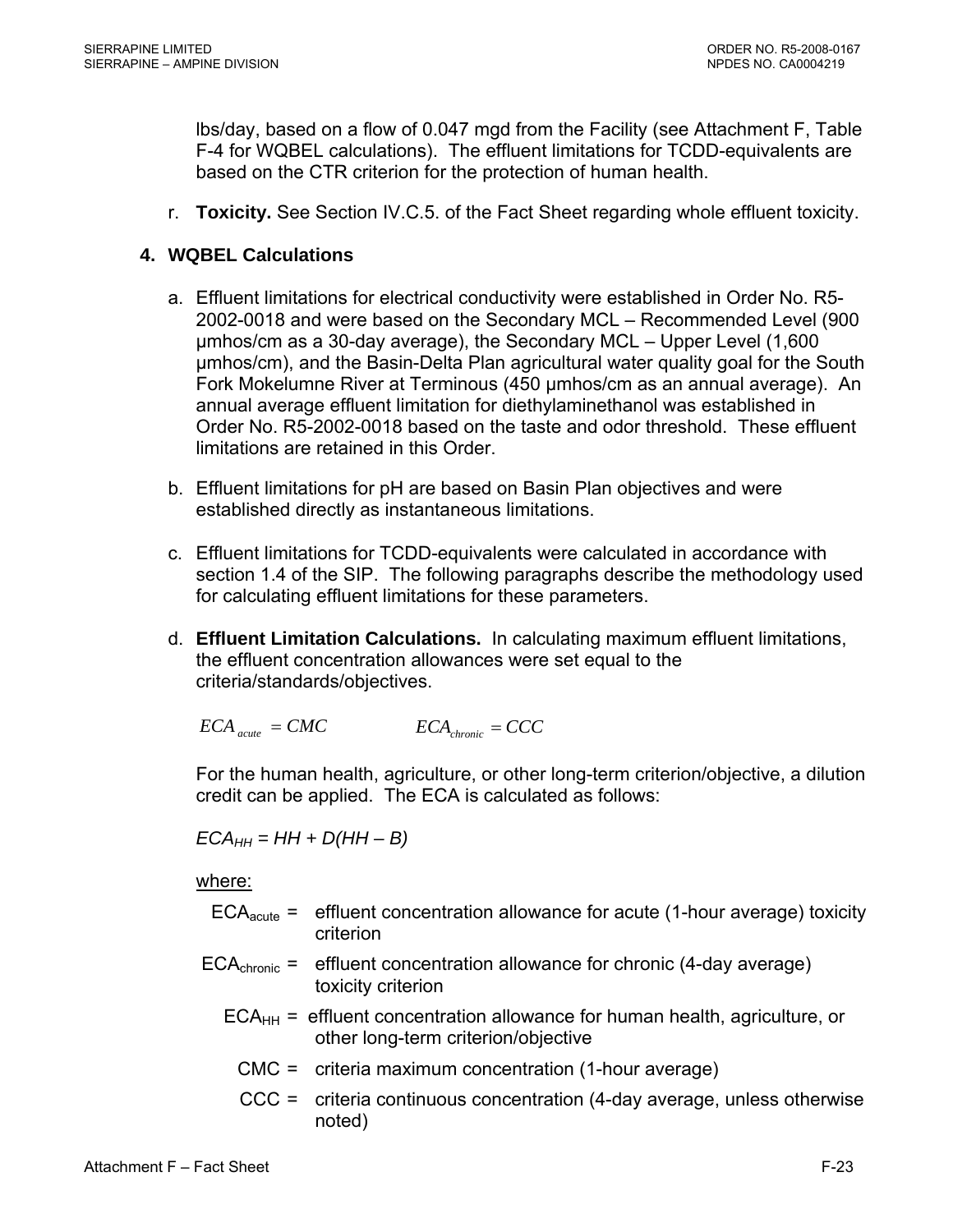lbs/day, based on a flow of 0.047 mgd from the Facility (see Attachment F, Table F-4 for WQBEL calculations). The effluent limitations for TCDD-equivalents are based on the CTR criterion for the protection of human health.

r. **Toxicity.** See Section IV.C.5. of the Fact Sheet regarding whole effluent toxicity.

**4. WQBEL Calculations**

a. Effluent limitations for electrical conductivity were established in Order No. R5-2002-0018 and were based on the Secondary MCL – Recommended Level (900 µmhos/cm as a 30-day average), the Secondary MCL – Upper Level (1,600 µmhos/cm), and the Basin-Delta Plan agricultural water quality goal for the South Fork Mokelumne River at Terminous (450 µmhos/cm as an annual average). An annual average effluent limitation for diethylaminethanol was established in Order No. R5-2002-0018 based on the taste and odor threshold. These effluent limitations are retained in this Order.

b. Effluent limitations for pH are based on Basin Plan objectives and were established directly as instantaneous limitations.

c. Effluent limitations for TCDD-equivalents were calculated in accordance with section 1.4 of the SIP. The following paragraphs describe the methodology used for calculating effluent limitations for these parameters.

d. **Effluent Limitation Calculations.** In calculating maximum effluent limitations, the effluent concentration allowances were set equal to the criteria/standards/objectives.

$$ECA_{acute} = CMC \qquad\qquad ECA_{chronic} = CCC$$

For the human health, agriculture, or other long-term criterion/objective, a dilution credit can be applied. The ECA is calculated as follows:

$$ECA_{HH} = HH + D(HH - B)$$

where:

$ECA_{acute}$ = effluent concentration allowance for acute (1-hour average) toxicity criterion

$ECA_{chronic}$ = effluent concentration allowance for chronic (4-day average) toxicity criterion

$ECA_{HH}$ = effluent concentration allowance for human health, agriculture, or other long-term criterion/objective

CMC = criteria maximum concentration (1-hour average)

CCC = criteria continuous concentration (4-day average, unless otherwise noted)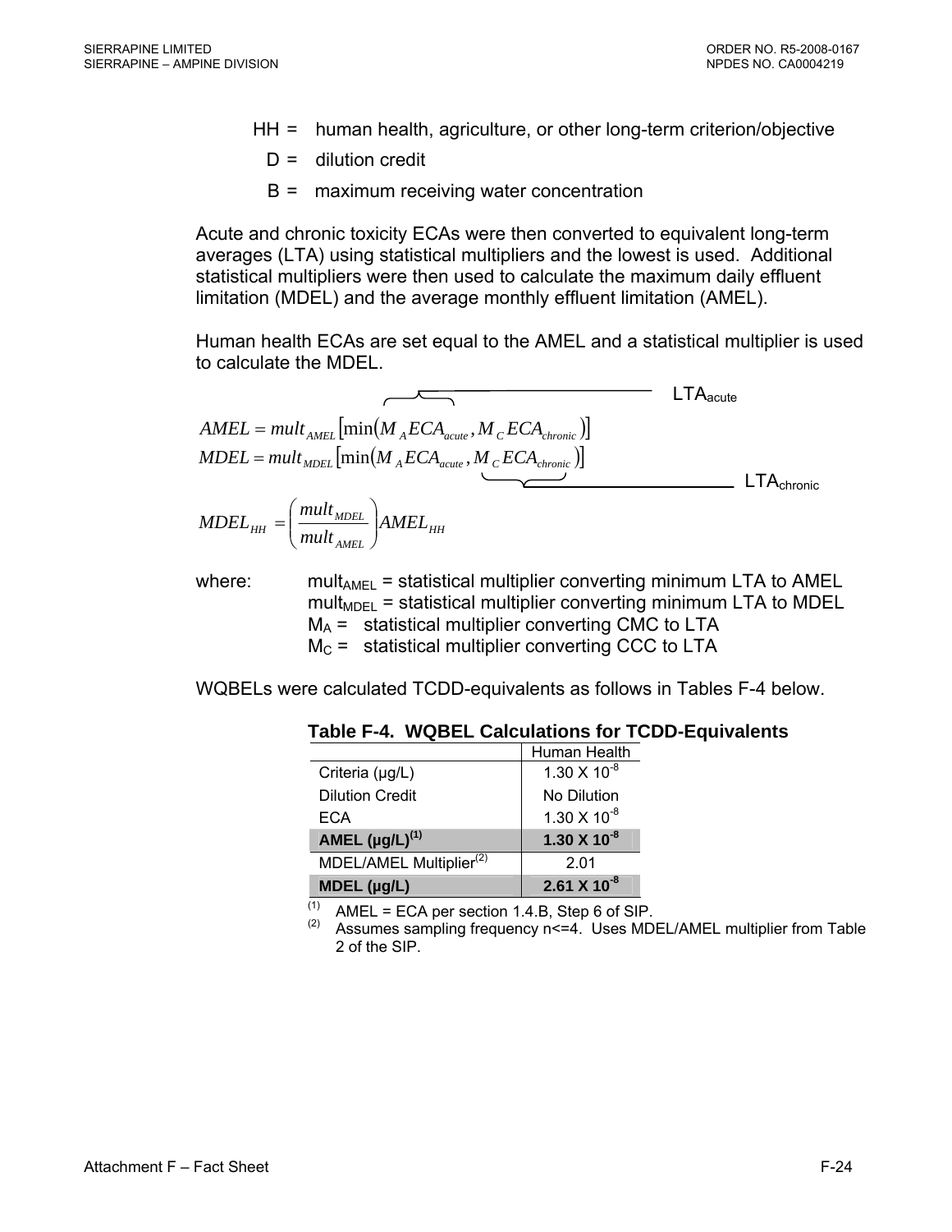HH = human health, agriculture, or other long-term criterion/objective
D = dilution credit
B = maximum receiving water concentration

Acute and chronic toxicity ECAs were then converted to equivalent long-term averages (LTA) using statistical multipliers and the lowest is used. Additional statistical multipliers were then used to calculate the maximum daily effluent limitation (MDEL) and the average monthly effluent limitation (AMEL).

Human health ECAs are set equal to the AMEL and a statistical multiplier is used to calculate the MDEL.

$$AMEL = mult_{AMEL}\left[\min\left(\overbrace{M_A ECA_{acute}}^{LTA_{acute}}, M_C ECA_{chronic}\right)\right]$$

$$MDEL = mult_{MDEL}\left[\min\left(M_A ECA_{acute}, \underbrace{M_C ECA_{chronic}}_{LTA_{chronic}}\right)\right]$$

$$MDEL_{HH} = \left(\frac{mult_{MDEL}}{mult_{AMEL}}\right) AMEL_{HH}$$

where:
$mult_{AMEL}$ = statistical multiplier converting minimum LTA to AMEL
$mult_{MDEL}$ = statistical multiplier converting minimum LTA to MDEL
$M_A$ = statistical multiplier converting CMC to LTA
$M_C$ = statistical multiplier converting CCC to LTA

WQBELs were calculated TCDD-equivalents as follows in Tables F-4 below.

**Table F-4. WQBEL Calculations for TCDD-Equivalents**

| | Human Health |
|---|---|
| Criteria (µg/L) | $1.30 \times 10^{-8}$ |
| Dilution Credit | No Dilution |
| ECA | $1.30 \times 10^{-8}$ |
| **AMEL (µg/L)[1]** | **$1.30 \times 10^{-8}$** |
| MDEL/AMEL Multiplier[2] | 2.01 |
| **MDEL (µg/L)** | **$2.61 \times 10^{-8}$** |

[1] AMEL = ECA per section 1.4.B, Step 6 of SIP.
[2] Assumes sampling frequency n<=4. Uses MDEL/AMEL multiplier from Table 2 of the SIP.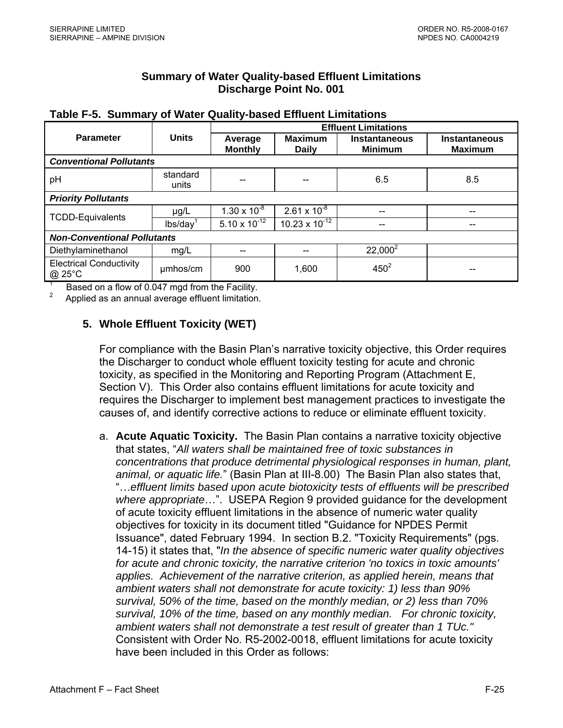## Summary of Water Quality-based Effluent Limitations
## Discharge Point No. 001

**Table F-5. Summary of Water Quality-based Effluent Limitations**

| Parameter | Units | Effluent Limitations | | | |
|---|---|---|---|---|---|
| | | Average Monthly | Maximum Daily | Instantaneous Minimum | Instantaneous Maximum |
| ***Conventional Pollutants*** | | | | | |
| pH | standard units | -- | -- | 6.5 | 8.5 |
| ***Priority Pollutants*** | | | | | |
| TCDD-Equivalents | µg/L | $1.30 \times 10^{-8}$ | $2.61 \times 10^{-8}$ | -- | -- |
| | lbs/day[1] | $5.10 \times 10^{-12}$ | $10.23 \times 10^{-12}$ | -- | -- |
| ***Non-Conventional Pollutants*** | | | | | |
| Diethylaminethanol | mg/L | -- | -- | 22,000[2] | |
| Electrical Conductivity @ 25°C | µmhos/cm | 900 | 1,600 | 450[2] | -- |

[1] Based on a flow of 0.047 mgd from the Facility.
[2] Applied as an annual average effluent limitation.

### 5. Whole Effluent Toxicity (WET)

For compliance with the Basin Plan's narrative toxicity objective, this Order requires the Discharger to conduct whole effluent toxicity testing for acute and chronic toxicity, as specified in the Monitoring and Reporting Program (Attachment E, Section V). This Order also contains effluent limitations for acute toxicity and requires the Discharger to implement best management practices to investigate the causes of, and identify corrective actions to reduce or eliminate effluent toxicity.

a. **Acute Aquatic Toxicity.** The Basin Plan contains a narrative toxicity objective that states, "*All waters shall be maintained free of toxic substances in concentrations that produce detrimental physiological responses in human, plant, animal, or aquatic life.*" (Basin Plan at III-8.00) The Basin Plan also states that, "…*effluent limits based upon acute biotoxicity tests of effluents will be prescribed where appropriate*…". USEPA Region 9 provided guidance for the development of acute toxicity effluent limitations in the absence of numeric water quality objectives for toxicity in its document titled "Guidance for NPDES Permit Issuance", dated February 1994. In section B.2. "Toxicity Requirements" (pgs. 14-15) it states that, "*In the absence of specific numeric water quality objectives for acute and chronic toxicity, the narrative criterion 'no toxics in toxic amounts' applies. Achievement of the narrative criterion, as applied herein, means that ambient waters shall not demonstrate for acute toxicity: 1) less than 90% survival, 50% of the time, based on the monthly median, or 2) less than 70% survival, 10% of the time, based on any monthly median. For chronic toxicity, ambient waters shall not demonstrate a test result of greater than 1 TUc.*" Consistent with Order No. R5-2002-0018, effluent limitations for acute toxicity have been included in this Order as follows: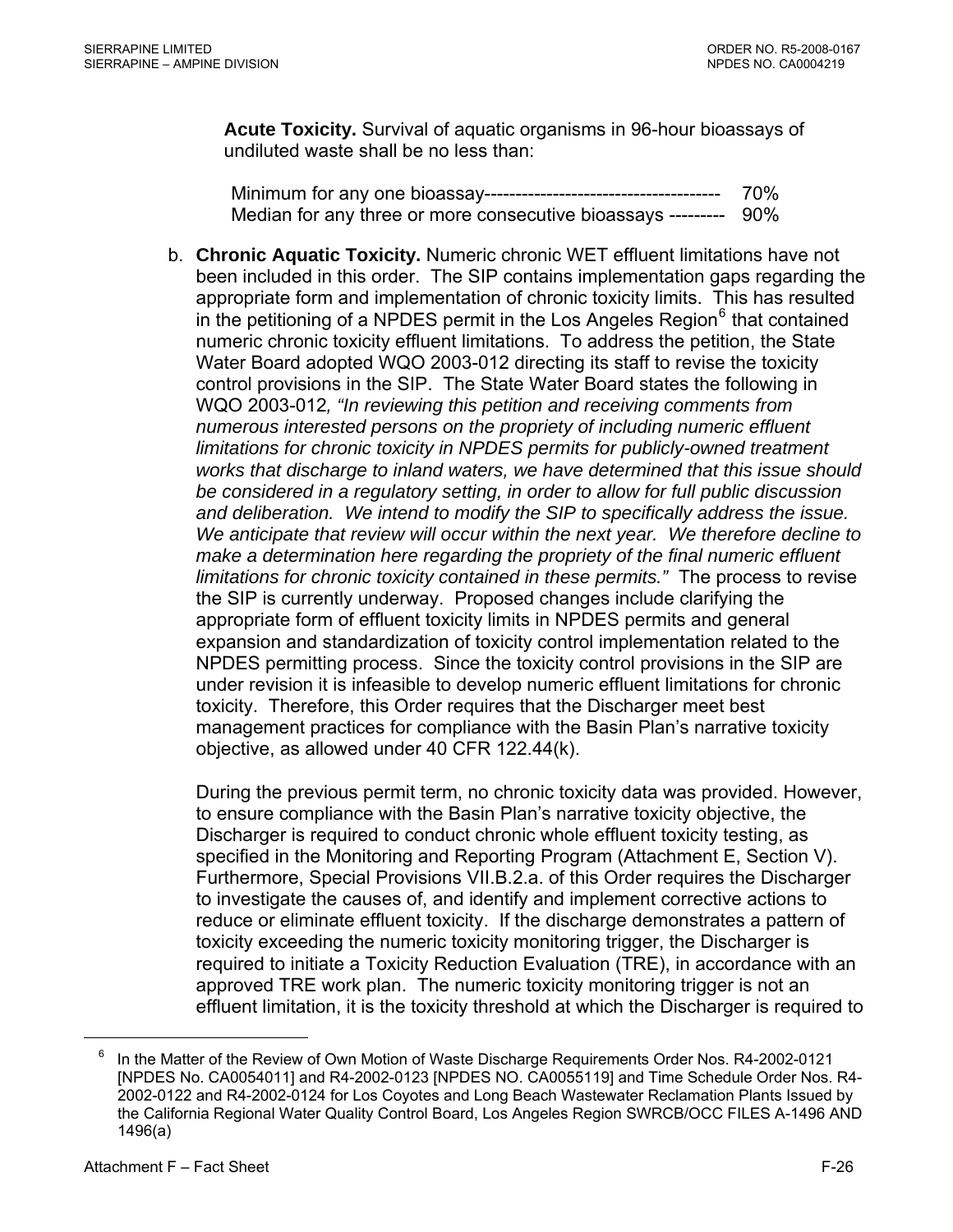**Acute Toxicity.** Survival of aquatic organisms in 96-hour bioassays of undiluted waste shall be no less than:

Minimum for any one bioassay-------------------------------------- 70%
Median for any three or more consecutive bioassays --------- 90%

b. **Chronic Aquatic Toxicity.** Numeric chronic WET effluent limitations have not been included in this order. The SIP contains implementation gaps regarding the appropriate form and implementation of chronic toxicity limits. This has resulted in the petitioning of a NPDES permit in the Los Angeles Region[6] that contained numeric chronic toxicity effluent limitations. To address the petition, the State Water Board adopted WQO 2003-012 directing its staff to revise the toxicity control provisions in the SIP. The State Water Board states the following in WQO 2003-012*, "In reviewing this petition and receiving comments from numerous interested persons on the propriety of including numeric effluent limitations for chronic toxicity in NPDES permits for publicly-owned treatment works that discharge to inland waters, we have determined that this issue should be considered in a regulatory setting, in order to allow for full public discussion and deliberation. We intend to modify the SIP to specifically address the issue. We anticipate that review will occur within the next year. We therefore decline to make a determination here regarding the propriety of the final numeric effluent limitations for chronic toxicity contained in these permits."* The process to revise the SIP is currently underway. Proposed changes include clarifying the appropriate form of effluent toxicity limits in NPDES permits and general expansion and standardization of toxicity control implementation related to the NPDES permitting process. Since the toxicity control provisions in the SIP are under revision it is infeasible to develop numeric effluent limitations for chronic toxicity. Therefore, this Order requires that the Discharger meet best management practices for compliance with the Basin Plan's narrative toxicity objective, as allowed under 40 CFR 122.44(k).

During the previous permit term, no chronic toxicity data was provided. However, to ensure compliance with the Basin Plan's narrative toxicity objective, the Discharger is required to conduct chronic whole effluent toxicity testing, as specified in the Monitoring and Reporting Program (Attachment E, Section V). Furthermore, Special Provisions VII.B.2.a. of this Order requires the Discharger to investigate the causes of, and identify and implement corrective actions to reduce or eliminate effluent toxicity. If the discharge demonstrates a pattern of toxicity exceeding the numeric toxicity monitoring trigger, the Discharger is required to initiate a Toxicity Reduction Evaluation (TRE), in accordance with an approved TRE work plan. The numeric toxicity monitoring trigger is not an effluent limitation, it is the toxicity threshold at which the Discharger is required to

[6] In the Matter of the Review of Own Motion of Waste Discharge Requirements Order Nos. R4-2002-0121 [NPDES No. CA0054011] and R4-2002-0123 [NPDES NO. CA0055119] and Time Schedule Order Nos. R4-2002-0122 and R4-2002-0124 for Los Coyotes and Long Beach Wastewater Reclamation Plants Issued by the California Regional Water Quality Control Board, Los Angeles Region SWRCB/OCC FILES A-1496 AND 1496(a)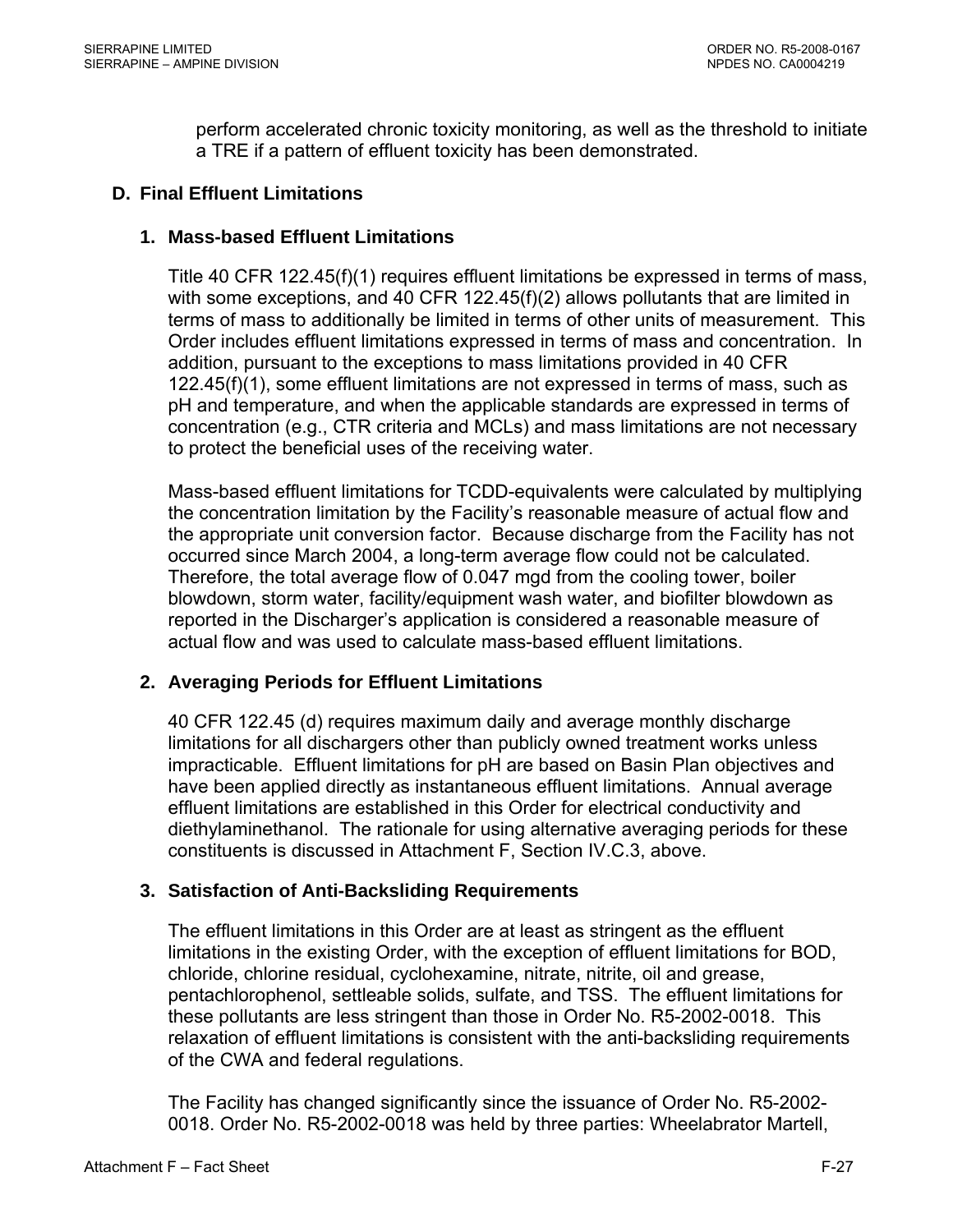perform accelerated chronic toxicity monitoring, as well as the threshold to initiate a TRE if a pattern of effluent toxicity has been demonstrated.

## D. Final Effluent Limitations

### 1. Mass-based Effluent Limitations

Title 40 CFR 122.45(f)(1) requires effluent limitations be expressed in terms of mass, with some exceptions, and 40 CFR 122.45(f)(2) allows pollutants that are limited in terms of mass to additionally be limited in terms of other units of measurement. This Order includes effluent limitations expressed in terms of mass and concentration. In addition, pursuant to the exceptions to mass limitations provided in 40 CFR 122.45(f)(1), some effluent limitations are not expressed in terms of mass, such as pH and temperature, and when the applicable standards are expressed in terms of concentration (e.g., CTR criteria and MCLs) and mass limitations are not necessary to protect the beneficial uses of the receiving water.

Mass-based effluent limitations for TCDD-equivalents were calculated by multiplying the concentration limitation by the Facility's reasonable measure of actual flow and the appropriate unit conversion factor. Because discharge from the Facility has not occurred since March 2004, a long-term average flow could not be calculated. Therefore, the total average flow of 0.047 mgd from the cooling tower, boiler blowdown, storm water, facility/equipment wash water, and biofilter blowdown as reported in the Discharger's application is considered a reasonable measure of actual flow and was used to calculate mass-based effluent limitations.

### 2. Averaging Periods for Effluent Limitations

40 CFR 122.45 (d) requires maximum daily and average monthly discharge limitations for all dischargers other than publicly owned treatment works unless impracticable. Effluent limitations for pH are based on Basin Plan objectives and have been applied directly as instantaneous effluent limitations. Annual average effluent limitations are established in this Order for electrical conductivity and diethylaminethanol. The rationale for using alternative averaging periods for these constituents is discussed in Attachment F, Section IV.C.3, above.

### 3. Satisfaction of Anti-Backsliding Requirements

The effluent limitations in this Order are at least as stringent as the effluent limitations in the existing Order, with the exception of effluent limitations for BOD, chloride, chlorine residual, cyclohexamine, nitrate, nitrite, oil and grease, pentachlorophenol, settleable solids, sulfate, and TSS. The effluent limitations for these pollutants are less stringent than those in Order No. R5-2002-0018. This relaxation of effluent limitations is consistent with the anti-backsliding requirements of the CWA and federal regulations.

The Facility has changed significantly since the issuance of Order No. R5-2002-0018. Order No. R5-2002-0018 was held by three parties: Wheelabrator Martell,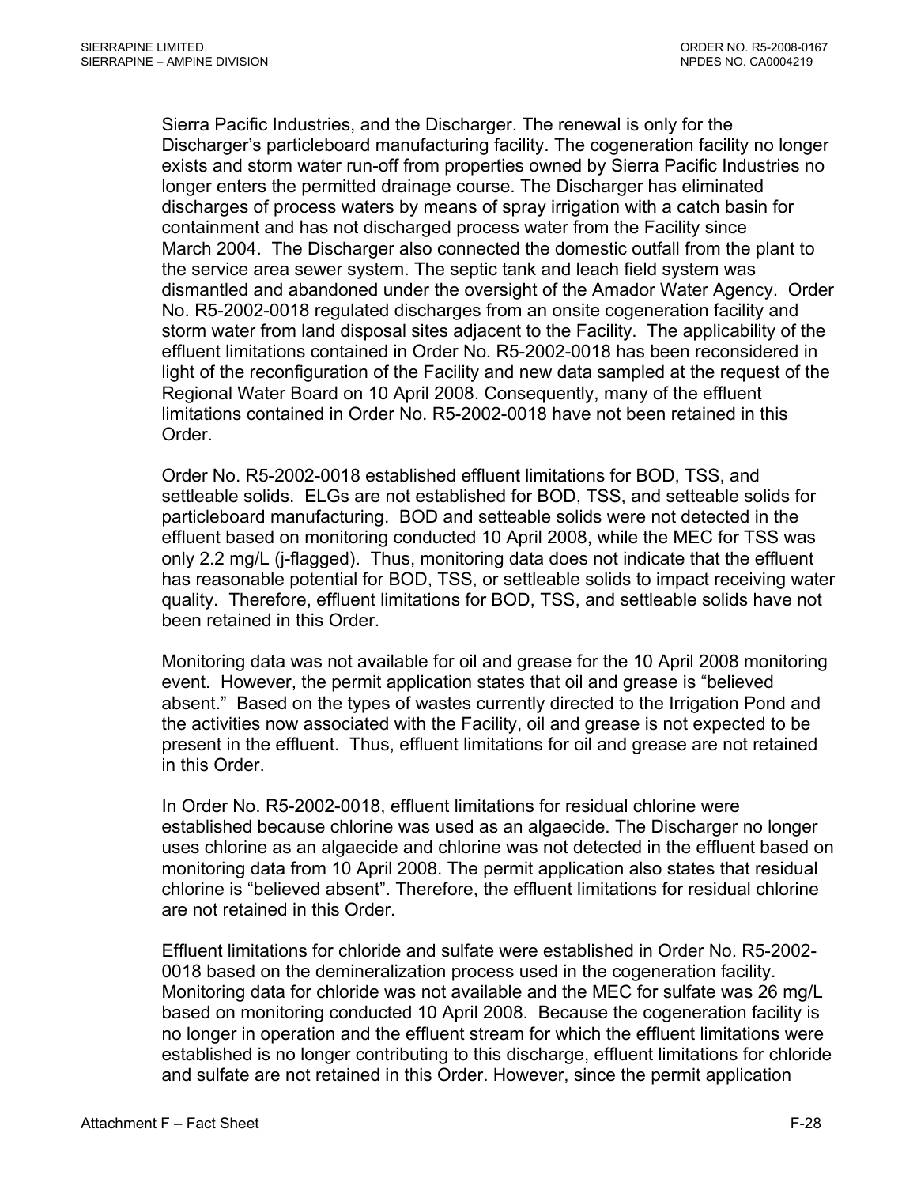Sierra Pacific Industries, and the Discharger. The renewal is only for the Discharger's particleboard manufacturing facility. The cogeneration facility no longer exists and storm water run-off from properties owned by Sierra Pacific Industries no longer enters the permitted drainage course. The Discharger has eliminated discharges of process waters by means of spray irrigation with a catch basin for containment and has not discharged process water from the Facility since March 2004. The Discharger also connected the domestic outfall from the plant to the service area sewer system. The septic tank and leach field system was dismantled and abandoned under the oversight of the Amador Water Agency. Order No. R5-2002-0018 regulated discharges from an onsite cogeneration facility and storm water from land disposal sites adjacent to the Facility. The applicability of the effluent limitations contained in Order No. R5-2002-0018 has been reconsidered in light of the reconfiguration of the Facility and new data sampled at the request of the Regional Water Board on 10 April 2008. Consequently, many of the effluent limitations contained in Order No. R5-2002-0018 have not been retained in this Order.

Order No. R5-2002-0018 established effluent limitations for BOD, TSS, and settleable solids. ELGs are not established for BOD, TSS, and setteable solids for particleboard manufacturing. BOD and setteable solids were not detected in the effluent based on monitoring conducted 10 April 2008, while the MEC for TSS was only 2.2 mg/L (j-flagged). Thus, monitoring data does not indicate that the effluent has reasonable potential for BOD, TSS, or settleable solids to impact receiving water quality. Therefore, effluent limitations for BOD, TSS, and settleable solids have not been retained in this Order.

Monitoring data was not available for oil and grease for the 10 April 2008 monitoring event. However, the permit application states that oil and grease is "believed absent." Based on the types of wastes currently directed to the Irrigation Pond and the activities now associated with the Facility, oil and grease is not expected to be present in the effluent. Thus, effluent limitations for oil and grease are not retained in this Order.

In Order No. R5-2002-0018, effluent limitations for residual chlorine were established because chlorine was used as an algaecide. The Discharger no longer uses chlorine as an algaecide and chlorine was not detected in the effluent based on monitoring data from 10 April 2008. The permit application also states that residual chlorine is "believed absent". Therefore, the effluent limitations for residual chlorine are not retained in this Order.

Effluent limitations for chloride and sulfate were established in Order No. R5-2002-0018 based on the demineralization process used in the cogeneration facility. Monitoring data for chloride was not available and the MEC for sulfate was 26 mg/L based on monitoring conducted 10 April 2008. Because the cogeneration facility is no longer in operation and the effluent stream for which the effluent limitations were established is no longer contributing to this discharge, effluent limitations for chloride and sulfate are not retained in this Order. However, since the permit application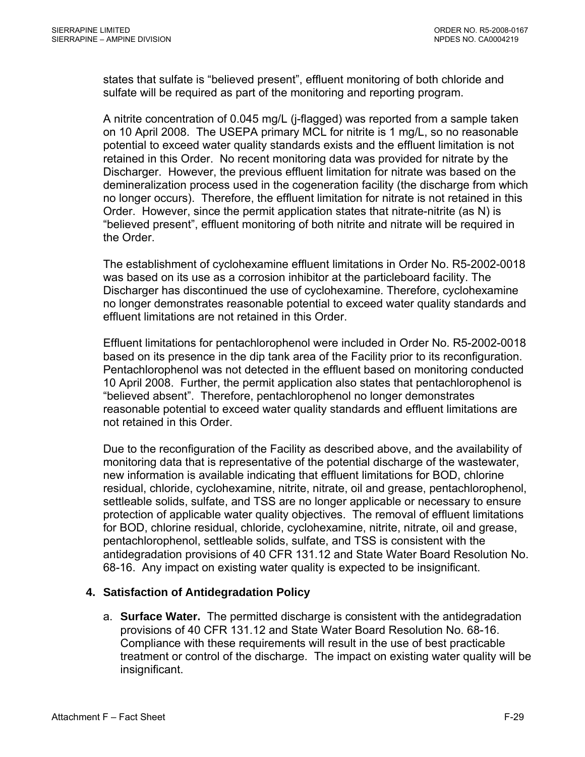states that sulfate is “believed present”, effluent monitoring of both chloride and sulfate will be required as part of the monitoring and reporting program.

A nitrite concentration of 0.045 mg/L (j-flagged) was reported from a sample taken on 10 April 2008. The USEPA primary MCL for nitrite is 1 mg/L, so no reasonable potential to exceed water quality standards exists and the effluent limitation is not retained in this Order. No recent monitoring data was provided for nitrate by the Discharger. However, the previous effluent limitation for nitrate was based on the demineralization process used in the cogeneration facility (the discharge from which no longer occurs). Therefore, the effluent limitation for nitrate is not retained in this Order. However, since the permit application states that nitrate-nitrite (as N) is “believed present”, effluent monitoring of both nitrite and nitrate will be required in the Order.

The establishment of cyclohexamine effluent limitations in Order No. R5-2002-0018 was based on its use as a corrosion inhibitor at the particleboard facility. The Discharger has discontinued the use of cyclohexamine. Therefore, cyclohexamine no longer demonstrates reasonable potential to exceed water quality standards and effluent limitations are not retained in this Order.

Effluent limitations for pentachlorophenol were included in Order No. R5-2002-0018 based on its presence in the dip tank area of the Facility prior to its reconfiguration. Pentachlorophenol was not detected in the effluent based on monitoring conducted 10 April 2008. Further, the permit application also states that pentachlorophenol is “believed absent”. Therefore, pentachlorophenol no longer demonstrates reasonable potential to exceed water quality standards and effluent limitations are not retained in this Order.

Due to the reconfiguration of the Facility as described above, and the availability of monitoring data that is representative of the potential discharge of the wastewater, new information is available indicating that effluent limitations for BOD, chlorine residual, chloride, cyclohexamine, nitrite, nitrate, oil and grease, pentachlorophenol, settleable solids, sulfate, and TSS are no longer applicable or necessary to ensure protection of applicable water quality objectives. The removal of effluent limitations for BOD, chlorine residual, chloride, cyclohexamine, nitrite, nitrate, oil and grease, pentachlorophenol, settleable solids, sulfate, and TSS is consistent with the antidegradation provisions of 40 CFR 131.12 and State Water Board Resolution No. 68-16. Any impact on existing water quality is expected to be insignificant.

### 4. Satisfaction of Antidegradation Policy

a. **Surface Water.** The permitted discharge is consistent with the antidegradation provisions of 40 CFR 131.12 and State Water Board Resolution No. 68-16. Compliance with these requirements will result in the use of best practicable treatment or control of the discharge. The impact on existing water quality will be insignificant.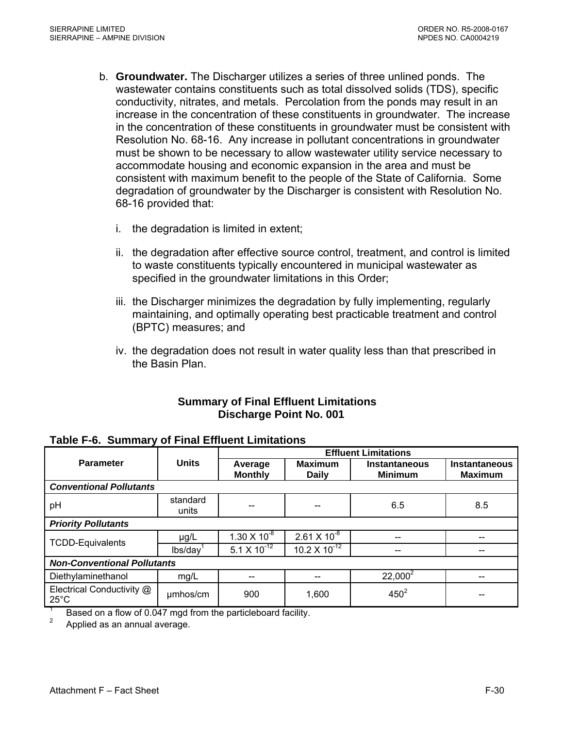b. **Groundwater.** The Discharger utilizes a series of three unlined ponds. The wastewater contains constituents such as total dissolved solids (TDS), specific conductivity, nitrates, and metals. Percolation from the ponds may result in an increase in the concentration of these constituents in groundwater. The increase in the concentration of these constituents in groundwater must be consistent with Resolution No. 68-16. Any increase in pollutant concentrations in groundwater must be shown to be necessary to allow wastewater utility service necessary to accommodate housing and economic expansion in the area and must be consistent with maximum benefit to the people of the State of California. Some degradation of groundwater by the Discharger is consistent with Resolution No. 68-16 provided that:

   i. the degradation is limited in extent;

   ii. the degradation after effective source control, treatment, and control is limited to waste constituents typically encountered in municipal wastewater as specified in the groundwater limitations in this Order;

   iii. the Discharger minimizes the degradation by fully implementing, regularly maintaining, and optimally operating best practicable treatment and control (BPTC) measures; and

   iv. the degradation does not result in water quality less than that prescribed in the Basin Plan.

**Summary of Final Effluent Limitations**
**Discharge Point No. 001**

**Table F-6. Summary of Final Effluent Limitations**

| Parameter | Units | Effluent Limitations | | | |
|---|---|---|---|---|---|
| | | Average Monthly | Maximum Daily | Instantaneous Minimum | Instantaneous Maximum |
| ***Conventional Pollutants*** | | | | | |
| pH | standard units | -- | -- | 6.5 | 8.5 |
| ***Priority Pollutants*** | | | | | |
| TCDD-Equivalents | µg/L | $1.30 \times 10^{-8}$ | $2.61 \times 10^{-8}$ | -- | -- |
| | lbs/day[1] | $5.1 \times 10^{-12}$ | $10.2 \times 10^{-12}$ | -- | -- |
| ***Non-Conventional Pollutants*** | | | | | |
| Diethylaminethanol | mg/L | -- | -- | 22,000[2] | -- |
| Electrical Conductivity @ 25°C | µmhos/cm | 900 | 1,600 | 450[2] | -- |

[1] Based on a flow of 0.047 mgd from the particleboard facility.
[2] Applied as an annual average.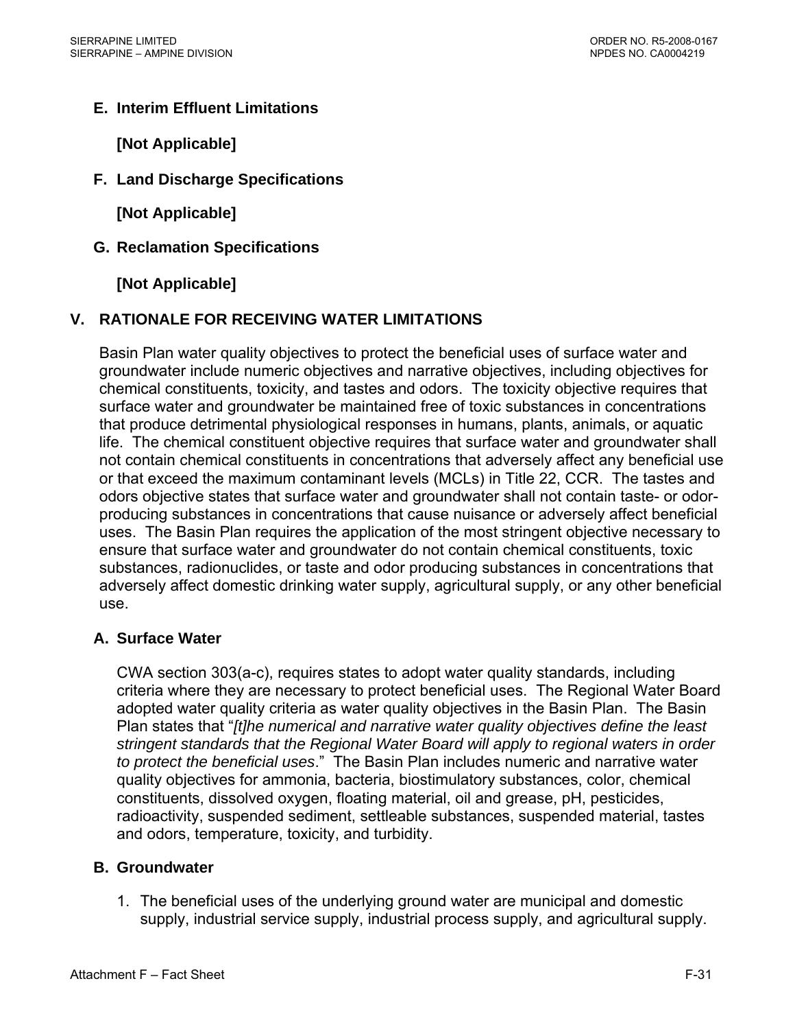### E. Interim Effluent Limitations

**[Not Applicable]**

### F. Land Discharge Specifications

**[Not Applicable]**

### G. Reclamation Specifications

**[Not Applicable]**

## V. RATIONALE FOR RECEIVING WATER LIMITATIONS

Basin Plan water quality objectives to protect the beneficial uses of surface water and groundwater include numeric objectives and narrative objectives, including objectives for chemical constituents, toxicity, and tastes and odors. The toxicity objective requires that surface water and groundwater be maintained free of toxic substances in concentrations that produce detrimental physiological responses in humans, plants, animals, or aquatic life. The chemical constituent objective requires that surface water and groundwater shall not contain chemical constituents in concentrations that adversely affect any beneficial use or that exceed the maximum contaminant levels (MCLs) in Title 22, CCR. The tastes and odors objective states that surface water and groundwater shall not contain taste- or odor-producing substances in concentrations that cause nuisance or adversely affect beneficial uses. The Basin Plan requires the application of the most stringent objective necessary to ensure that surface water and groundwater do not contain chemical constituents, toxic substances, radionuclides, or taste and odor producing substances in concentrations that adversely affect domestic drinking water supply, agricultural supply, or any other beneficial use.

### A. Surface Water

CWA section 303(a-c), requires states to adopt water quality standards, including criteria where they are necessary to protect beneficial uses. The Regional Water Board adopted water quality criteria as water quality objectives in the Basin Plan. The Basin Plan states that "*[t]he numerical and narrative water quality objectives define the least stringent standards that the Regional Water Board will apply to regional waters in order to protect the beneficial uses*." The Basin Plan includes numeric and narrative water quality objectives for ammonia, bacteria, biostimulatory substances, color, chemical constituents, dissolved oxygen, floating material, oil and grease, pH, pesticides, radioactivity, suspended sediment, settleable substances, suspended material, tastes and odors, temperature, toxicity, and turbidity.

### B. Groundwater

1. The beneficial uses of the underlying ground water are municipal and domestic supply, industrial service supply, industrial process supply, and agricultural supply.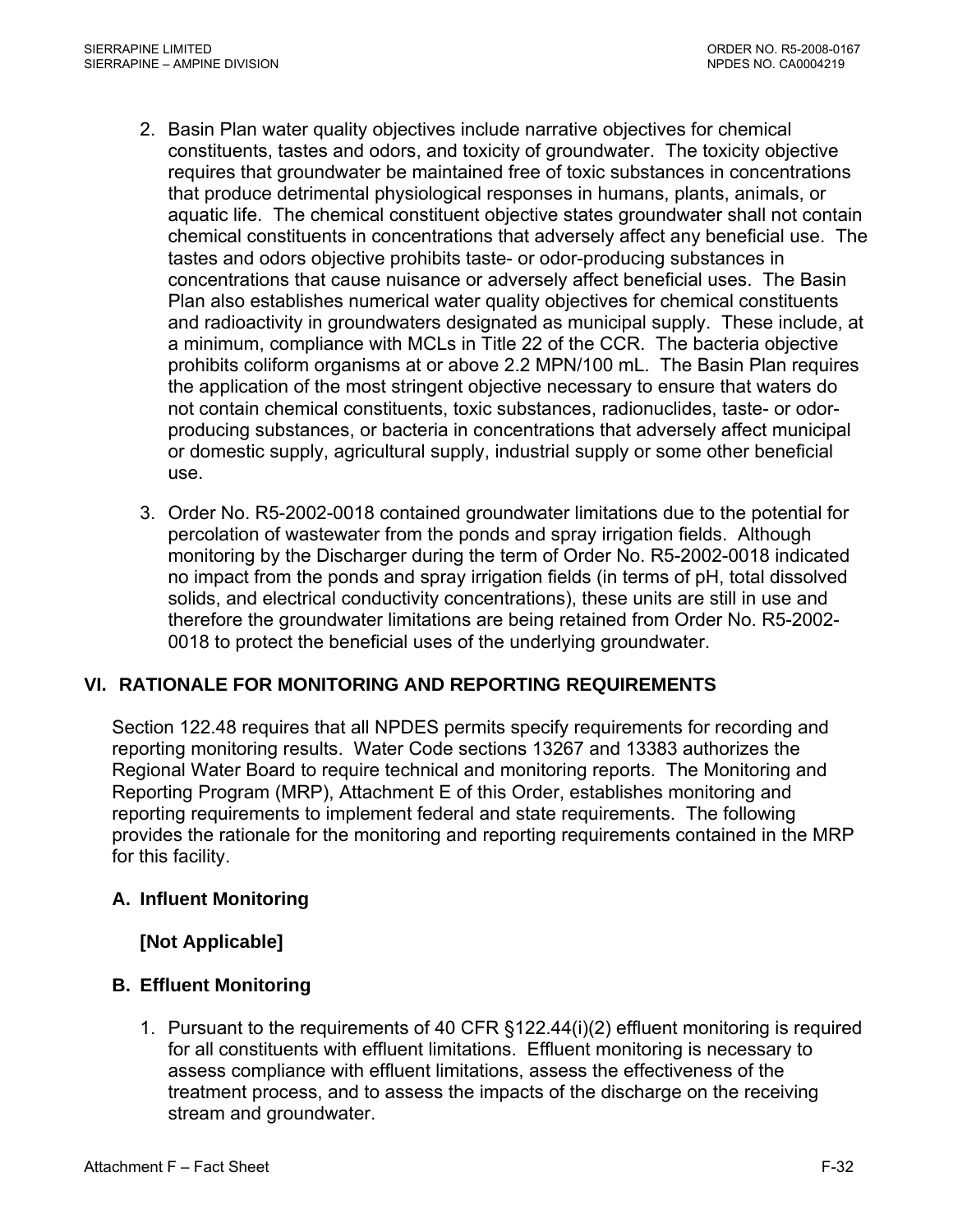2. Basin Plan water quality objectives include narrative objectives for chemical constituents, tastes and odors, and toxicity of groundwater. The toxicity objective requires that groundwater be maintained free of toxic substances in concentrations that produce detrimental physiological responses in humans, plants, animals, or aquatic life. The chemical constituent objective states groundwater shall not contain chemical constituents in concentrations that adversely affect any beneficial use. The tastes and odors objective prohibits taste- or odor-producing substances in concentrations that cause nuisance or adversely affect beneficial uses. The Basin Plan also establishes numerical water quality objectives for chemical constituents and radioactivity in groundwaters designated as municipal supply. These include, at a minimum, compliance with MCLs in Title 22 of the CCR. The bacteria objective prohibits coliform organisms at or above 2.2 MPN/100 mL. The Basin Plan requires the application of the most stringent objective necessary to ensure that waters do not contain chemical constituents, toxic substances, radionuclides, taste- or odor-producing substances, or bacteria in concentrations that adversely affect municipal or domestic supply, agricultural supply, industrial supply or some other beneficial use.

3. Order No. R5-2002-0018 contained groundwater limitations due to the potential for percolation of wastewater from the ponds and spray irrigation fields. Although monitoring by the Discharger during the term of Order No. R5-2002-0018 indicated no impact from the ponds and spray irrigation fields (in terms of pH, total dissolved solids, and electrical conductivity concentrations), these units are still in use and therefore the groundwater limitations are being retained from Order No. R5-2002-0018 to protect the beneficial uses of the underlying groundwater.

## VI. RATIONALE FOR MONITORING AND REPORTING REQUIREMENTS

Section 122.48 requires that all NPDES permits specify requirements for recording and reporting monitoring results. Water Code sections 13267 and 13383 authorizes the Regional Water Board to require technical and monitoring reports. The Monitoring and Reporting Program (MRP), Attachment E of this Order, establishes monitoring and reporting requirements to implement federal and state requirements. The following provides the rationale for the monitoring and reporting requirements contained in the MRP for this facility.

### A. Influent Monitoring

**[Not Applicable]**

### B. Effluent Monitoring

1. Pursuant to the requirements of 40 CFR §122.44(i)(2) effluent monitoring is required for all constituents with effluent limitations. Effluent monitoring is necessary to assess compliance with effluent limitations, assess the effectiveness of the treatment process, and to assess the impacts of the discharge on the receiving stream and groundwater.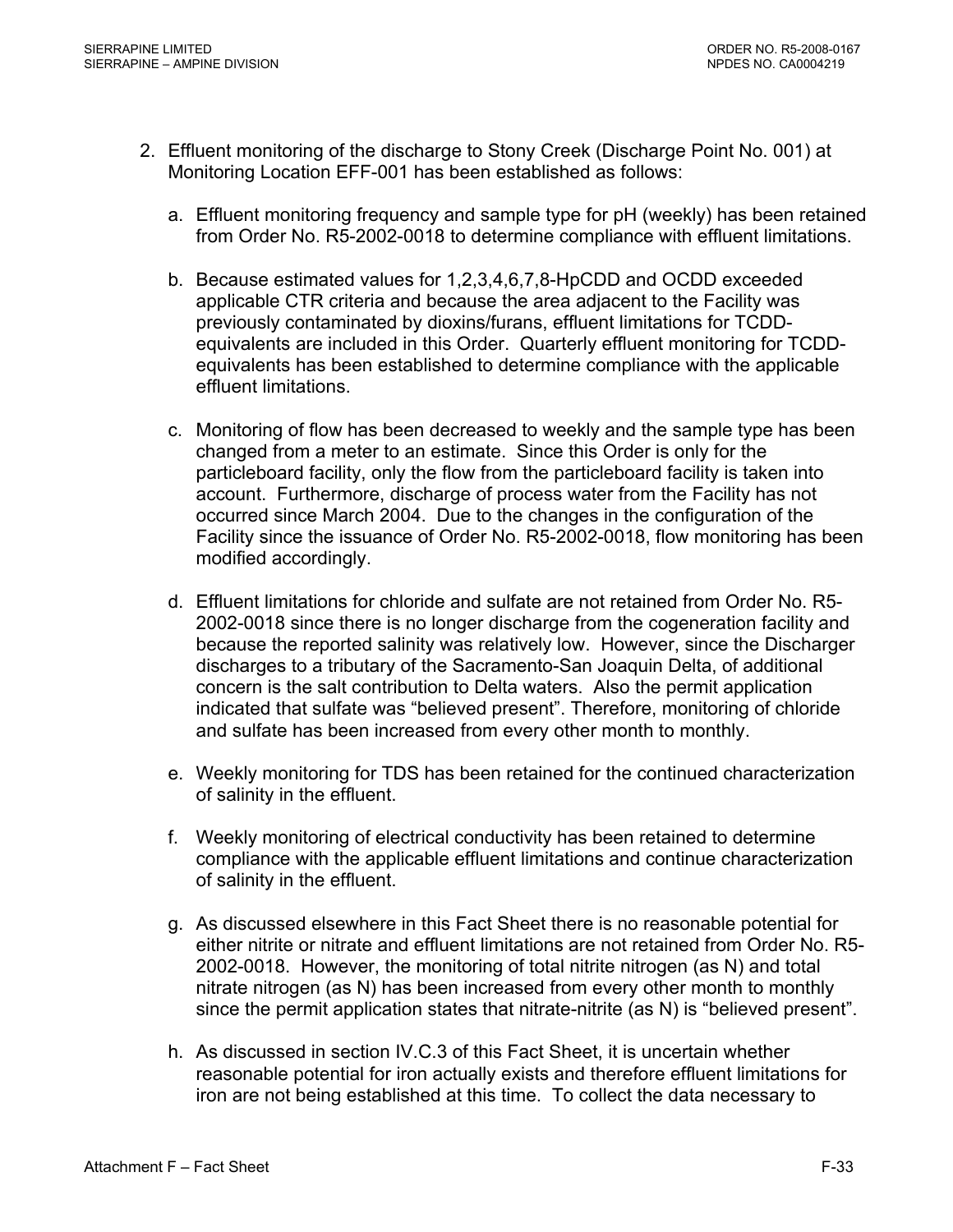2. Effluent monitoring of the discharge to Stony Creek (Discharge Point No. 001) at Monitoring Location EFF-001 has been established as follows:

   a. Effluent monitoring frequency and sample type for pH (weekly) has been retained from Order No. R5-2002-0018 to determine compliance with effluent limitations.

   b. Because estimated values for 1,2,3,4,6,7,8-HpCDD and OCDD exceeded applicable CTR criteria and because the area adjacent to the Facility was previously contaminated by dioxins/furans, effluent limitations for TCDD-equivalents are included in this Order. Quarterly effluent monitoring for TCDD-equivalents has been established to determine compliance with the applicable effluent limitations.

   c. Monitoring of flow has been decreased to weekly and the sample type has been changed from a meter to an estimate. Since this Order is only for the particleboard facility, only the flow from the particleboard facility is taken into account. Furthermore, discharge of process water from the Facility has not occurred since March 2004. Due to the changes in the configuration of the Facility since the issuance of Order No. R5-2002-0018, flow monitoring has been modified accordingly.

   d. Effluent limitations for chloride and sulfate are not retained from Order No. R5-2002-0018 since there is no longer discharge from the cogeneration facility and because the reported salinity was relatively low. However, since the Discharger discharges to a tributary of the Sacramento-San Joaquin Delta, of additional concern is the salt contribution to Delta waters. Also the permit application indicated that sulfate was "believed present". Therefore, monitoring of chloride and sulfate has been increased from every other month to monthly.

   e. Weekly monitoring for TDS has been retained for the continued characterization of salinity in the effluent.

   f. Weekly monitoring of electrical conductivity has been retained to determine compliance with the applicable effluent limitations and continue characterization of salinity in the effluent.

   g. As discussed elsewhere in this Fact Sheet there is no reasonable potential for either nitrite or nitrate and effluent limitations are not retained from Order No. R5-2002-0018. However, the monitoring of total nitrite nitrogen (as N) and total nitrate nitrogen (as N) has been increased from every other month to monthly since the permit application states that nitrate-nitrite (as N) is "believed present".

   h. As discussed in section IV.C.3 of this Fact Sheet, it is uncertain whether reasonable potential for iron actually exists and therefore effluent limitations for iron are not being established at this time. To collect the data necessary to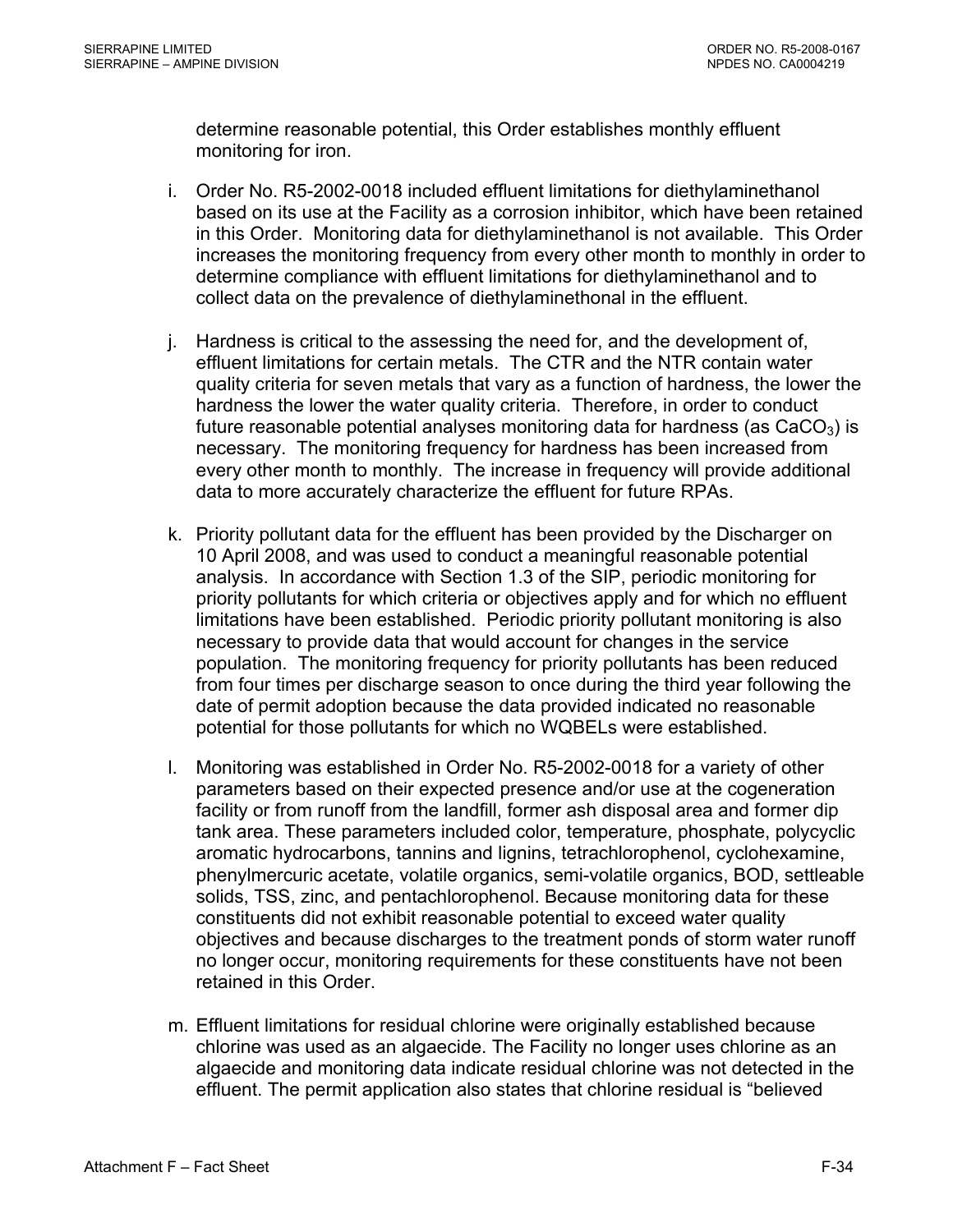determine reasonable potential, this Order establishes monthly effluent monitoring for iron.

i. Order No. R5-2002-0018 included effluent limitations for diethylaminethanol based on its use at the Facility as a corrosion inhibitor, which have been retained in this Order. Monitoring data for diethylaminethanol is not available. This Order increases the monitoring frequency from every other month to monthly in order to determine compliance with effluent limitations for diethylaminethanol and to collect data on the prevalence of diethylaminethonal in the effluent.

j. Hardness is critical to the assessing the need for, and the development of, effluent limitations for certain metals. The CTR and the NTR contain water quality criteria for seven metals that vary as a function of hardness, the lower the hardness the lower the water quality criteria. Therefore, in order to conduct future reasonable potential analyses monitoring data for hardness (as $CaCO_3$) is necessary. The monitoring frequency for hardness has been increased from every other month to monthly. The increase in frequency will provide additional data to more accurately characterize the effluent for future RPAs.

k. Priority pollutant data for the effluent has been provided by the Discharger on 10 April 2008, and was used to conduct a meaningful reasonable potential analysis. In accordance with Section 1.3 of the SIP, periodic monitoring for priority pollutants for which criteria or objectives apply and for which no effluent limitations have been established. Periodic priority pollutant monitoring is also necessary to provide data that would account for changes in the service population. The monitoring frequency for priority pollutants has been reduced from four times per discharge season to once during the third year following the date of permit adoption because the data provided indicated no reasonable potential for those pollutants for which no WQBELs were established.

l. Monitoring was established in Order No. R5-2002-0018 for a variety of other parameters based on their expected presence and/or use at the cogeneration facility or from runoff from the landfill, former ash disposal area and former dip tank area. These parameters included color, temperature, phosphate, polycyclic aromatic hydrocarbons, tannins and lignins, tetrachlorophenol, cyclohexamine, phenylmercuric acetate, volatile organics, semi-volatile organics, BOD, settleable solids, TSS, zinc, and pentachlorophenol. Because monitoring data for these constituents did not exhibit reasonable potential to exceed water quality objectives and because discharges to the treatment ponds of storm water runoff no longer occur, monitoring requirements for these constituents have not been retained in this Order.

m. Effluent limitations for residual chlorine were originally established because chlorine was used as an algaecide. The Facility no longer uses chlorine as an algaecide and monitoring data indicate residual chlorine was not detected in the effluent. The permit application also states that chlorine residual is "believed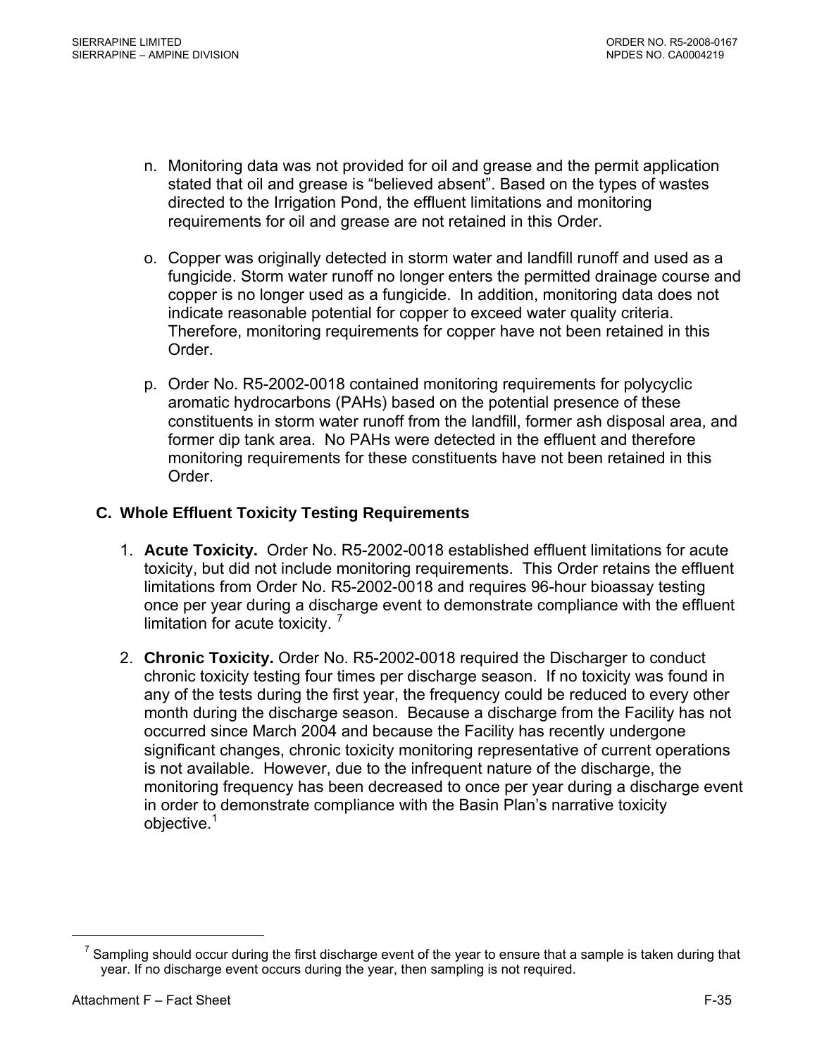n. Monitoring data was not provided for oil and grease and the permit application stated that oil and grease is "believed absent". Based on the types of wastes directed to the Irrigation Pond, the effluent limitations and monitoring requirements for oil and grease are not retained in this Order.

o. Copper was originally detected in storm water and landfill runoff and used as a fungicide. Storm water runoff no longer enters the permitted drainage course and copper is no longer used as a fungicide. In addition, monitoring data does not indicate reasonable potential for copper to exceed water quality criteria. Therefore, monitoring requirements for copper have not been retained in this Order.

p. Order No. R5-2002-0018 contained monitoring requirements for polycyclic aromatic hydrocarbons (PAHs) based on the potential presence of these constituents in storm water runoff from the landfill, former ash disposal area, and former dip tank area. No PAHs were detected in the effluent and therefore monitoring requirements for these constituents have not been retained in this Order.

## C. Whole Effluent Toxicity Testing Requirements

1. **Acute Toxicity.** Order No. R5-2002-0018 established effluent limitations for acute toxicity, but did not include monitoring requirements. This Order retains the effluent limitations from Order No. R5-2002-0018 and requires 96-hour bioassay testing once per year during a discharge event to demonstrate compliance with the effluent limitation for acute toxicity. [7]

2. **Chronic Toxicity.** Order No. R5-2002-0018 required the Discharger to conduct chronic toxicity testing four times per discharge season. If no toxicity was found in any of the tests during the first year, the frequency could be reduced to every other month during the discharge season. Because a discharge from the Facility has not occurred since March 2004 and because the Facility has recently undergone significant changes, chronic toxicity monitoring representative of current operations is not available. However, due to the infrequent nature of the discharge, the monitoring frequency has been decreased to once per year during a discharge event in order to demonstrate compliance with the Basin Plan's narrative toxicity objective.[1]

---

[7] Sampling should occur during the first discharge event of the year to ensure that a sample is taken during that year. If no discharge event occurs during the year, then sampling is not required.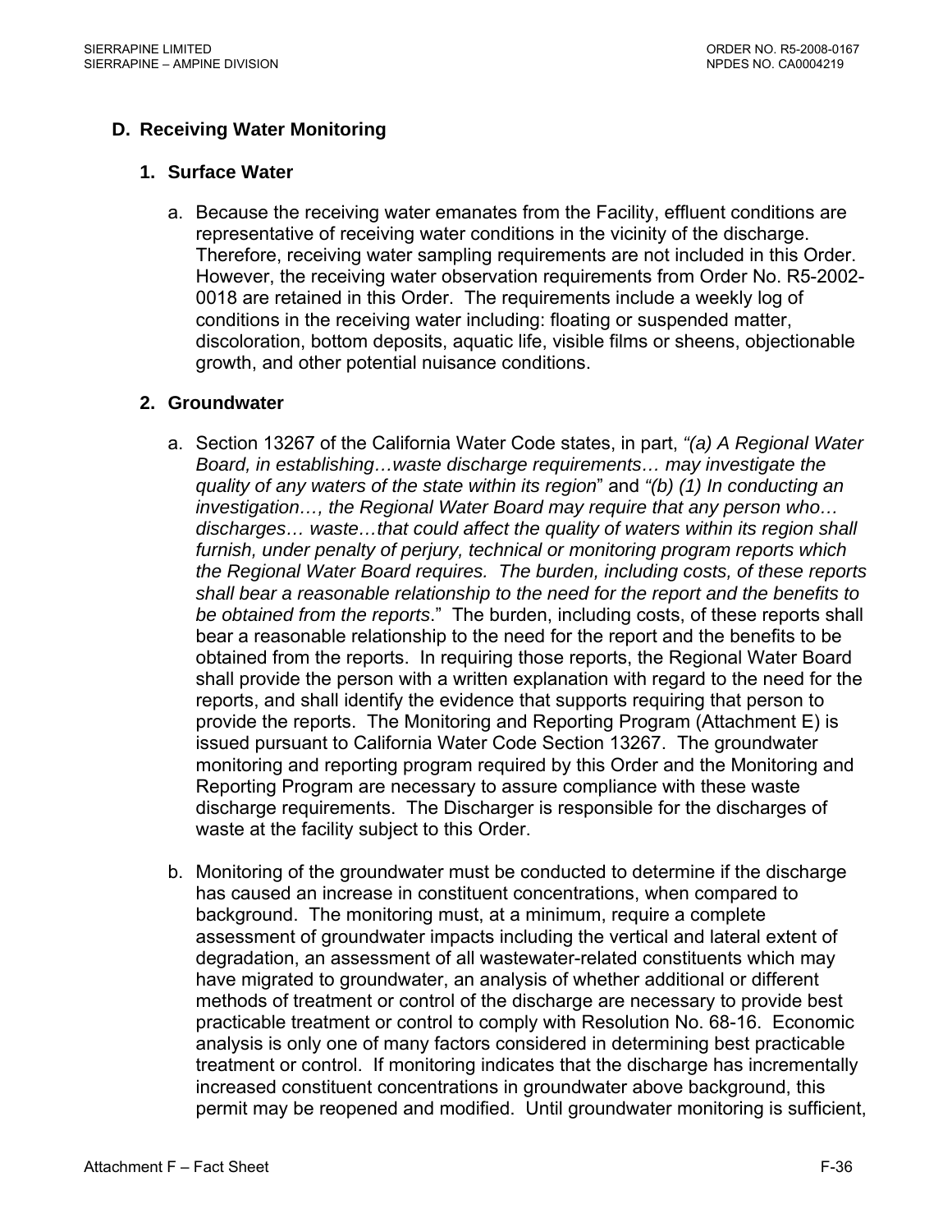## D. Receiving Water Monitoring

### 1. Surface Water

a. Because the receiving water emanates from the Facility, effluent conditions are representative of receiving water conditions in the vicinity of the discharge. Therefore, receiving water sampling requirements are not included in this Order. However, the receiving water observation requirements from Order No. R5-2002-0018 are retained in this Order. The requirements include a weekly log of conditions in the receiving water including: floating or suspended matter, discoloration, bottom deposits, aquatic life, visible films or sheens, objectionable growth, and other potential nuisance conditions.

### 2. Groundwater

a. Section 13267 of the California Water Code states, in part, *"(a) A Regional Water Board, in establishing…waste discharge requirements… may investigate the quality of any waters of the state within its region*" and *"(b) (1) In conducting an investigation…, the Regional Water Board may require that any person who… discharges… waste…that could affect the quality of waters within its region shall furnish, under penalty of perjury, technical or monitoring program reports which the Regional Water Board requires. The burden, including costs, of these reports shall bear a reasonable relationship to the need for the report and the benefits to be obtained from the reports*." The burden, including costs, of these reports shall bear a reasonable relationship to the need for the report and the benefits to be obtained from the reports. In requiring those reports, the Regional Water Board shall provide the person with a written explanation with regard to the need for the reports, and shall identify the evidence that supports requiring that person to provide the reports. The Monitoring and Reporting Program (Attachment E) is issued pursuant to California Water Code Section 13267. The groundwater monitoring and reporting program required by this Order and the Monitoring and Reporting Program are necessary to assure compliance with these waste discharge requirements. The Discharger is responsible for the discharges of waste at the facility subject to this Order.

b. Monitoring of the groundwater must be conducted to determine if the discharge has caused an increase in constituent concentrations, when compared to background. The monitoring must, at a minimum, require a complete assessment of groundwater impacts including the vertical and lateral extent of degradation, an assessment of all wastewater-related constituents which may have migrated to groundwater, an analysis of whether additional or different methods of treatment or control of the discharge are necessary to provide best practicable treatment or control to comply with Resolution No. 68-16. Economic analysis is only one of many factors considered in determining best practicable treatment or control. If monitoring indicates that the discharge has incrementally increased constituent concentrations in groundwater above background, this permit may be reopened and modified. Until groundwater monitoring is sufficient,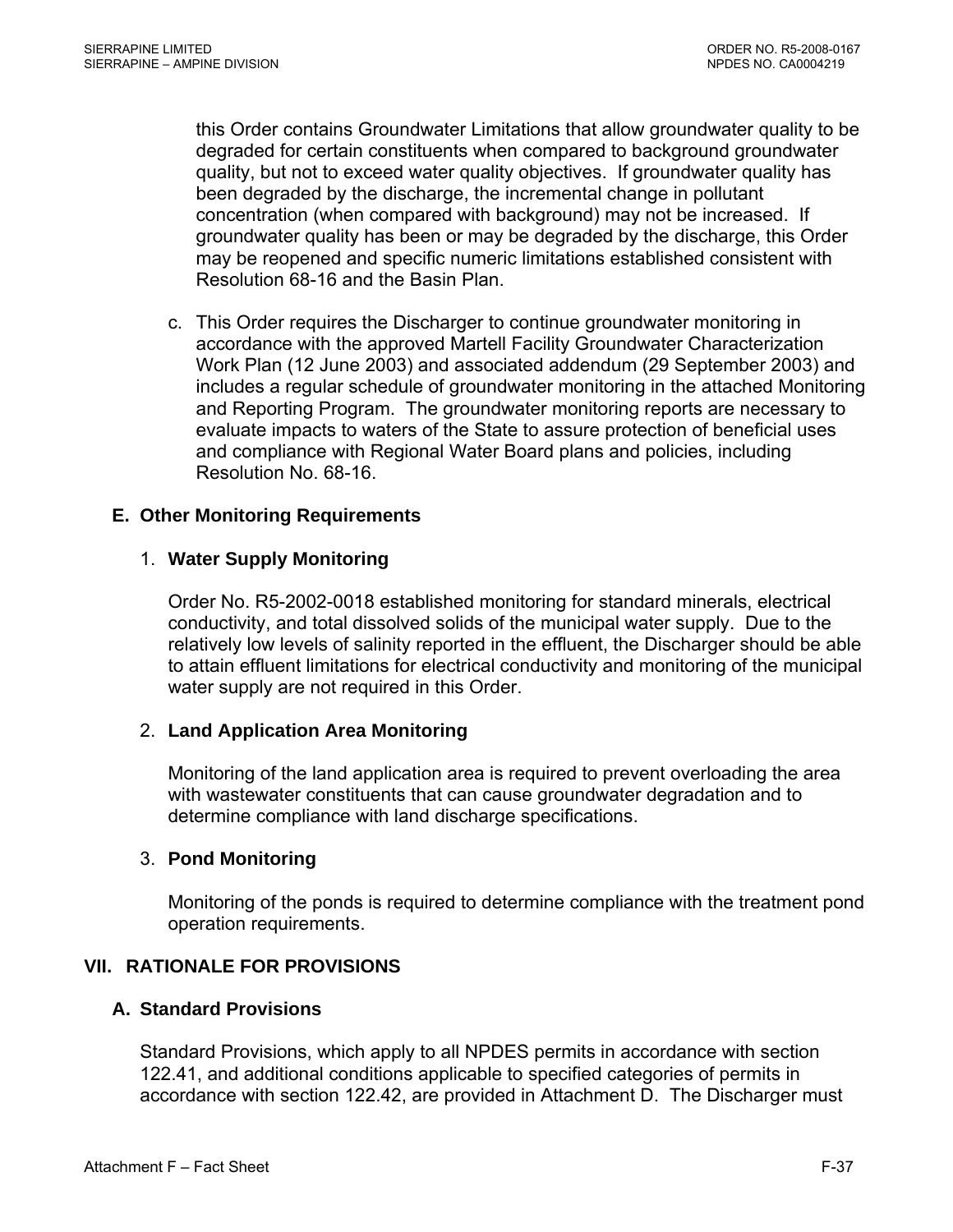this Order contains Groundwater Limitations that allow groundwater quality to be degraded for certain constituents when compared to background groundwater quality, but not to exceed water quality objectives. If groundwater quality has been degraded by the discharge, the incremental change in pollutant concentration (when compared with background) may not be increased. If groundwater quality has been or may be degraded by the discharge, this Order may be reopened and specific numeric limitations established consistent with Resolution 68-16 and the Basin Plan.

c. This Order requires the Discharger to continue groundwater monitoring in accordance with the approved Martell Facility Groundwater Characterization Work Plan (12 June 2003) and associated addendum (29 September 2003) and includes a regular schedule of groundwater monitoring in the attached Monitoring and Reporting Program. The groundwater monitoring reports are necessary to evaluate impacts to waters of the State to assure protection of beneficial uses and compliance with Regional Water Board plans and policies, including Resolution No. 68-16.

### E. Other Monitoring Requirements

1. **Water Supply Monitoring**

   Order No. R5-2002-0018 established monitoring for standard minerals, electrical conductivity, and total dissolved solids of the municipal water supply. Due to the relatively low levels of salinity reported in the effluent, the Discharger should be able to attain effluent limitations for electrical conductivity and monitoring of the municipal water supply are not required in this Order.

2. **Land Application Area Monitoring**

   Monitoring of the land application area is required to prevent overloading the area with wastewater constituents that can cause groundwater degradation and to determine compliance with land discharge specifications.

3. **Pond Monitoring**

   Monitoring of the ponds is required to determine compliance with the treatment pond operation requirements.

## VII. RATIONALE FOR PROVISIONS

### A. Standard Provisions

Standard Provisions, which apply to all NPDES permits in accordance with section 122.41, and additional conditions applicable to specified categories of permits in accordance with section 122.42, are provided in Attachment D. The Discharger must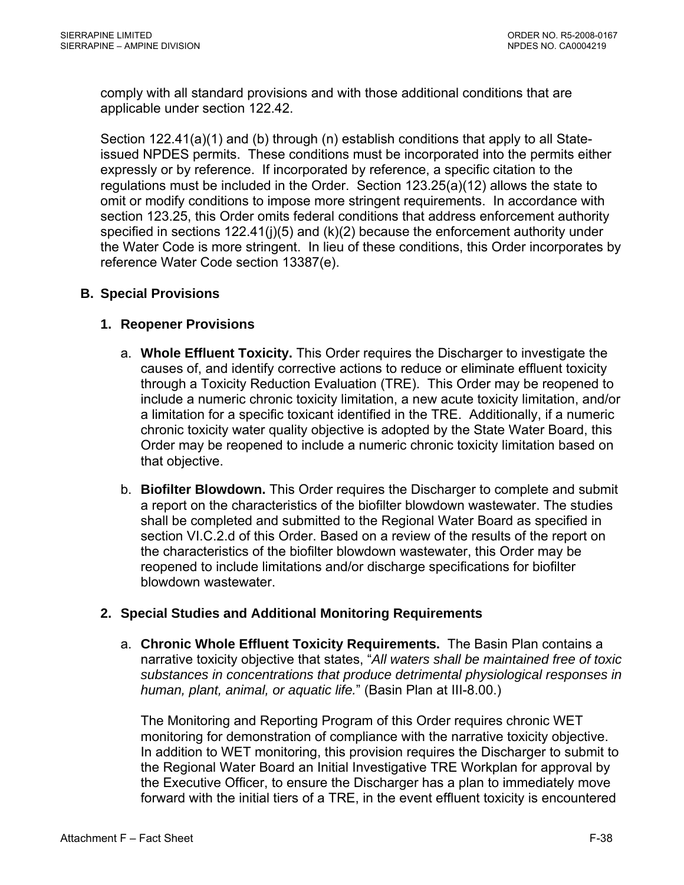comply with all standard provisions and with those additional conditions that are applicable under section 122.42.

Section 122.41(a)(1) and (b) through (n) establish conditions that apply to all State-issued NPDES permits. These conditions must be incorporated into the permits either expressly or by reference. If incorporated by reference, a specific citation to the regulations must be included in the Order. Section 123.25(a)(12) allows the state to omit or modify conditions to impose more stringent requirements. In accordance with section 123.25, this Order omits federal conditions that address enforcement authority specified in sections 122.41(j)(5) and (k)(2) because the enforcement authority under the Water Code is more stringent. In lieu of these conditions, this Order incorporates by reference Water Code section 13387(e).

## B. Special Provisions

### 1. Reopener Provisions

a. **Whole Effluent Toxicity.** This Order requires the Discharger to investigate the causes of, and identify corrective actions to reduce or eliminate effluent toxicity through a Toxicity Reduction Evaluation (TRE). This Order may be reopened to include a numeric chronic toxicity limitation, a new acute toxicity limitation, and/or a limitation for a specific toxicant identified in the TRE. Additionally, if a numeric chronic toxicity water quality objective is adopted by the State Water Board, this Order may be reopened to include a numeric chronic toxicity limitation based on that objective.

b. **Biofilter Blowdown.** This Order requires the Discharger to complete and submit a report on the characteristics of the biofilter blowdown wastewater. The studies shall be completed and submitted to the Regional Water Board as specified in section VI.C.2.d of this Order. Based on a review of the results of the report on the characteristics of the biofilter blowdown wastewater, this Order may be reopened to include limitations and/or discharge specifications for biofilter blowdown wastewater.

### 2. Special Studies and Additional Monitoring Requirements

a. **Chronic Whole Effluent Toxicity Requirements.** The Basin Plan contains a narrative toxicity objective that states, "*All waters shall be maintained free of toxic substances in concentrations that produce detrimental physiological responses in human, plant, animal, or aquatic life.*" (Basin Plan at III-8.00.)

   The Monitoring and Reporting Program of this Order requires chronic WET monitoring for demonstration of compliance with the narrative toxicity objective. In addition to WET monitoring, this provision requires the Discharger to submit to the Regional Water Board an Initial Investigative TRE Workplan for approval by the Executive Officer, to ensure the Discharger has a plan to immediately move forward with the initial tiers of a TRE, in the event effluent toxicity is encountered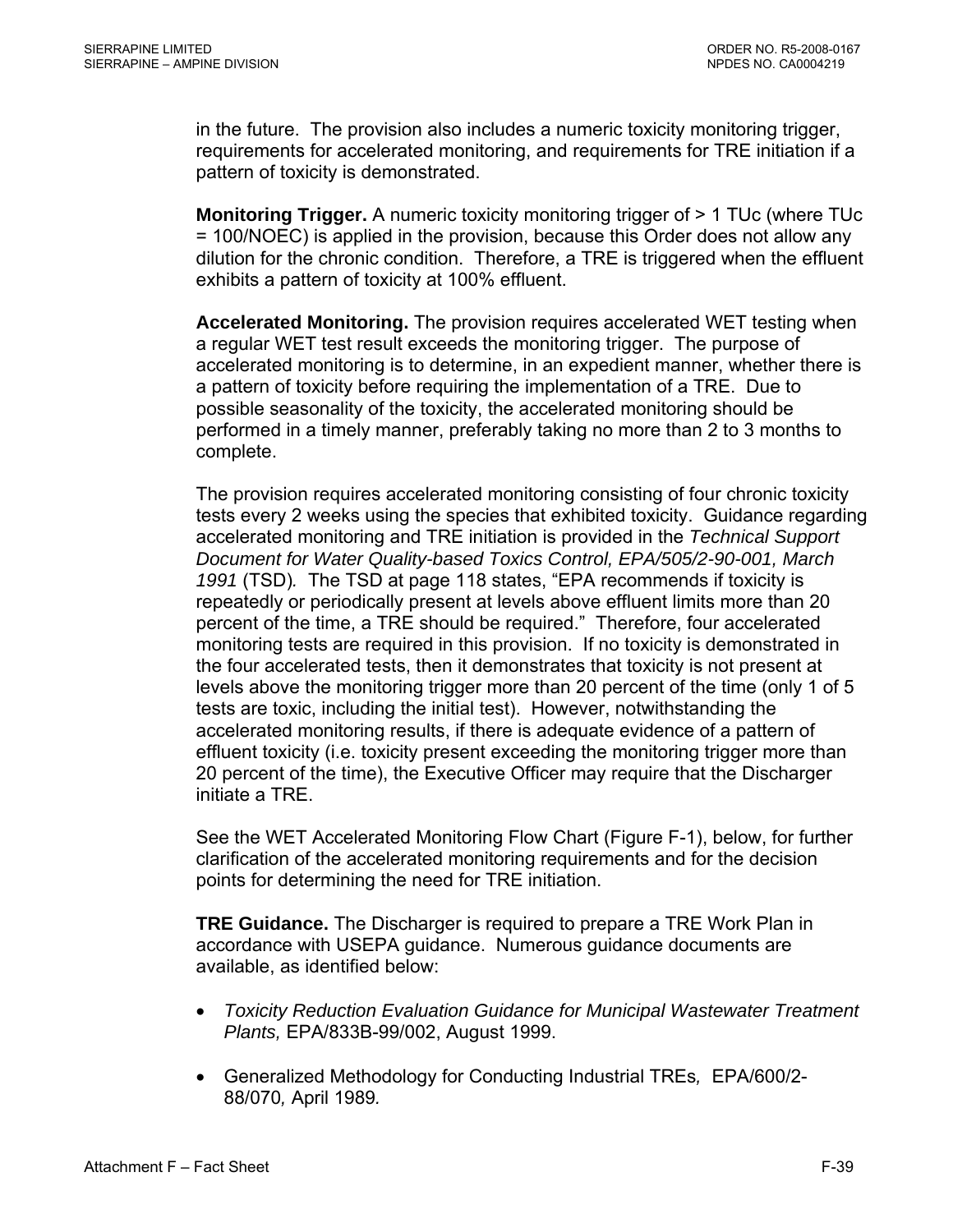in the future. The provision also includes a numeric toxicity monitoring trigger, requirements for accelerated monitoring, and requirements for TRE initiation if a pattern of toxicity is demonstrated.

**Monitoring Trigger.** A numeric toxicity monitoring trigger of > 1 TUc (where TUc = 100/NOEC) is applied in the provision, because this Order does not allow any dilution for the chronic condition. Therefore, a TRE is triggered when the effluent exhibits a pattern of toxicity at 100% effluent.

**Accelerated Monitoring.** The provision requires accelerated WET testing when a regular WET test result exceeds the monitoring trigger. The purpose of accelerated monitoring is to determine, in an expedient manner, whether there is a pattern of toxicity before requiring the implementation of a TRE. Due to possible seasonality of the toxicity, the accelerated monitoring should be performed in a timely manner, preferably taking no more than 2 to 3 months to complete.

The provision requires accelerated monitoring consisting of four chronic toxicity tests every 2 weeks using the species that exhibited toxicity. Guidance regarding accelerated monitoring and TRE initiation is provided in the *Technical Support Document for Water Quality-based Toxics Control, EPA/505/2-90-001, March 1991* (TSD). The TSD at page 118 states, "EPA recommends if toxicity is repeatedly or periodically present at levels above effluent limits more than 20 percent of the time, a TRE should be required." Therefore, four accelerated monitoring tests are required in this provision. If no toxicity is demonstrated in the four accelerated tests, then it demonstrates that toxicity is not present at levels above the monitoring trigger more than 20 percent of the time (only 1 of 5 tests are toxic, including the initial test). However, notwithstanding the accelerated monitoring results, if there is adequate evidence of a pattern of effluent toxicity (i.e. toxicity present exceeding the monitoring trigger more than 20 percent of the time), the Executive Officer may require that the Discharger initiate a TRE.

See the WET Accelerated Monitoring Flow Chart (Figure F-1), below, for further clarification of the accelerated monitoring requirements and for the decision points for determining the need for TRE initiation.

**TRE Guidance.** The Discharger is required to prepare a TRE Work Plan in accordance with USEPA guidance. Numerous guidance documents are available, as identified below:

- *Toxicity Reduction Evaluation Guidance for Municipal Wastewater Treatment Plants,* EPA/833B-99/002, August 1999.
- Generalized Methodology for Conducting Industrial TREs*,* EPA/600/2-88/070*,* April 1989*.*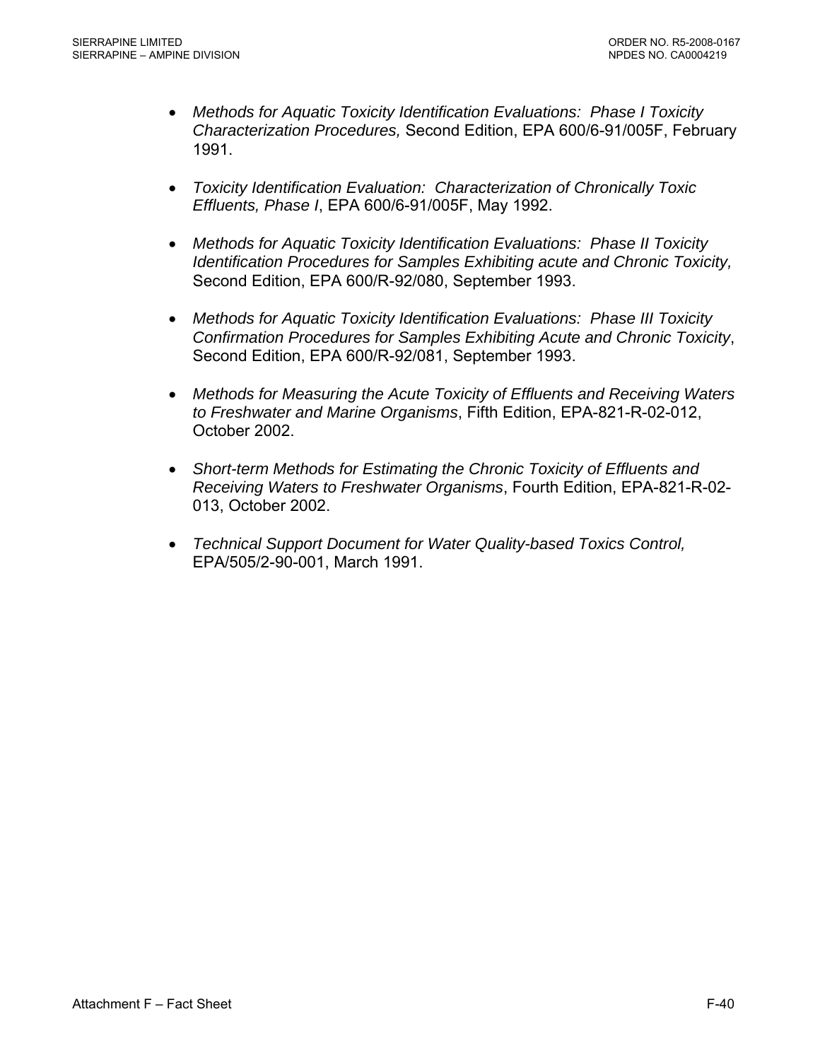- *Methods for Aquatic Toxicity Identification Evaluations: Phase I Toxicity Characterization Procedures,* Second Edition, EPA 600/6-91/005F, February 1991.

- *Toxicity Identification Evaluation: Characterization of Chronically Toxic Effluents, Phase I*, EPA 600/6-91/005F, May 1992.

- *Methods for Aquatic Toxicity Identification Evaluations: Phase II Toxicity Identification Procedures for Samples Exhibiting acute and Chronic Toxicity,* Second Edition, EPA 600/R-92/080, September 1993.

- *Methods for Aquatic Toxicity Identification Evaluations: Phase III Toxicity Confirmation Procedures for Samples Exhibiting Acute and Chronic Toxicity*, Second Edition, EPA 600/R-92/081, September 1993.

- *Methods for Measuring the Acute Toxicity of Effluents and Receiving Waters to Freshwater and Marine Organisms*, Fifth Edition, EPA-821-R-02-012, October 2002.

- *Short-term Methods for Estimating the Chronic Toxicity of Effluents and Receiving Waters to Freshwater Organisms*, Fourth Edition, EPA-821-R-02-013, October 2002.

- *Technical Support Document for Water Quality-based Toxics Control,* EPA/505/2-90-001, March 1991.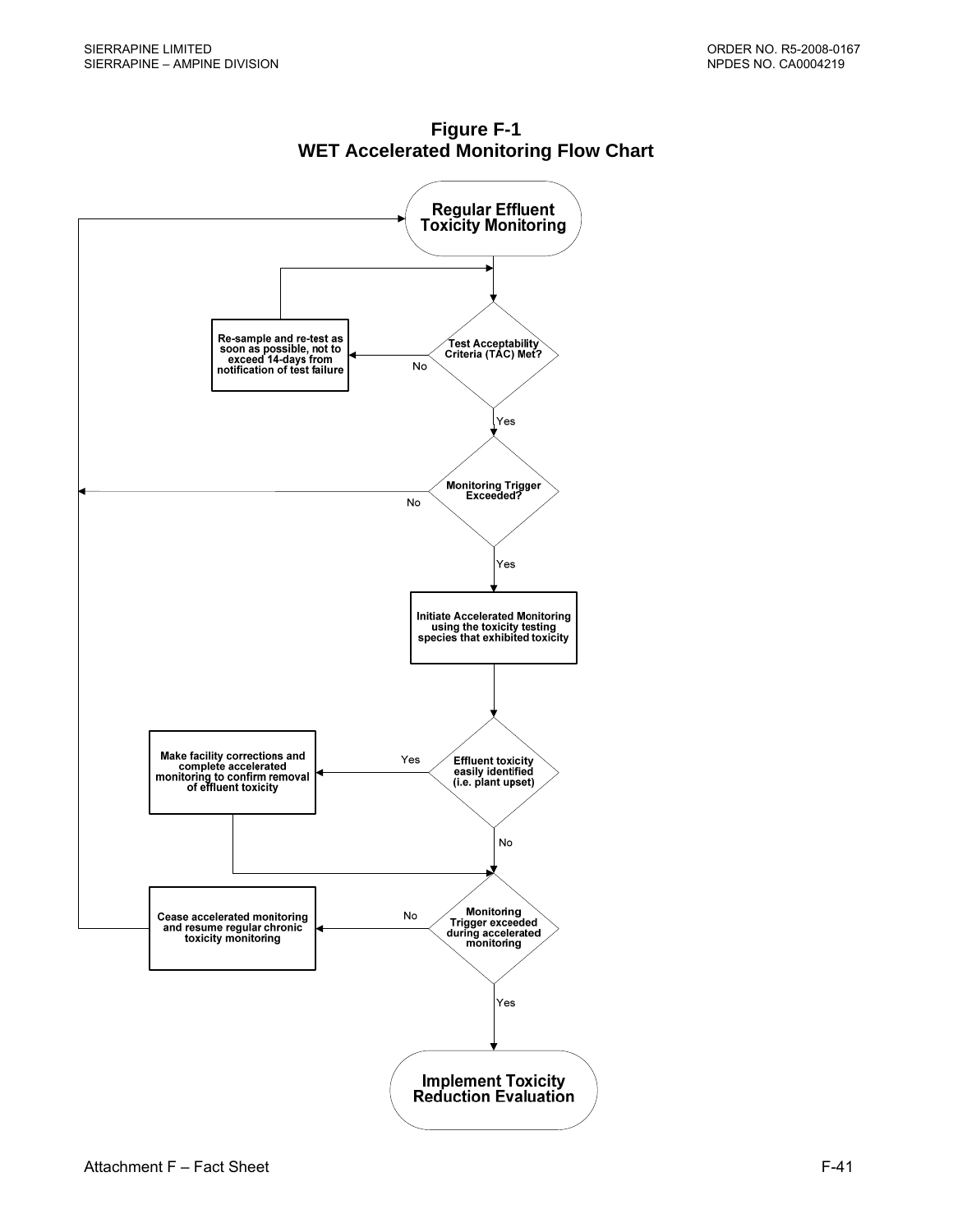**Figure F-1**
**WET Accelerated Monitoring Flow Chart**

Regular Effluent Toxicity Monitoring

Test Acceptability Criteria (TAC) Met?

No → Re-sample and re-test as soon as possible, not to exceed 14-days from notification of test failure

Yes

Monitoring Trigger Exceeded?

No

Yes

Initiate Accelerated Monitoring using the toxicity testing species that exhibited toxicity

Effluent toxicity easily identified (i.e. plant upset)

Yes → Make facility corrections and complete accelerated monitoring to confirm removal of effluent toxicity

No

Monitoring Trigger exceeded during accelerated monitoring

No → Cease accelerated monitoring and resume regular chronic toxicity monitoring

Yes

Implement Toxicity Reduction Evaluation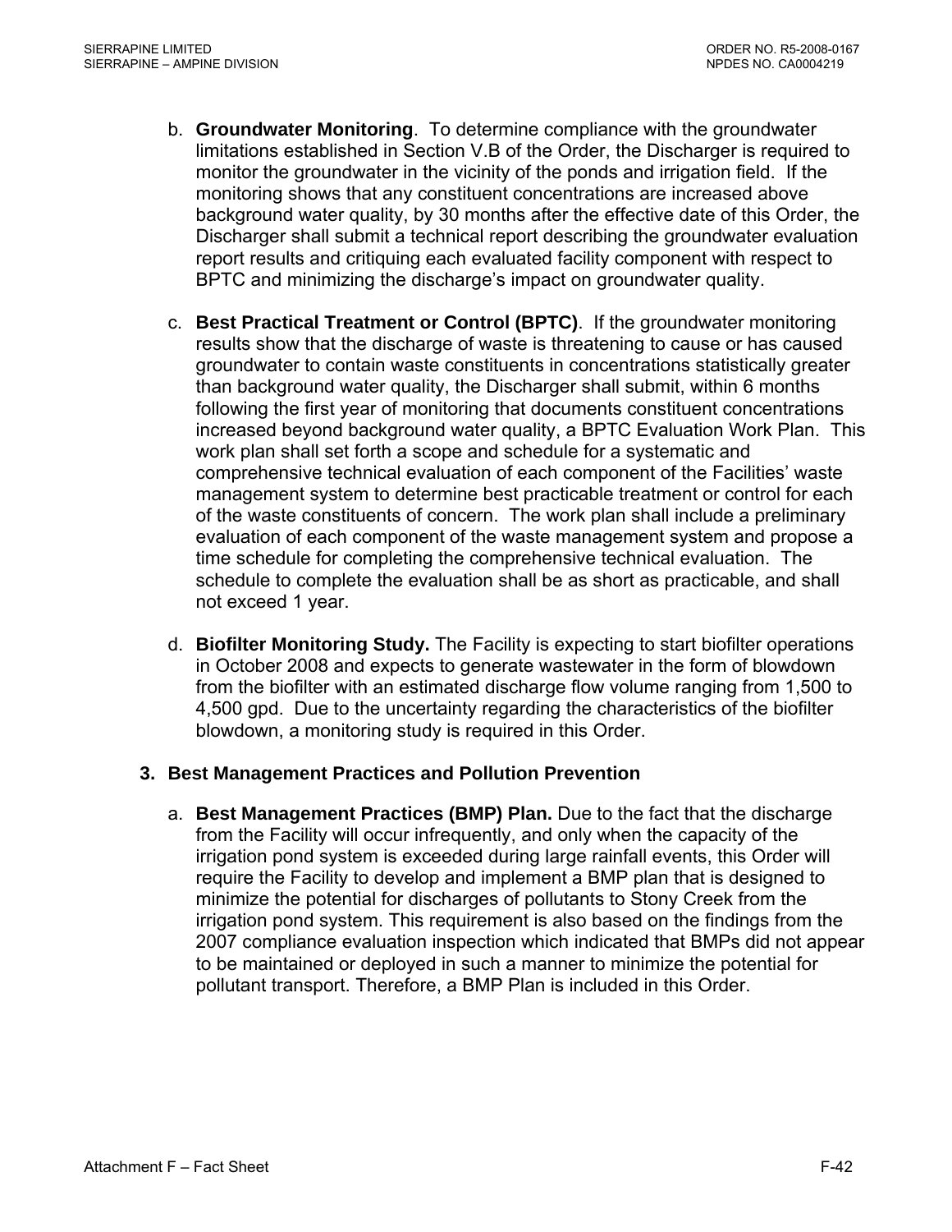b. **Groundwater Monitoring**. To determine compliance with the groundwater limitations established in Section V.B of the Order, the Discharger is required to monitor the groundwater in the vicinity of the ponds and irrigation field. If the monitoring shows that any constituent concentrations are increased above background water quality, by 30 months after the effective date of this Order, the Discharger shall submit a technical report describing the groundwater evaluation report results and critiquing each evaluated facility component with respect to BPTC and minimizing the discharge's impact on groundwater quality.

c. **Best Practical Treatment or Control (BPTC)**. If the groundwater monitoring results show that the discharge of waste is threatening to cause or has caused groundwater to contain waste constituents in concentrations statistically greater than background water quality, the Discharger shall submit, within 6 months following the first year of monitoring that documents constituent concentrations increased beyond background water quality, a BPTC Evaluation Work Plan. This work plan shall set forth a scope and schedule for a systematic and comprehensive technical evaluation of each component of the Facilities' waste management system to determine best practicable treatment or control for each of the waste constituents of concern. The work plan shall include a preliminary evaluation of each component of the waste management system and propose a time schedule for completing the comprehensive technical evaluation. The schedule to complete the evaluation shall be as short as practicable, and shall not exceed 1 year.

d. **Biofilter Monitoring Study.** The Facility is expecting to start biofilter operations in October 2008 and expects to generate wastewater in the form of blowdown from the biofilter with an estimated discharge flow volume ranging from 1,500 to 4,500 gpd. Due to the uncertainty regarding the characteristics of the biofilter blowdown, a monitoring study is required in this Order.

### 3. Best Management Practices and Pollution Prevention

a. **Best Management Practices (BMP) Plan.** Due to the fact that the discharge from the Facility will occur infrequently, and only when the capacity of the irrigation pond system is exceeded during large rainfall events, this Order will require the Facility to develop and implement a BMP plan that is designed to minimize the potential for discharges of pollutants to Stony Creek from the irrigation pond system. This requirement is also based on the findings from the 2007 compliance evaluation inspection which indicated that BMPs did not appear to be maintained or deployed in such a manner to minimize the potential for pollutant transport. Therefore, a BMP Plan is included in this Order.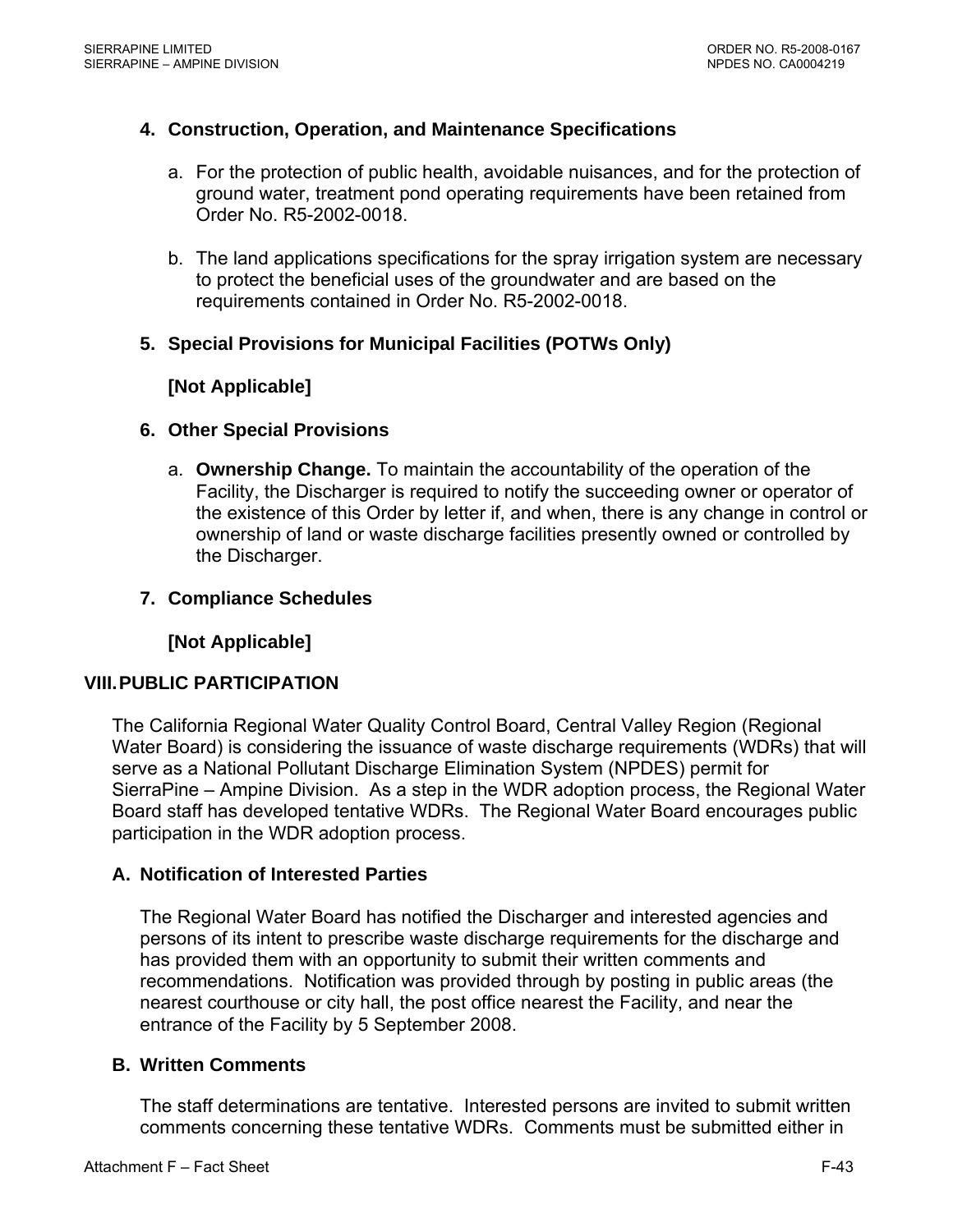### 4. Construction, Operation, and Maintenance Specifications

a. For the protection of public health, avoidable nuisances, and for the protection of ground water, treatment pond operating requirements have been retained from Order No. R5-2002-0018.

b. The land applications specifications for the spray irrigation system are necessary to protect the beneficial uses of the groundwater and are based on the requirements contained in Order No. R5-2002-0018.

### 5. Special Provisions for Municipal Facilities (POTWs Only)

**[Not Applicable]**

### 6. Other Special Provisions

a. **Ownership Change.** To maintain the accountability of the operation of the Facility, the Discharger is required to notify the succeeding owner or operator of the existence of this Order by letter if, and when, there is any change in control or ownership of land or waste discharge facilities presently owned or controlled by the Discharger.

### 7. Compliance Schedules

**[Not Applicable]**

## VIII. PUBLIC PARTICIPATION

The California Regional Water Quality Control Board, Central Valley Region (Regional Water Board) is considering the issuance of waste discharge requirements (WDRs) that will serve as a National Pollutant Discharge Elimination System (NPDES) permit for SierraPine – Ampine Division. As a step in the WDR adoption process, the Regional Water Board staff has developed tentative WDRs. The Regional Water Board encourages public participation in the WDR adoption process.

### A. Notification of Interested Parties

The Regional Water Board has notified the Discharger and interested agencies and persons of its intent to prescribe waste discharge requirements for the discharge and has provided them with an opportunity to submit their written comments and recommendations. Notification was provided through by posting in public areas (the nearest courthouse or city hall, the post office nearest the Facility, and near the entrance of the Facility by 5 September 2008.

### B. Written Comments

The staff determinations are tentative. Interested persons are invited to submit written comments concerning these tentative WDRs. Comments must be submitted either in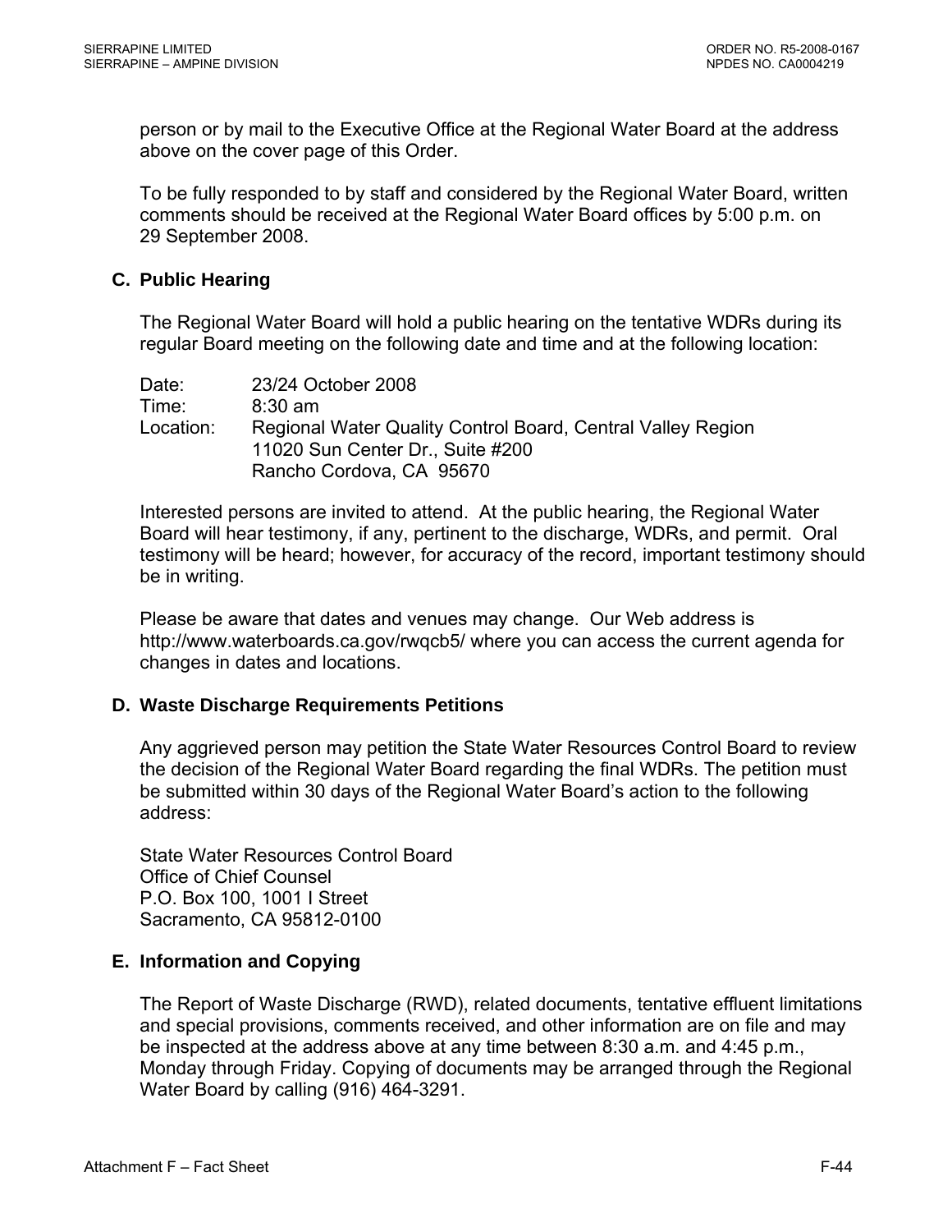person or by mail to the Executive Office at the Regional Water Board at the address above on the cover page of this Order.

To be fully responded to by staff and considered by the Regional Water Board, written comments should be received at the Regional Water Board offices by 5:00 p.m. on 29 September 2008.

### C. Public Hearing

The Regional Water Board will hold a public hearing on the tentative WDRs during its regular Board meeting on the following date and time and at the following location:

Date: 23/24 October 2008
Time: 8:30 am
Location: Regional Water Quality Control Board, Central Valley Region
11020 Sun Center Dr., Suite #200
Rancho Cordova, CA 95670

Interested persons are invited to attend. At the public hearing, the Regional Water Board will hear testimony, if any, pertinent to the discharge, WDRs, and permit. Oral testimony will be heard; however, for accuracy of the record, important testimony should be in writing.

Please be aware that dates and venues may change. Our Web address is http://www.waterboards.ca.gov/rwqcb5/ where you can access the current agenda for changes in dates and locations.

### D. Waste Discharge Requirements Petitions

Any aggrieved person may petition the State Water Resources Control Board to review the decision of the Regional Water Board regarding the final WDRs. The petition must be submitted within 30 days of the Regional Water Board's action to the following address:

State Water Resources Control Board
Office of Chief Counsel
P.O. Box 100, 1001 I Street
Sacramento, CA 95812-0100

### E. Information and Copying

The Report of Waste Discharge (RWD), related documents, tentative effluent limitations and special provisions, comments received, and other information are on file and may be inspected at the address above at any time between 8:30 a.m. and 4:45 p.m., Monday through Friday. Copying of documents may be arranged through the Regional Water Board by calling (916) 464-3291.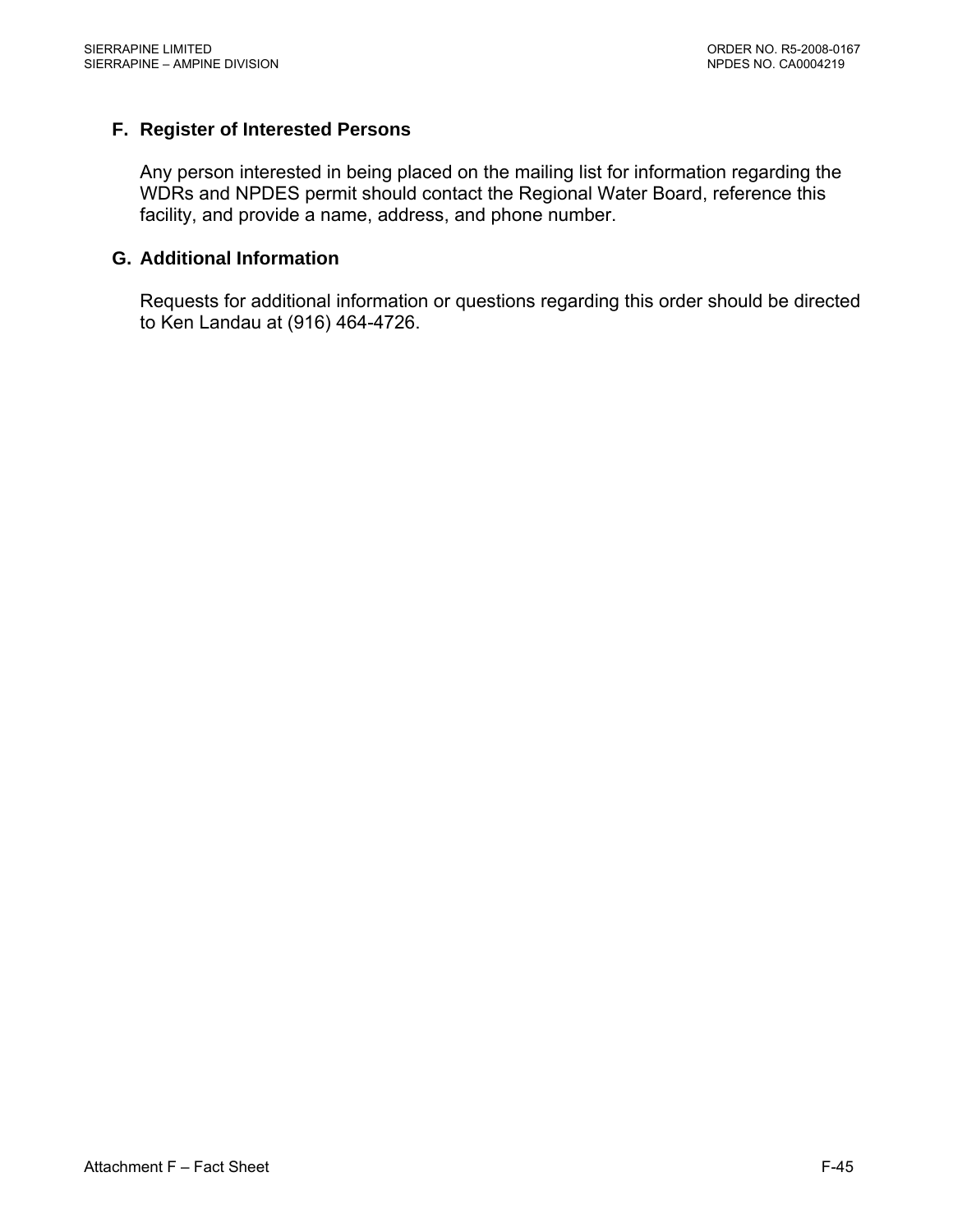### F. Register of Interested Persons

Any person interested in being placed on the mailing list for information regarding the WDRs and NPDES permit should contact the Regional Water Board, reference this facility, and provide a name, address, and phone number.

### G. Additional Information

Requests for additional information or questions regarding this order should be directed to Ken Landau at (916) 464-4726.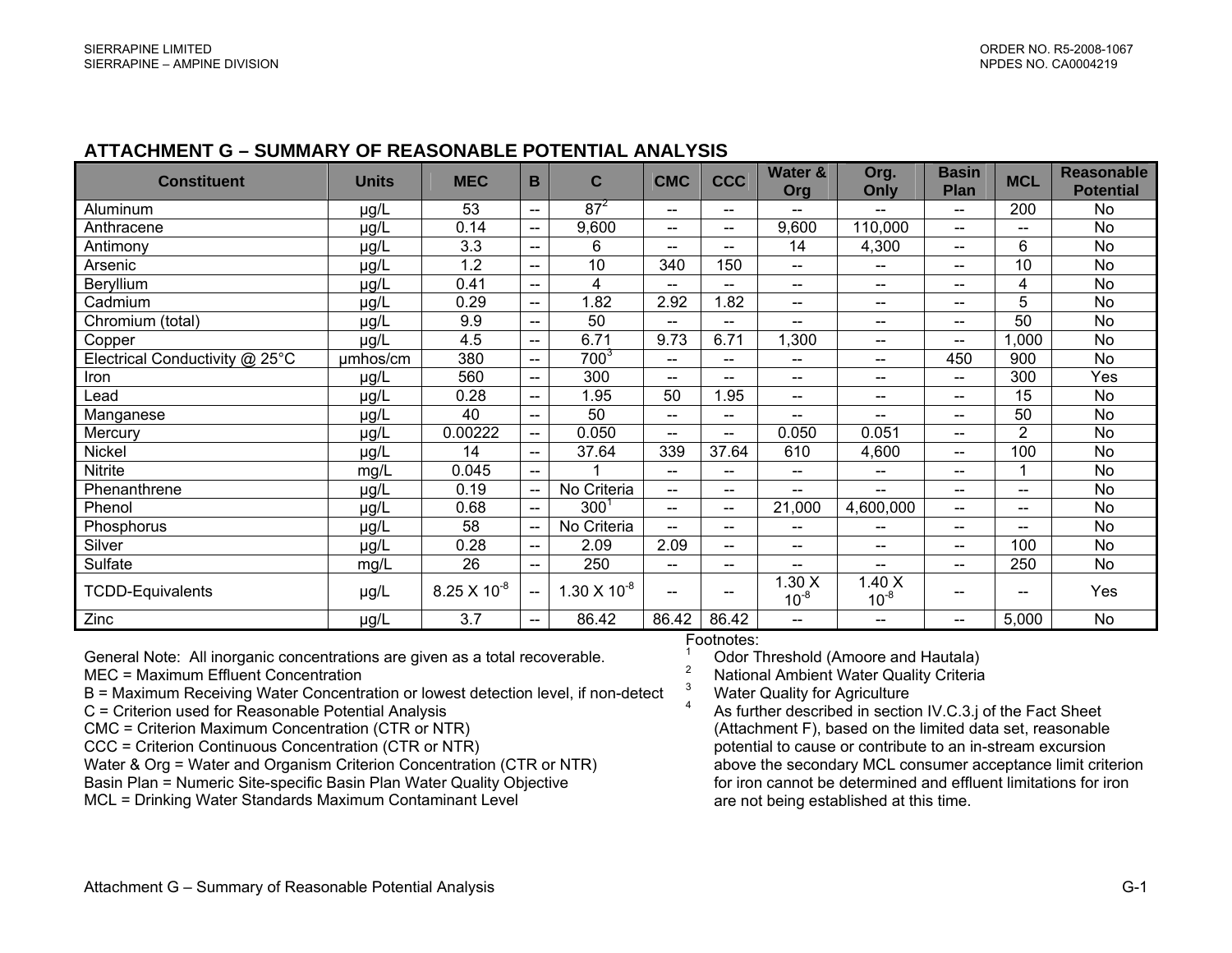## ATTACHMENT G – SUMMARY OF REASONABLE POTENTIAL ANALYSIS

| Constituent | Units | MEC | B | C | CMC | CCC | Water & Org | Org. Only | Basin Plan | MCL | Reasonable Potential |
|---|---|---|---|---|---|---|---|---|---|---|---|
| Aluminum | µg/L | 53 | -- | 87[2] | -- | -- | -- | -- | -- | 200 | No |
| Anthracene | µg/L | 0.14 | -- | 9,600 | -- | -- | 9,600 | 110,000 | -- | -- | No |
| Antimony | µg/L | 3.3 | -- | 6 | -- | -- | 14 | 4,300 | -- | 6 | No |
| Arsenic | µg/L | 1.2 | -- | 10 | 340 | 150 | -- | -- | -- | 10 | No |
| Beryllium | µg/L | 0.41 | -- | 4 | -- | -- | -- | -- | -- | 4 | No |
| Cadmium | µg/L | 0.29 | -- | 1.82 | 2.92 | 1.82 | -- | -- | -- | 5 | No |
| Chromium (total) | µg/L | 9.9 | -- | 50 | -- | -- | -- | -- | -- | 50 | No |
| Copper | µg/L | 4.5 | -- | 6.71 | 9.73 | 6.71 | 1,300 | -- | -- | 1,000 | No |
| Electrical Conductivity @ 25°C | µmhos/cm | 380 | -- | 700[3] | -- | -- | -- | -- | 450 | 900 | No |
| Iron | µg/L | 560 | -- | 300 | -- | -- | -- | -- | -- | 300 | Yes |
| Lead | µg/L | 0.28 | -- | 1.95 | 50 | 1.95 | -- | -- | -- | 15 | No |
| Manganese | µg/L | 40 | -- | 50 | -- | -- | -- | -- | -- | 50 | No |
| Mercury | µg/L | 0.00222 | -- | 0.050 | -- | -- | 0.050 | 0.051 | -- | 2 | No |
| Nickel | µg/L | 14 | -- | 37.64 | 339 | 37.64 | 610 | 4,600 | -- | 100 | No |
| Nitrite | mg/L | 0.045 | -- | 1 | -- | -- | -- | -- | -- | 1 | No |
| Phenanthrene | µg/L | 0.19 | -- | No Criteria | -- | -- | -- | -- | -- | -- | No |
| Phenol | µg/L | 0.68 | -- | 300[1] | -- | -- | 21,000 | 4,600,000 | -- | -- | No |
| Phosphorus | µg/L | 58 | -- | No Criteria | -- | -- | -- | -- | -- | -- | No |
| Silver | µg/L | 0.28 | -- | 2.09 | 2.09 | -- | -- | -- | -- | 100 | No |
| Sulfate | mg/L | 26 | -- | 250 | -- | -- | -- | -- | -- | 250 | No |
| TCDD-Equivalents | µg/L | $8.25 \times 10^{-8}$ | -- | $1.30 \times 10^{-8}$ | -- | -- | $1.30 \times 10^{-8}$ | $1.40 \times 10^{-8}$ | -- | -- | Yes |
| Zinc | µg/L | 3.7 | -- | 86.42 | 86.42 | 86.42 | -- | -- | -- | 5,000 | No |

General Note: All inorganic concentrations are given as a total recoverable.
MEC = Maximum Effluent Concentration
B = Maximum Receiving Water Concentration or lowest detection level, if non-detect
C = Criterion used for Reasonable Potential Analysis
CMC = Criterion Maximum Concentration (CTR or NTR)
CCC = Criterion Continuous Concentration (CTR or NTR)
Water & Org = Water and Organism Criterion Concentration (CTR or NTR)
Basin Plan = Numeric Site-specific Basin Plan Water Quality Objective
MCL = Drinking Water Standards Maximum Contaminant Level

Footnotes:

1. Odor Threshold (Amoore and Hautala)
2. National Ambient Water Quality Criteria
3. Water Quality for Agriculture
4. As further described in section IV.C.3.j of the Fact Sheet (Attachment F), based on the limited data set, reasonable potential to cause or contribute to an in-stream excursion above the secondary MCL consumer acceptance limit criterion for iron cannot be determined and effluent limitations for iron are not being established at this time.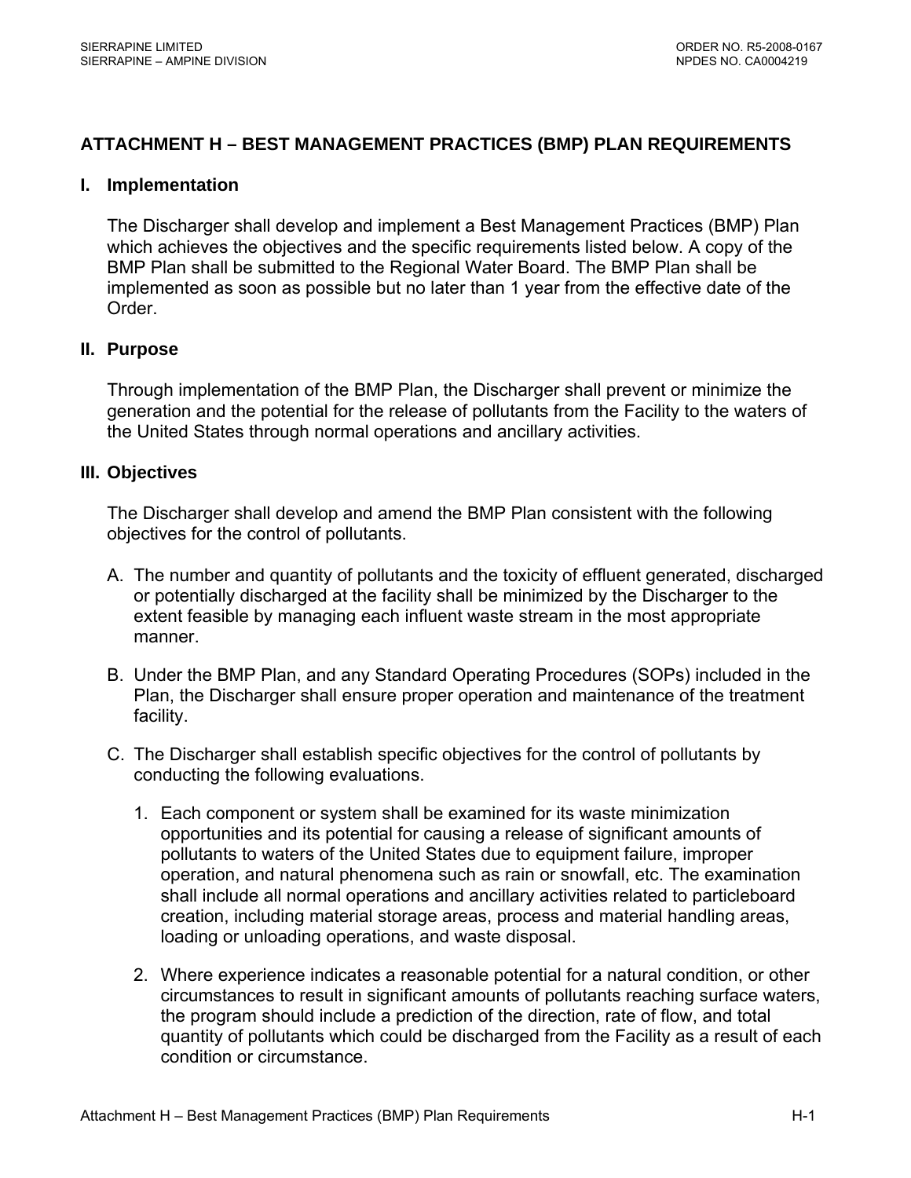## ATTACHMENT H – BEST MANAGEMENT PRACTICES (BMP) PLAN REQUIREMENTS

### I. Implementation

The Discharger shall develop and implement a Best Management Practices (BMP) Plan which achieves the objectives and the specific requirements listed below. A copy of the BMP Plan shall be submitted to the Regional Water Board. The BMP Plan shall be implemented as soon as possible but no later than 1 year from the effective date of the Order.

### II. Purpose

Through implementation of the BMP Plan, the Discharger shall prevent or minimize the generation and the potential for the release of pollutants from the Facility to the waters of the United States through normal operations and ancillary activities.

### III. Objectives

The Discharger shall develop and amend the BMP Plan consistent with the following objectives for the control of pollutants.

A. The number and quantity of pollutants and the toxicity of effluent generated, discharged or potentially discharged at the facility shall be minimized by the Discharger to the extent feasible by managing each influent waste stream in the most appropriate manner.

B. Under the BMP Plan, and any Standard Operating Procedures (SOPs) included in the Plan, the Discharger shall ensure proper operation and maintenance of the treatment facility.

C. The Discharger shall establish specific objectives for the control of pollutants by conducting the following evaluations.

   1. Each component or system shall be examined for its waste minimization opportunities and its potential for causing a release of significant amounts of pollutants to waters of the United States due to equipment failure, improper operation, and natural phenomena such as rain or snowfall, etc. The examination shall include all normal operations and ancillary activities related to particleboard creation, including material storage areas, process and material handling areas, loading or unloading operations, and waste disposal.

   2. Where experience indicates a reasonable potential for a natural condition, or other circumstances to result in significant amounts of pollutants reaching surface waters, the program should include a prediction of the direction, rate of flow, and total quantity of pollutants which could be discharged from the Facility as a result of each condition or circumstance.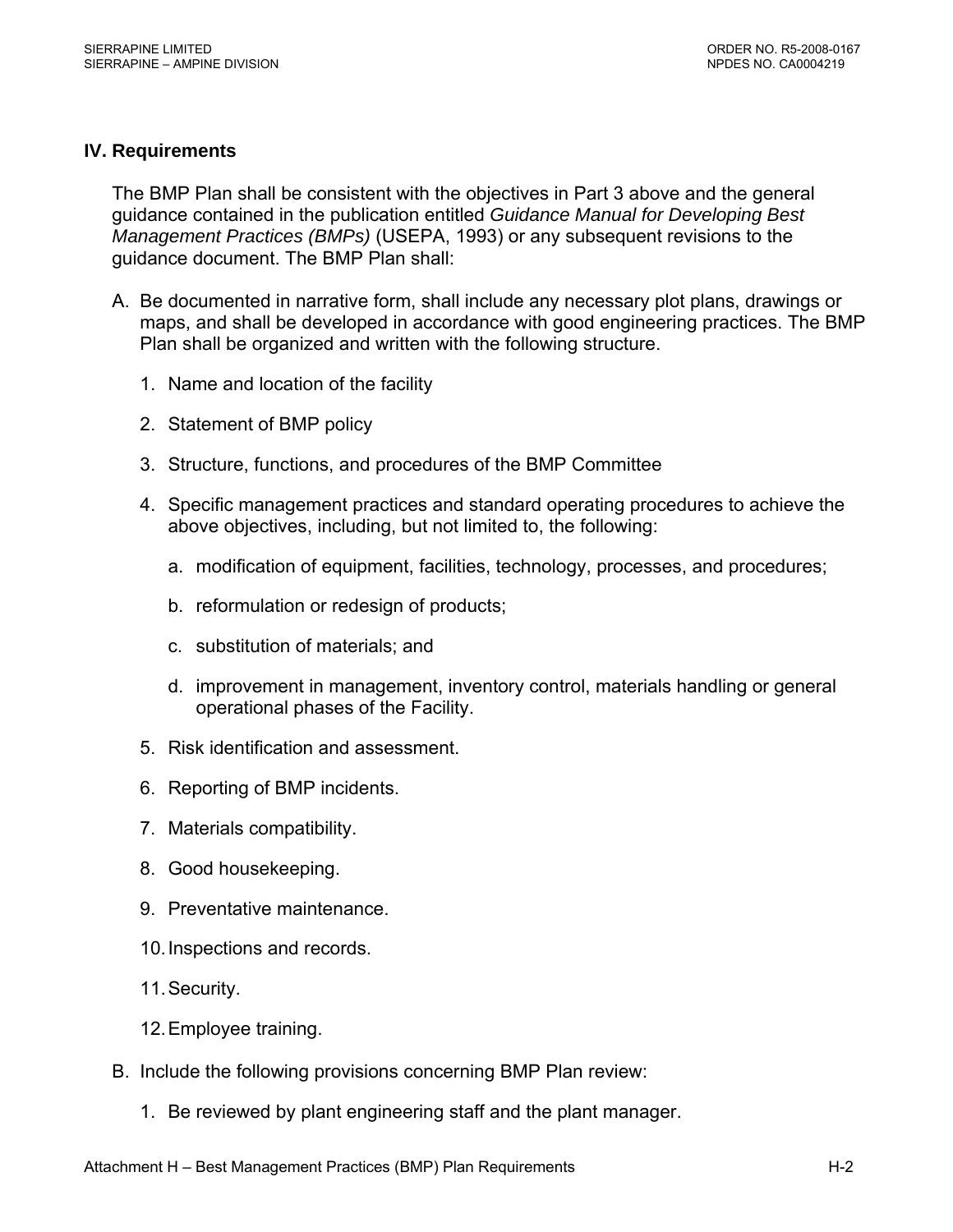## IV. Requirements

The BMP Plan shall be consistent with the objectives in Part 3 above and the general guidance contained in the publication entitled *Guidance Manual for Developing Best Management Practices (BMPs)* (USEPA, 1993) or any subsequent revisions to the guidance document. The BMP Plan shall:

A. Be documented in narrative form, shall include any necessary plot plans, drawings or maps, and shall be developed in accordance with good engineering practices. The BMP Plan shall be organized and written with the following structure.

   1. Name and location of the facility

   2. Statement of BMP policy

   3. Structure, functions, and procedures of the BMP Committee

   4. Specific management practices and standard operating procedures to achieve the above objectives, including, but not limited to, the following:

      a. modification of equipment, facilities, technology, processes, and procedures;

      b. reformulation or redesign of products;

      c. substitution of materials; and

      d. improvement in management, inventory control, materials handling or general operational phases of the Facility.

   5. Risk identification and assessment.

   6. Reporting of BMP incidents.

   7. Materials compatibility.

   8. Good housekeeping.

   9. Preventative maintenance.

   10. Inspections and records.

   11. Security.

   12. Employee training.

B. Include the following provisions concerning BMP Plan review:

   1. Be reviewed by plant engineering staff and the plant manager.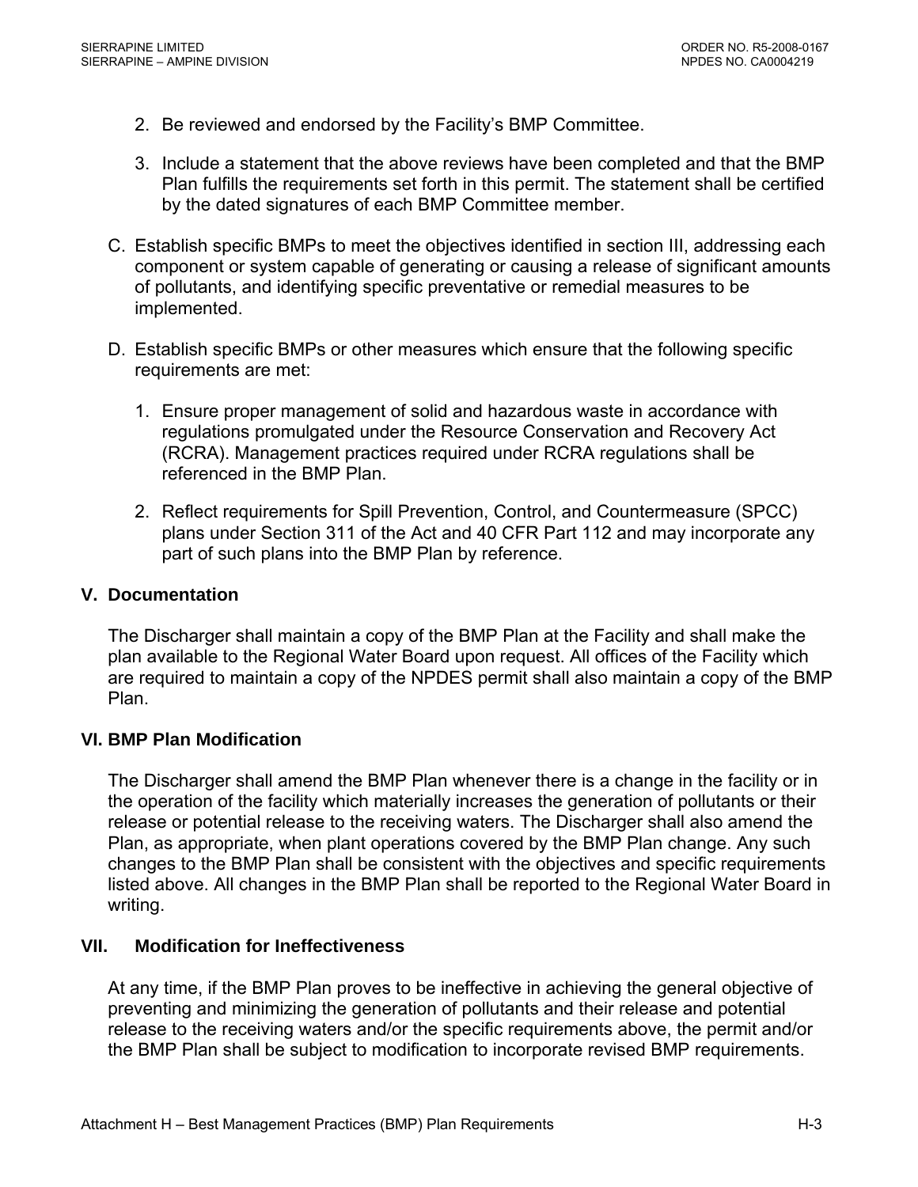2. Be reviewed and endorsed by the Facility's BMP Committee.

3. Include a statement that the above reviews have been completed and that the BMP Plan fulfills the requirements set forth in this permit. The statement shall be certified by the dated signatures of each BMP Committee member.

C. Establish specific BMPs to meet the objectives identified in section III, addressing each component or system capable of generating or causing a release of significant amounts of pollutants, and identifying specific preventative or remedial measures to be implemented.

D. Establish specific BMPs or other measures which ensure that the following specific requirements are met:

1. Ensure proper management of solid and hazardous waste in accordance with regulations promulgated under the Resource Conservation and Recovery Act (RCRA). Management practices required under RCRA regulations shall be referenced in the BMP Plan.

2. Reflect requirements for Spill Prevention, Control, and Countermeasure (SPCC) plans under Section 311 of the Act and 40 CFR Part 112 and may incorporate any part of such plans into the BMP Plan by reference.

## V. Documentation

The Discharger shall maintain a copy of the BMP Plan at the Facility and shall make the plan available to the Regional Water Board upon request. All offices of the Facility which are required to maintain a copy of the NPDES permit shall also maintain a copy of the BMP Plan.

## VI. BMP Plan Modification

The Discharger shall amend the BMP Plan whenever there is a change in the facility or in the operation of the facility which materially increases the generation of pollutants or their release or potential release to the receiving waters. The Discharger shall also amend the Plan, as appropriate, when plant operations covered by the BMP Plan change. Any such changes to the BMP Plan shall be consistent with the objectives and specific requirements listed above. All changes in the BMP Plan shall be reported to the Regional Water Board in writing.

## VII. Modification for Ineffectiveness

At any time, if the BMP Plan proves to be ineffective in achieving the general objective of preventing and minimizing the generation of pollutants and their release and potential release to the receiving waters and/or the specific requirements above, the permit and/or the BMP Plan shall be subject to modification to incorporate revised BMP requirements.